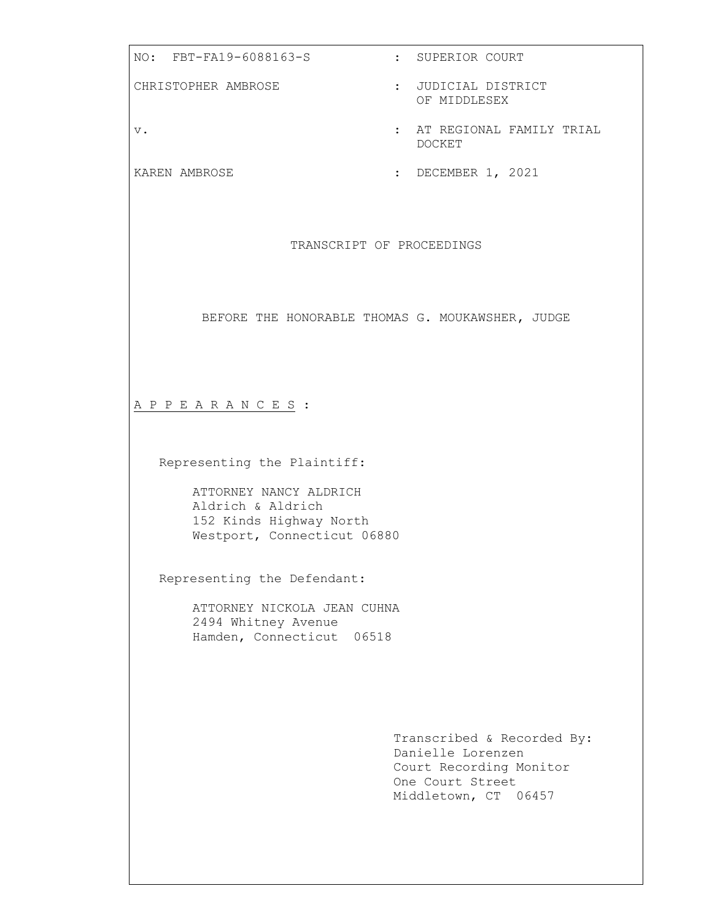NO: FBT-FA19-6088163-S : SUPERIOR COURT

CHRISTOPHER AMBROSE : JUDICIAL DISTRICT OF MIDDLESEX

v. : AT REGIONAL FAMILY TRIAL DOCKET

KAREN AMBROSE : DECEMBER 1, 2021

TRANSCRIPT OF PROCEEDINGS

BEFORE THE HONORABLE THOMAS G. MOUKAWSHER, JUDGE

A P P E A R A N C E S :

Representing the Plaintiff:

ATTORNEY NANCY ALDRICH
Aldrich & Aldrich
152 Kinds Highway North
Westport, Connecticut 06880

Representing the Defendant:

ATTORNEY NICKOLA JEAN CUHNA
2494 Whitney Avenue
Hamden, Connecticut 06518

Transcribed & Recorded By:
Danielle Lorenzen
Court Recording Monitor
One Court Street
Middletown, CT 06457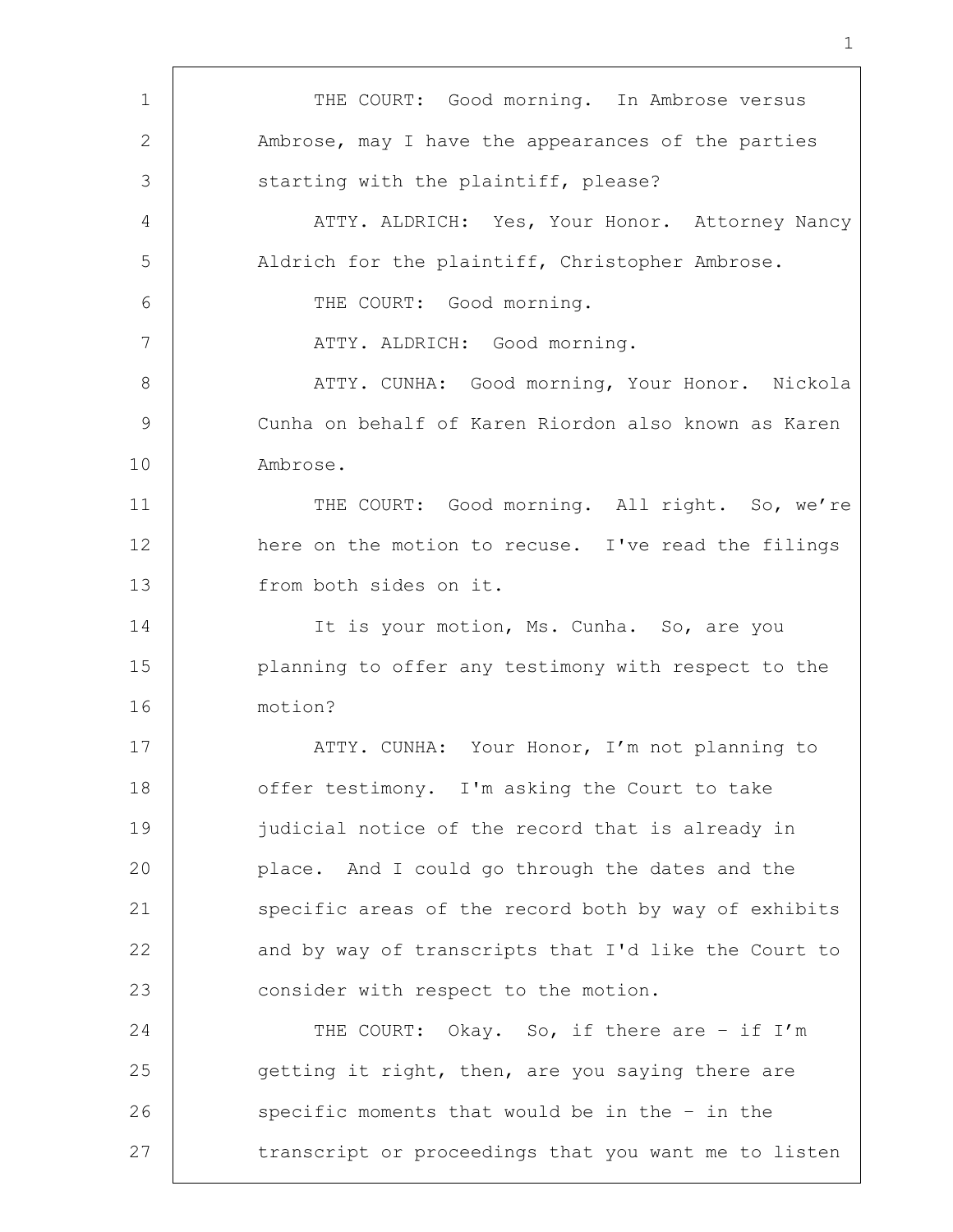THE COURT: Good morning. In Ambrose versus Ambrose, may I have the appearances of the parties starting with the plaintiff, please?

ATTY. ALDRICH: Yes, Your Honor. Attorney Nancy Aldrich for the plaintiff, Christopher Ambrose.

THE COURT: Good morning.

ATTY. ALDRICH: Good morning.

ATTY. CUNHA: Good morning, Your Honor. Nickola Cunha on behalf of Karen Riordon also known as Karen Ambrose.

THE COURT: Good morning. All right. So, we're here on the motion to recuse. I've read the filings from both sides on it.

It is your motion, Ms. Cunha. So, are you planning to offer any testimony with respect to the motion?

ATTY. CUNHA: Your Honor, I'm not planning to offer testimony. I'm asking the Court to take judicial notice of the record that is already in place. And I could go through the dates and the specific areas of the record both by way of exhibits and by way of transcripts that I'd like the Court to consider with respect to the motion.

THE COURT: Okay. So, if there are - if I'm getting it right, then, are you saying there are specific moments that would be in the - in the transcript or proceedings that you want me to listen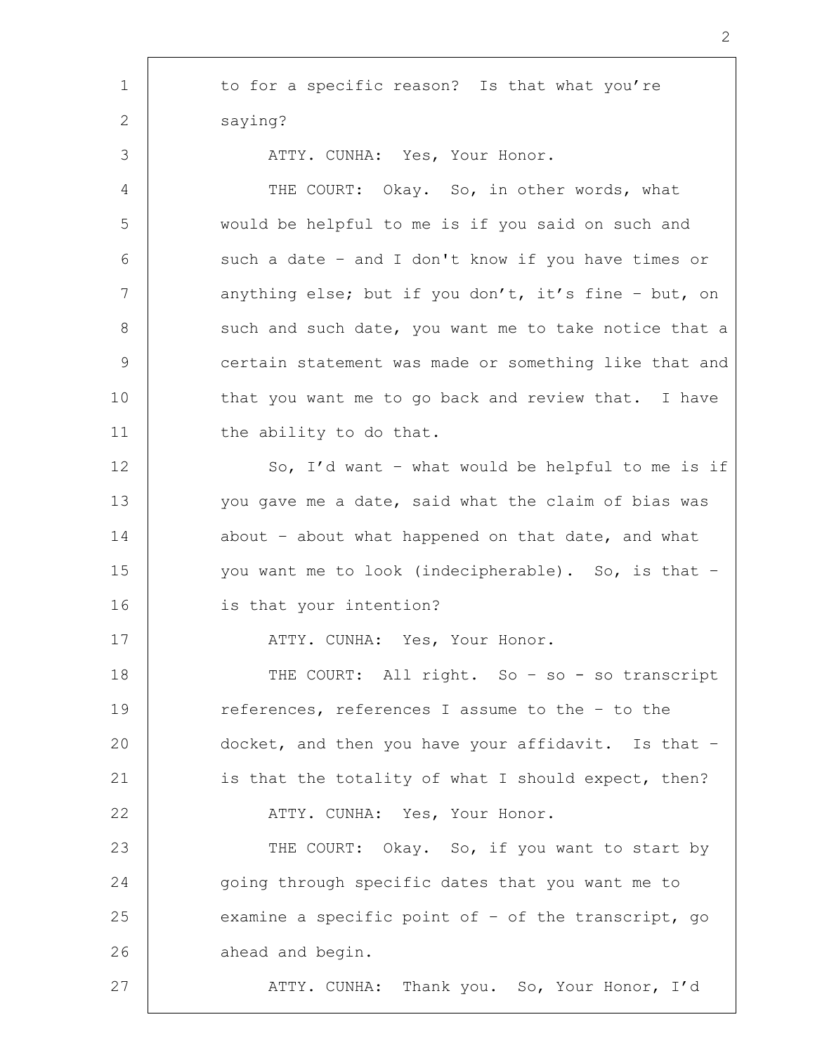to for a specific reason? Is that what you're saying?

ATTY. CUNHA: Yes, Your Honor.

THE COURT: Okay. So, in other words, what would be helpful to me is if you said on such and such a date – and I don't know if you have times or anything else; but if you don't, it's fine – but, on such and such date, you want me to take notice that a certain statement was made or something like that and that you want me to go back and review that. I have the ability to do that.

So, I'd want – what would be helpful to me is if you gave me a date, said what the claim of bias was about – about what happened on that date, and what you want me to look (indecipherable). So, is that – is that your intention?

ATTY. CUNHA: Yes, Your Honor.

THE COURT: All right. So – so - so transcript references, references I assume to the – to the docket, and then you have your affidavit. Is that – is that the totality of what I should expect, then?

ATTY. CUNHA: Yes, Your Honor.

THE COURT: Okay. So, if you want to start by going through specific dates that you want me to examine a specific point of – of the transcript, go ahead and begin.

ATTY. CUNHA: Thank you. So, Your Honor, I'd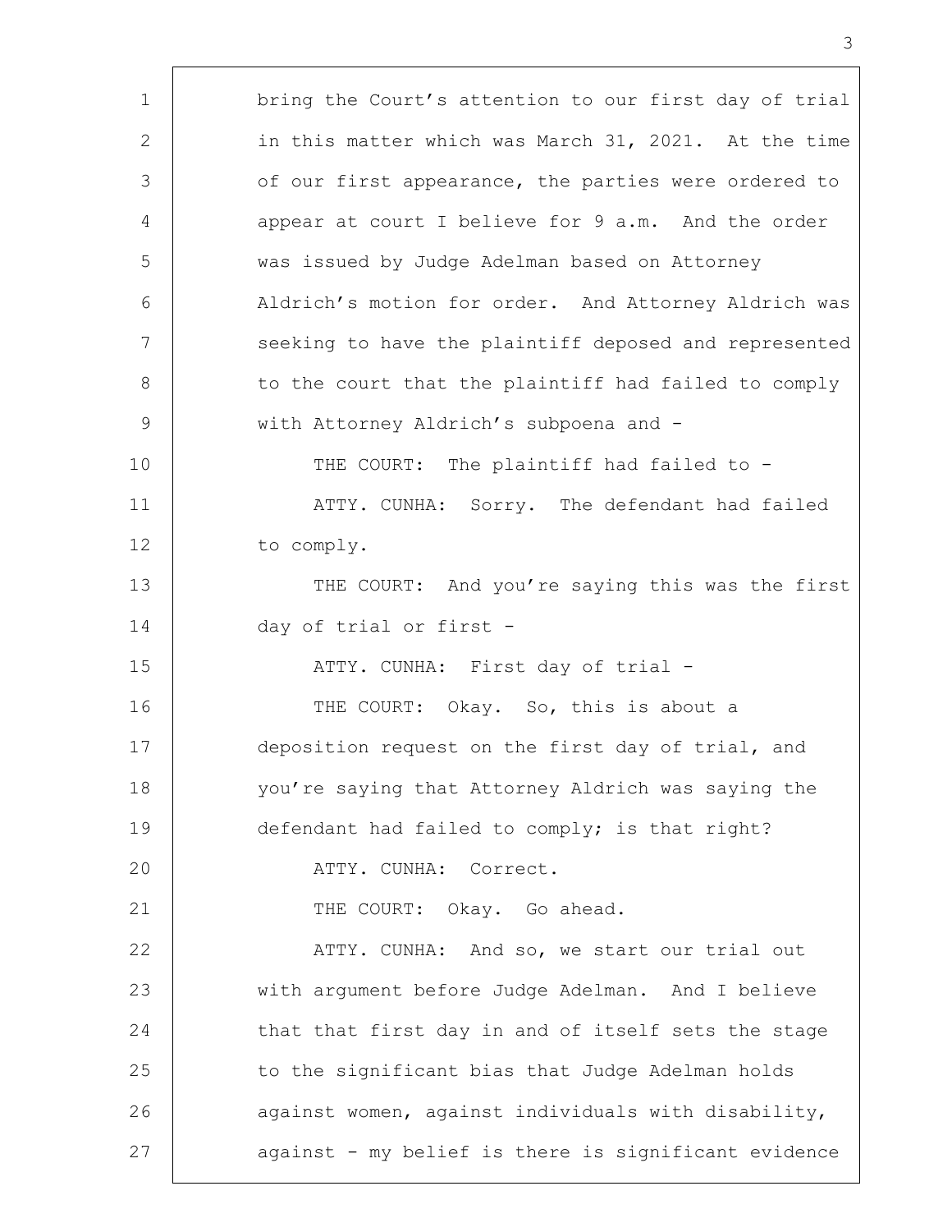bring the Court's attention to our first day of trial in this matter which was March 31, 2021. At the time of our first appearance, the parties were ordered to appear at court I believe for 9 a.m. And the order was issued by Judge Adelman based on Attorney Aldrich's motion for order. And Attorney Aldrich was seeking to have the plaintiff deposed and represented to the court that the plaintiff had failed to comply with Attorney Aldrich's subpoena and -

THE COURT: The plaintiff had failed to -

ATTY. CUNHA: Sorry. The defendant had failed to comply.

THE COURT: And you're saying this was the first day of trial or first -

ATTY. CUNHA: First day of trial -

THE COURT: Okay. So, this is about a deposition request on the first day of trial, and you're saying that Attorney Aldrich was saying the defendant had failed to comply; is that right?

ATTY. CUNHA: Correct.

THE COURT: Okay. Go ahead.

ATTY. CUNHA: And so, we start our trial out with argument before Judge Adelman. And I believe that that first day in and of itself sets the stage to the significant bias that Judge Adelman holds against women, against individuals with disability, against - my belief is there is significant evidence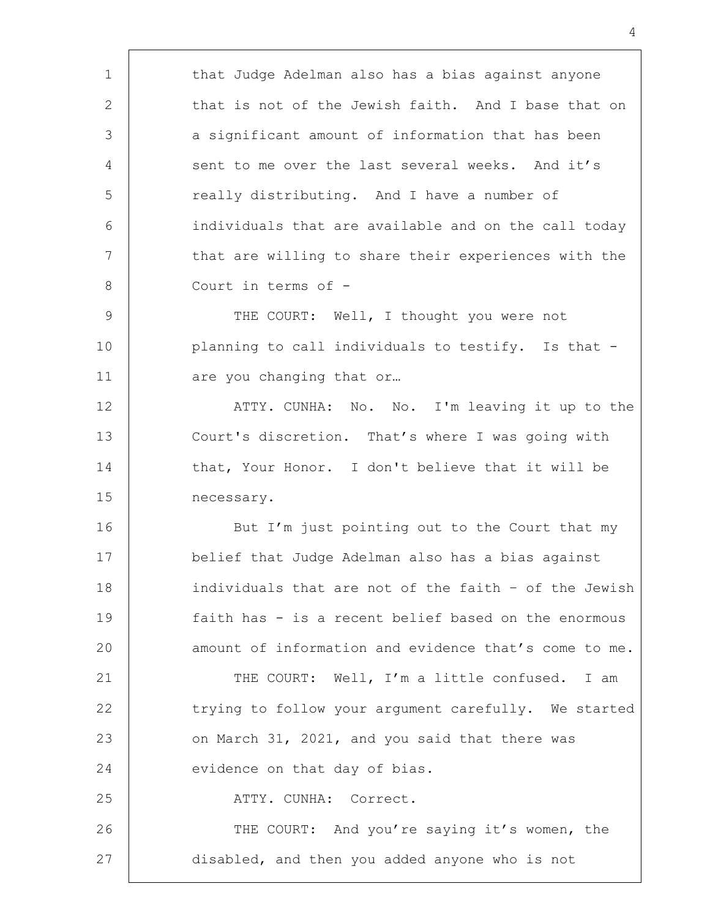that Judge Adelman also has a bias against anyone that is not of the Jewish faith. And I base that on a significant amount of information that has been sent to me over the last several weeks. And it's really distributing. And I have a number of individuals that are available and on the call today that are willing to share their experiences with the Court in terms of -

THE COURT: Well, I thought you were not planning to call individuals to testify. Is that - are you changing that or…

ATTY. CUNHA: No. No. I'm leaving it up to the Court's discretion. That's where I was going with that, Your Honor. I don't believe that it will be necessary.

But I'm just pointing out to the Court that my belief that Judge Adelman also has a bias against individuals that are not of the faith – of the Jewish faith has - is a recent belief based on the enormous amount of information and evidence that's come to me.

THE COURT: Well, I'm a little confused. I am trying to follow your argument carefully. We started on March 31, 2021, and you said that there was evidence on that day of bias.

ATTY. CUNHA: Correct.

THE COURT: And you're saying it's women, the disabled, and then you added anyone who is not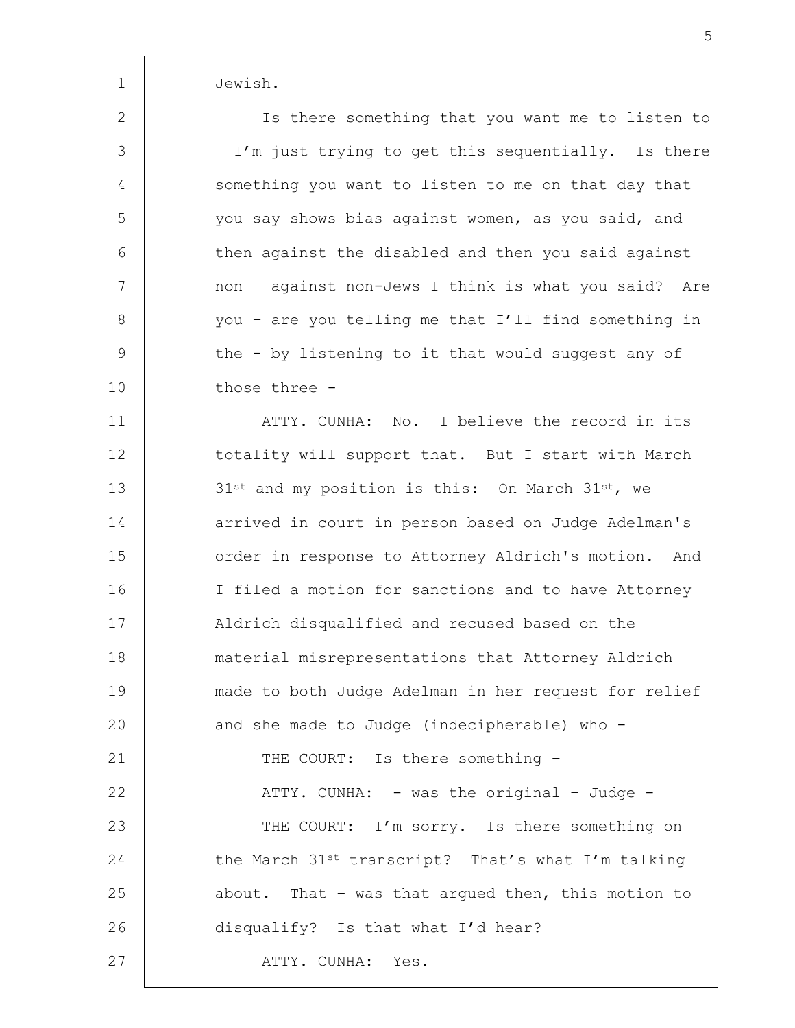Jewish.

Is there something that you want me to listen to – I'm just trying to get this sequentially. Is there something you want to listen to me on that day that you say shows bias against women, as you said, and then against the disabled and then you said against non – against non-Jews I think is what you said? Are you – are you telling me that I'll find something in the - by listening to it that would suggest any of those three -

ATTY. CUNHA: No. I believe the record in its totality will support that. But I start with March 31st and my position is this: On March 31st, we arrived in court in person based on Judge Adelman's order in response to Attorney Aldrich's motion. And I filed a motion for sanctions and to have Attorney Aldrich disqualified and recused based on the material misrepresentations that Attorney Aldrich made to both Judge Adelman in her request for relief and she made to Judge (indecipherable) who -

THE COURT: Is there something –

ATTY. CUNHA: - was the original – Judge -

THE COURT: I'm sorry. Is there something on the March 31st transcript? That's what I'm talking about. That – was that argued then, this motion to disqualify? Is that what I'd hear?

ATTY. CUNHA: Yes.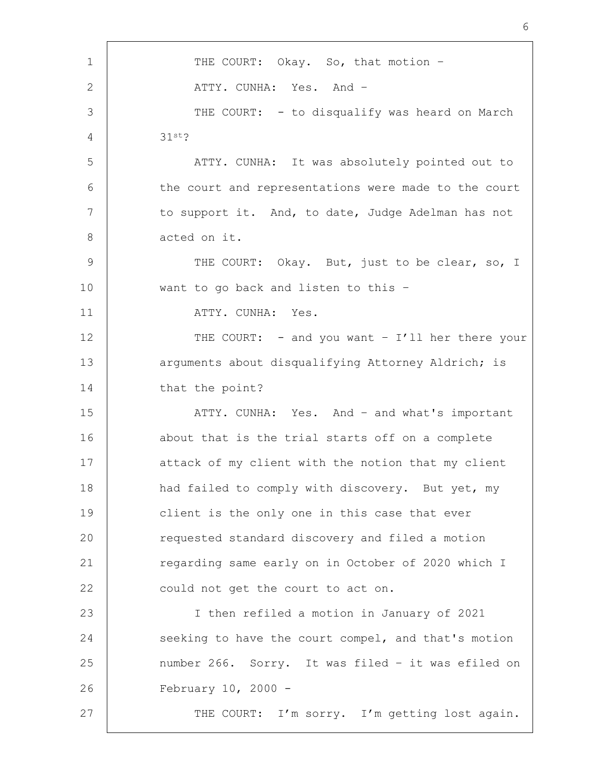THE COURT: Okay. So, that motion –

ATTY. CUNHA: Yes. And –

THE COURT: - to disqualify was heard on March 31st?

ATTY. CUNHA: It was absolutely pointed out to the court and representations were made to the court to support it. And, to date, Judge Adelman has not acted on it.

THE COURT: Okay. But, just to be clear, so, I want to go back and listen to this –

ATTY. CUNHA: Yes.

THE COURT: - and you want – I'll her there your arguments about disqualifying Attorney Aldrich; is that the point?

ATTY. CUNHA: Yes. And – and what's important about that is the trial starts off on a complete attack of my client with the notion that my client had failed to comply with discovery. But yet, my client is the only one in this case that ever requested standard discovery and filed a motion regarding same early on in October of 2020 which I could not get the court to act on.

I then refiled a motion in January of 2021 seeking to have the court compel, and that's motion number 266. Sorry. It was filed – it was efiled on February 10, 2000 -

THE COURT: I'm sorry. I'm getting lost again.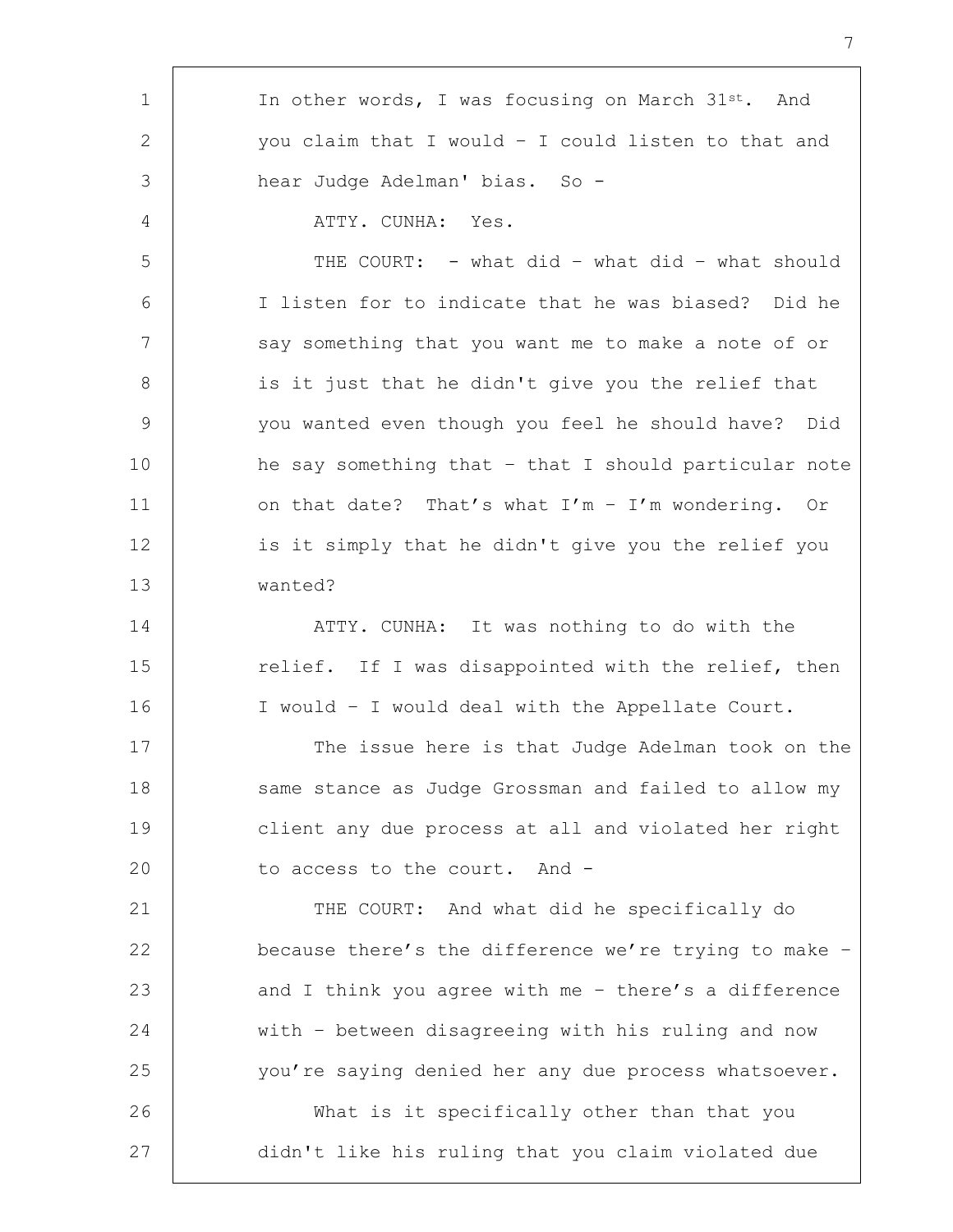In other words, I was focusing on March 31st. And you claim that I would – I could listen to that and hear Judge Adelman' bias. So -

ATTY. CUNHA: Yes.

THE COURT: - what did – what did – what should I listen for to indicate that he was biased? Did he say something that you want me to make a note of or is it just that he didn't give you the relief that you wanted even though you feel he should have? Did he say something that – that I should particular note on that date? That's what I'm – I'm wondering. Or is it simply that he didn't give you the relief you wanted?

ATTY. CUNHA: It was nothing to do with the relief. If I was disappointed with the relief, then I would – I would deal with the Appellate Court.

The issue here is that Judge Adelman took on the same stance as Judge Grossman and failed to allow my client any due process at all and violated her right to access to the court. And -

THE COURT: And what did he specifically do because there's the difference we're trying to make – and I think you agree with me – there's a difference with – between disagreeing with his ruling and now you're saying denied her any due process whatsoever.

What is it specifically other than that you didn't like his ruling that you claim violated due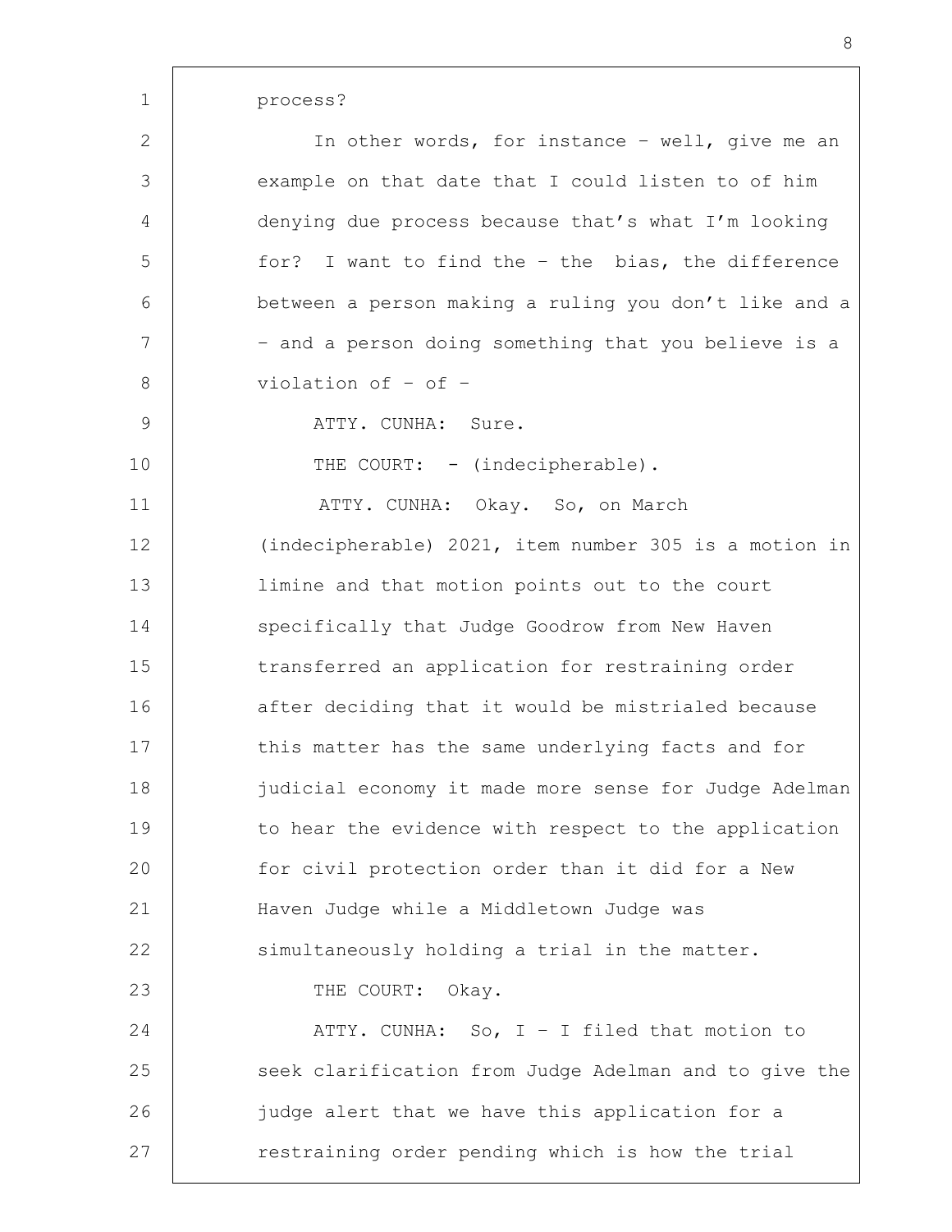process?

In other words, for instance – well, give me an example on that date that I could listen to of him denying due process because that's what I'm looking for? I want to find the – the bias, the difference between a person making a ruling you don't like and a – and a person doing something that you believe is a violation of – of –

ATTY. CUNHA: Sure.

THE COURT: – (indecipherable).

ATTY. CUNHA: Okay. So, on March (indecipherable) 2021, item number 305 is a motion in limine and that motion points out to the court specifically that Judge Goodrow from New Haven transferred an application for restraining order after deciding that it would be mistrialed because this matter has the same underlying facts and for judicial economy it made more sense for Judge Adelman to hear the evidence with respect to the application for civil protection order than it did for a New Haven Judge while a Middletown Judge was simultaneously holding a trial in the matter.

THE COURT: Okay.

ATTY. CUNHA: So, I – I filed that motion to seek clarification from Judge Adelman and to give the judge alert that we have this application for a restraining order pending which is how the trial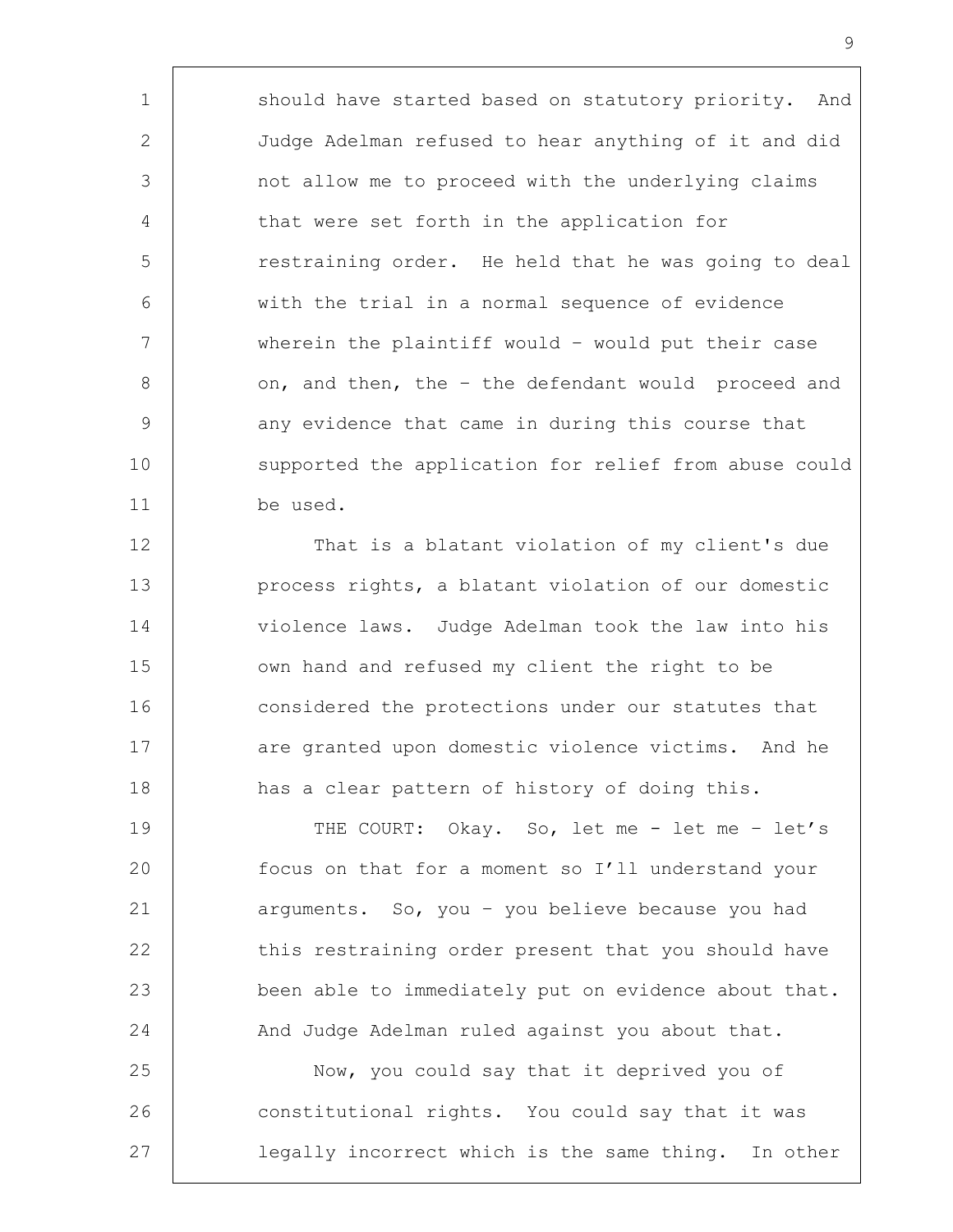should have started based on statutory priority. And Judge Adelman refused to hear anything of it and did not allow me to proceed with the underlying claims that were set forth in the application for restraining order. He held that he was going to deal with the trial in a normal sequence of evidence wherein the plaintiff would – would put their case on, and then, the – the defendant would proceed and any evidence that came in during this course that supported the application for relief from abuse could be used.

That is a blatant violation of my client's due process rights, a blatant violation of our domestic violence laws. Judge Adelman took the law into his own hand and refused my client the right to be considered the protections under our statutes that are granted upon domestic violence victims. And he has a clear pattern of history of doing this.

THE COURT: Okay. So, let me - let me – let's focus on that for a moment so I'll understand your arguments. So, you – you believe because you had this restraining order present that you should have been able to immediately put on evidence about that. And Judge Adelman ruled against you about that.

Now, you could say that it deprived you of constitutional rights. You could say that it was legally incorrect which is the same thing. In other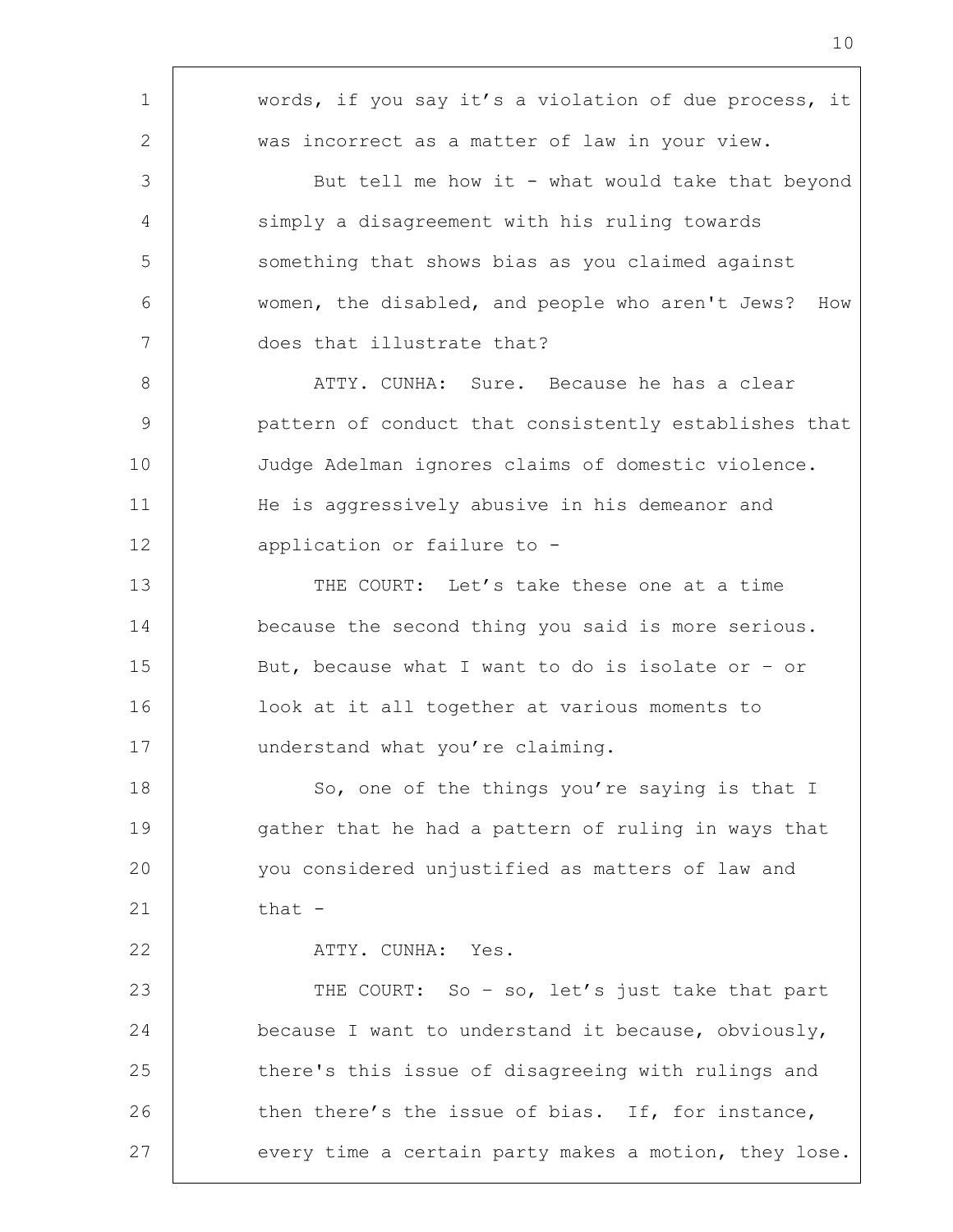words, if you say it's a violation of due process, it was incorrect as a matter of law in your view.

But tell me how it - what would take that beyond simply a disagreement with his ruling towards something that shows bias as you claimed against women, the disabled, and people who aren't Jews? How does that illustrate that?

ATTY. CUNHA: Sure. Because he has a clear pattern of conduct that consistently establishes that Judge Adelman ignores claims of domestic violence. He is aggressively abusive in his demeanor and application or failure to -

THE COURT: Let's take these one at a time because the second thing you said is more serious. But, because what I want to do is isolate or – or look at it all together at various moments to understand what you're claiming.

So, one of the things you're saying is that I gather that he had a pattern of ruling in ways that you considered unjustified as matters of law and that -

ATTY. CUNHA: Yes.

THE COURT: So – so, let's just take that part because I want to understand it because, obviously, there's this issue of disagreeing with rulings and then there's the issue of bias. If, for instance, every time a certain party makes a motion, they lose.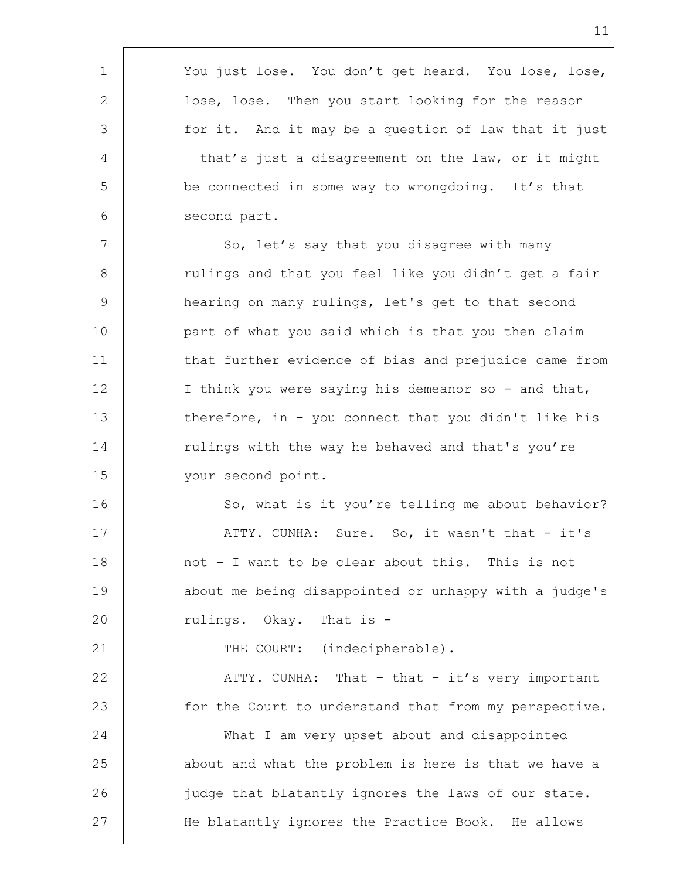You just lose. You don't get heard. You lose, lose, lose, lose. Then you start looking for the reason for it. And it may be a question of law that it just – that's just a disagreement on the law, or it might be connected in some way to wrongdoing. It's that second part.

So, let's say that you disagree with many rulings and that you feel like you didn't get a fair hearing on many rulings, let's get to that second part of what you said which is that you then claim that further evidence of bias and prejudice came from I think you were saying his demeanor so - and that, therefore, in – you connect that you didn't like his rulings with the way he behaved and that's you're your second point.

So, what is it you're telling me about behavior?

ATTY. CUNHA: Sure. So, it wasn't that - it's not – I want to be clear about this. This is not about me being disappointed or unhappy with a judge's rulings. Okay. That is -

THE COURT: (indecipherable).

ATTY. CUNHA: That – that – it's very important for the Court to understand that from my perspective.

What I am very upset about and disappointed about and what the problem is here is that we have a judge that blatantly ignores the laws of our state. He blatantly ignores the Practice Book. He allows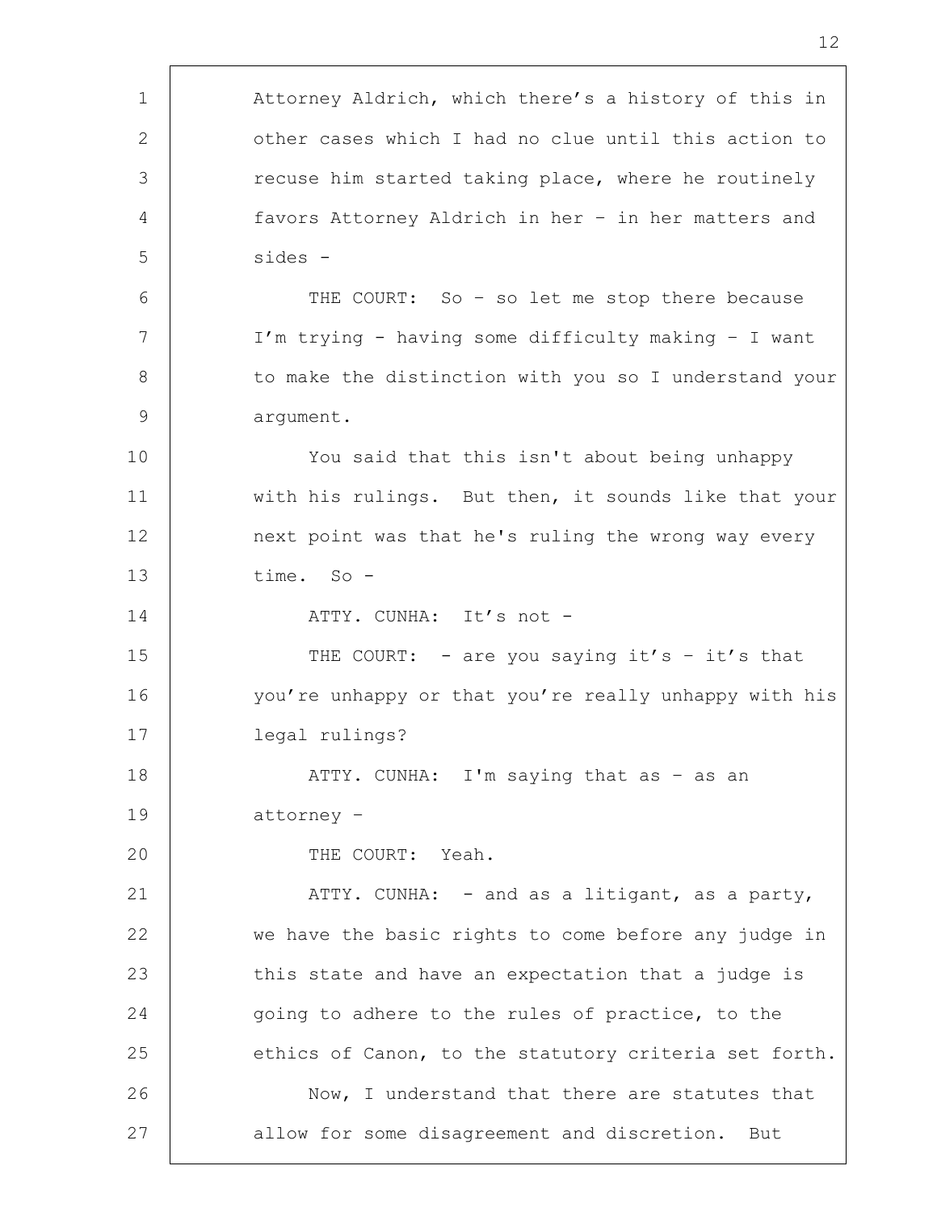Attorney Aldrich, which there's a history of this in other cases which I had no clue until this action to recuse him started taking place, where he routinely favors Attorney Aldrich in her – in her matters and sides -

THE COURT: So – so let me stop there because I'm trying - having some difficulty making – I want to make the distinction with you so I understand your argument.

You said that this isn't about being unhappy with his rulings. But then, it sounds like that your next point was that he's ruling the wrong way every time. So -

ATTY. CUNHA: It's not -

THE COURT: - are you saying it's – it's that you're unhappy or that you're really unhappy with his legal rulings?

ATTY. CUNHA: I'm saying that as – as an attorney –

THE COURT: Yeah.

ATTY. CUNHA: - and as a litigant, as a party, we have the basic rights to come before any judge in this state and have an expectation that a judge is going to adhere to the rules of practice, to the ethics of Canon, to the statutory criteria set forth.

Now, I understand that there are statutes that allow for some disagreement and discretion. But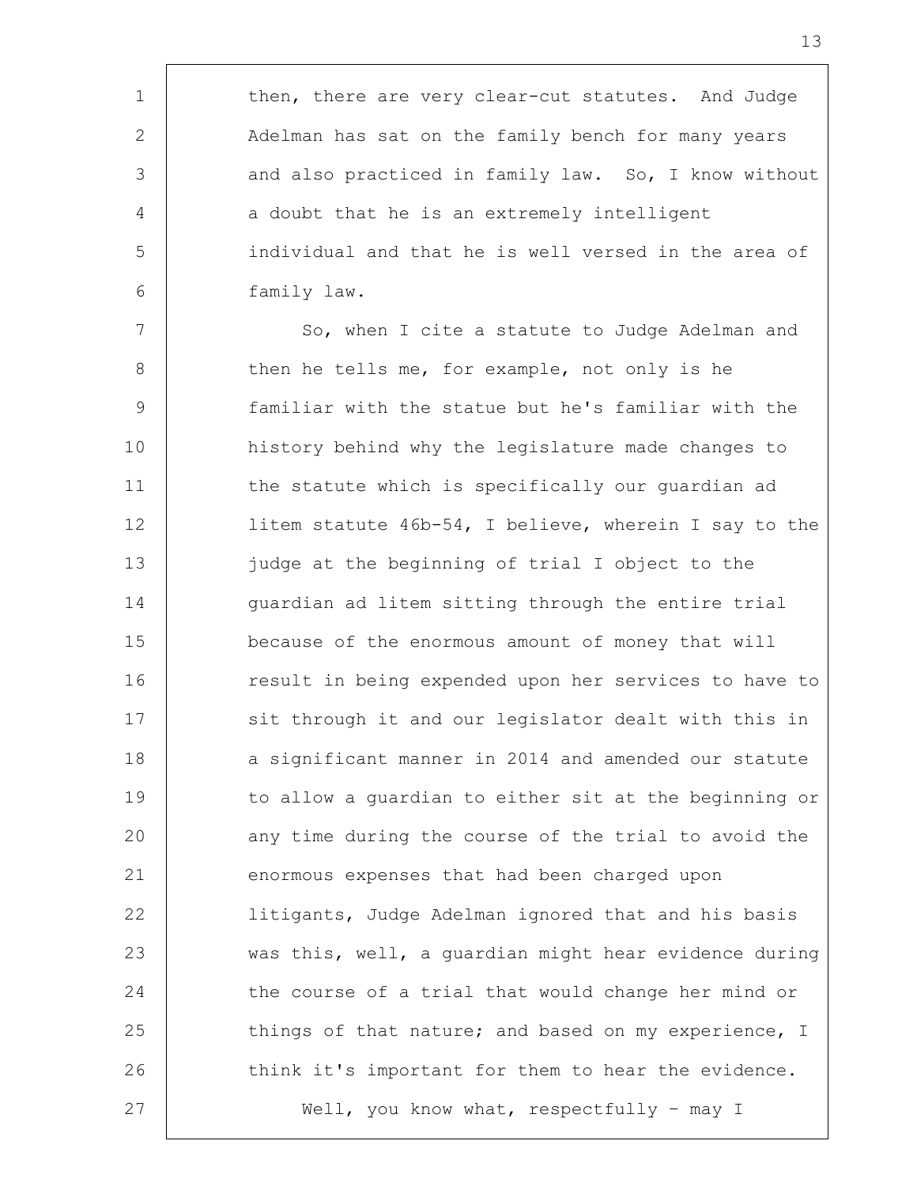then, there are very clear-cut statutes. And Judge Adelman has sat on the family bench for many years and also practiced in family law. So, I know without a doubt that he is an extremely intelligent individual and that he is well versed in the area of family law.

So, when I cite a statute to Judge Adelman and then he tells me, for example, not only is he familiar with the statue but he's familiar with the history behind why the legislature made changes to the statute which is specifically our guardian ad litem statute 46b-54, I believe, wherein I say to the judge at the beginning of trial I object to the guardian ad litem sitting through the entire trial because of the enormous amount of money that will result in being expended upon her services to have to sit through it and our legislator dealt with this in a significant manner in 2014 and amended our statute to allow a guardian to either sit at the beginning or any time during the course of the trial to avoid the enormous expenses that had been charged upon litigants, Judge Adelman ignored that and his basis was this, well, a guardian might hear evidence during the course of a trial that would change her mind or things of that nature; and based on my experience, I think it's important for them to hear the evidence.

Well, you know what, respectfully - may I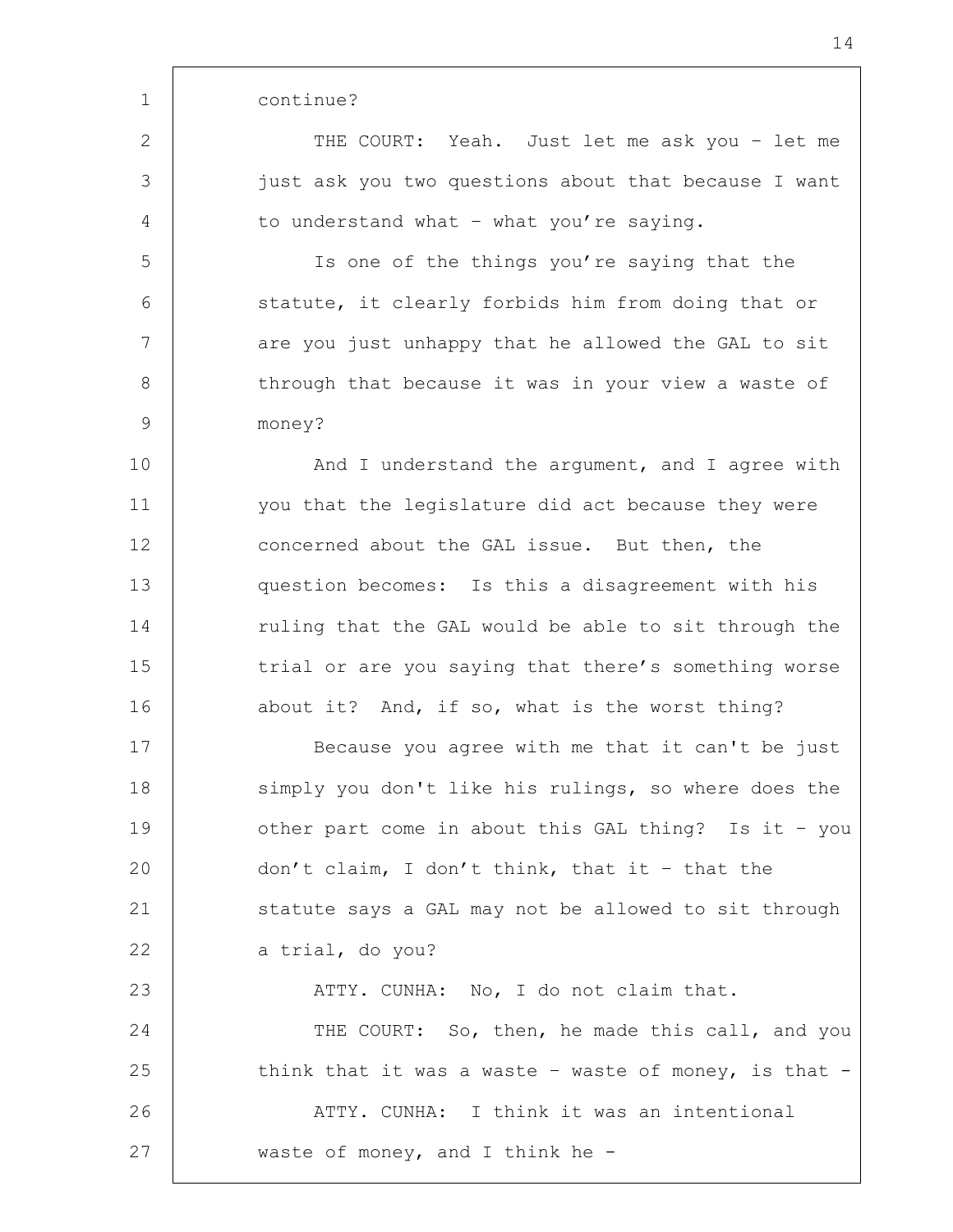continue?

THE COURT: Yeah. Just let me ask you – let me just ask you two questions about that because I want to understand what – what you're saying.

Is one of the things you're saying that the statute, it clearly forbids him from doing that or are you just unhappy that he allowed the GAL to sit through that because it was in your view a waste of money?

And I understand the argument, and I agree with you that the legislature did act because they were concerned about the GAL issue. But then, the question becomes: Is this a disagreement with his ruling that the GAL would be able to sit through the trial or are you saying that there's something worse about it? And, if so, what is the worst thing?

Because you agree with me that it can't be just simply you don't like his rulings, so where does the other part come in about this GAL thing? Is it – you don't claim, I don't think, that it – that the statute says a GAL may not be allowed to sit through a trial, do you?

ATTY. CUNHA: No, I do not claim that.

THE COURT: So, then, he made this call, and you think that it was a waste – waste of money, is that -

ATTY. CUNHA: I think it was an intentional waste of money, and I think he -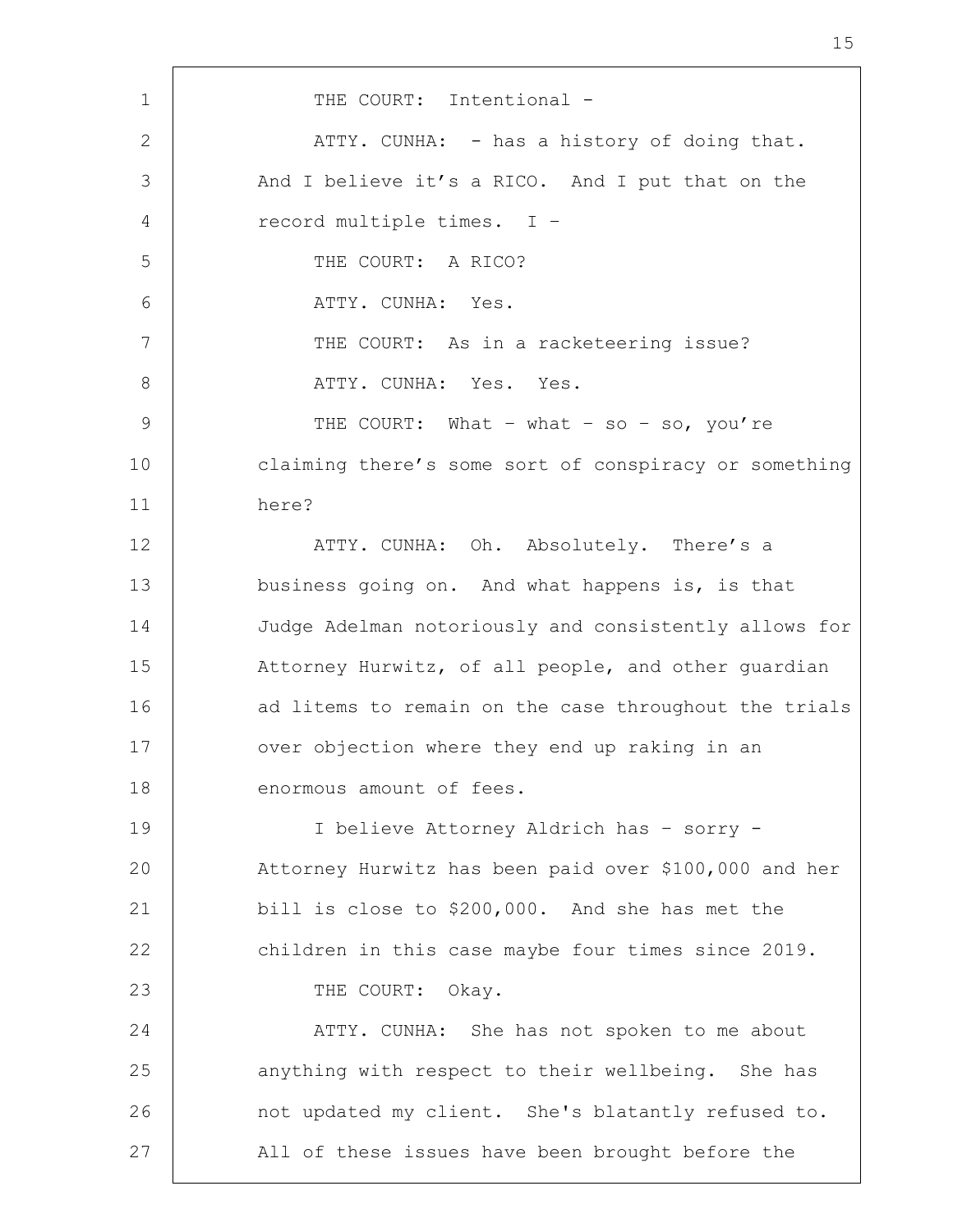THE COURT: Intentional -

ATTY. CUNHA: - has a history of doing that. And I believe it's a RICO. And I put that on the record multiple times. I –

THE COURT: A RICO?

ATTY. CUNHA: Yes.

THE COURT: As in a racketeering issue?

ATTY. CUNHA: Yes. Yes.

THE COURT: What – what – so – so, you're claiming there's some sort of conspiracy or something here?

ATTY. CUNHA: Oh. Absolutely. There's a business going on. And what happens is, is that Judge Adelman notoriously and consistently allows for Attorney Hurwitz, of all people, and other guardian ad litems to remain on the case throughout the trials over objection where they end up raking in an enormous amount of fees.

I believe Attorney Aldrich has – sorry - Attorney Hurwitz has been paid over $100,000 and her bill is close to $200,000. And she has met the children in this case maybe four times since 2019.

THE COURT: Okay.

ATTY. CUNHA: She has not spoken to me about anything with respect to their wellbeing. She has not updated my client. She's blatantly refused to. All of these issues have been brought before the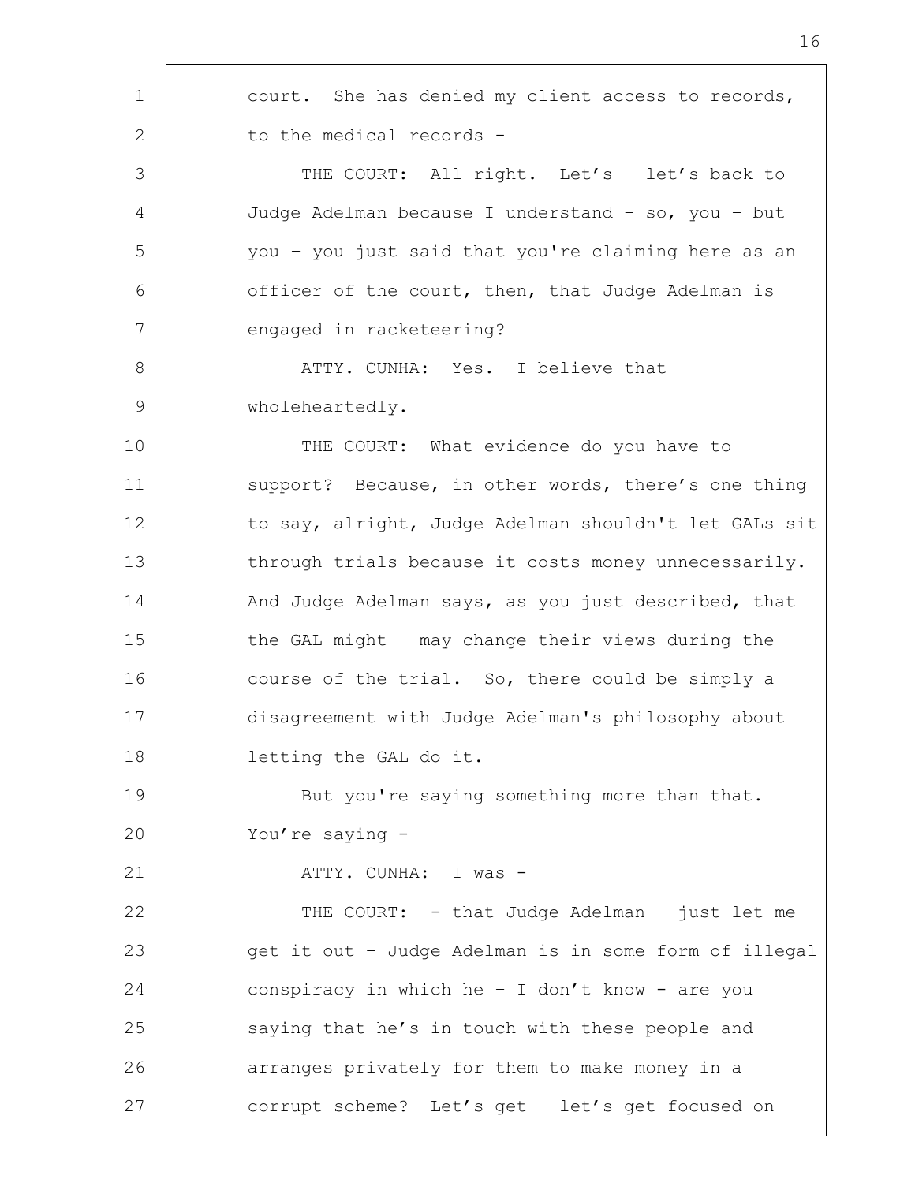court. She has denied my client access to records, to the medical records -

THE COURT: All right. Let's – let's back to Judge Adelman because I understand – so, you – but you – you just said that you're claiming here as an officer of the court, then, that Judge Adelman is engaged in racketeering?

ATTY. CUNHA: Yes. I believe that wholeheartedly.

THE COURT: What evidence do you have to support? Because, in other words, there's one thing to say, alright, Judge Adelman shouldn't let GALs sit through trials because it costs money unnecessarily. And Judge Adelman says, as you just described, that the GAL might – may change their views during the course of the trial. So, there could be simply a disagreement with Judge Adelman's philosophy about letting the GAL do it.

But you're saying something more than that. You're saying -

ATTY. CUNHA: I was -

THE COURT: - that Judge Adelman – just let me get it out – Judge Adelman is in some form of illegal conspiracy in which he – I don't know - are you saying that he's in touch with these people and arranges privately for them to make money in a corrupt scheme? Let's get – let's get focused on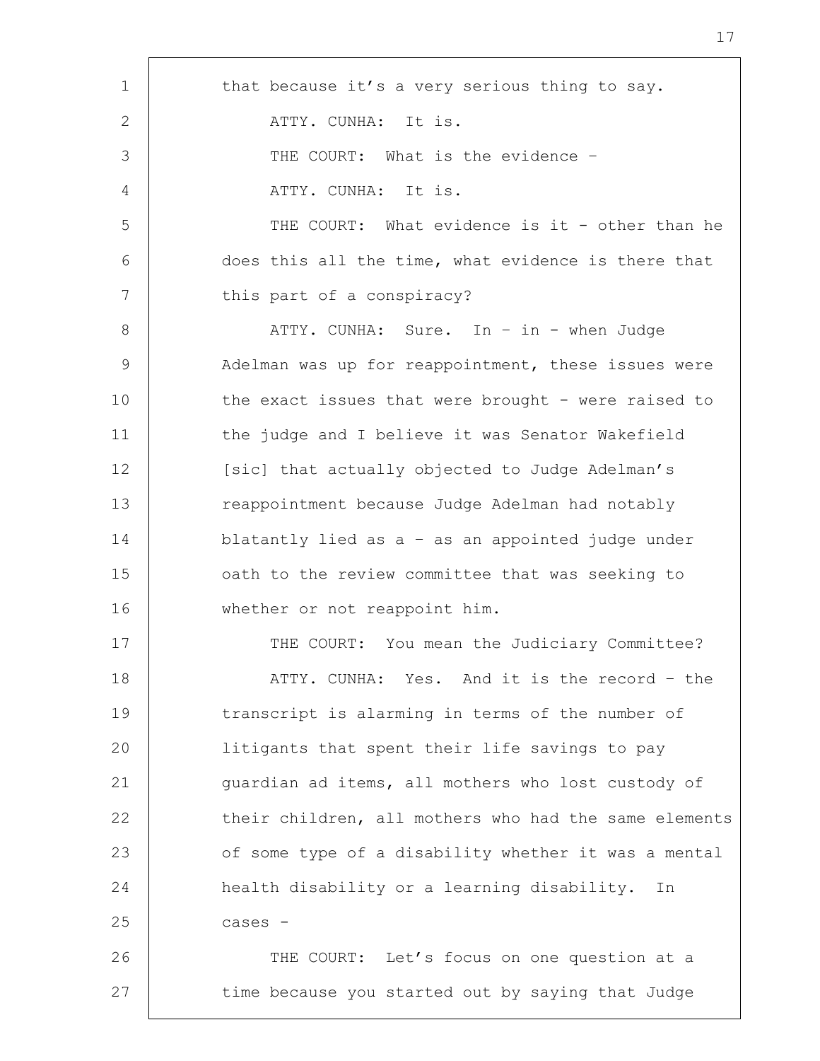that because it's a very serious thing to say.

ATTY. CUNHA: It is.

THE COURT: What is the evidence –

ATTY. CUNHA: It is.

THE COURT: What evidence is it - other than he does this all the time, what evidence is there that this part of a conspiracy?

ATTY. CUNHA: Sure. In – in - when Judge Adelman was up for reappointment, these issues were the exact issues that were brought - were raised to the judge and I believe it was Senator Wakefield [sic] that actually objected to Judge Adelman's reappointment because Judge Adelman had notably blatantly lied as a – as an appointed judge under oath to the review committee that was seeking to whether or not reappoint him.

THE COURT: You mean the Judiciary Committee?

ATTY. CUNHA: Yes. And it is the record – the transcript is alarming in terms of the number of litigants that spent their life savings to pay guardian ad items, all mothers who lost custody of their children, all mothers who had the same elements of some type of a disability whether it was a mental health disability or a learning disability. In cases -

THE COURT: Let's focus on one question at a time because you started out by saying that Judge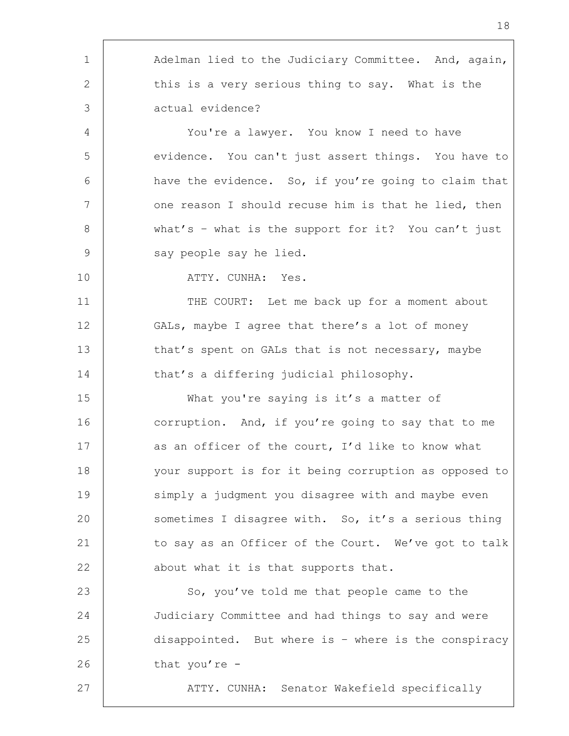Adelman lied to the Judiciary Committee. And, again, this is a very serious thing to say. What is the actual evidence?

You're a lawyer. You know I need to have evidence. You can't just assert things. You have to have the evidence. So, if you're going to claim that one reason I should recuse him is that he lied, then what's – what is the support for it? You can't just say people say he lied.

ATTY. CUNHA: Yes.

THE COURT: Let me back up for a moment about GALs, maybe I agree that there's a lot of money that's spent on GALs that is not necessary, maybe that's a differing judicial philosophy.

What you're saying is it's a matter of corruption. And, if you're going to say that to me as an officer of the court, I'd like to know what your support is for it being corruption as opposed to simply a judgment you disagree with and maybe even sometimes I disagree with. So, it's a serious thing to say as an Officer of the Court. We've got to talk about what it is that supports that.

So, you've told me that people came to the Judiciary Committee and had things to say and were disappointed. But where is – where is the conspiracy that you're –

ATTY. CUNHA: Senator Wakefield specifically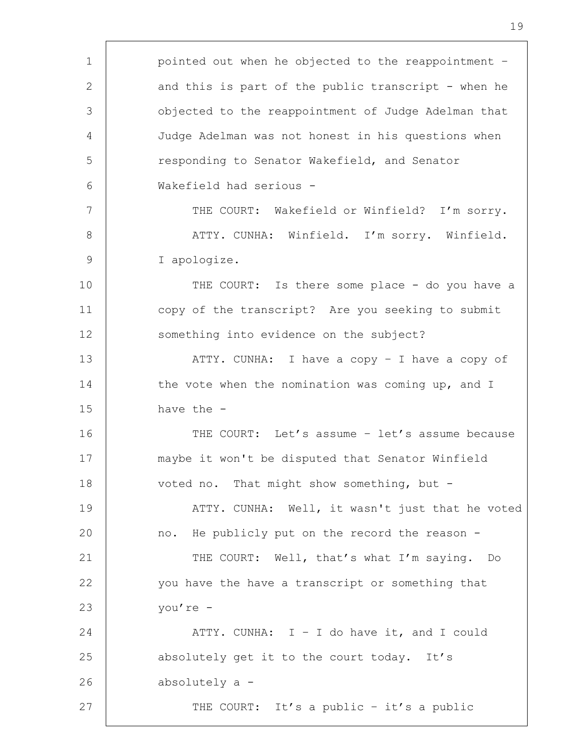pointed out when he objected to the reappointment – and this is part of the public transcript - when he objected to the reappointment of Judge Adelman that Judge Adelman was not honest in his questions when responding to Senator Wakefield, and Senator Wakefield had serious -

THE COURT: Wakefield or Winfield? I'm sorry.

ATTY. CUNHA: Winfield. I'm sorry. Winfield. I apologize.

THE COURT: Is there some place - do you have a copy of the transcript? Are you seeking to submit something into evidence on the subject?

ATTY. CUNHA: I have a copy – I have a copy of the vote when the nomination was coming up, and I have the -

THE COURT: Let's assume – let's assume because maybe it won't be disputed that Senator Winfield voted no. That might show something, but -

ATTY. CUNHA: Well, it wasn't just that he voted no. He publicly put on the record the reason -

THE COURT: Well, that's what I'm saying. Do you have the have a transcript or something that you're -

ATTY. CUNHA: I – I do have it, and I could absolutely get it to the court today. It's absolutely a -

THE COURT: It's a public – it's a public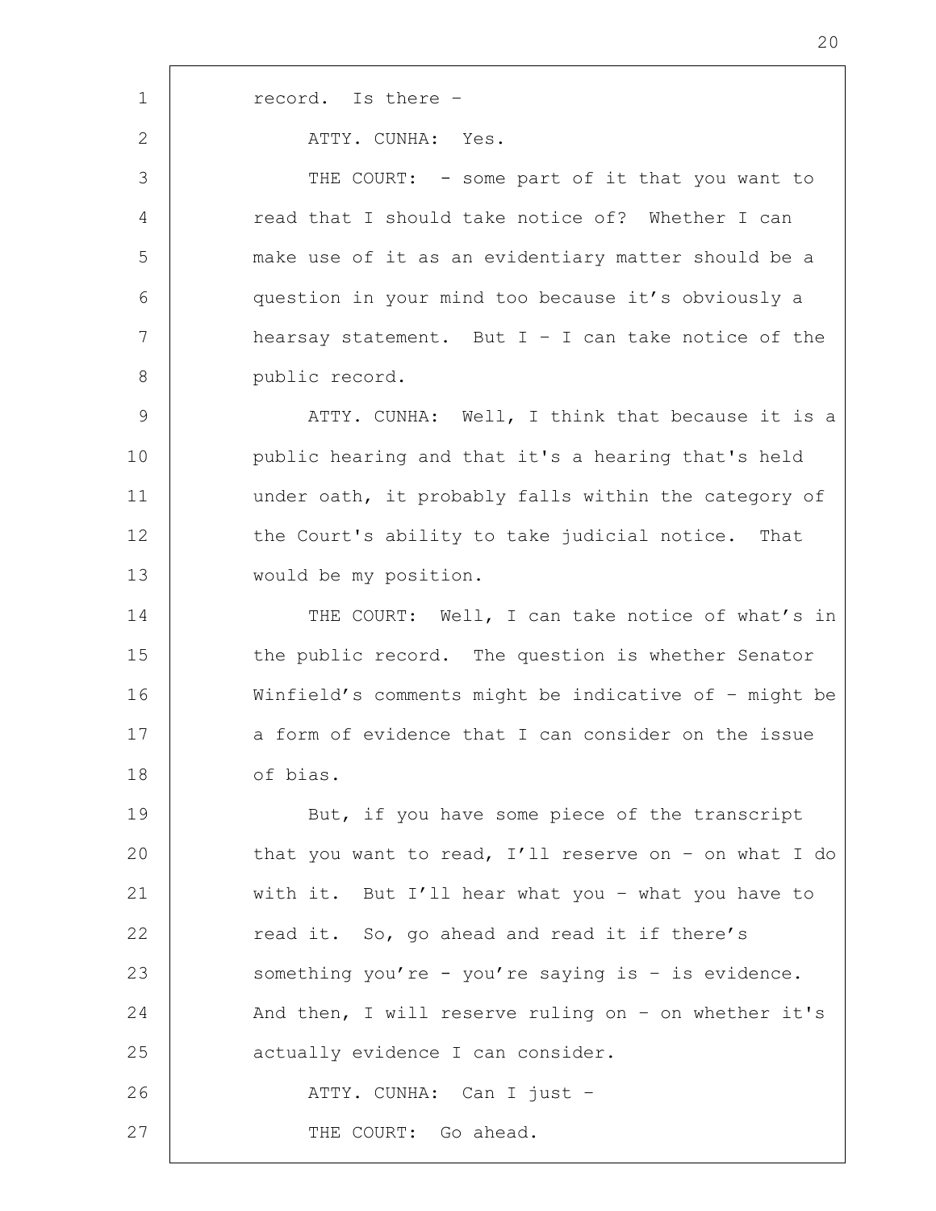record. Is there –

ATTY. CUNHA: Yes.

THE COURT: - some part of it that you want to read that I should take notice of? Whether I can make use of it as an evidentiary matter should be a question in your mind too because it's obviously a hearsay statement. But I – I can take notice of the public record.

ATTY. CUNHA: Well, I think that because it is a public hearing and that it's a hearing that's held under oath, it probably falls within the category of the Court's ability to take judicial notice. That would be my position.

THE COURT: Well, I can take notice of what's in the public record. The question is whether Senator Winfield's comments might be indicative of – might be a form of evidence that I can consider on the issue of bias.

But, if you have some piece of the transcript that you want to read, I'll reserve on – on what I do with it. But I'll hear what you – what you have to read it. So, go ahead and read it if there's something you're - you're saying is – is evidence. And then, I will reserve ruling on – on whether it's actually evidence I can consider.

ATTY. CUNHA: Can I just –

THE COURT: Go ahead.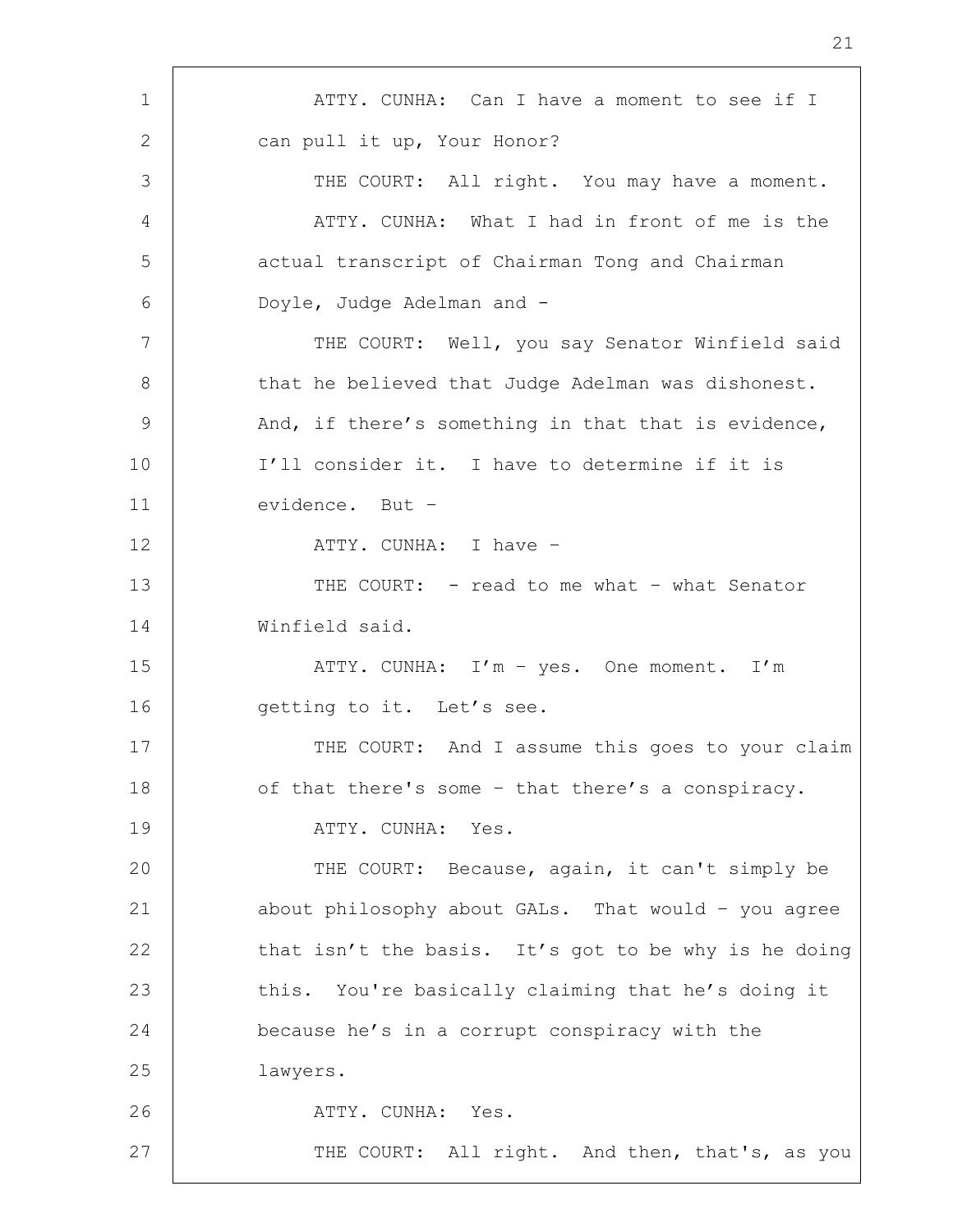ATTY. CUNHA: Can I have a moment to see if I can pull it up, Your Honor?

THE COURT: All right. You may have a moment.

ATTY. CUNHA: What I had in front of me is the actual transcript of Chairman Tong and Chairman Doyle, Judge Adelman and -

THE COURT: Well, you say Senator Winfield said that he believed that Judge Adelman was dishonest. And, if there's something in that that is evidence, I'll consider it. I have to determine if it is evidence. But –

ATTY. CUNHA: I have –

THE COURT: - read to me what – what Senator Winfield said.

ATTY. CUNHA: I'm – yes. One moment. I'm getting to it. Let's see.

THE COURT: And I assume this goes to your claim of that there's some – that there's a conspiracy.

ATTY. CUNHA: Yes.

THE COURT: Because, again, it can't simply be about philosophy about GALs. That would – you agree that isn't the basis. It's got to be why is he doing this. You're basically claiming that he's doing it because he's in a corrupt conspiracy with the lawyers.

ATTY. CUNHA: Yes.

THE COURT: All right. And then, that's, as you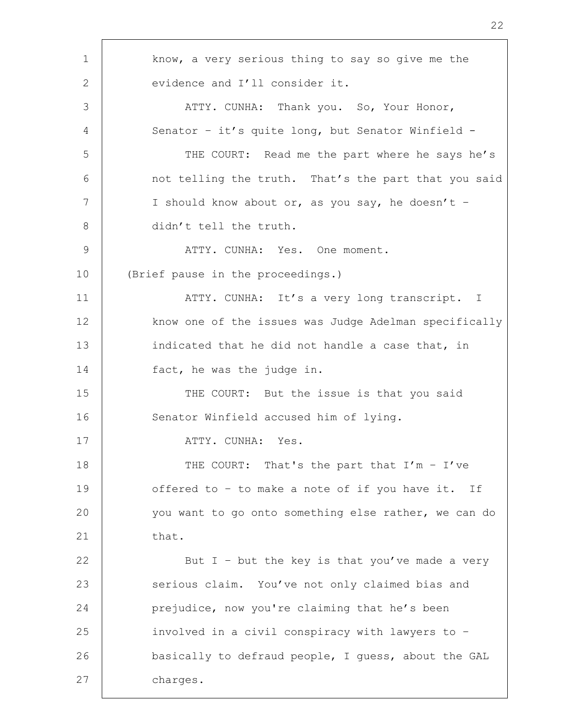know, a very serious thing to say so give me the evidence and I'll consider it.

ATTY. CUNHA: Thank you. So, Your Honor, Senator – it's quite long, but Senator Winfield -

THE COURT: Read me the part where he says he's not telling the truth. That's the part that you said I should know about or, as you say, he doesn't – didn't tell the truth.

ATTY. CUNHA: Yes. One moment.

(Brief pause in the proceedings.)

ATTY. CUNHA: It's a very long transcript. I know one of the issues was Judge Adelman specifically indicated that he did not handle a case that, in fact, he was the judge in.

THE COURT: But the issue is that you said Senator Winfield accused him of lying.

ATTY. CUNHA: Yes.

THE COURT: That's the part that I'm – I've offered to – to make a note of if you have it. If you want to go onto something else rather, we can do that.

But I – but the key is that you've made a very serious claim. You've not only claimed bias and prejudice, now you're claiming that he's been involved in a civil conspiracy with lawyers to – basically to defraud people, I guess, about the GAL charges.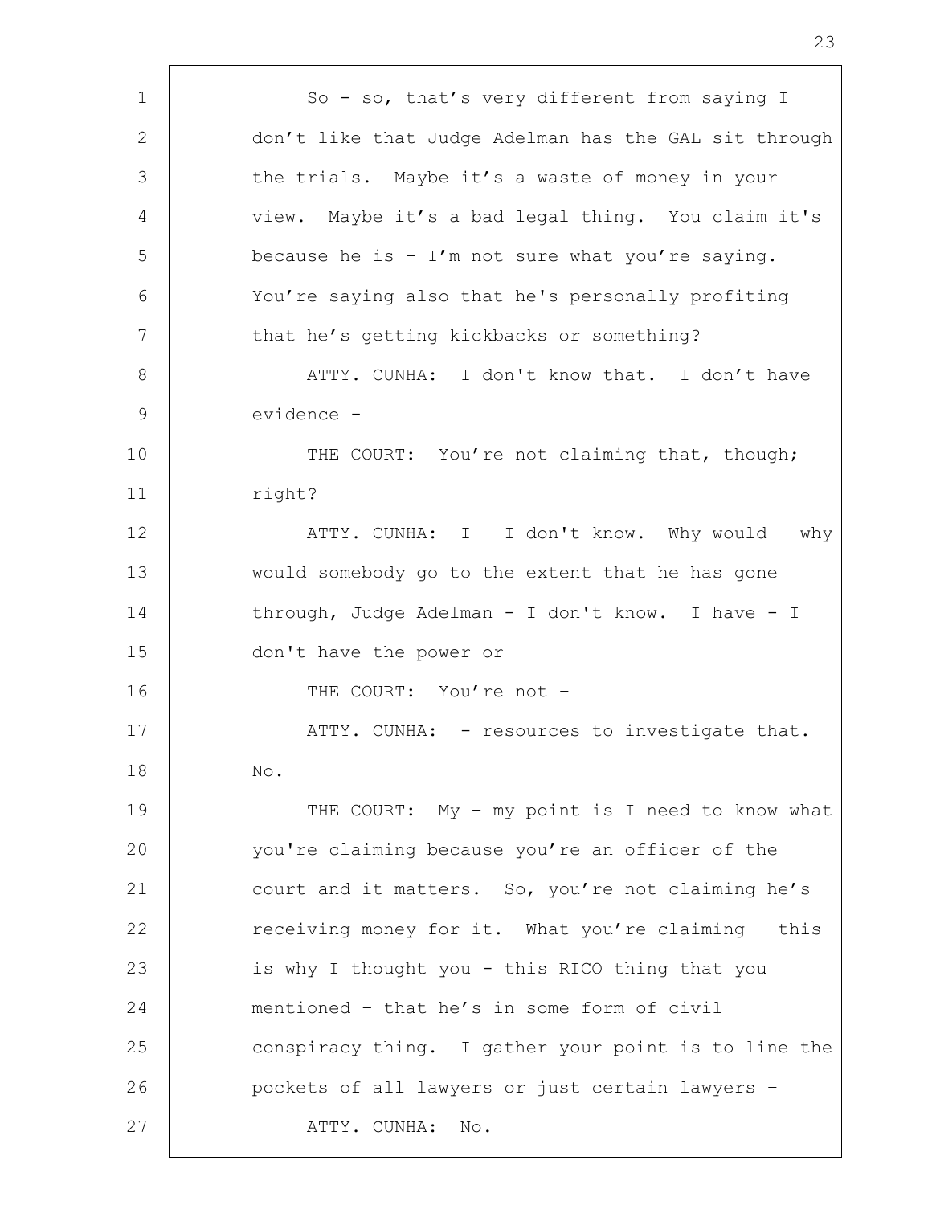So - so, that's very different from saying I don't like that Judge Adelman has the GAL sit through the trials. Maybe it's a waste of money in your view. Maybe it's a bad legal thing. You claim it's because he is – I'm not sure what you're saying. You're saying also that he's personally profiting that he's getting kickbacks or something?

ATTY. CUNHA: I don't know that. I don't have evidence -

THE COURT: You're not claiming that, though; right?

ATTY. CUNHA: I – I don't know. Why would – why would somebody go to the extent that he has gone through, Judge Adelman - I don't know. I have - I don't have the power or –

THE COURT: You're not –

ATTY. CUNHA: - resources to investigate that. No.

THE COURT: My – my point is I need to know what you're claiming because you're an officer of the court and it matters. So, you're not claiming he's receiving money for it. What you're claiming – this is why I thought you - this RICO thing that you mentioned – that he's in some form of civil conspiracy thing. I gather your point is to line the pockets of all lawyers or just certain lawyers –

ATTY. CUNHA: No.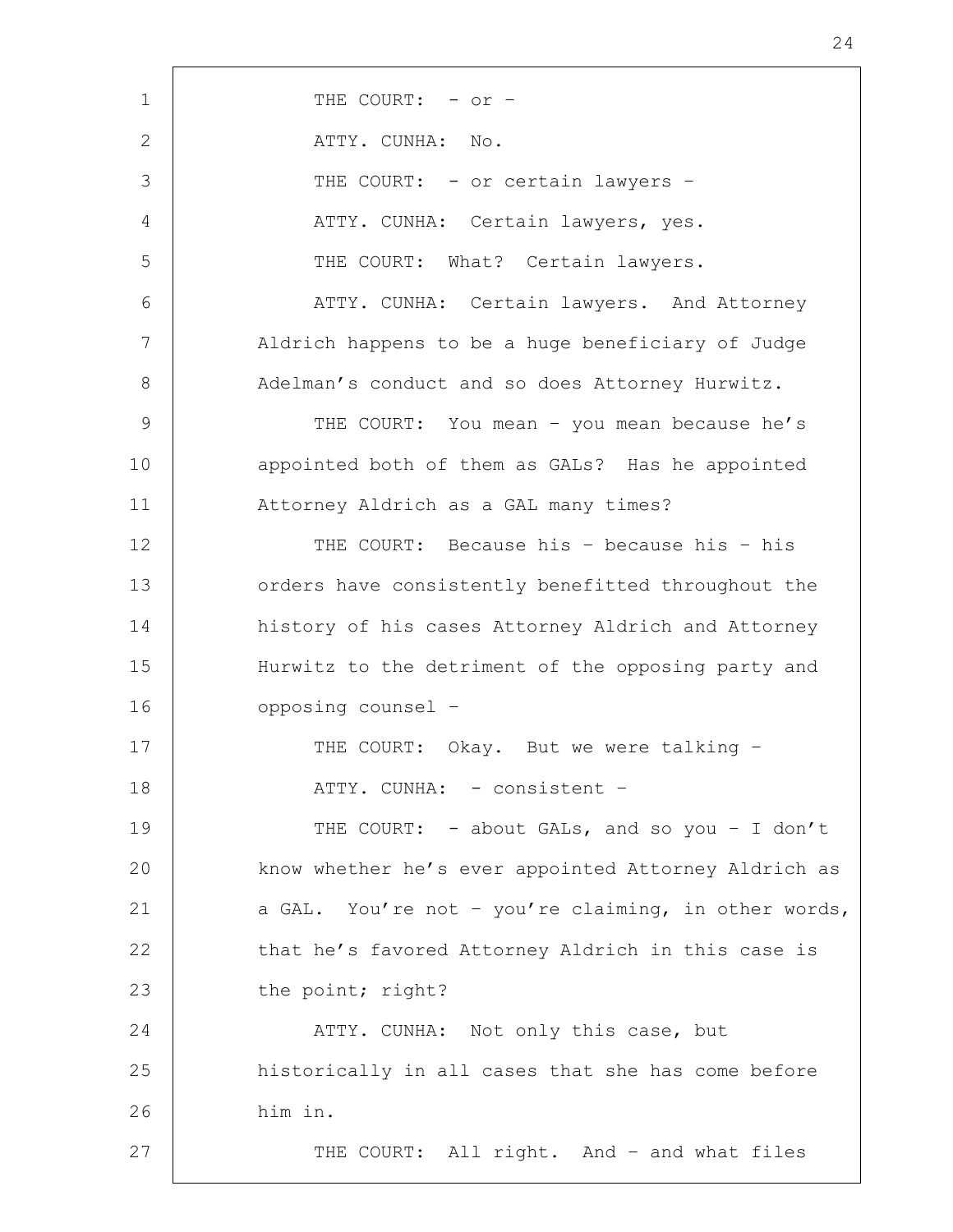THE COURT: - or -

ATTY. CUNHA: No.

THE COURT: - or certain lawyers -

ATTY. CUNHA: Certain lawyers, yes.

THE COURT: What? Certain lawyers.

ATTY. CUNHA: Certain lawyers. And Attorney Aldrich happens to be a huge beneficiary of Judge Adelman's conduct and so does Attorney Hurwitz.

THE COURT: You mean - you mean because he's appointed both of them as GALs? Has he appointed Attorney Aldrich as a GAL many times?

THE COURT: Because his - because his - his orders have consistently benefitted throughout the history of his cases Attorney Aldrich and Attorney Hurwitz to the detriment of the opposing party and opposing counsel -

THE COURT: Okay. But we were talking -

ATTY. CUNHA: - consistent -

THE COURT: - about GALs, and so you - I don't know whether he's ever appointed Attorney Aldrich as a GAL. You're not - you're claiming, in other words, that he's favored Attorney Aldrich in this case is the point; right?

ATTY. CUNHA: Not only this case, but historically in all cases that she has come before him in.

THE COURT: All right. And - and what files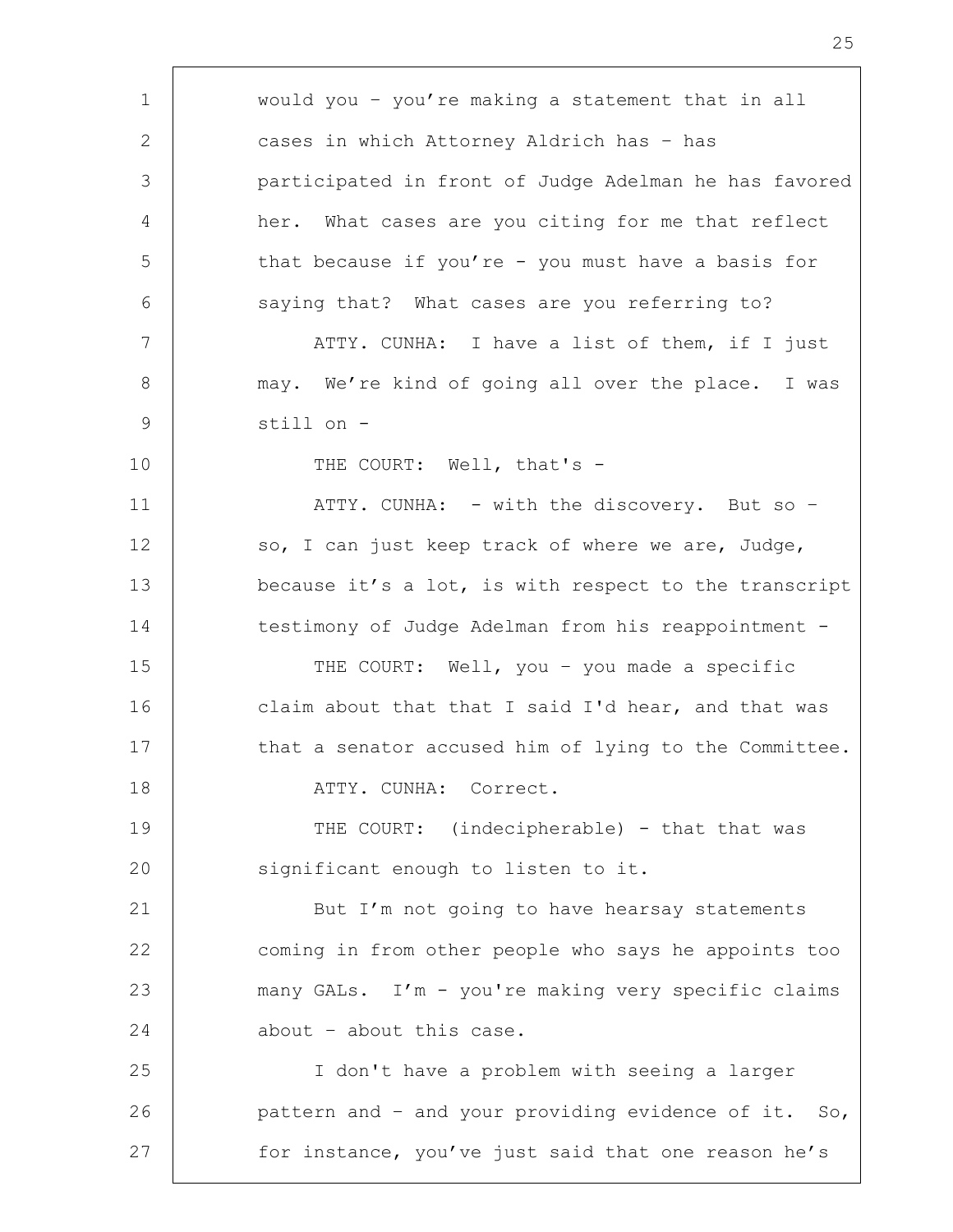would you – you're making a statement that in all cases in which Attorney Aldrich has – has participated in front of Judge Adelman he has favored her. What cases are you citing for me that reflect that because if you're - you must have a basis for saying that? What cases are you referring to?

ATTY. CUNHA: I have a list of them, if I just may. We're kind of going all over the place. I was still on -

THE COURT: Well, that's -

ATTY. CUNHA: - with the discovery. But so – so, I can just keep track of where we are, Judge, because it's a lot, is with respect to the transcript testimony of Judge Adelman from his reappointment -

THE COURT: Well, you – you made a specific claim about that that I said I'd hear, and that was that a senator accused him of lying to the Committee.

ATTY. CUNHA: Correct.

THE COURT: (indecipherable) - that that was significant enough to listen to it.

But I'm not going to have hearsay statements coming in from other people who says he appoints too many GALs. I'm - you're making very specific claims about – about this case.

I don't have a problem with seeing a larger pattern and – and your providing evidence of it. So, for instance, you've just said that one reason he's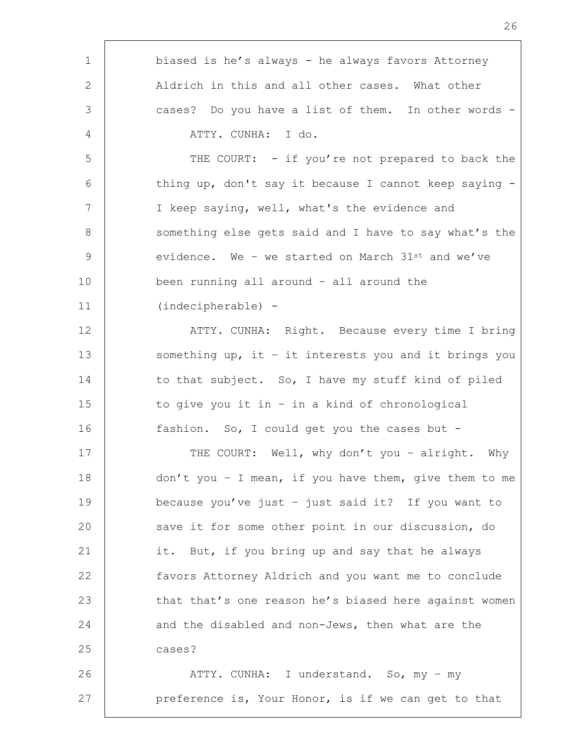biased is he's always - he always favors Attorney Aldrich in this and all other cases. What other cases? Do you have a list of them. In other words -

ATTY. CUNHA: I do.

THE COURT: - if you're not prepared to back the thing up, don't say it because I cannot keep saying - I keep saying, well, what's the evidence and something else gets said and I have to say what's the evidence. We – we started on March 31st and we've been running all around – all around the (indecipherable) -

ATTY. CUNHA: Right. Because every time I bring something up, it – it interests you and it brings you to that subject. So, I have my stuff kind of piled to give you it in – in a kind of chronological fashion. So, I could get you the cases but -

THE COURT: Well, why don't you – alright. Why don't you – I mean, if you have them, give them to me because you've just – just said it? If you want to save it for some other point in our discussion, do it. But, if you bring up and say that he always favors Attorney Aldrich and you want me to conclude that that's one reason he's biased here against women and the disabled and non-Jews, then what are the cases?

ATTY. CUNHA: I understand. So, my – my preference is, Your Honor, is if we can get to that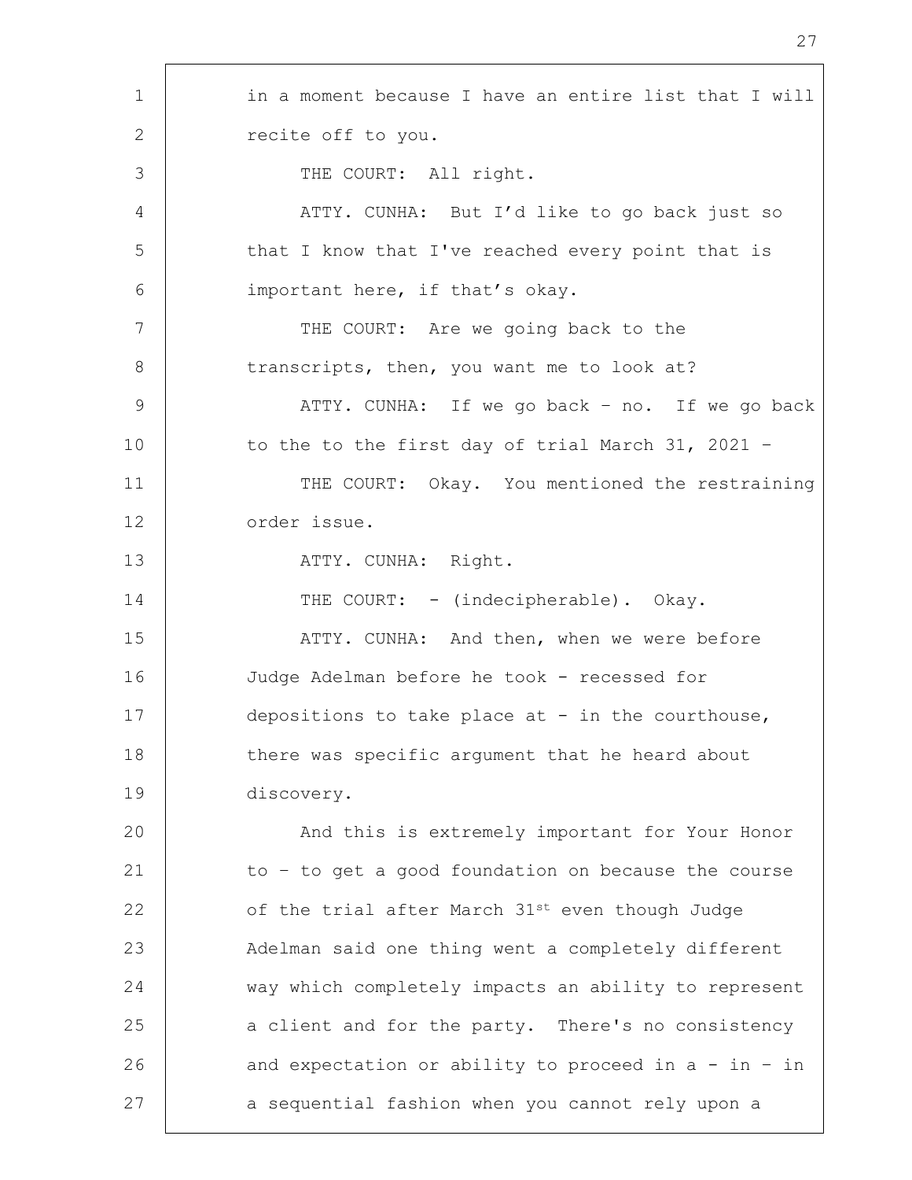in a moment because I have an entire list that I will recite off to you.

THE COURT: All right.

ATTY. CUNHA: But I'd like to go back just so that I know that I've reached every point that is important here, if that's okay.

THE COURT: Are we going back to the transcripts, then, you want me to look at?

ATTY. CUNHA: If we go back – no. If we go back to the to the first day of trial March 31, 2021 –

THE COURT: Okay. You mentioned the restraining order issue.

ATTY. CUNHA: Right.

THE COURT: - (indecipherable). Okay.

ATTY. CUNHA: And then, when we were before Judge Adelman before he took - recessed for depositions to take place at - in the courthouse, there was specific argument that he heard about discovery.

And this is extremely important for Your Honor to – to get a good foundation on because the course of the trial after March 31st even though Judge Adelman said one thing went a completely different way which completely impacts an ability to represent a client and for the party. There's no consistency and expectation or ability to proceed in a - in – in a sequential fashion when you cannot rely upon a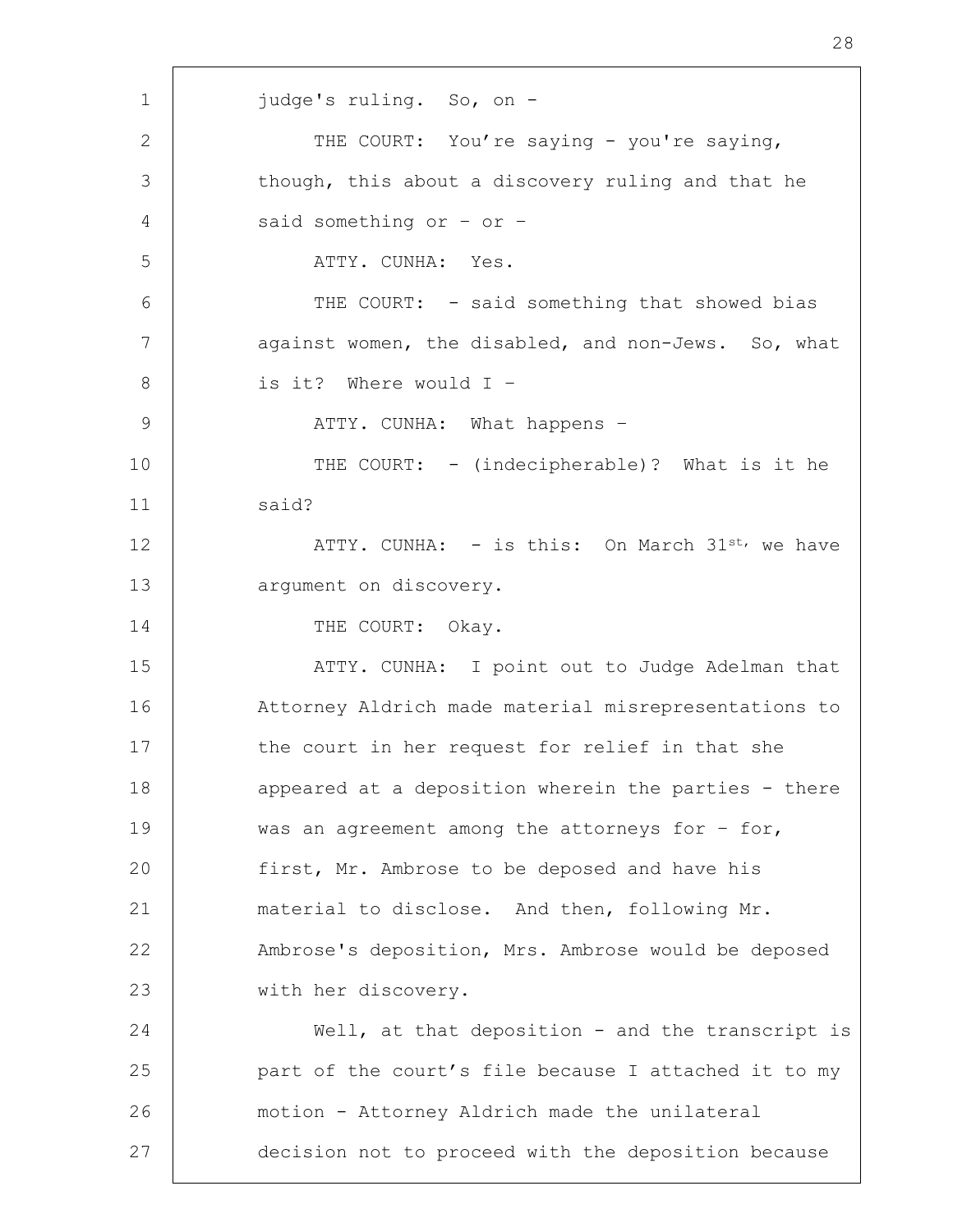judge's ruling. So, on -

THE COURT: You're saying - you're saying, though, this about a discovery ruling and that he said something or – or –

ATTY. CUNHA: Yes.

THE COURT: - said something that showed bias against women, the disabled, and non-Jews. So, what is it? Where would I –

ATTY. CUNHA: What happens –

THE COURT: - (indecipherable)? What is it he said?

ATTY. CUNHA: - is this: On March 31st, we have argument on discovery.

THE COURT: Okay.

ATTY. CUNHA: I point out to Judge Adelman that Attorney Aldrich made material misrepresentations to the court in her request for relief in that she appeared at a deposition wherein the parties - there was an agreement among the attorneys for – for, first, Mr. Ambrose to be deposed and have his material to disclose. And then, following Mr. Ambrose's deposition, Mrs. Ambrose would be deposed with her discovery.

Well, at that deposition - and the transcript is part of the court's file because I attached it to my motion - Attorney Aldrich made the unilateral decision not to proceed with the deposition because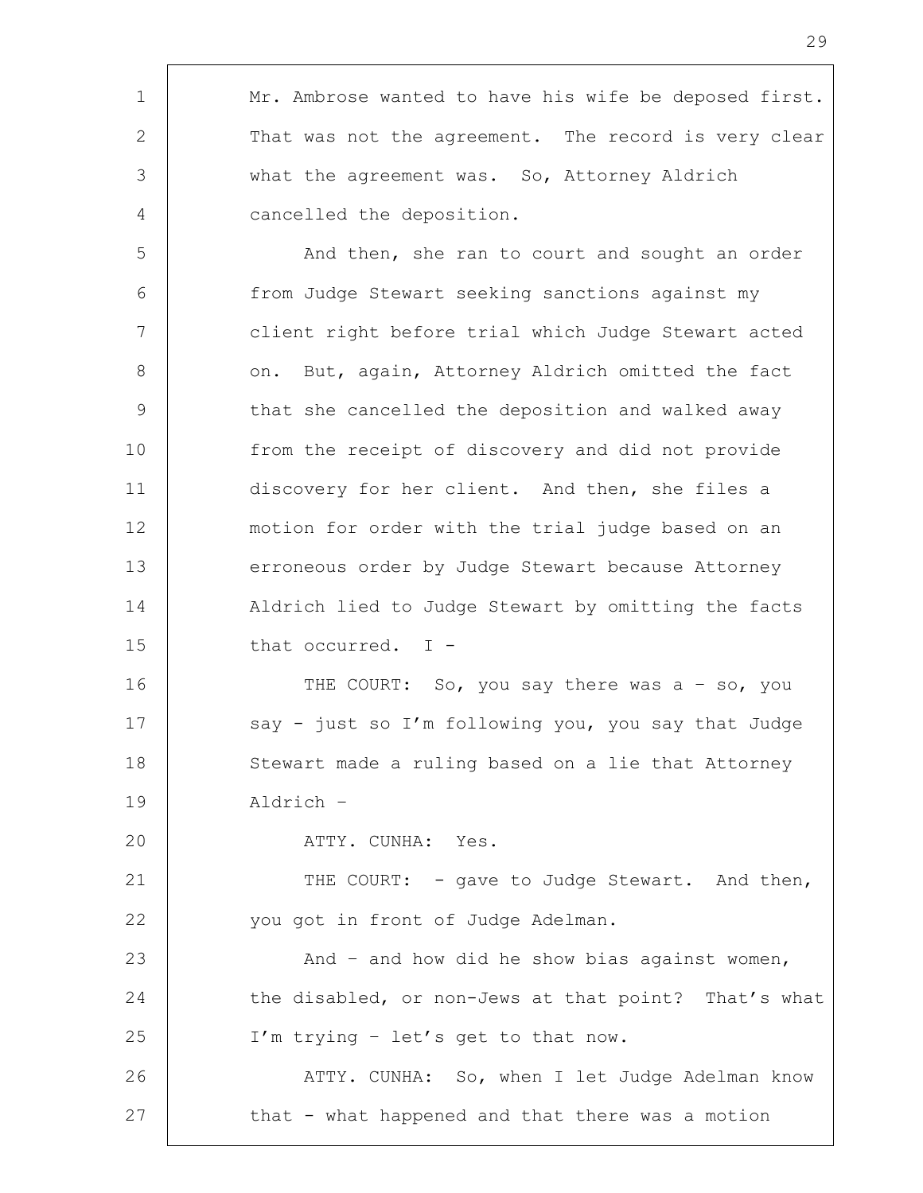Mr. Ambrose wanted to have his wife be deposed first. That was not the agreement. The record is very clear what the agreement was. So, Attorney Aldrich cancelled the deposition.

And then, she ran to court and sought an order from Judge Stewart seeking sanctions against my client right before trial which Judge Stewart acted on. But, again, Attorney Aldrich omitted the fact that she cancelled the deposition and walked away from the receipt of discovery and did not provide discovery for her client. And then, she files a motion for order with the trial judge based on an erroneous order by Judge Stewart because Attorney Aldrich lied to Judge Stewart by omitting the facts that occurred. I -

THE COURT: So, you say there was a – so, you say - just so I'm following you, you say that Judge Stewart made a ruling based on a lie that Attorney Aldrich –

ATTY. CUNHA: Yes.

THE COURT: - gave to Judge Stewart. And then, you got in front of Judge Adelman.

And – and how did he show bias against women, the disabled, or non-Jews at that point? That's what I'm trying – let's get to that now.

ATTY. CUNHA: So, when I let Judge Adelman know that - what happened and that there was a motion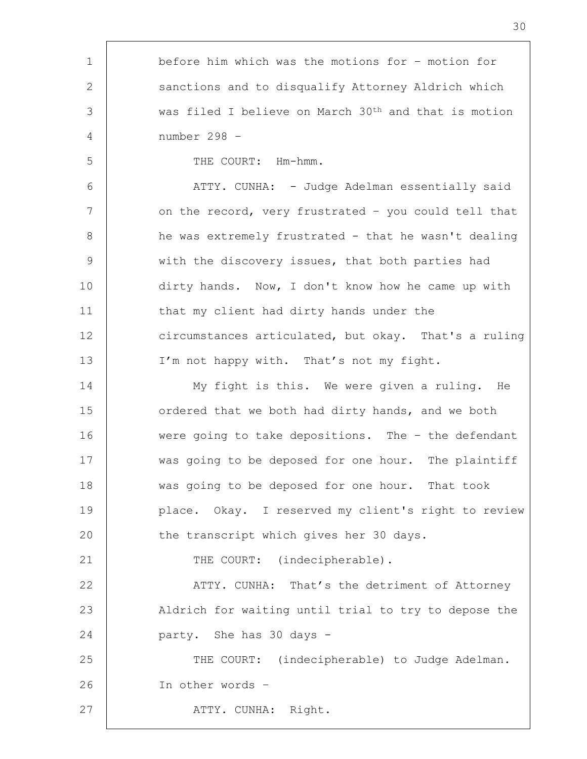before him which was the motions for – motion for sanctions and to disqualify Attorney Aldrich which was filed I believe on March 30th and that is motion number 298 –

THE COURT: Hm-hmm.

ATTY. CUNHA: - Judge Adelman essentially said on the record, very frustrated – you could tell that he was extremely frustrated - that he wasn't dealing with the discovery issues, that both parties had dirty hands. Now, I don't know how he came up with that my client had dirty hands under the circumstances articulated, but okay. That's a ruling I'm not happy with. That's not my fight.

My fight is this. We were given a ruling. He ordered that we both had dirty hands, and we both were going to take depositions. The – the defendant was going to be deposed for one hour. The plaintiff was going to be deposed for one hour. That took place. Okay. I reserved my client's right to review the transcript which gives her 30 days.

THE COURT: (indecipherable).

ATTY. CUNHA: That's the detriment of Attorney Aldrich for waiting until trial to try to depose the party. She has 30 days -

THE COURT: (indecipherable) to Judge Adelman. In other words –

ATTY. CUNHA: Right.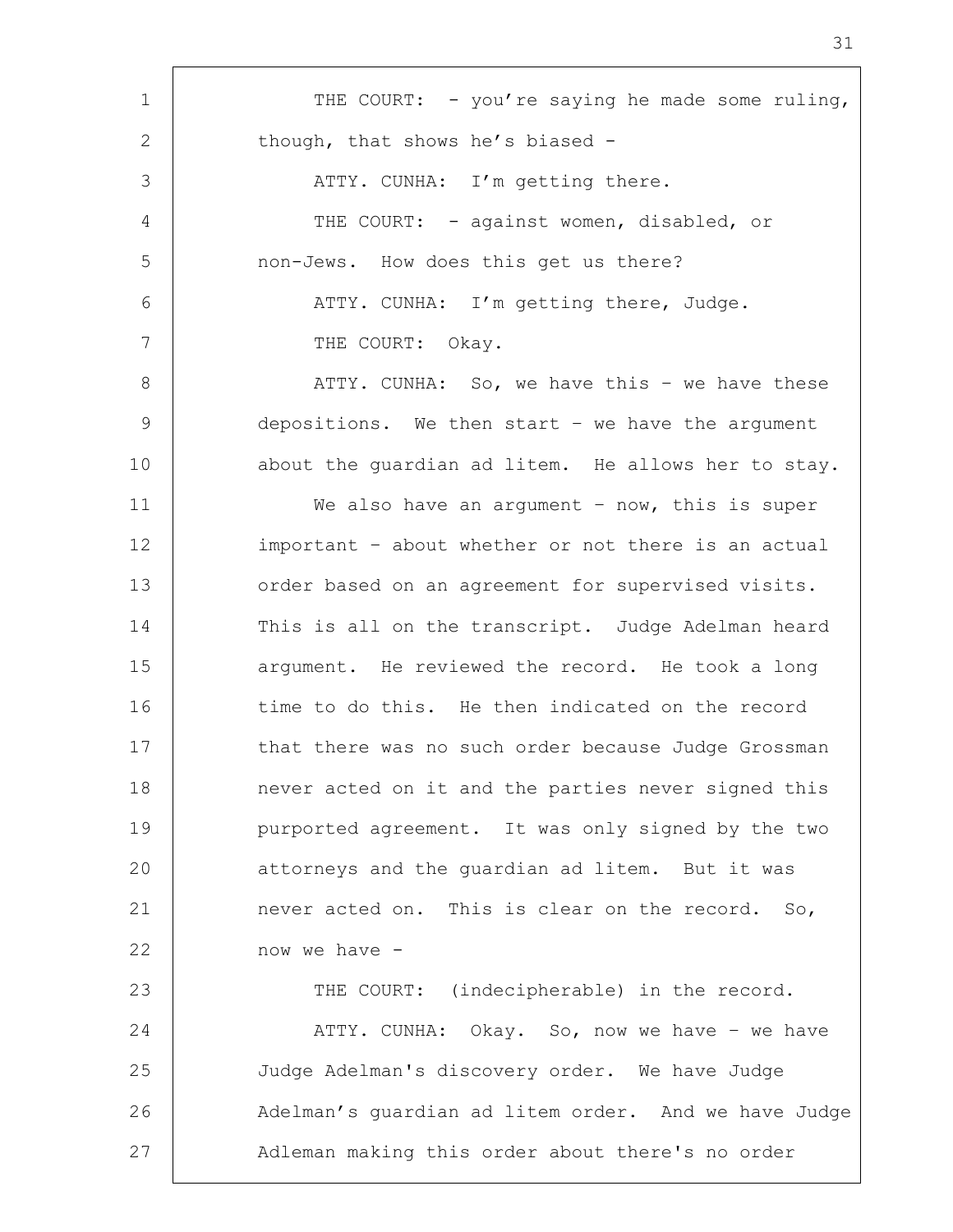THE COURT: - you're saying he made some ruling, though, that shows he's biased -

ATTY. CUNHA: I'm getting there.

THE COURT: - against women, disabled, or non-Jews. How does this get us there?

ATTY. CUNHA: I'm getting there, Judge.

THE COURT: Okay.

ATTY. CUNHA: So, we have this – we have these depositions. We then start – we have the argument about the guardian ad litem. He allows her to stay.

We also have an argument – now, this is super important – about whether or not there is an actual order based on an agreement for supervised visits. This is all on the transcript. Judge Adelman heard argument. He reviewed the record. He took a long time to do this. He then indicated on the record that there was no such order because Judge Grossman never acted on it and the parties never signed this purported agreement. It was only signed by the two attorneys and the guardian ad litem. But it was never acted on. This is clear on the record. So, now we have -

THE COURT: (indecipherable) in the record.

ATTY. CUNHA: Okay. So, now we have – we have Judge Adelman's discovery order. We have Judge Adelman's guardian ad litem order. And we have Judge Adleman making this order about there's no order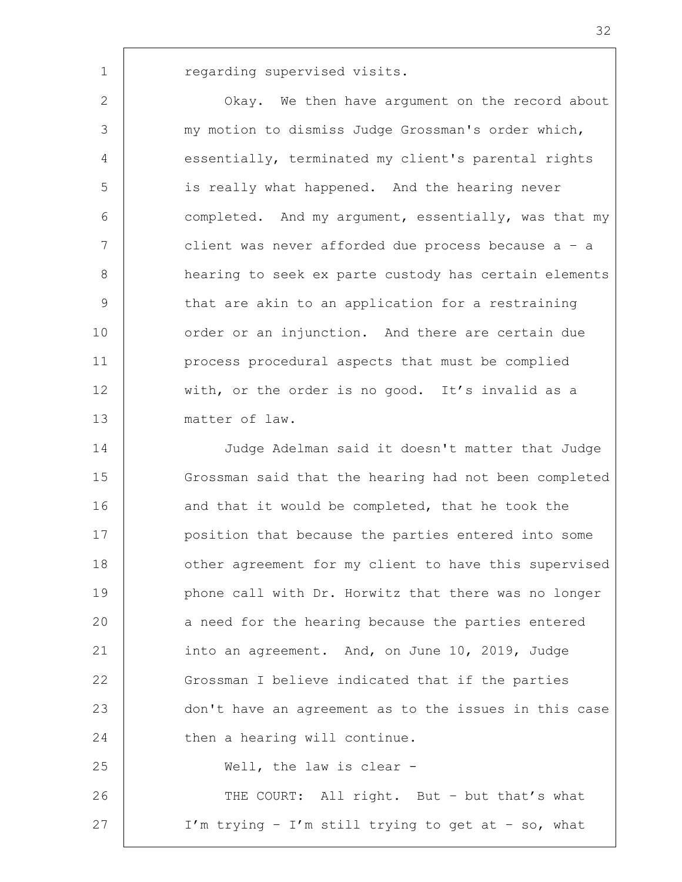regarding supervised visits.

Okay. We then have argument on the record about my motion to dismiss Judge Grossman's order which, essentially, terminated my client's parental rights is really what happened. And the hearing never completed. And my argument, essentially, was that my client was never afforded due process because a – a hearing to seek ex parte custody has certain elements that are akin to an application for a restraining order or an injunction. And there are certain due process procedural aspects that must be complied with, or the order is no good. It's invalid as a matter of law.

Judge Adelman said it doesn't matter that Judge Grossman said that the hearing had not been completed and that it would be completed, that he took the position that because the parties entered into some other agreement for my client to have this supervised phone call with Dr. Horwitz that there was no longer a need for the hearing because the parties entered into an agreement. And, on June 10, 2019, Judge Grossman I believe indicated that if the parties don't have an agreement as to the issues in this case then a hearing will continue.

Well, the law is clear –

THE COURT: All right. But – but that's what I'm trying – I'm still trying to get at – so, what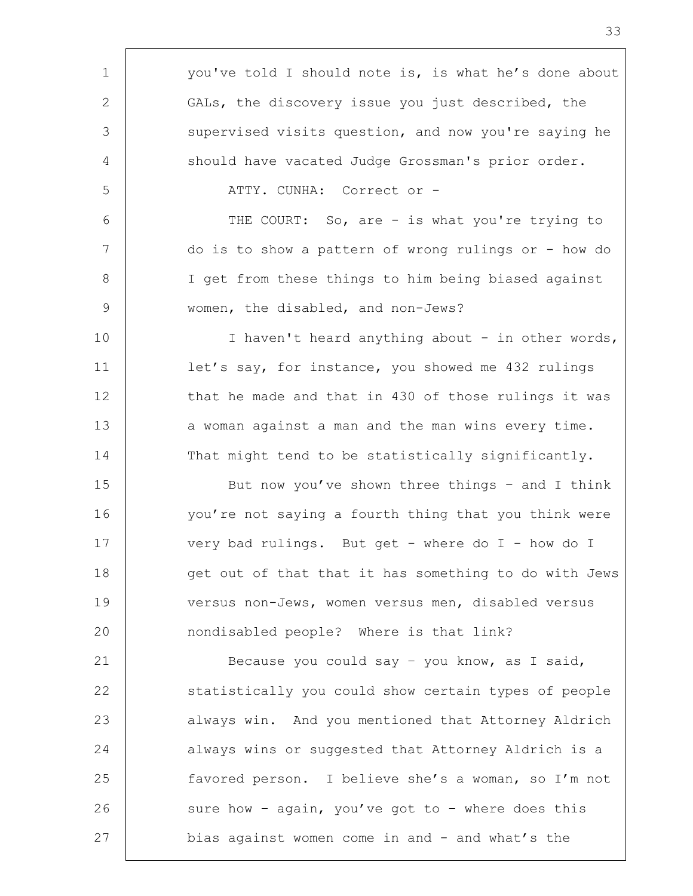you've told I should note is, is what he's done about GALs, the discovery issue you just described, the supervised visits question, and now you're saying he should have vacated Judge Grossman's prior order.

ATTY. CUNHA: Correct or -

THE COURT: So, are - is what you're trying to do is to show a pattern of wrong rulings or - how do I get from these things to him being biased against women, the disabled, and non-Jews?

I haven't heard anything about - in other words, let's say, for instance, you showed me 432 rulings that he made and that in 430 of those rulings it was a woman against a man and the man wins every time. That might tend to be statistically significantly.

But now you've shown three things – and I think you're not saying a fourth thing that you think were very bad rulings. But get - where do I - how do I get out of that that it has something to do with Jews versus non-Jews, women versus men, disabled versus nondisabled people? Where is that link?

Because you could say – you know, as I said, statistically you could show certain types of people always win. And you mentioned that Attorney Aldrich always wins or suggested that Attorney Aldrich is a favored person. I believe she's a woman, so I'm not sure how – again, you've got to – where does this bias against women come in and - and what's the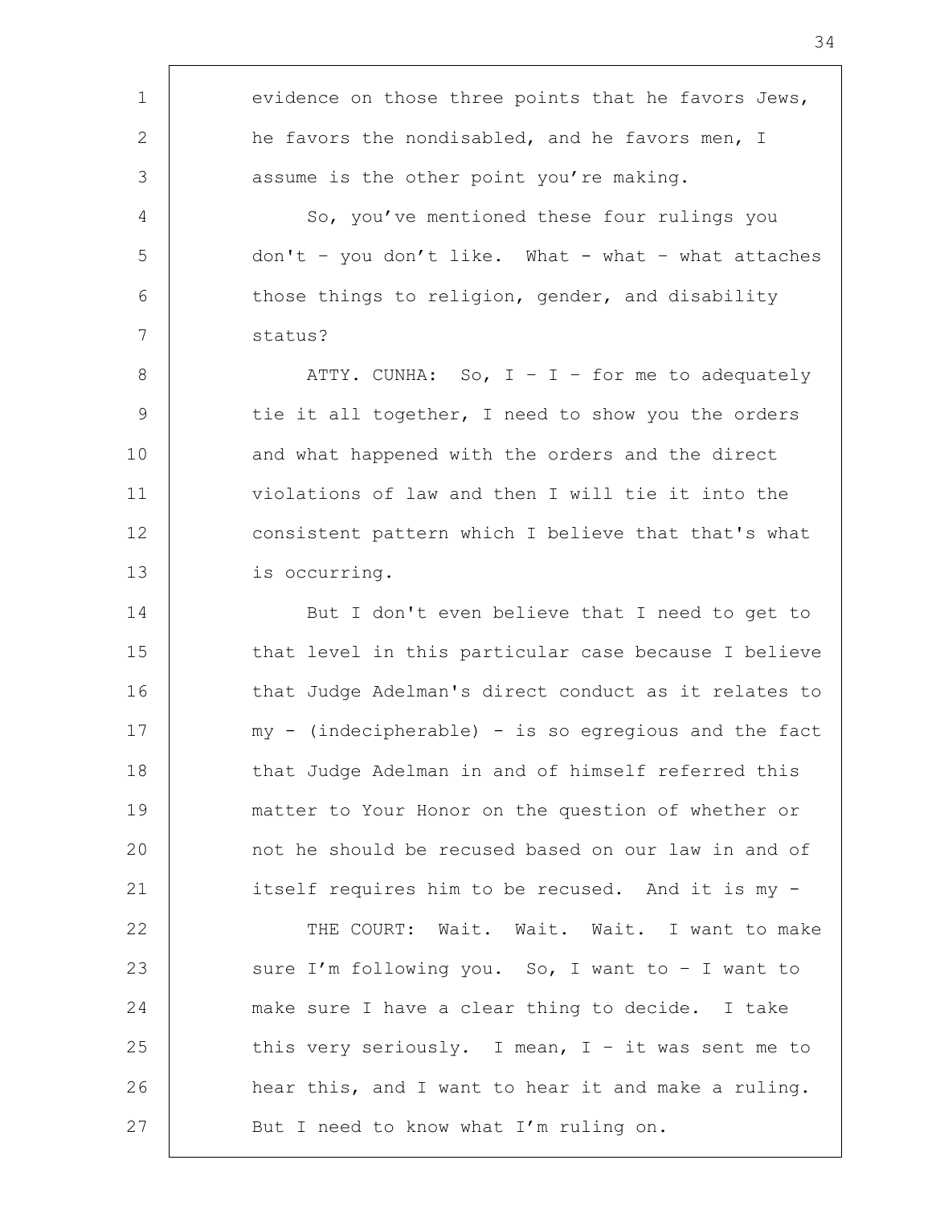evidence on those three points that he favors Jews, he favors the nondisabled, and he favors men, I assume is the other point you're making.

So, you've mentioned these four rulings you don't – you don't like. What - what – what attaches those things to religion, gender, and disability status?

ATTY. CUNHA: So, I – I – for me to adequately tie it all together, I need to show you the orders and what happened with the orders and the direct violations of law and then I will tie it into the consistent pattern which I believe that that's what is occurring.

But I don't even believe that I need to get to that level in this particular case because I believe that Judge Adelman's direct conduct as it relates to my - (indecipherable) - is so egregious and the fact that Judge Adelman in and of himself referred this matter to Your Honor on the question of whether or not he should be recused based on our law in and of itself requires him to be recused. And it is my -

THE COURT: Wait. Wait. Wait. I want to make sure I'm following you. So, I want to – I want to make sure I have a clear thing to decide. I take this very seriously. I mean, I – it was sent me to hear this, and I want to hear it and make a ruling. But I need to know what I'm ruling on.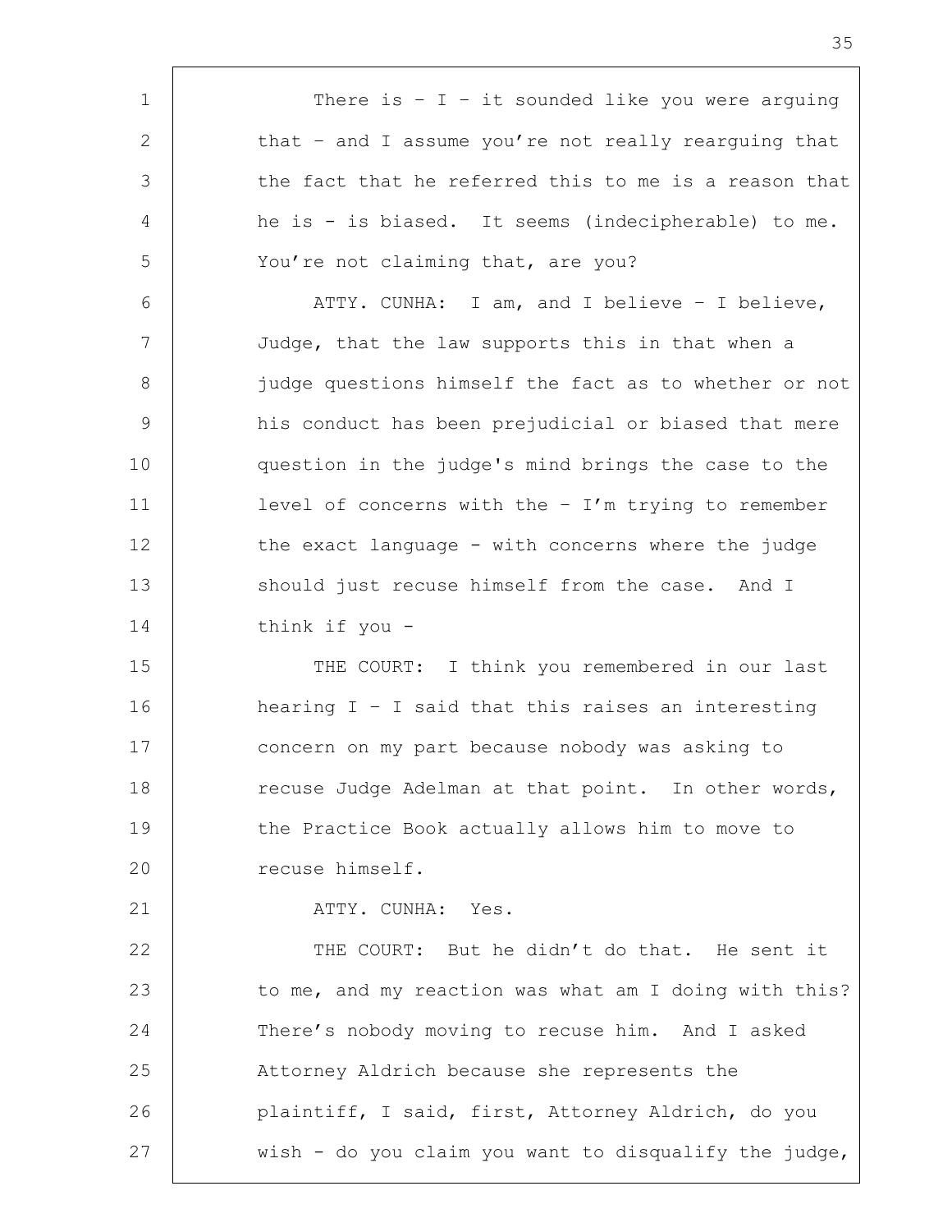There is – I – it sounded like you were arguing that – and I assume you're not really rearguing that the fact that he referred this to me is a reason that he is - is biased. It seems (indecipherable) to me. You're not claiming that, are you?

ATTY. CUNHA: I am, and I believe – I believe, Judge, that the law supports this in that when a judge questions himself the fact as to whether or not his conduct has been prejudicial or biased that mere question in the judge's mind brings the case to the level of concerns with the – I'm trying to remember the exact language - with concerns where the judge should just recuse himself from the case. And I think if you -

THE COURT: I think you remembered in our last hearing I – I said that this raises an interesting concern on my part because nobody was asking to recuse Judge Adelman at that point. In other words, the Practice Book actually allows him to move to recuse himself.

ATTY. CUNHA: Yes.

THE COURT: But he didn't do that. He sent it to me, and my reaction was what am I doing with this? There's nobody moving to recuse him. And I asked Attorney Aldrich because she represents the plaintiff, I said, first, Attorney Aldrich, do you wish - do you claim you want to disqualify the judge,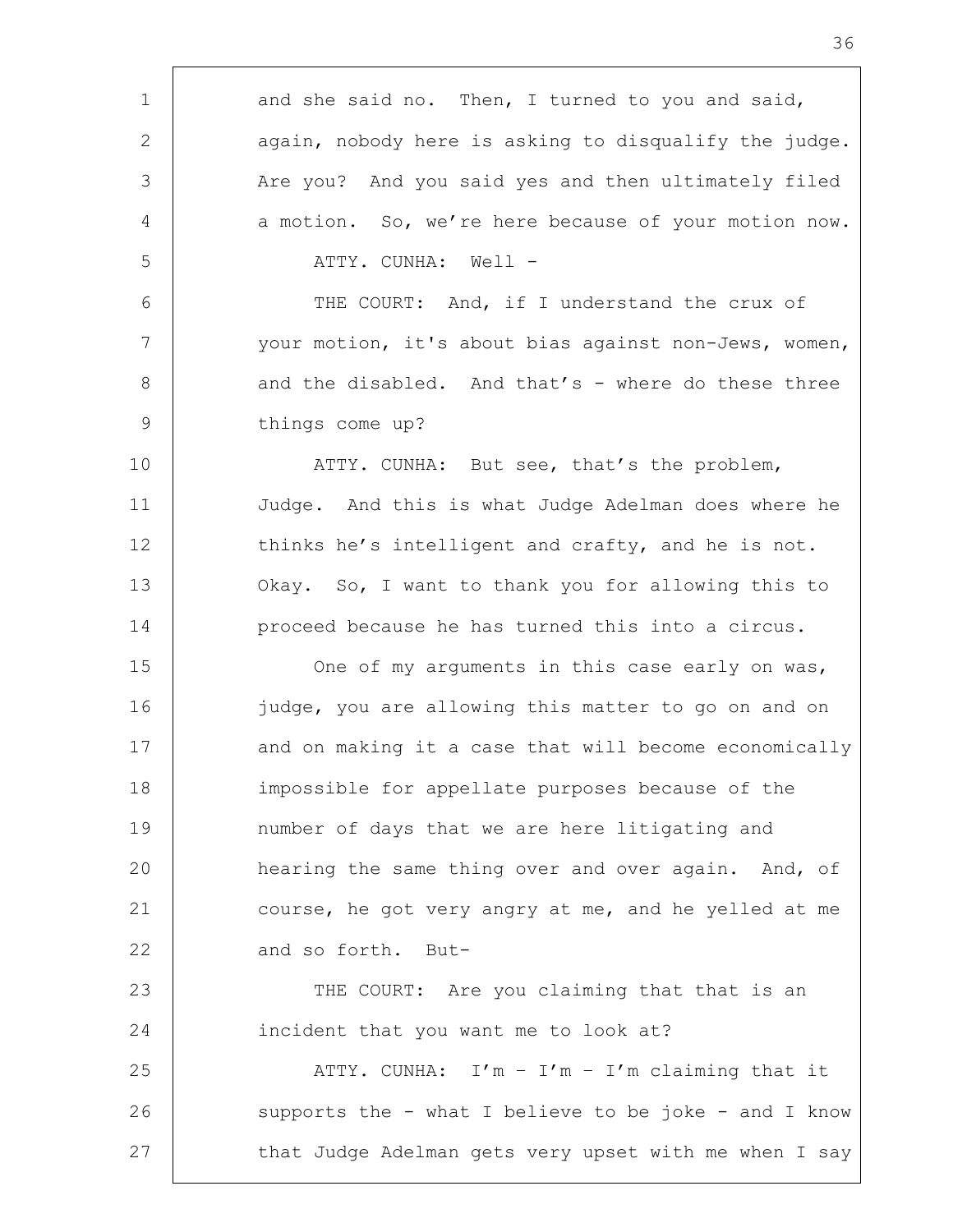and she said no. Then, I turned to you and said, again, nobody here is asking to disqualify the judge. Are you? And you said yes and then ultimately filed a motion. So, we're here because of your motion now.

ATTY. CUNHA: Well -

THE COURT: And, if I understand the crux of your motion, it's about bias against non-Jews, women, and the disabled. And that's - where do these three things come up?

ATTY. CUNHA: But see, that's the problem, Judge. And this is what Judge Adelman does where he thinks he's intelligent and crafty, and he is not. Okay. So, I want to thank you for allowing this to proceed because he has turned this into a circus.

One of my arguments in this case early on was, judge, you are allowing this matter to go on and on and on making it a case that will become economically impossible for appellate purposes because of the number of days that we are here litigating and hearing the same thing over and over again. And, of course, he got very angry at me, and he yelled at me and so forth. But-

THE COURT: Are you claiming that that is an incident that you want me to look at?

ATTY. CUNHA: I'm – I'm – I'm claiming that it supports the - what I believe to be joke - and I know that Judge Adelman gets very upset with me when I say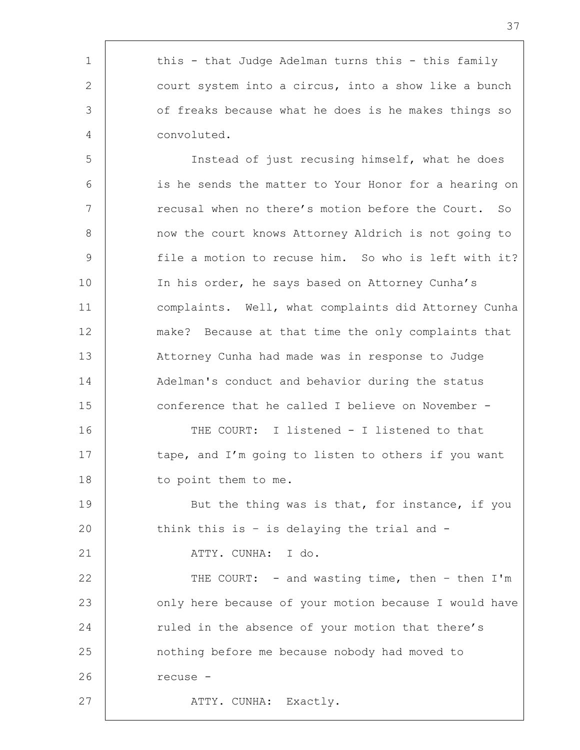this - that Judge Adelman turns this - this family court system into a circus, into a show like a bunch of freaks because what he does is he makes things so convoluted.

Instead of just recusing himself, what he does is he sends the matter to Your Honor for a hearing on recusal when no there's motion before the Court. So now the court knows Attorney Aldrich is not going to file a motion to recuse him. So who is left with it? In his order, he says based on Attorney Cunha's complaints. Well, what complaints did Attorney Cunha make? Because at that time the only complaints that Attorney Cunha had made was in response to Judge Adelman's conduct and behavior during the status conference that he called I believe on November -

THE COURT: I listened - I listened to that tape, and I'm going to listen to others if you want to point them to me.

But the thing was is that, for instance, if you think this is – is delaying the trial and -

ATTY. CUNHA: I do.

THE COURT: - and wasting time, then – then I'm only here because of your motion because I would have ruled in the absence of your motion that there's nothing before me because nobody had moved to recuse -

ATTY. CUNHA: Exactly.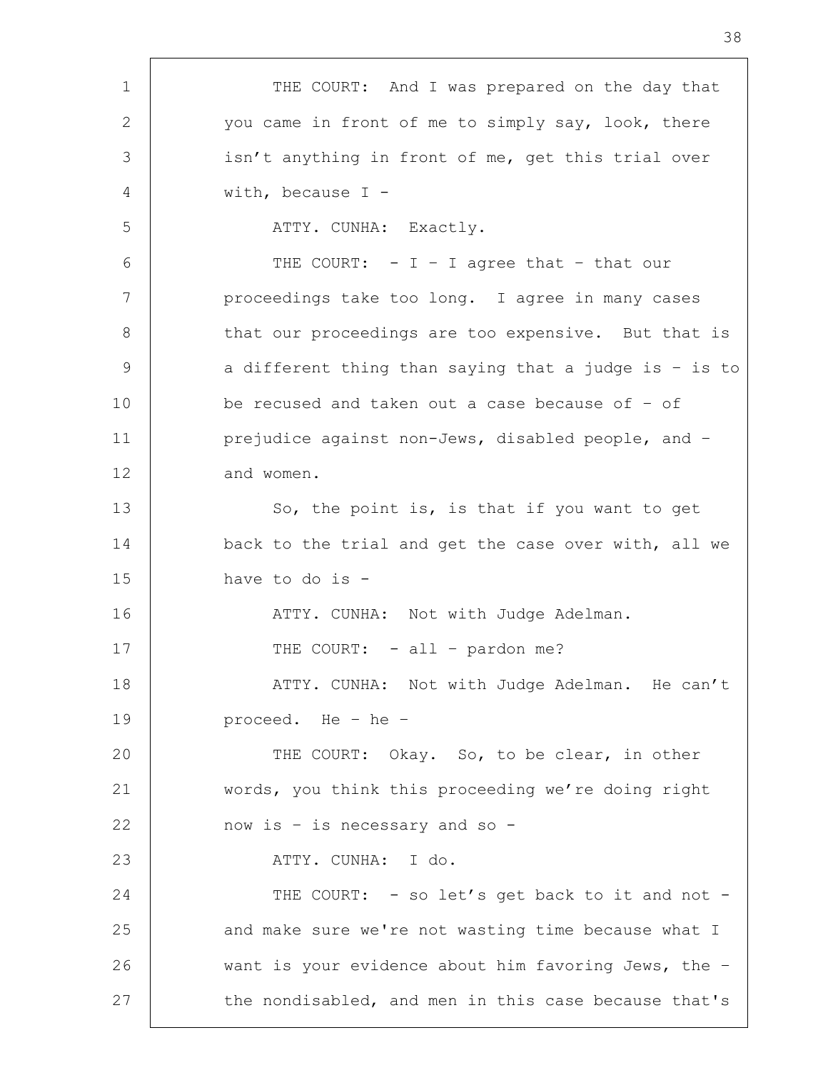THE COURT: And I was prepared on the day that you came in front of me to simply say, look, there isn't anything in front of me, get this trial over with, because I -

ATTY. CUNHA: Exactly.

THE COURT: - I – I agree that – that our proceedings take too long. I agree in many cases that our proceedings are too expensive. But that is a different thing than saying that a judge is – is to be recused and taken out a case because of – of prejudice against non-Jews, disabled people, and – and women.

So, the point is, is that if you want to get back to the trial and get the case over with, all we have to do is -

ATTY. CUNHA: Not with Judge Adelman.

THE COURT: - all – pardon me?

ATTY. CUNHA: Not with Judge Adelman. He can't proceed. He – he –

THE COURT: Okay. So, to be clear, in other words, you think this proceeding we're doing right now is – is necessary and so -

ATTY. CUNHA: I do.

THE COURT: - so let's get back to it and not - and make sure we're not wasting time because what I want is your evidence about him favoring Jews, the – the nondisabled, and men in this case because that's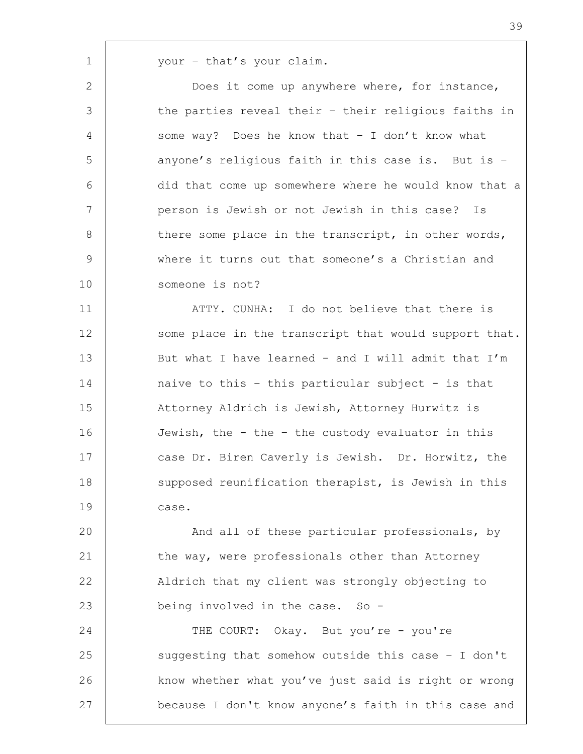your – that's your claim.

Does it come up anywhere where, for instance, the parties reveal their – their religious faiths in some way? Does he know that – I don't know what anyone's religious faith in this case is. But is – did that come up somewhere where he would know that a person is Jewish or not Jewish in this case? Is there some place in the transcript, in other words, where it turns out that someone's a Christian and someone is not?

ATTY. CUNHA: I do not believe that there is some place in the transcript that would support that. But what I have learned - and I will admit that I'm naive to this – this particular subject - is that Attorney Aldrich is Jewish, Attorney Hurwitz is Jewish, the - the – the custody evaluator in this case Dr. Biren Caverly is Jewish. Dr. Horwitz, the supposed reunification therapist, is Jewish in this case.

And all of these particular professionals, by the way, were professionals other than Attorney Aldrich that my client was strongly objecting to being involved in the case. So -

THE COURT: Okay. But you're - you're suggesting that somehow outside this case – I don't know whether what you've just said is right or wrong because I don't know anyone's faith in this case and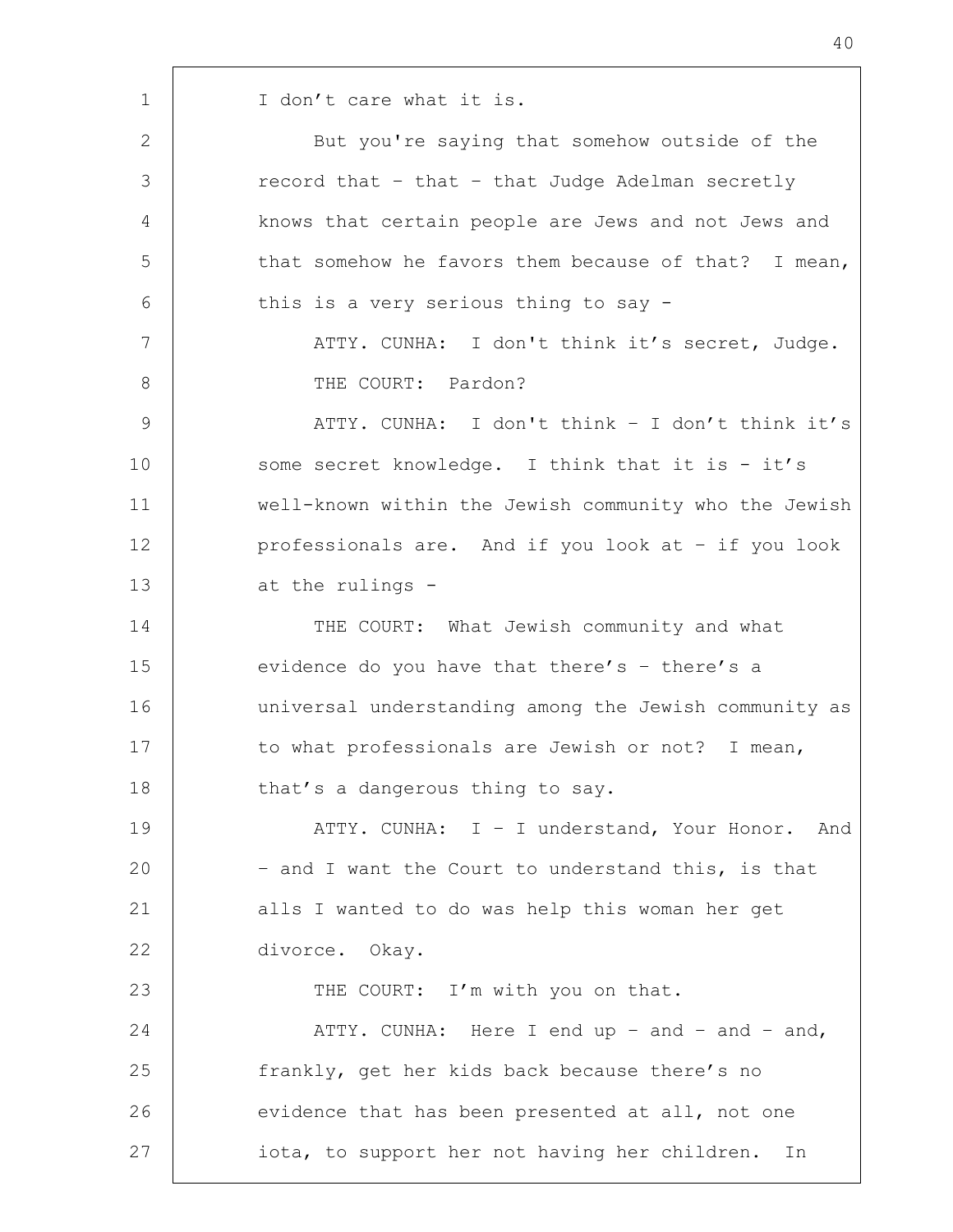I don't care what it is.

But you're saying that somehow outside of the record that – that – that Judge Adelman secretly knows that certain people are Jews and not Jews and that somehow he favors them because of that? I mean, this is a very serious thing to say -

ATTY. CUNHA: I don't think it's secret, Judge.

THE COURT: Pardon?

ATTY. CUNHA: I don't think – I don't think it's some secret knowledge. I think that it is - it's well-known within the Jewish community who the Jewish professionals are. And if you look at – if you look at the rulings -

THE COURT: What Jewish community and what evidence do you have that there's – there's a universal understanding among the Jewish community as to what professionals are Jewish or not? I mean, that's a dangerous thing to say.

ATTY. CUNHA: I – I understand, Your Honor. And – and I want the Court to understand this, is that alls I wanted to do was help this woman her get divorce. Okay.

THE COURT: I'm with you on that.

ATTY. CUNHA: Here I end up – and – and – and, frankly, get her kids back because there's no evidence that has been presented at all, not one iota, to support her not having her children. In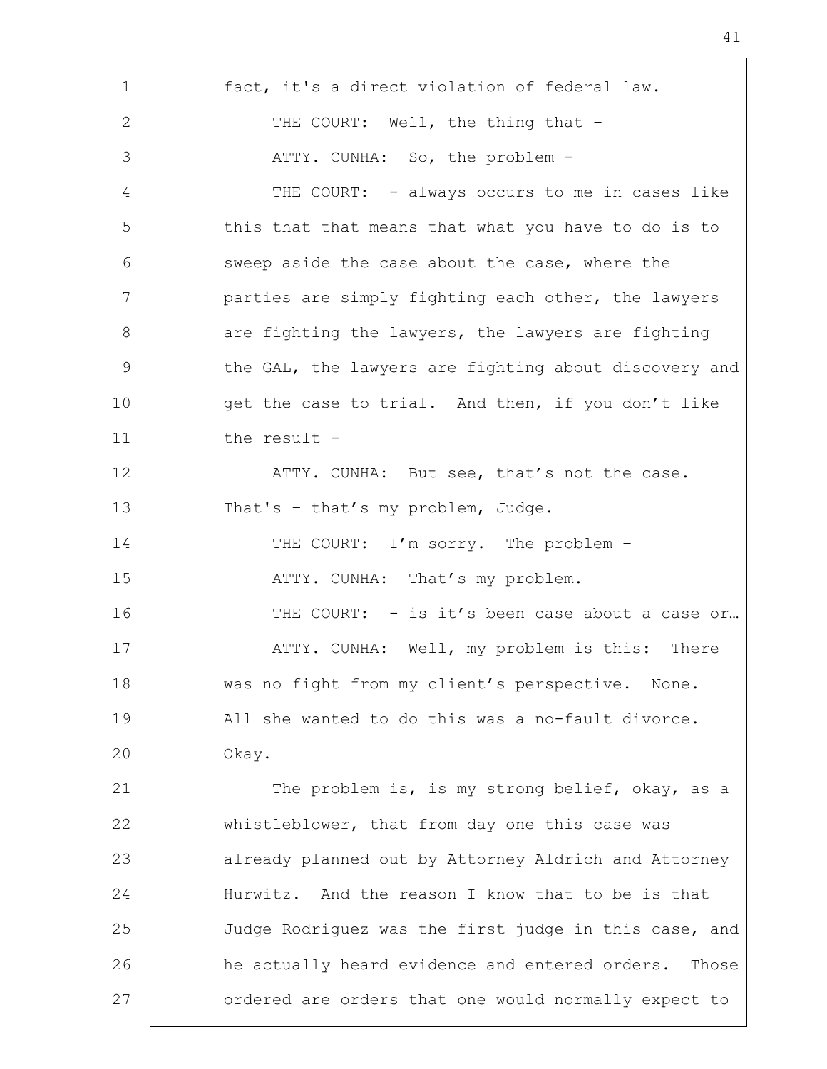fact, it's a direct violation of federal law.

THE COURT: Well, the thing that –

ATTY. CUNHA: So, the problem -

THE COURT: - always occurs to me in cases like this that that means that what you have to do is to sweep aside the case about the case, where the parties are simply fighting each other, the lawyers are fighting the lawyers, the lawyers are fighting the GAL, the lawyers are fighting about discovery and get the case to trial. And then, if you don't like the result -

ATTY. CUNHA: But see, that's not the case. That's – that's my problem, Judge.

THE COURT: I'm sorry. The problem –

ATTY. CUNHA: That's my problem.

THE COURT: - is it's been case about a case or…

ATTY. CUNHA: Well, my problem is this: There was no fight from my client's perspective. None. All she wanted to do this was a no-fault divorce. Okay.

The problem is, is my strong belief, okay, as a whistleblower, that from day one this case was already planned out by Attorney Aldrich and Attorney Hurwitz. And the reason I know that to be is that Judge Rodriguez was the first judge in this case, and he actually heard evidence and entered orders. Those ordered are orders that one would normally expect to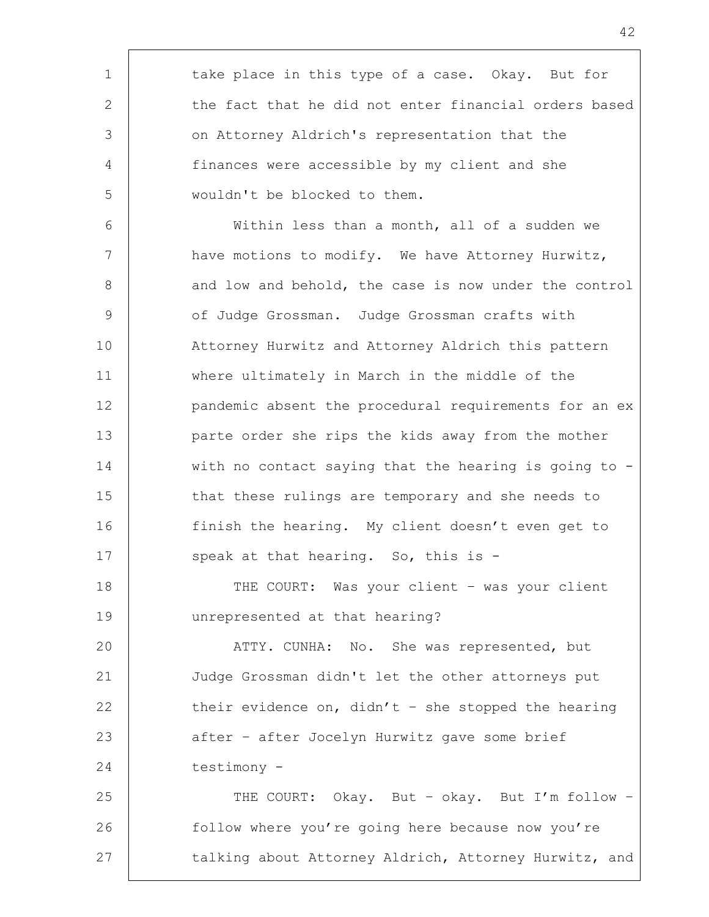take place in this type of a case. Okay. But for the fact that he did not enter financial orders based on Attorney Aldrich's representation that the finances were accessible by my client and she wouldn't be blocked to them.

Within less than a month, all of a sudden we have motions to modify. We have Attorney Hurwitz, and low and behold, the case is now under the control of Judge Grossman. Judge Grossman crafts with Attorney Hurwitz and Attorney Aldrich this pattern where ultimately in March in the middle of the pandemic absent the procedural requirements for an ex parte order she rips the kids away from the mother with no contact saying that the hearing is going to - that these rulings are temporary and she needs to finish the hearing. My client doesn't even get to speak at that hearing. So, this is -

THE COURT: Was your client – was your client unrepresented at that hearing?

ATTY. CUNHA: No. She was represented, but Judge Grossman didn't let the other attorneys put their evidence on, didn't – she stopped the hearing after – after Jocelyn Hurwitz gave some brief testimony -

THE COURT: Okay. But – okay. But I'm follow – follow where you're going here because now you're talking about Attorney Aldrich, Attorney Hurwitz, and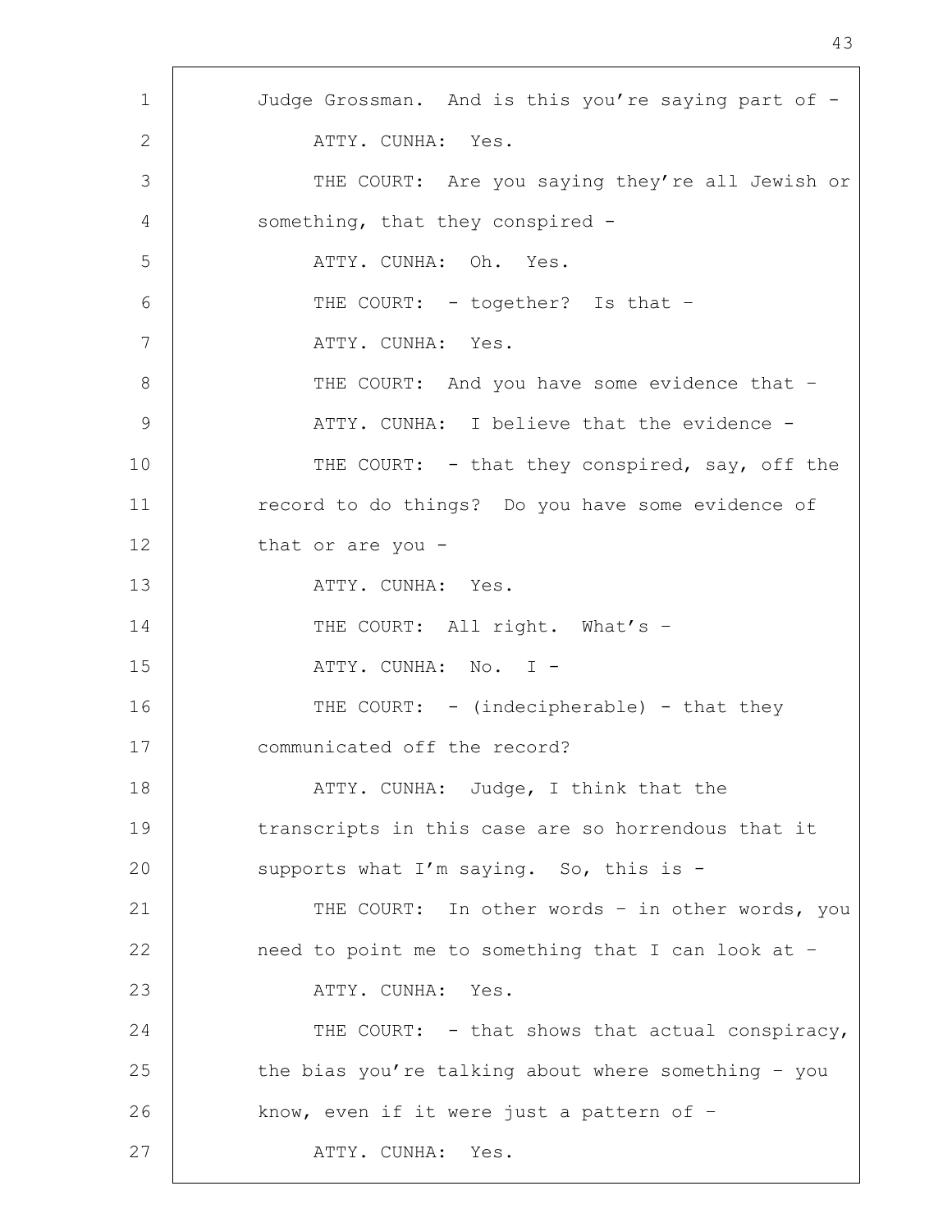Judge Grossman. And is this you're saying part of -

ATTY. CUNHA: Yes.

THE COURT: Are you saying they're all Jewish or something, that they conspired -

ATTY. CUNHA: Oh. Yes.

THE COURT: - together? Is that –

ATTY. CUNHA: Yes.

THE COURT: And you have some evidence that –

ATTY. CUNHA: I believe that the evidence -

THE COURT: - that they conspired, say, off the record to do things? Do you have some evidence of that or are you -

ATTY. CUNHA: Yes.

THE COURT: All right. What's –

ATTY. CUNHA: No. I -

THE COURT: - (indecipherable) - that they communicated off the record?

ATTY. CUNHA: Judge, I think that the transcripts in this case are so horrendous that it supports what I'm saying. So, this is -

THE COURT: In other words – in other words, you need to point me to something that I can look at –

ATTY. CUNHA: Yes.

THE COURT: - that shows that actual conspiracy, the bias you're talking about where something – you know, even if it were just a pattern of –

ATTY. CUNHA: Yes.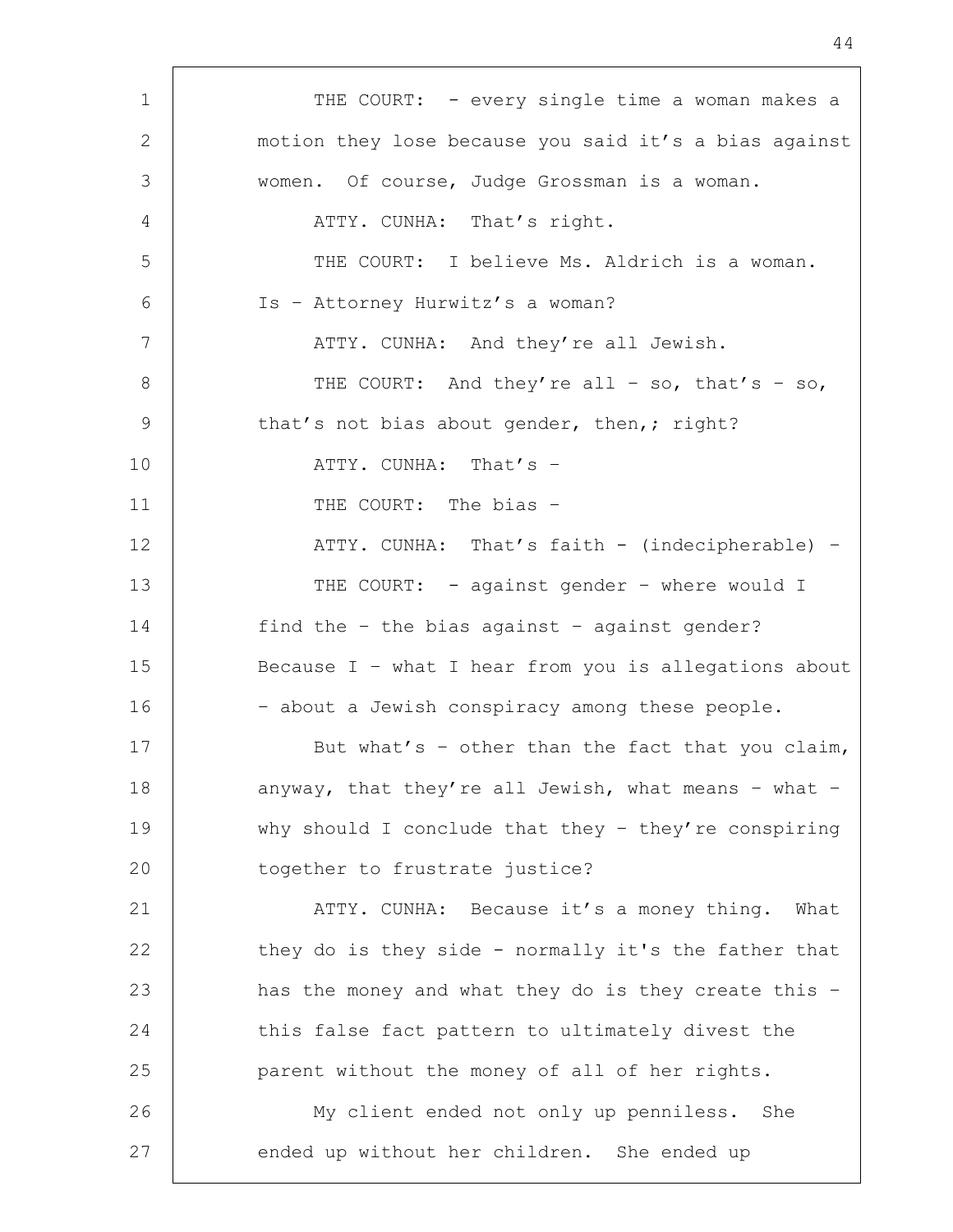THE COURT: - every single time a woman makes a motion they lose because you said it's a bias against women. Of course, Judge Grossman is a woman.

ATTY. CUNHA: That's right.

THE COURT: I believe Ms. Aldrich is a woman. Is – Attorney Hurwitz's a woman?

ATTY. CUNHA: And they're all Jewish.

THE COURT: And they're all – so, that's – so, that's not bias about gender, then,; right?

ATTY. CUNHA: That's –

THE COURT: The bias –

ATTY. CUNHA: That's faith - (indecipherable) –

THE COURT: - against gender – where would I find the – the bias against – against gender? Because I – what I hear from you is allegations about – about a Jewish conspiracy among these people.

But what's – other than the fact that you claim, anyway, that they're all Jewish, what means – what – why should I conclude that they – they're conspiring together to frustrate justice?

ATTY. CUNHA: Because it's a money thing. What they do is they side - normally it's the father that has the money and what they do is they create this – this false fact pattern to ultimately divest the parent without the money of all of her rights.

My client ended not only up penniless. She ended up without her children. She ended up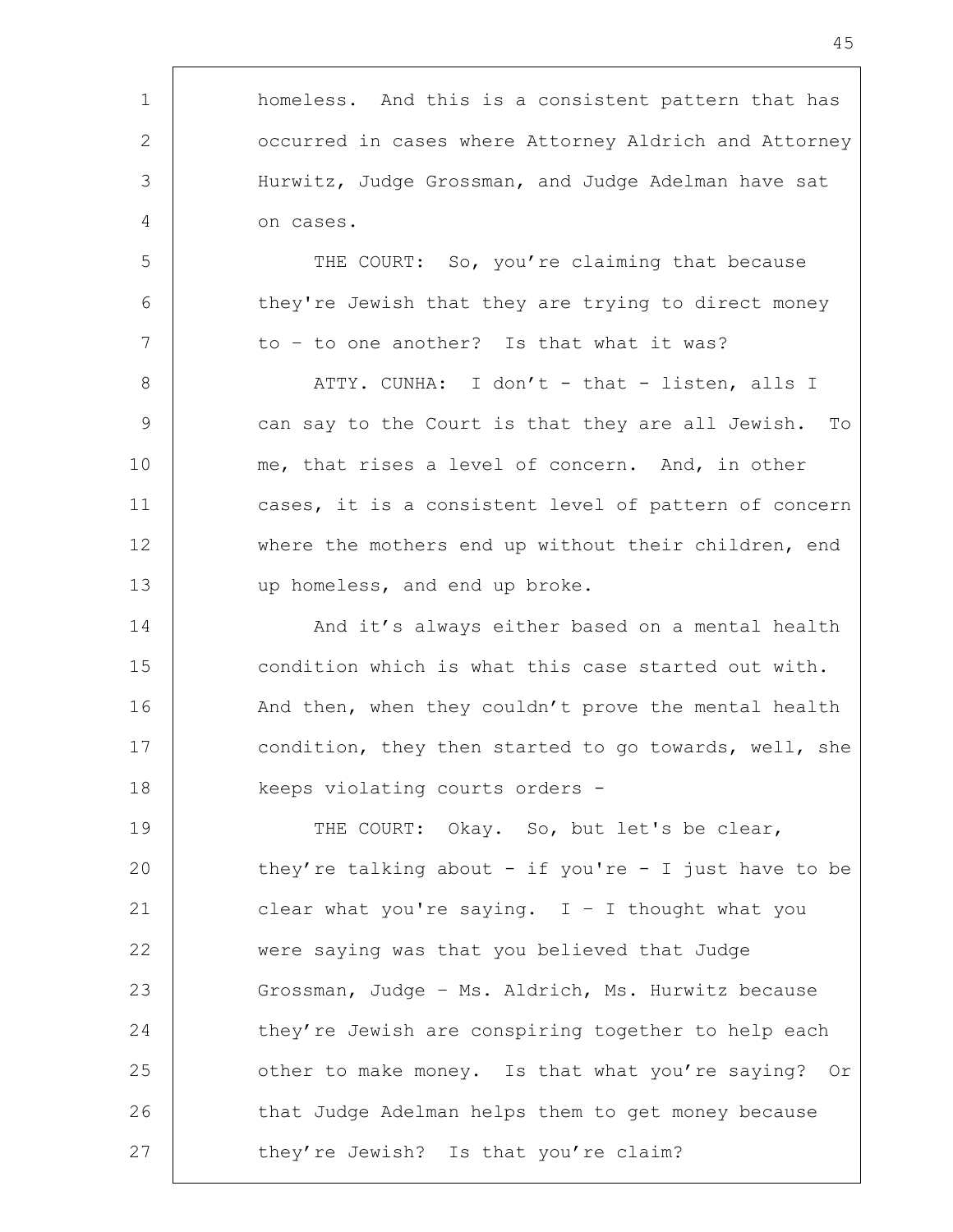homeless. And this is a consistent pattern that has occurred in cases where Attorney Aldrich and Attorney Hurwitz, Judge Grossman, and Judge Adelman have sat on cases.

THE COURT: So, you're claiming that because they're Jewish that they are trying to direct money to – to one another? Is that what it was?

ATTY. CUNHA: I don't - that - listen, alls I can say to the Court is that they are all Jewish. To me, that rises a level of concern. And, in other cases, it is a consistent level of pattern of concern where the mothers end up without their children, end up homeless, and end up broke.

And it's always either based on a mental health condition which is what this case started out with. And then, when they couldn't prove the mental health condition, they then started to go towards, well, she keeps violating courts orders -

THE COURT: Okay. So, but let's be clear, they're talking about - if you're - I just have to be clear what you're saying. I – I thought what you were saying was that you believed that Judge Grossman, Judge – Ms. Aldrich, Ms. Hurwitz because they're Jewish are conspiring together to help each other to make money. Is that what you're saying? Or that Judge Adelman helps them to get money because they're Jewish? Is that you're claim?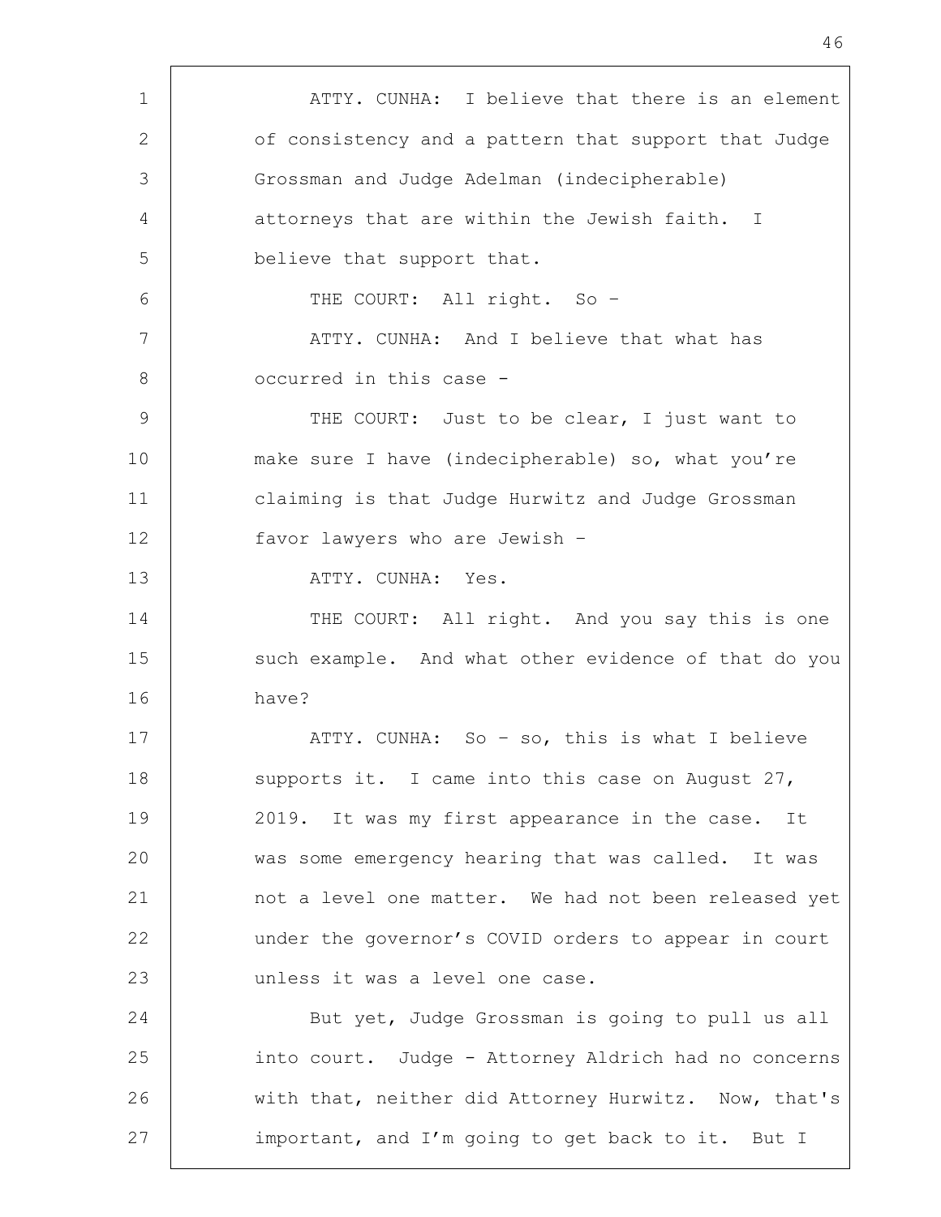ATTY. CUNHA: I believe that there is an element of consistency and a pattern that support that Judge Grossman and Judge Adelman (indecipherable) attorneys that are within the Jewish faith. I believe that support that.

THE COURT: All right. So –

ATTY. CUNHA: And I believe that what has occurred in this case -

THE COURT: Just to be clear, I just want to make sure I have (indecipherable) so, what you're claiming is that Judge Hurwitz and Judge Grossman favor lawyers who are Jewish –

ATTY. CUNHA: Yes.

THE COURT: All right. And you say this is one such example. And what other evidence of that do you have?

ATTY. CUNHA: So – so, this is what I believe supports it. I came into this case on August 27, 2019. It was my first appearance in the case. It was some emergency hearing that was called. It was not a level one matter. We had not been released yet under the governor's COVID orders to appear in court unless it was a level one case.

But yet, Judge Grossman is going to pull us all into court. Judge - Attorney Aldrich had no concerns with that, neither did Attorney Hurwitz. Now, that's important, and I'm going to get back to it. But I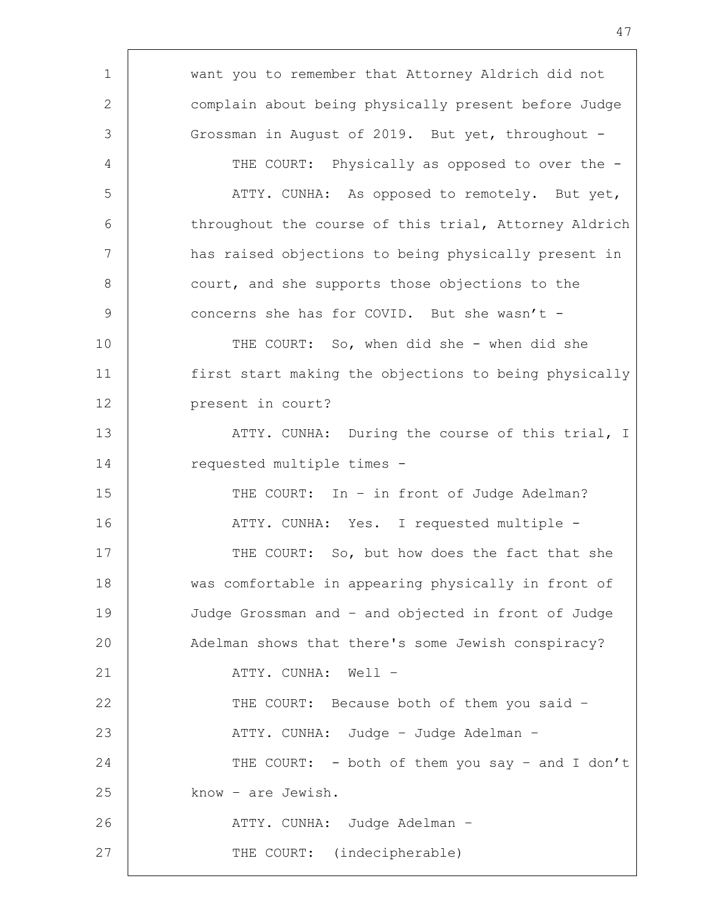want you to remember that Attorney Aldrich did not complain about being physically present before Judge Grossman in August of 2019. But yet, throughout -

THE COURT: Physically as opposed to over the -

ATTY. CUNHA: As opposed to remotely. But yet, throughout the course of this trial, Attorney Aldrich has raised objections to being physically present in court, and she supports those objections to the concerns she has for COVID. But she wasn't -

THE COURT: So, when did she - when did she first start making the objections to being physically present in court?

ATTY. CUNHA: During the course of this trial, I requested multiple times -

THE COURT: In – in front of Judge Adelman?

ATTY. CUNHA: Yes. I requested multiple -

THE COURT: So, but how does the fact that she was comfortable in appearing physically in front of Judge Grossman and – and objected in front of Judge Adelman shows that there's some Jewish conspiracy?

ATTY. CUNHA: Well –

THE COURT: Because both of them you said –

ATTY. CUNHA: Judge – Judge Adelman –

THE COURT: - both of them you say – and I don't know – are Jewish.

ATTY. CUNHA: Judge Adelman –

THE COURT: (indecipherable)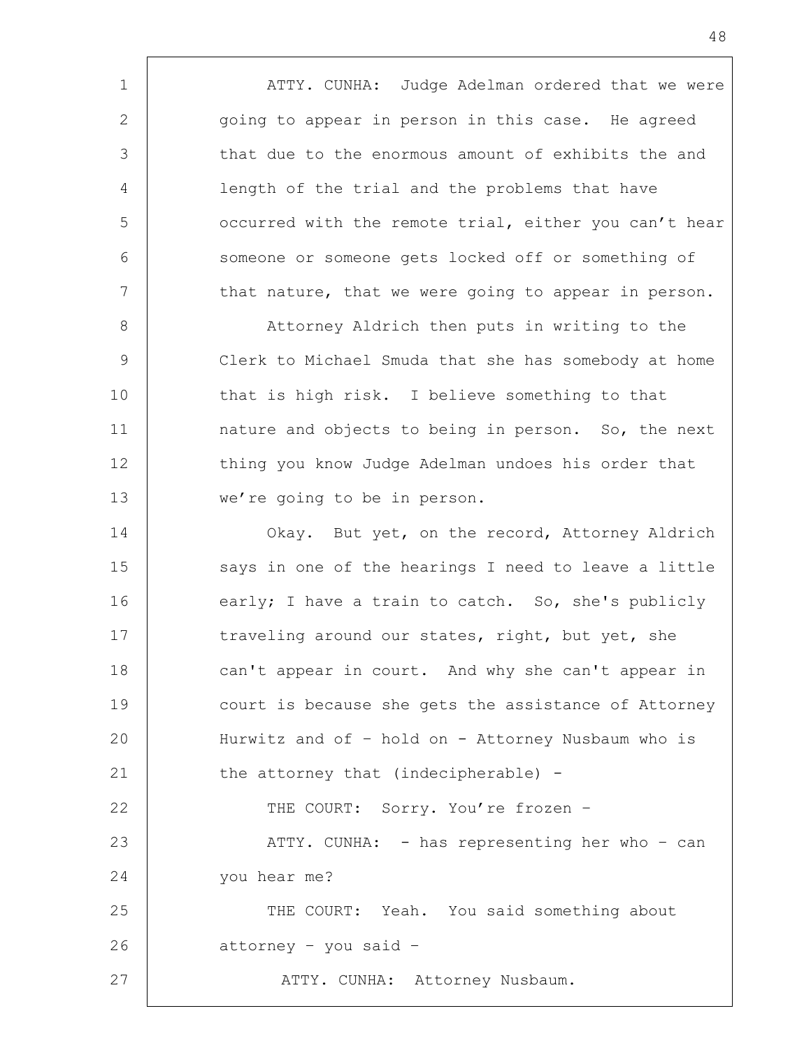ATTY. CUNHA: Judge Adelman ordered that we were going to appear in person in this case. He agreed that due to the enormous amount of exhibits the and length of the trial and the problems that have occurred with the remote trial, either you can't hear someone or someone gets locked off or something of that nature, that we were going to appear in person.

Attorney Aldrich then puts in writing to the Clerk to Michael Smuda that she has somebody at home that is high risk. I believe something to that nature and objects to being in person. So, the next thing you know Judge Adelman undoes his order that we're going to be in person.

Okay. But yet, on the record, Attorney Aldrich says in one of the hearings I need to leave a little early; I have a train to catch. So, she's publicly traveling around our states, right, but yet, she can't appear in court. And why she can't appear in court is because she gets the assistance of Attorney Hurwitz and of – hold on - Attorney Nusbaum who is the attorney that (indecipherable) -

THE COURT: Sorry. You're frozen –

ATTY. CUNHA: - has representing her who – can you hear me?

THE COURT: Yeah. You said something about attorney – you said –

ATTY. CUNHA: Attorney Nusbaum.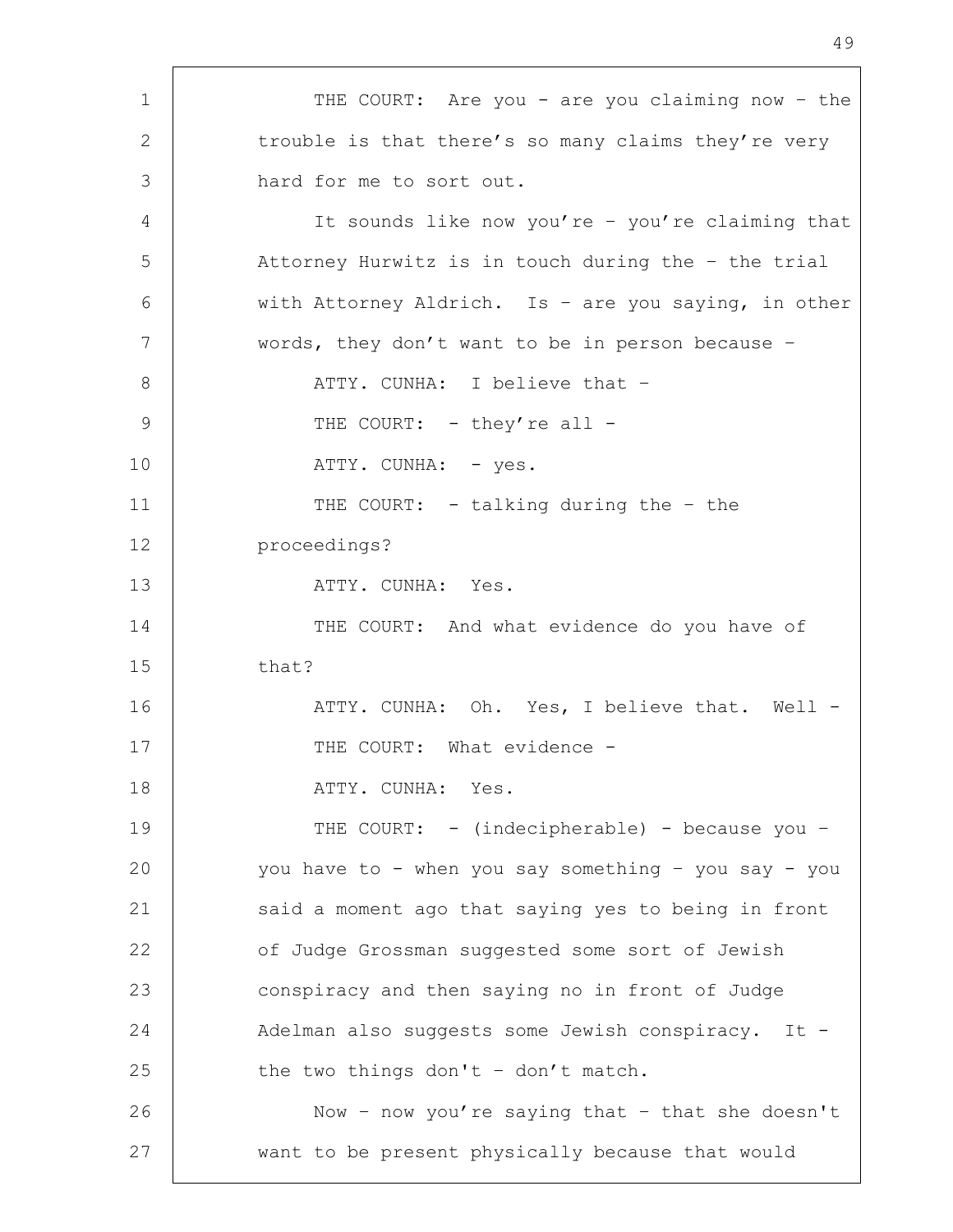THE COURT: Are you - are you claiming now – the trouble is that there’s so many claims they’re very hard for me to sort out.

It sounds like now you’re – you’re claiming that Attorney Hurwitz is in touch during the – the trial with Attorney Aldrich. Is – are you saying, in other words, they don’t want to be in person because –

ATTY. CUNHA: I believe that –

THE COURT: - they’re all -

ATTY. CUNHA: - yes.

THE COURT: - talking during the – the proceedings?

ATTY. CUNHA: Yes.

THE COURT: And what evidence do you have of that?

ATTY. CUNHA: Oh. Yes, I believe that. Well -

THE COURT: What evidence -

ATTY. CUNHA: Yes.

THE COURT: - (indecipherable) - because you – you have to - when you say something – you say - you said a moment ago that saying yes to being in front of Judge Grossman suggested some sort of Jewish conspiracy and then saying no in front of Judge Adelman also suggests some Jewish conspiracy. It - the two things don't – don’t match.

Now – now you’re saying that – that she doesn't want to be present physically because that would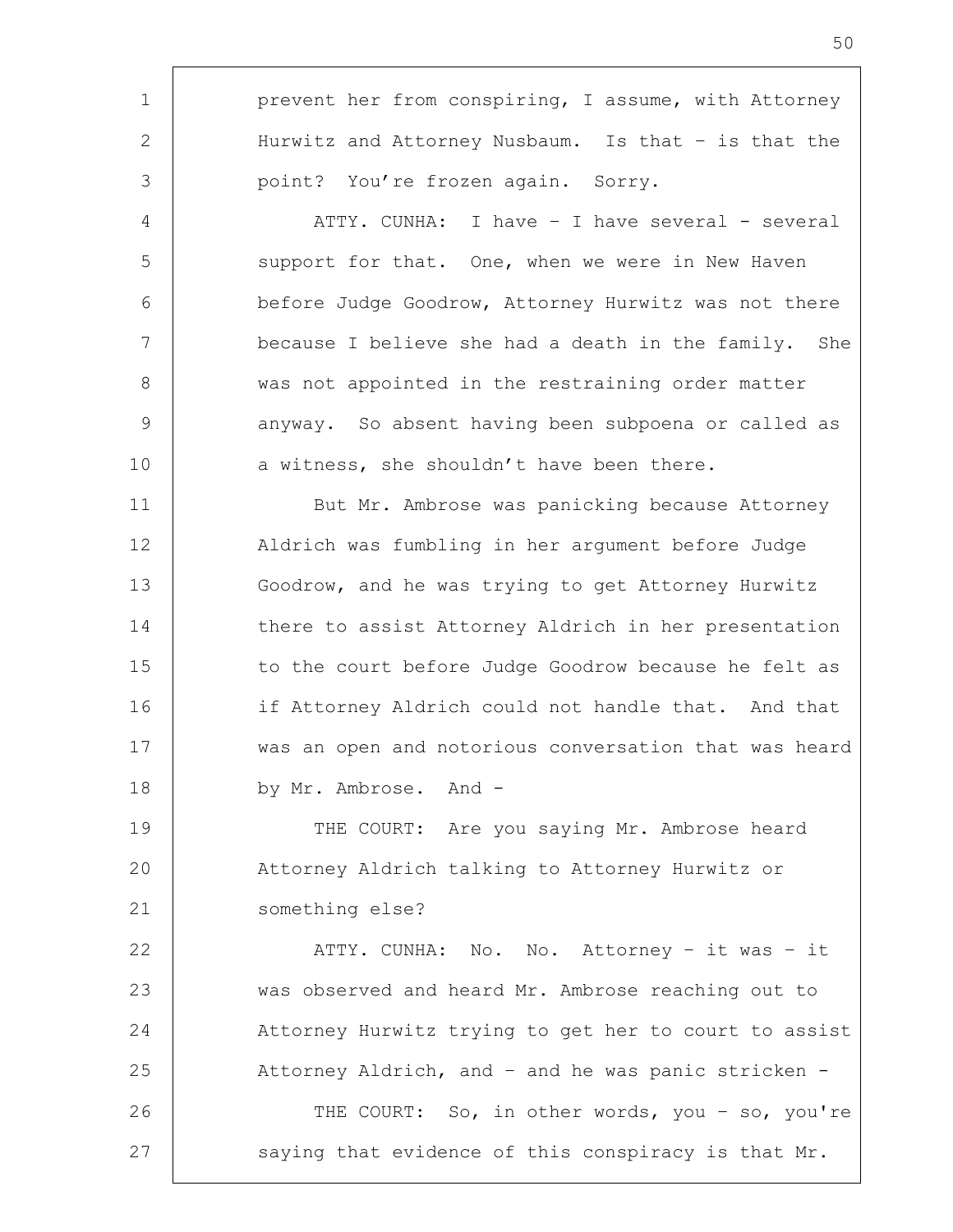prevent her from conspiring, I assume, with Attorney Hurwitz and Attorney Nusbaum. Is that – is that the point? You're frozen again. Sorry.

ATTY. CUNHA: I have – I have several - several support for that. One, when we were in New Haven before Judge Goodrow, Attorney Hurwitz was not there because I believe she had a death in the family. She was not appointed in the restraining order matter anyway. So absent having been subpoena or called as a witness, she shouldn't have been there.

But Mr. Ambrose was panicking because Attorney Aldrich was fumbling in her argument before Judge Goodrow, and he was trying to get Attorney Hurwitz there to assist Attorney Aldrich in her presentation to the court before Judge Goodrow because he felt as if Attorney Aldrich could not handle that. And that was an open and notorious conversation that was heard by Mr. Ambrose. And -

THE COURT: Are you saying Mr. Ambrose heard Attorney Aldrich talking to Attorney Hurwitz or something else?

ATTY. CUNHA: No. No. Attorney – it was – it was observed and heard Mr. Ambrose reaching out to Attorney Hurwitz trying to get her to court to assist Attorney Aldrich, and – and he was panic stricken -

THE COURT: So, in other words, you – so, you're saying that evidence of this conspiracy is that Mr.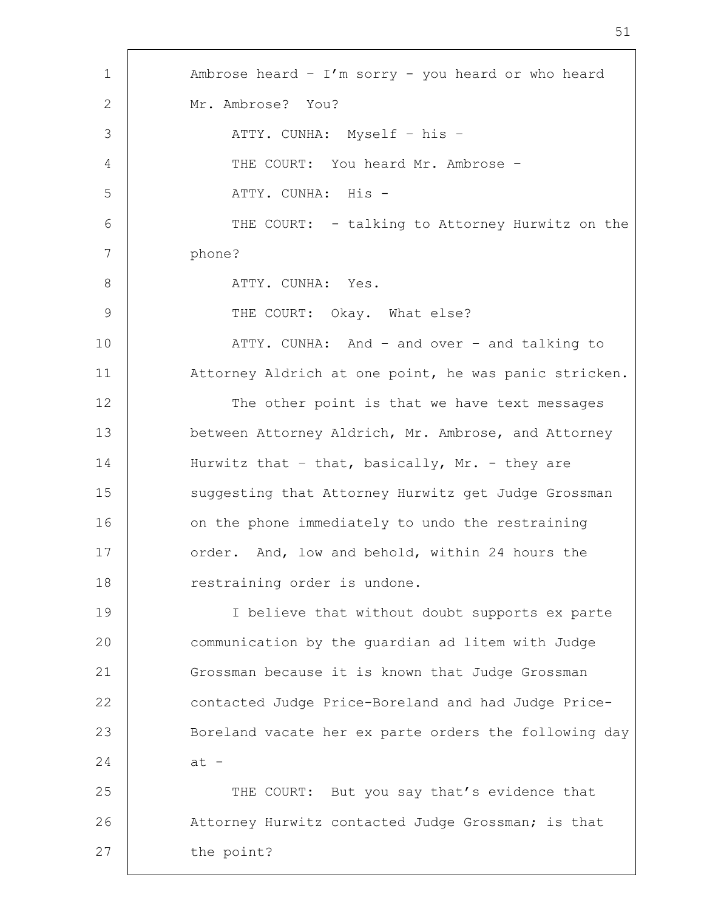Ambrose heard – I'm sorry - you heard or who heard Mr. Ambrose? You?

ATTY. CUNHA: Myself – his –

THE COURT: You heard Mr. Ambrose –

ATTY. CUNHA: His -

THE COURT: - talking to Attorney Hurwitz on the phone?

ATTY. CUNHA: Yes.

THE COURT: Okay. What else?

ATTY. CUNHA: And – and over – and talking to Attorney Aldrich at one point, he was panic stricken.

The other point is that we have text messages between Attorney Aldrich, Mr. Ambrose, and Attorney Hurwitz that – that, basically, Mr. - they are suggesting that Attorney Hurwitz get Judge Grossman on the phone immediately to undo the restraining order. And, low and behold, within 24 hours the restraining order is undone.

I believe that without doubt supports ex parte communication by the guardian ad litem with Judge Grossman because it is known that Judge Grossman contacted Judge Price-Boreland and had Judge Price-Boreland vacate her ex parte orders the following day at -

THE COURT: But you say that's evidence that Attorney Hurwitz contacted Judge Grossman; is that the point?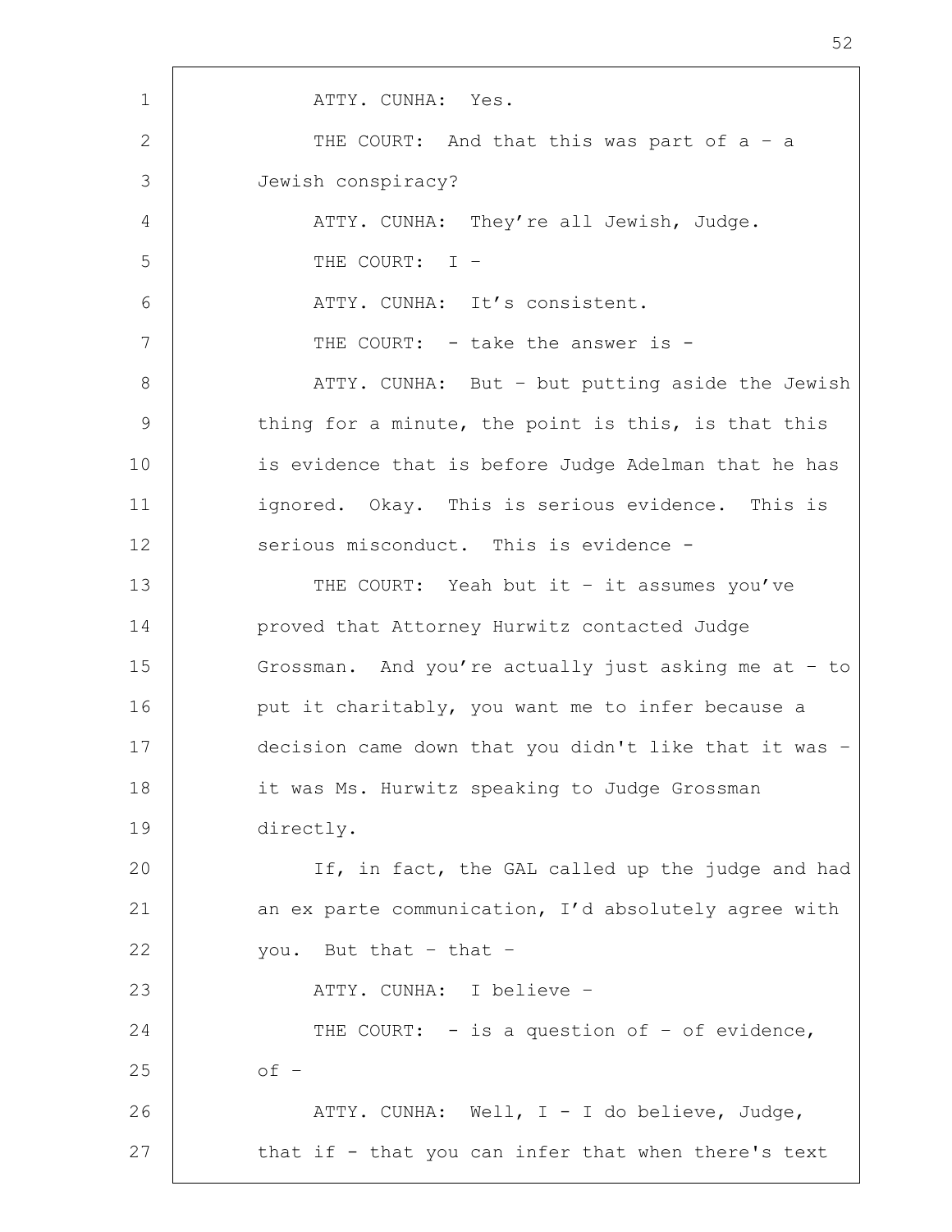ATTY. CUNHA: Yes.

THE COURT: And that this was part of a – a Jewish conspiracy?

ATTY. CUNHA: They’re all Jewish, Judge.

THE COURT: I –

ATTY. CUNHA: It’s consistent.

THE COURT: - take the answer is -

ATTY. CUNHA: But – but putting aside the Jewish thing for a minute, the point is this, is that this is evidence that is before Judge Adelman that he has ignored. Okay. This is serious evidence. This is serious misconduct. This is evidence -

THE COURT: Yeah but it – it assumes you’ve proved that Attorney Hurwitz contacted Judge Grossman. And you’re actually just asking me at – to put it charitably, you want me to infer because a decision came down that you didn't like that it was – it was Ms. Hurwitz speaking to Judge Grossman directly.

If, in fact, the GAL called up the judge and had an ex parte communication, I’d absolutely agree with you. But that – that –

ATTY. CUNHA: I believe –

THE COURT: - is a question of – of evidence, of –

ATTY. CUNHA: Well, I - I do believe, Judge, that if - that you can infer that when there's text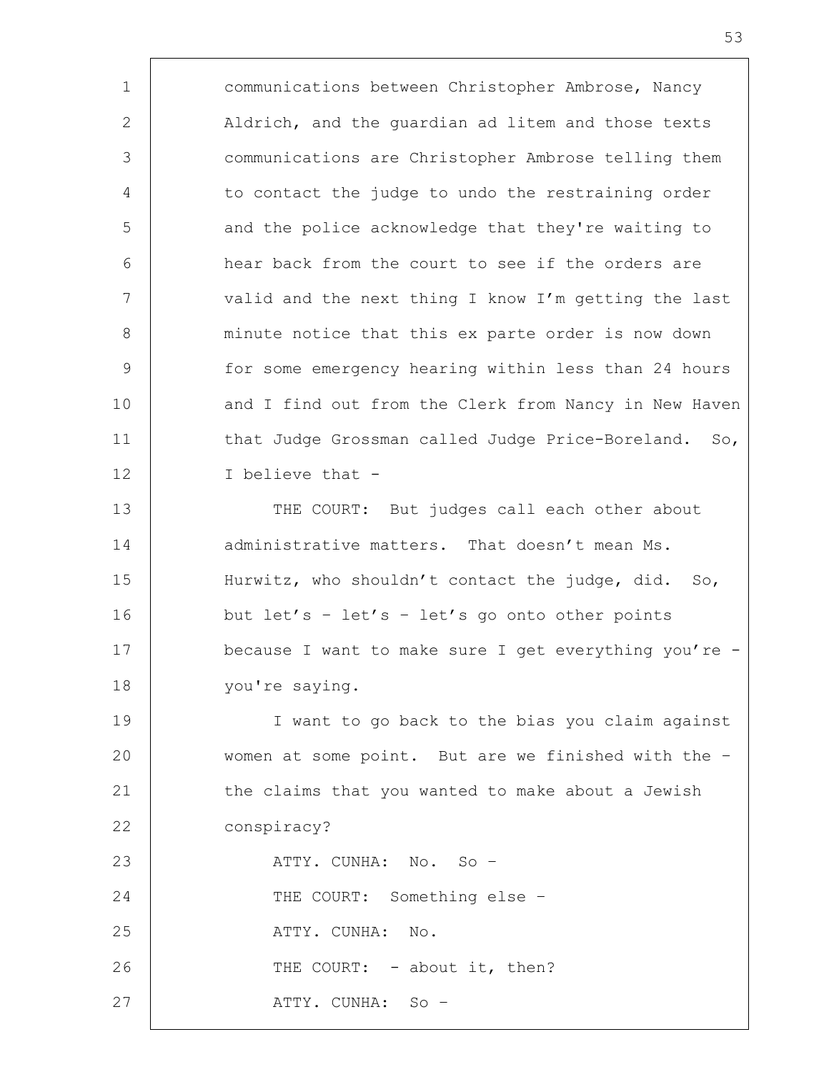communications between Christopher Ambrose, Nancy Aldrich, and the guardian ad litem and those texts communications are Christopher Ambrose telling them to contact the judge to undo the restraining order and the police acknowledge that they're waiting to hear back from the court to see if the orders are valid and the next thing I know I'm getting the last minute notice that this ex parte order is now down for some emergency hearing within less than 24 hours and I find out from the Clerk from Nancy in New Haven that Judge Grossman called Judge Price-Boreland. So, I believe that -

THE COURT: But judges call each other about administrative matters. That doesn't mean Ms. Hurwitz, who shouldn't contact the judge, did. So, but let's – let's – let's go onto other points because I want to make sure I get everything you're - you're saying.

I want to go back to the bias you claim against women at some point. But are we finished with the – the claims that you wanted to make about a Jewish conspiracy?

ATTY. CUNHA: No. So –

THE COURT: Something else –

ATTY. CUNHA: No.

THE COURT: - about it, then?

ATTY. CUNHA: So –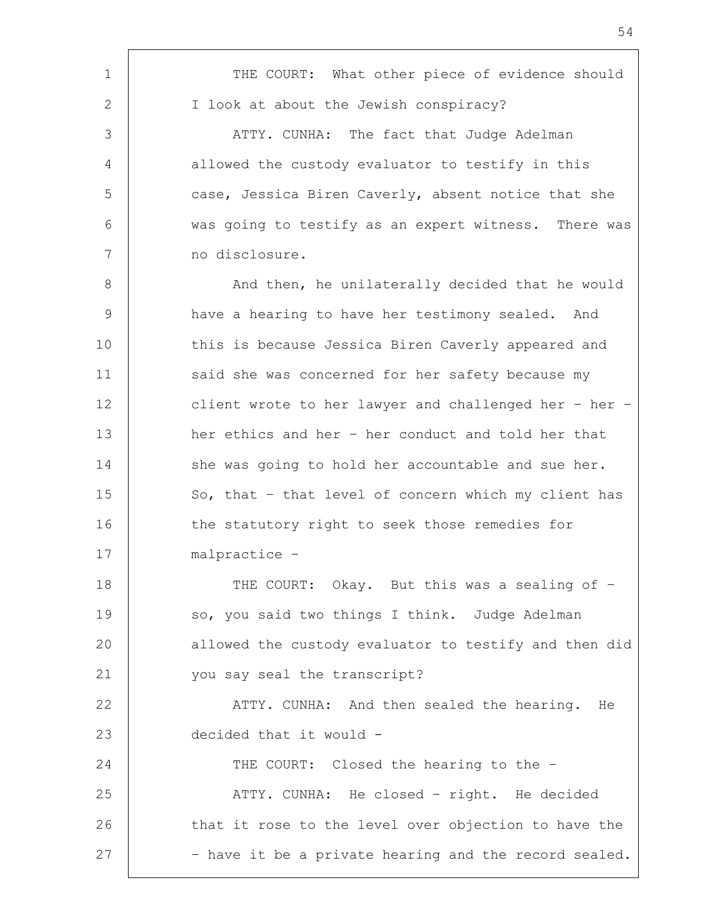THE COURT: What other piece of evidence should I look at about the Jewish conspiracy?

ATTY. CUNHA: The fact that Judge Adelman allowed the custody evaluator to testify in this case, Jessica Biren Caverly, absent notice that she was going to testify as an expert witness. There was no disclosure.

And then, he unilaterally decided that he would have a hearing to have her testimony sealed. And this is because Jessica Biren Caverly appeared and said she was concerned for her safety because my client wrote to her lawyer and challenged her – her – her ethics and her – her conduct and told her that she was going to hold her accountable and sue her. So, that – that level of concern which my client has the statutory right to seek those remedies for malpractice –

THE COURT: Okay. But this was a sealing of – so, you said two things I think. Judge Adelman allowed the custody evaluator to testify and then did you say seal the transcript?

ATTY. CUNHA: And then sealed the hearing. He decided that it would -

THE COURT: Closed the hearing to the –

ATTY. CUNHA: He closed – right. He decided that it rose to the level over objection to have the – have it be a private hearing and the record sealed.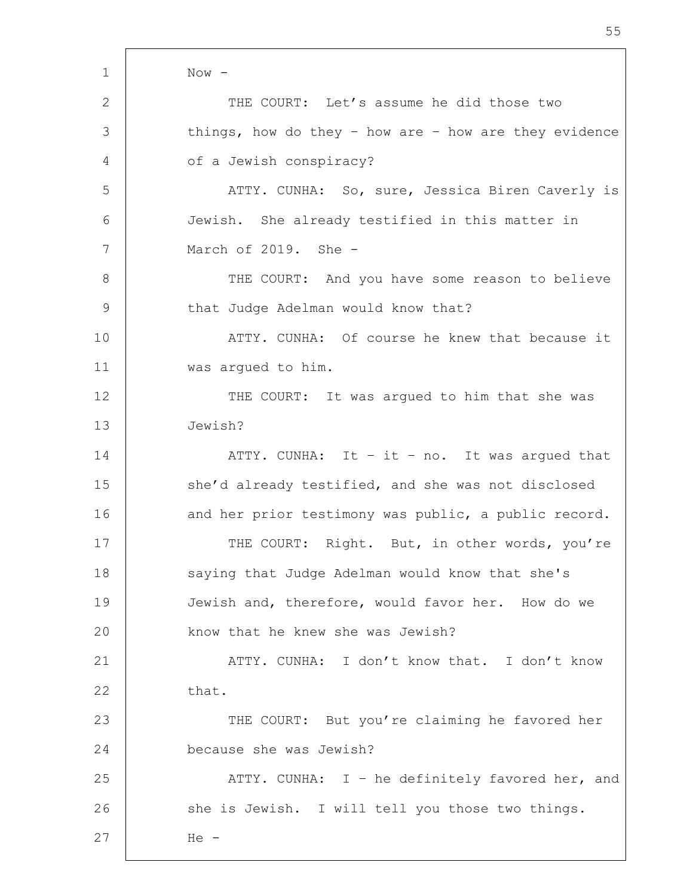Now -

THE COURT: Let's assume he did those two things, how do they - how are - how are they evidence of a Jewish conspiracy?

ATTY. CUNHA: So, sure, Jessica Biren Caverly is Jewish. She already testified in this matter in March of 2019. She -

THE COURT: And you have some reason to believe that Judge Adelman would know that?

ATTY. CUNHA: Of course he knew that because it was argued to him.

THE COURT: It was argued to him that she was Jewish?

ATTY. CUNHA: It - it - no. It was argued that she'd already testified, and she was not disclosed and her prior testimony was public, a public record.

THE COURT: Right. But, in other words, you're saying that Judge Adelman would know that she's Jewish and, therefore, would favor her. How do we know that he knew she was Jewish?

ATTY. CUNHA: I don't know that. I don't know that.

THE COURT: But you're claiming he favored her because she was Jewish?

ATTY. CUNHA: I - he definitely favored her, and she is Jewish. I will tell you those two things. He -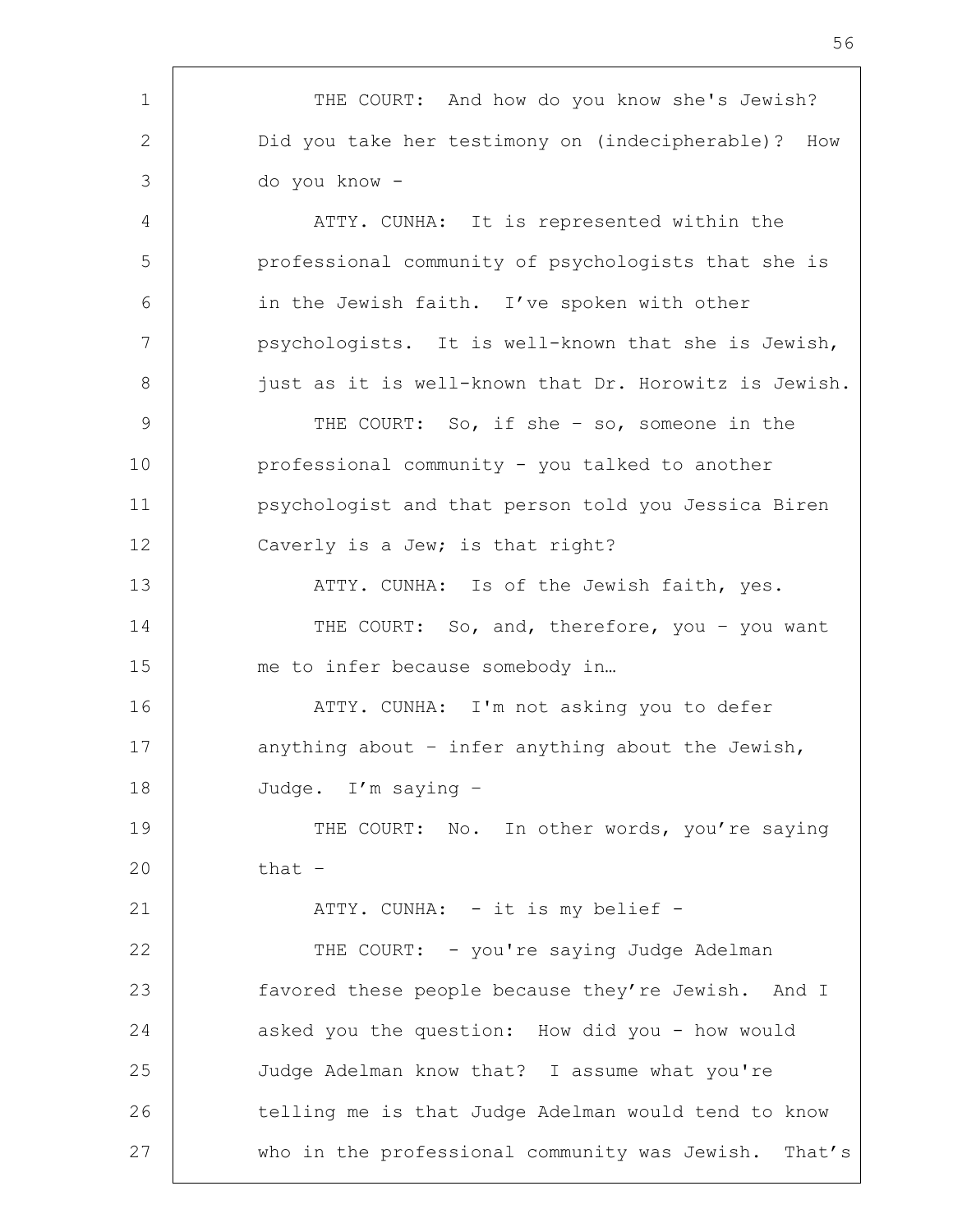THE COURT: And how do you know she's Jewish? Did you take her testimony on (indecipherable)? How do you know -

ATTY. CUNHA: It is represented within the professional community of psychologists that she is in the Jewish faith. I've spoken with other psychologists. It is well-known that she is Jewish, just as it is well-known that Dr. Horowitz is Jewish.

THE COURT: So, if she – so, someone in the professional community - you talked to another psychologist and that person told you Jessica Biren Caverly is a Jew; is that right?

ATTY. CUNHA: Is of the Jewish faith, yes.

THE COURT: So, and, therefore, you – you want me to infer because somebody in…

ATTY. CUNHA: I'm not asking you to defer anything about – infer anything about the Jewish, Judge. I'm saying –

THE COURT: No. In other words, you're saying that –

ATTY. CUNHA: - it is my belief -

THE COURT: - you're saying Judge Adelman favored these people because they're Jewish. And I asked you the question: How did you - how would Judge Adelman know that? I assume what you're telling me is that Judge Adelman would tend to know who in the professional community was Jewish. That's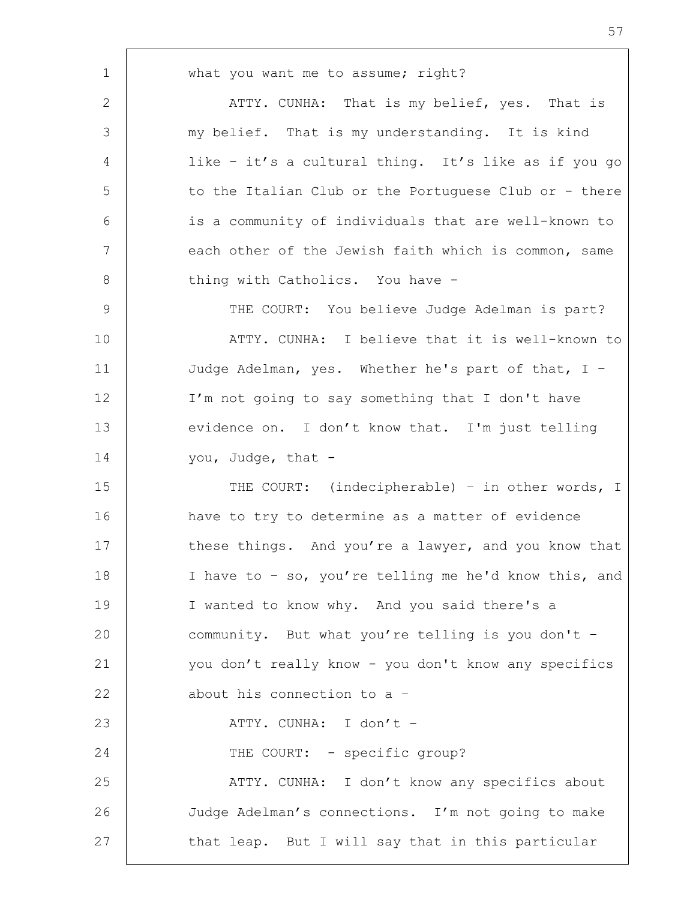what you want me to assume; right?

ATTY. CUNHA: That is my belief, yes. That is my belief. That is my understanding. It is kind like – it's a cultural thing. It's like as if you go to the Italian Club or the Portuguese Club or - there is a community of individuals that are well-known to each other of the Jewish faith which is common, same thing with Catholics. You have -

THE COURT: You believe Judge Adelman is part?

ATTY. CUNHA: I believe that it is well-known to Judge Adelman, yes. Whether he's part of that, I – I'm not going to say something that I don't have evidence on. I don't know that. I'm just telling you, Judge, that -

THE COURT: (indecipherable) – in other words, I have to try to determine as a matter of evidence these things. And you're a lawyer, and you know that I have to – so, you're telling me he'd know this, and I wanted to know why. And you said there's a community. But what you're telling is you don't – you don't really know - you don't know any specifics about his connection to a –

ATTY. CUNHA: I don't –

THE COURT: - specific group?

ATTY. CUNHA: I don't know any specifics about Judge Adelman's connections. I'm not going to make that leap. But I will say that in this particular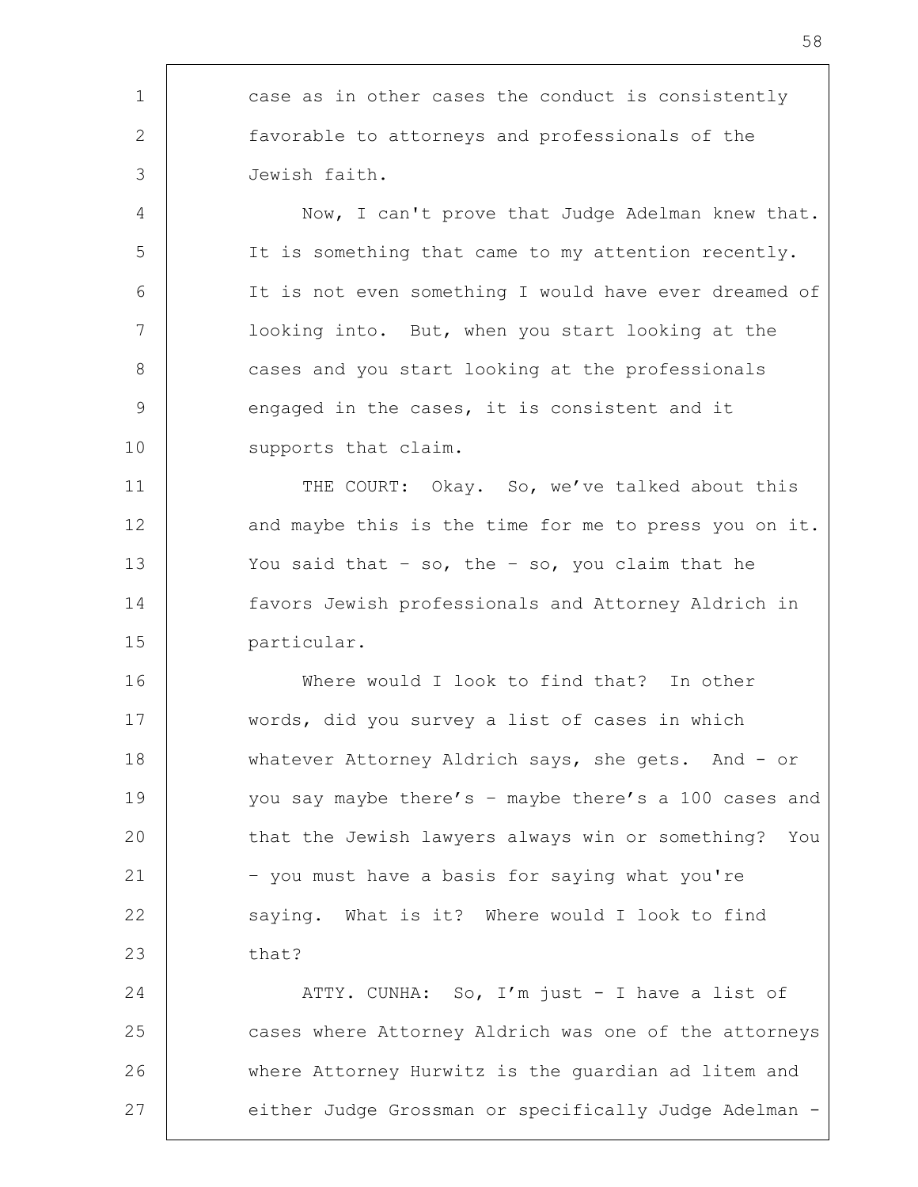case as in other cases the conduct is consistently favorable to attorneys and professionals of the Jewish faith.

Now, I can't prove that Judge Adelman knew that. It is something that came to my attention recently. It is not even something I would have ever dreamed of looking into. But, when you start looking at the cases and you start looking at the professionals engaged in the cases, it is consistent and it supports that claim.

THE COURT: Okay. So, we've talked about this and maybe this is the time for me to press you on it. You said that – so, the – so, you claim that he favors Jewish professionals and Attorney Aldrich in particular.

Where would I look to find that? In other words, did you survey a list of cases in which whatever Attorney Aldrich says, she gets. And - or you say maybe there's – maybe there's a 100 cases and that the Jewish lawyers always win or something? You – you must have a basis for saying what you're saying. What is it? Where would I look to find that?

ATTY. CUNHA: So, I'm just - I have a list of cases where Attorney Aldrich was one of the attorneys where Attorney Hurwitz is the guardian ad litem and either Judge Grossman or specifically Judge Adelman -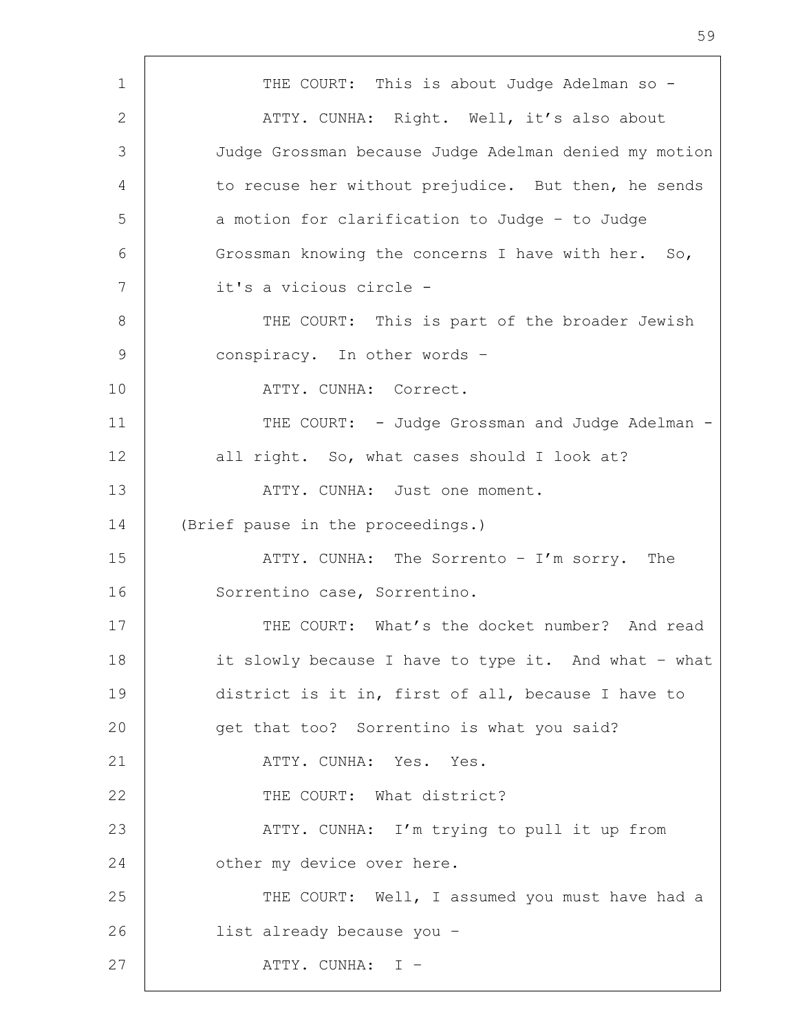THE COURT: This is about Judge Adelman so -

ATTY. CUNHA: Right. Well, it's also about Judge Grossman because Judge Adelman denied my motion to recuse her without prejudice. But then, he sends a motion for clarification to Judge – to Judge Grossman knowing the concerns I have with her. So, it's a vicious circle -

THE COURT: This is part of the broader Jewish conspiracy. In other words –

ATTY. CUNHA: Correct.

THE COURT: - Judge Grossman and Judge Adelman - all right. So, what cases should I look at?

ATTY. CUNHA: Just one moment.

(Brief pause in the proceedings.)

ATTY. CUNHA: The Sorrento – I'm sorry. The Sorrentino case, Sorrentino.

THE COURT: What's the docket number? And read it slowly because I have to type it. And what – what district is it in, first of all, because I have to get that too? Sorrentino is what you said?

ATTY. CUNHA: Yes. Yes.

THE COURT: What district?

ATTY. CUNHA: I'm trying to pull it up from other my device over here.

THE COURT: Well, I assumed you must have had a list already because you –

ATTY. CUNHA: I -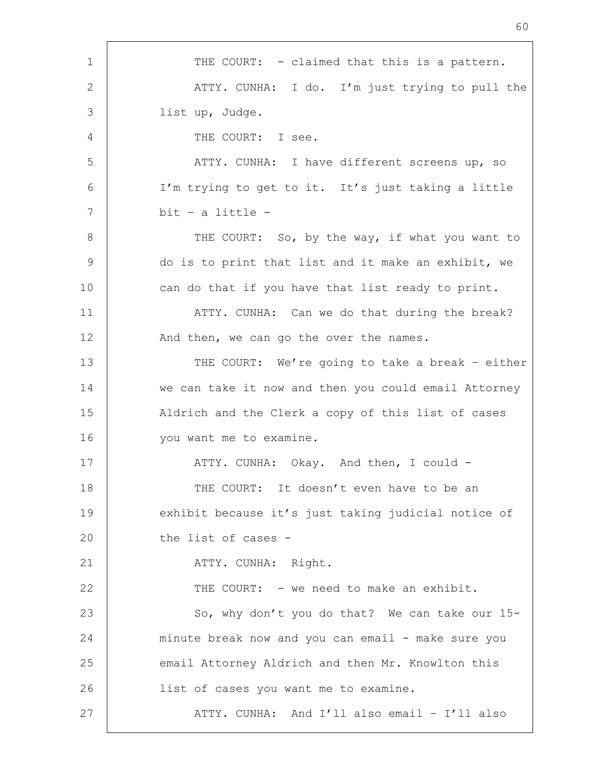THE COURT: - claimed that this is a pattern.

ATTY. CUNHA: I do. I'm just trying to pull the list up, Judge.

THE COURT: I see.

ATTY. CUNHA: I have different screens up, so I'm trying to get to it. It's just taking a little bit – a little -

THE COURT: So, by the way, if what you want to do is to print that list and it make an exhibit, we can do that if you have that list ready to print.

ATTY. CUNHA: Can we do that during the break? And then, we can go the over the names.

THE COURT: We're going to take a break – either we can take it now and then you could email Attorney Aldrich and the Clerk a copy of this list of cases you want me to examine.

ATTY. CUNHA: Okay. And then, I could -

THE COURT: It doesn't even have to be an exhibit because it's just taking judicial notice of the list of cases -

ATTY. CUNHA: Right.

THE COURT: - we need to make an exhibit.

So, why don't you do that? We can take our 15-minute break now and you can email - make sure you email Attorney Aldrich and then Mr. Knowlton this list of cases you want me to examine.

ATTY. CUNHA: And I'll also email – I'll also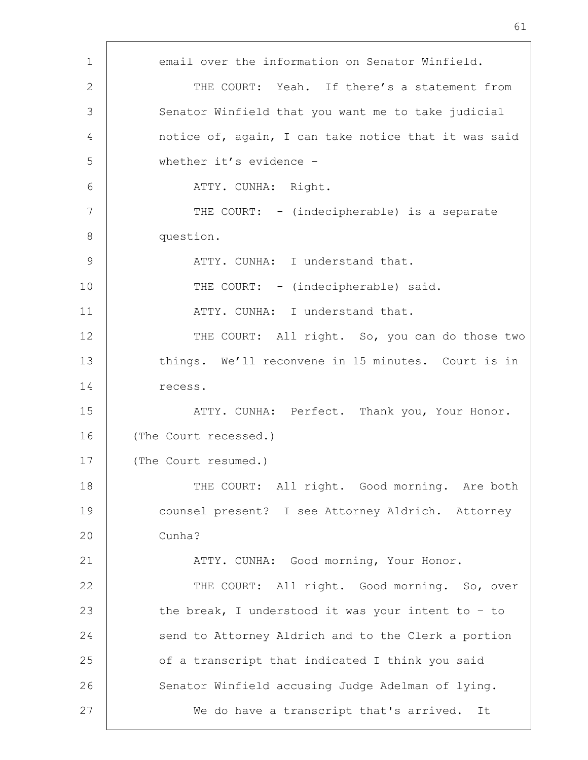email over the information on Senator Winfield.

THE COURT: Yeah. If there's a statement from Senator Winfield that you want me to take judicial notice of, again, I can take notice that it was said whether it's evidence –

ATTY. CUNHA: Right.

THE COURT: - (indecipherable) is a separate question.

ATTY. CUNHA: I understand that.

THE COURT: - (indecipherable) said.

ATTY. CUNHA: I understand that.

THE COURT: All right. So, you can do those two things. We'll reconvene in 15 minutes. Court is in recess.

ATTY. CUNHA: Perfect. Thank you, Your Honor.

(The Court recessed.)

(The Court resumed.)

THE COURT: All right. Good morning. Are both counsel present? I see Attorney Aldrich. Attorney Cunha?

ATTY. CUNHA: Good morning, Your Honor.

THE COURT: All right. Good morning. So, over the break, I understood it was your intent to – to send to Attorney Aldrich and to the Clerk a portion of a transcript that indicated I think you said Senator Winfield accusing Judge Adelman of lying.

We do have a transcript that's arrived. It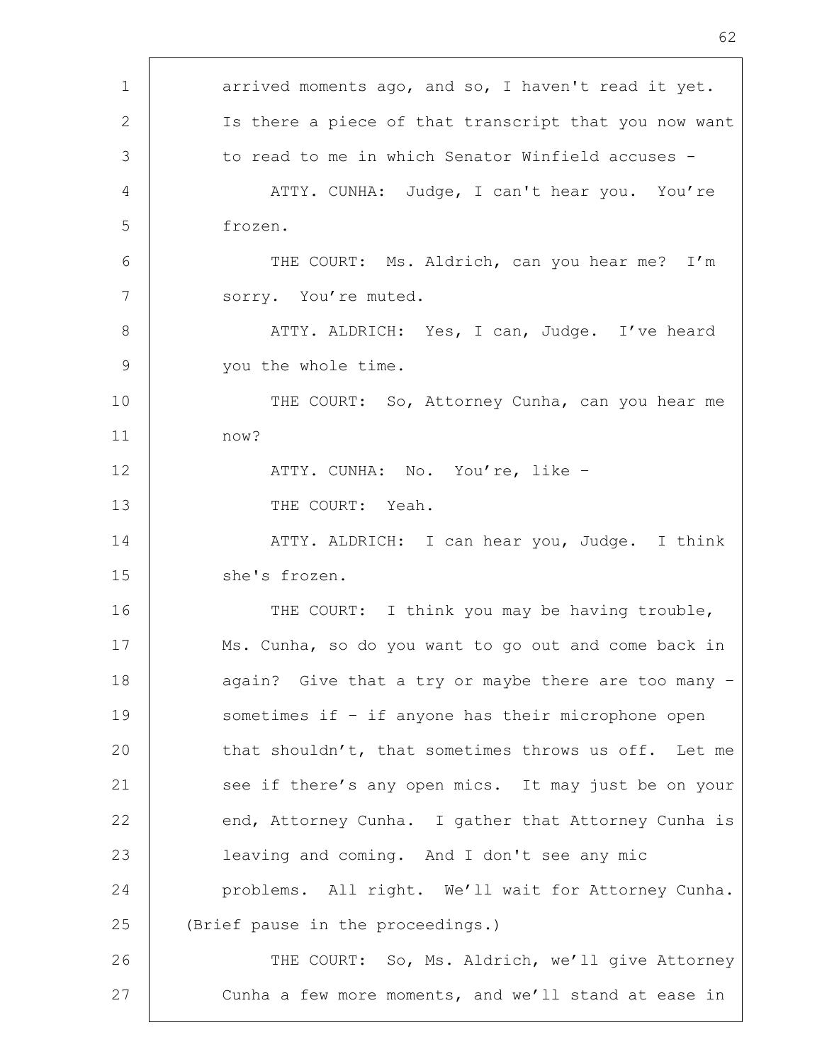arrived moments ago, and so, I haven't read it yet. Is there a piece of that transcript that you now want to read to me in which Senator Winfield accuses -

ATTY. CUNHA: Judge, I can't hear you. You're frozen.

THE COURT: Ms. Aldrich, can you hear me? I'm sorry. You're muted.

ATTY. ALDRICH: Yes, I can, Judge. I've heard you the whole time.

THE COURT: So, Attorney Cunha, can you hear me now?

ATTY. CUNHA: No. You're, like -

THE COURT: Yeah.

ATTY. ALDRICH: I can hear you, Judge. I think she's frozen.

THE COURT: I think you may be having trouble, Ms. Cunha, so do you want to go out and come back in again? Give that a try or maybe there are too many - sometimes if - if anyone has their microphone open that shouldn't, that sometimes throws us off. Let me see if there's any open mics. It may just be on your end, Attorney Cunha. I gather that Attorney Cunha is leaving and coming. And I don't see any mic problems. All right. We'll wait for Attorney Cunha.

(Brief pause in the proceedings.)

THE COURT: So, Ms. Aldrich, we'll give Attorney Cunha a few more moments, and we'll stand at ease in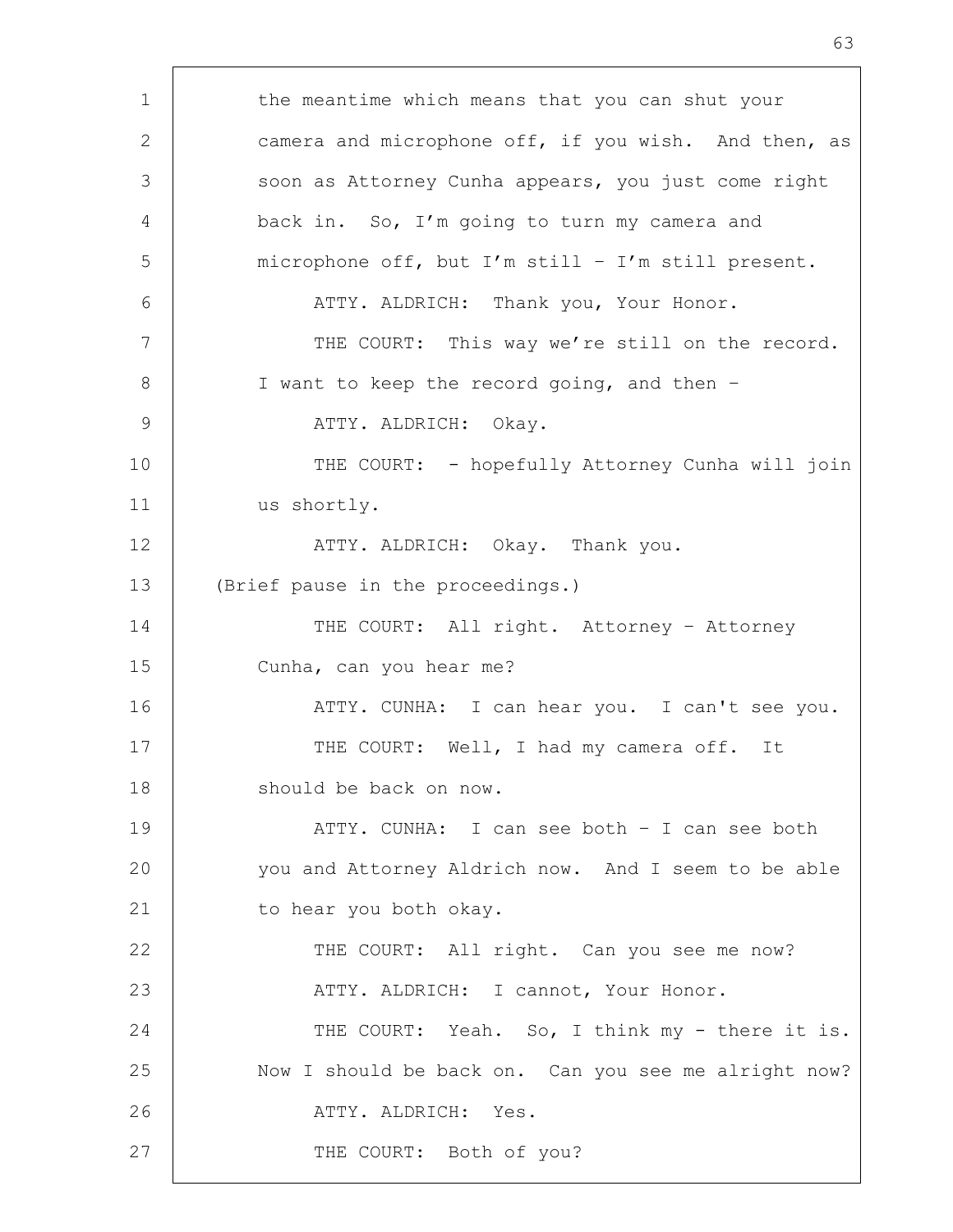the meantime which means that you can shut your camera and microphone off, if you wish. And then, as soon as Attorney Cunha appears, you just come right back in. So, I'm going to turn my camera and microphone off, but I'm still – I'm still present.

ATTY. ALDRICH: Thank you, Your Honor.

THE COURT: This way we're still on the record. I want to keep the record going, and then –

ATTY. ALDRICH: Okay.

THE COURT: - hopefully Attorney Cunha will join us shortly.

ATTY. ALDRICH: Okay. Thank you.

(Brief pause in the proceedings.)

THE COURT: All right. Attorney – Attorney Cunha, can you hear me?

ATTY. CUNHA: I can hear you. I can't see you.

THE COURT: Well, I had my camera off. It should be back on now.

ATTY. CUNHA: I can see both – I can see both you and Attorney Aldrich now. And I seem to be able to hear you both okay.

THE COURT: All right. Can you see me now?

ATTY. ALDRICH: I cannot, Your Honor.

THE COURT: Yeah. So, I think my - there it is. Now I should be back on. Can you see me alright now?

ATTY. ALDRICH: Yes.

THE COURT: Both of you?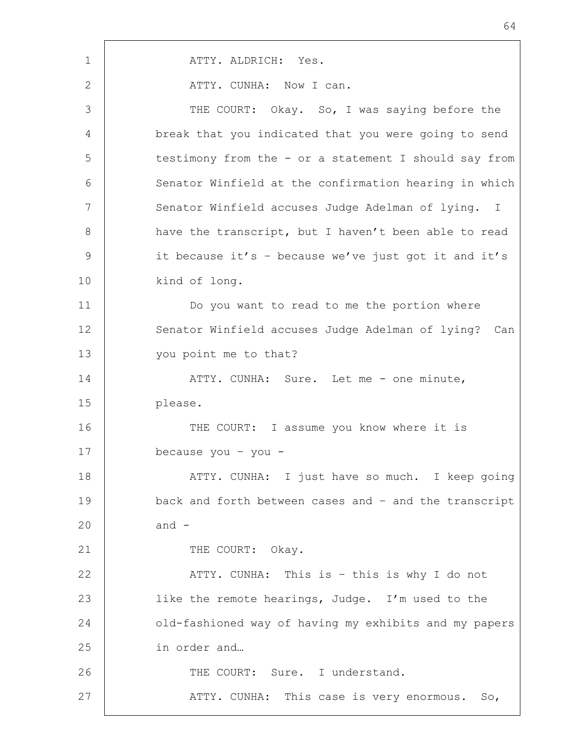ATTY. ALDRICH: Yes.

ATTY. CUNHA: Now I can.

THE COURT: Okay. So, I was saying before the break that you indicated that you were going to send testimony from the - or a statement I should say from Senator Winfield at the confirmation hearing in which Senator Winfield accuses Judge Adelman of lying. I have the transcript, but I haven't been able to read it because it's – because we've just got it and it's kind of long.

Do you want to read to me the portion where Senator Winfield accuses Judge Adelman of lying? Can you point me to that?

ATTY. CUNHA: Sure. Let me - one minute, please.

THE COURT: I assume you know where it is because you – you -

ATTY. CUNHA: I just have so much. I keep going back and forth between cases and – and the transcript and -

THE COURT: Okay.

ATTY. CUNHA: This is – this is why I do not like the remote hearings, Judge. I'm used to the old-fashioned way of having my exhibits and my papers in order and…

THE COURT: Sure. I understand.

ATTY. CUNHA: This case is very enormous. So,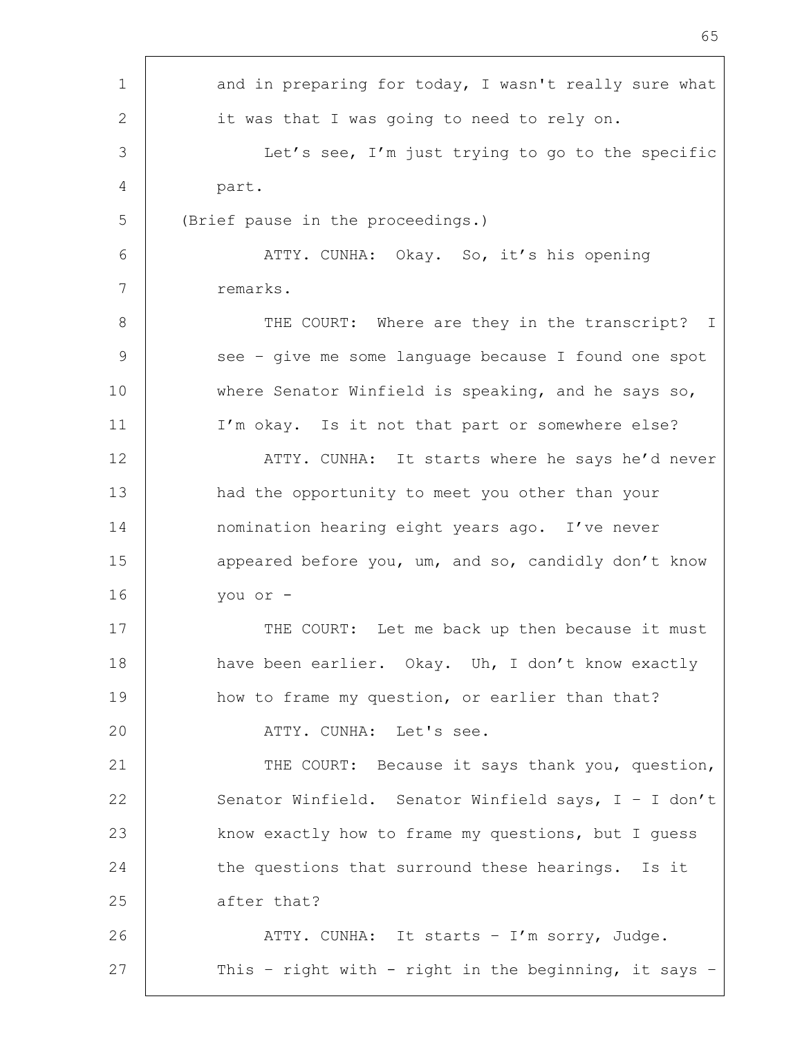and in preparing for today, I wasn't really sure what it was that I was going to need to rely on.

Let's see, I'm just trying to go to the specific part.

(Brief pause in the proceedings.)

ATTY. CUNHA: Okay. So, it's his opening remarks.

THE COURT: Where are they in the transcript? I see – give me some language because I found one spot where Senator Winfield is speaking, and he says so, I'm okay. Is it not that part or somewhere else?

ATTY. CUNHA: It starts where he says he'd never had the opportunity to meet you other than your nomination hearing eight years ago. I've never appeared before you, um, and so, candidly don't know you or -

THE COURT: Let me back up then because it must have been earlier. Okay. Uh, I don't know exactly how to frame my question, or earlier than that?

ATTY. CUNHA: Let's see.

THE COURT: Because it says thank you, question, Senator Winfield. Senator Winfield says, I – I don't know exactly how to frame my questions, but I guess the questions that surround these hearings. Is it after that?

ATTY. CUNHA: It starts – I'm sorry, Judge. This – right with - right in the beginning, it says –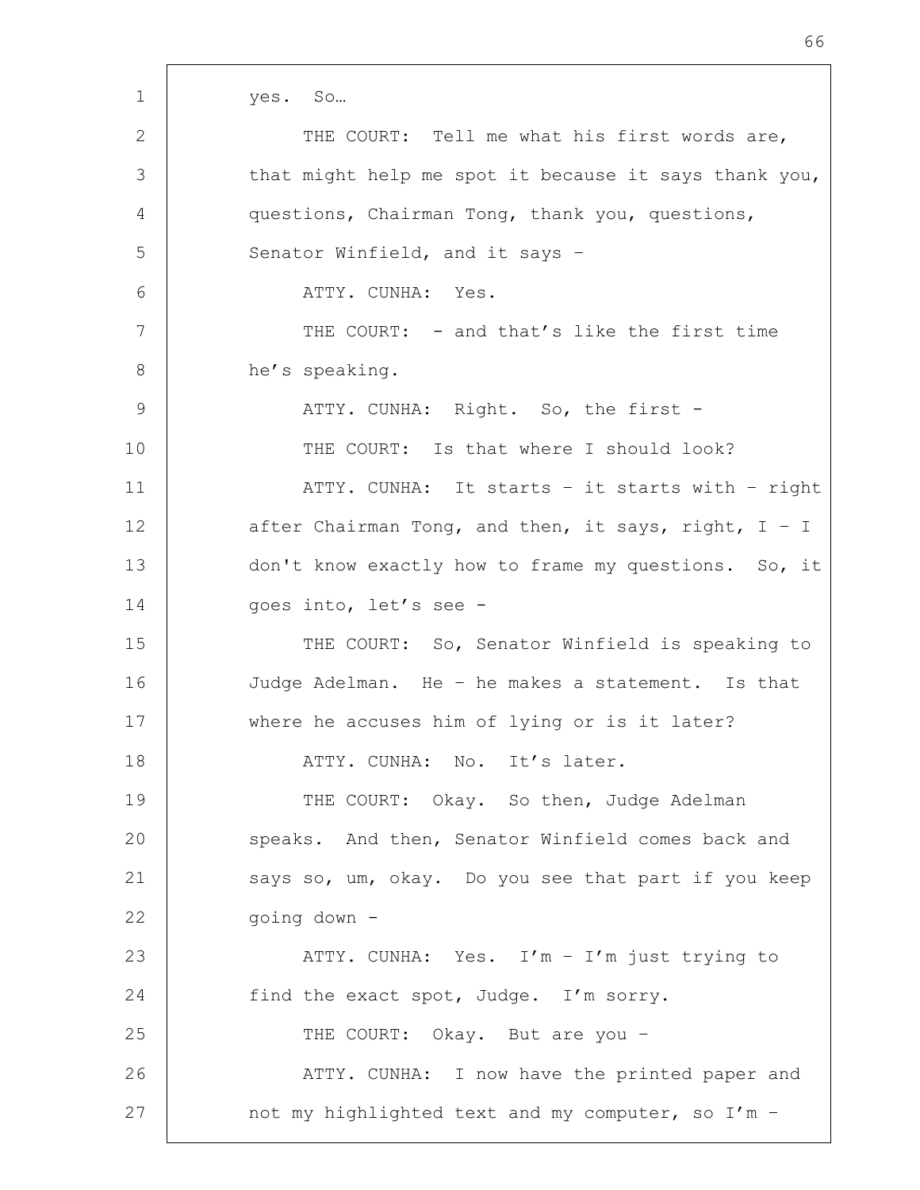yes. So…

THE COURT: Tell me what his first words are, that might help me spot it because it says thank you, questions, Chairman Tong, thank you, questions, Senator Winfield, and it says –

ATTY. CUNHA: Yes.

THE COURT: - and that's like the first time he's speaking.

ATTY. CUNHA: Right. So, the first -

THE COURT: Is that where I should look?

ATTY. CUNHA: It starts – it starts with – right after Chairman Tong, and then, it says, right, I – I don't know exactly how to frame my questions. So, it goes into, let's see -

THE COURT: So, Senator Winfield is speaking to Judge Adelman. He – he makes a statement. Is that where he accuses him of lying or is it later?

ATTY. CUNHA: No. It's later.

THE COURT: Okay. So then, Judge Adelman speaks. And then, Senator Winfield comes back and says so, um, okay. Do you see that part if you keep going down -

ATTY. CUNHA: Yes. I'm – I'm just trying to find the exact spot, Judge. I'm sorry.

THE COURT: Okay. But are you –

ATTY. CUNHA: I now have the printed paper and not my highlighted text and my computer, so I'm –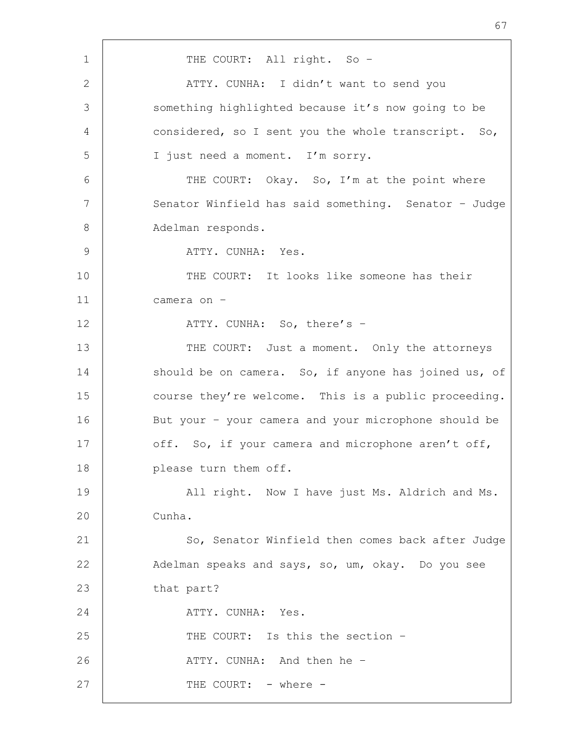THE COURT: All right. So –

ATTY. CUNHA: I didn't want to send you something highlighted because it's now going to be considered, so I sent you the whole transcript. So, I just need a moment. I'm sorry.

THE COURT: Okay. So, I'm at the point where Senator Winfield has said something. Senator – Judge Adelman responds.

ATTY. CUNHA: Yes.

THE COURT: It looks like someone has their camera on –

ATTY. CUNHA: So, there's –

THE COURT: Just a moment. Only the attorneys should be on camera. So, if anyone has joined us, of course they're welcome. This is a public proceeding. But your – your camera and your microphone should be off. So, if your camera and microphone aren't off, please turn them off.

All right. Now I have just Ms. Aldrich and Ms. Cunha.

So, Senator Winfield then comes back after Judge Adelman speaks and says, so, um, okay. Do you see that part?

ATTY. CUNHA: Yes.

THE COURT: Is this the section –

ATTY. CUNHA: And then he –

THE COURT: - where -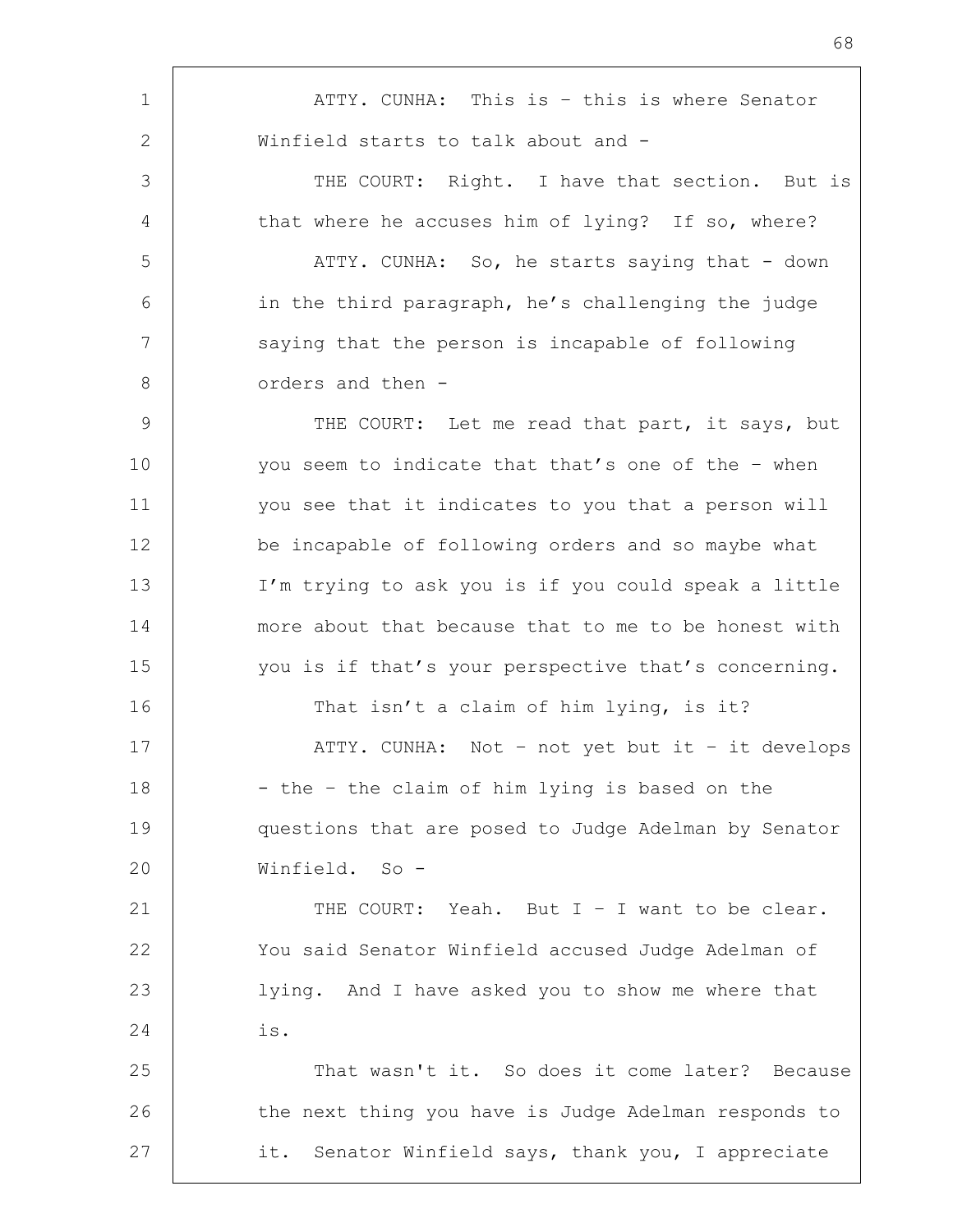ATTY. CUNHA: This is – this is where Senator Winfield starts to talk about and -

THE COURT: Right. I have that section. But is that where he accuses him of lying? If so, where?

ATTY. CUNHA: So, he starts saying that - down in the third paragraph, he's challenging the judge saying that the person is incapable of following orders and then -

THE COURT: Let me read that part, it says, but you seem to indicate that that's one of the – when you see that it indicates to you that a person will be incapable of following orders and so maybe what I'm trying to ask you is if you could speak a little more about that because that to me to be honest with you is if that's your perspective that's concerning.

That isn't a claim of him lying, is it?

ATTY. CUNHA: Not – not yet but it – it develops - the – the claim of him lying is based on the questions that are posed to Judge Adelman by Senator Winfield. So -

THE COURT: Yeah. But I – I want to be clear. You said Senator Winfield accused Judge Adelman of lying. And I have asked you to show me where that is.

That wasn't it. So does it come later? Because the next thing you have is Judge Adelman responds to it. Senator Winfield says, thank you, I appreciate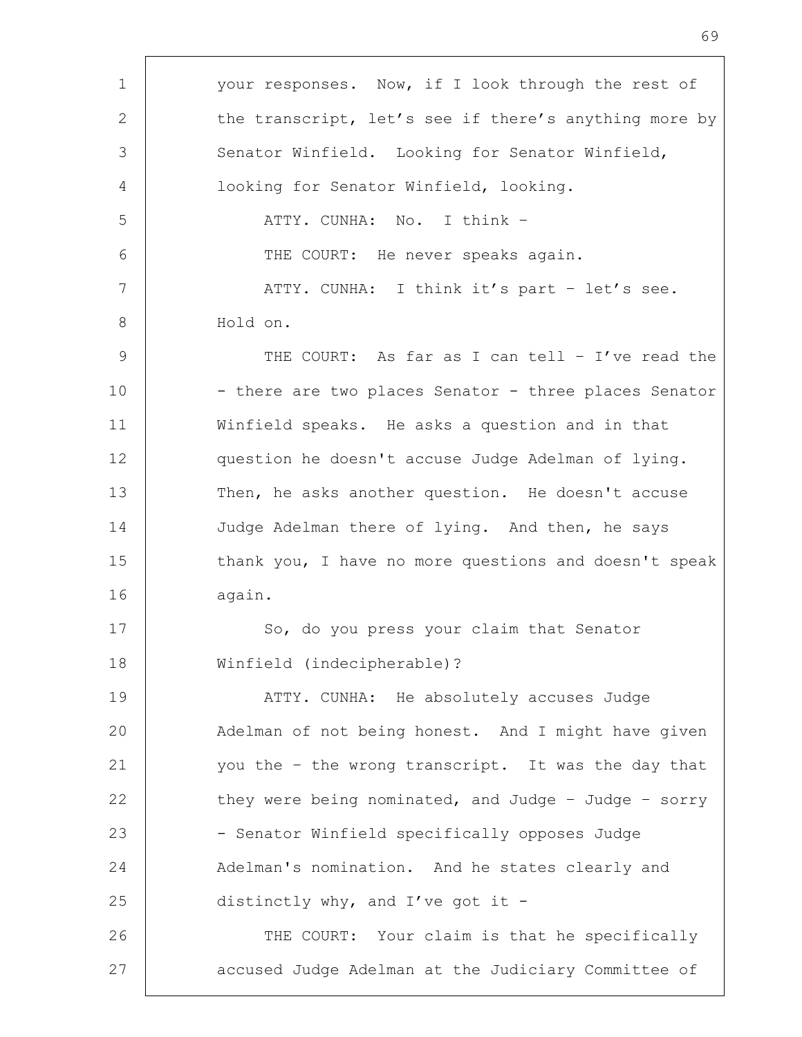your responses. Now, if I look through the rest of the transcript, let's see if there's anything more by Senator Winfield. Looking for Senator Winfield, looking for Senator Winfield, looking.

ATTY. CUNHA: No. I think –

THE COURT: He never speaks again.

ATTY. CUNHA: I think it's part – let's see. Hold on.

THE COURT: As far as I can tell – I've read the - there are two places Senator - three places Senator Winfield speaks. He asks a question and in that question he doesn't accuse Judge Adelman of lying. Then, he asks another question. He doesn't accuse Judge Adelman there of lying. And then, he says thank you, I have no more questions and doesn't speak again.

So, do you press your claim that Senator Winfield (indecipherable)?

ATTY. CUNHA: He absolutely accuses Judge Adelman of not being honest. And I might have given you the – the wrong transcript. It was the day that they were being nominated, and Judge – Judge – sorry - Senator Winfield specifically opposes Judge Adelman's nomination. And he states clearly and distinctly why, and I've got it -

THE COURT: Your claim is that he specifically accused Judge Adelman at the Judiciary Committee of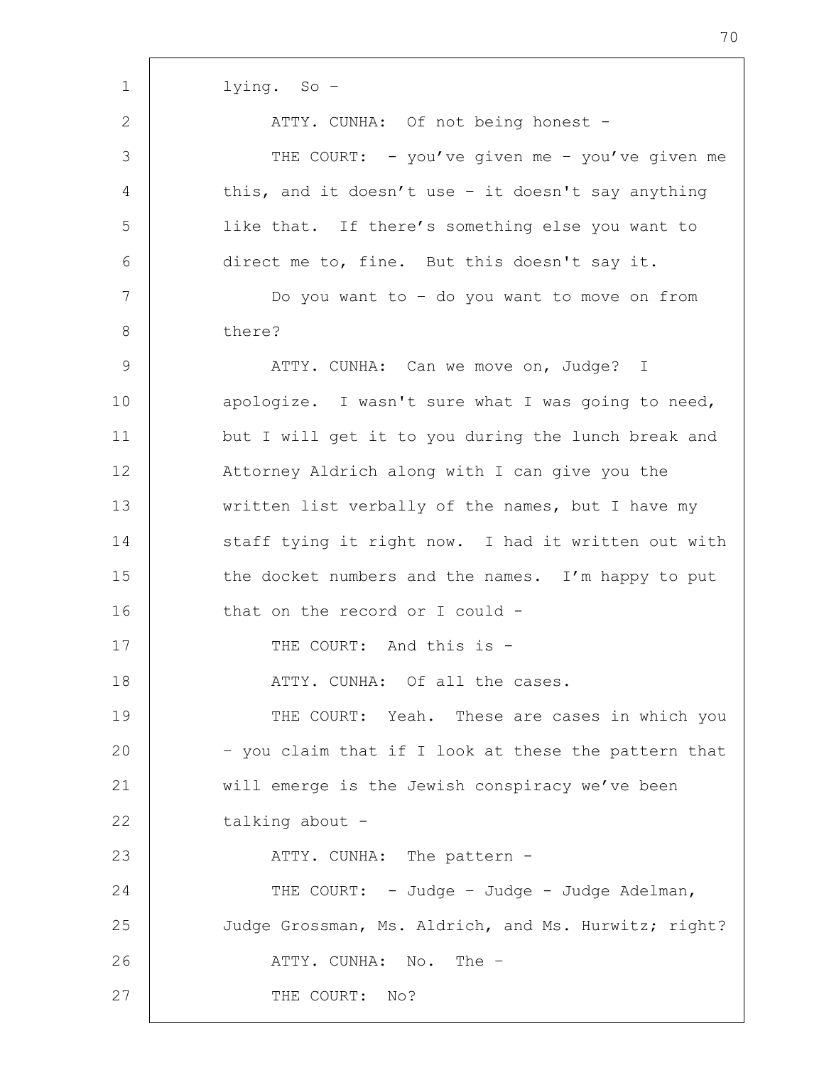lying. So –

ATTY. CUNHA: Of not being honest -

THE COURT: - you've given me – you've given me this, and it doesn't use – it doesn't say anything like that. If there's something else you want to direct me to, fine. But this doesn't say it.

Do you want to – do you want to move on from there?

ATTY. CUNHA: Can we move on, Judge? I apologize. I wasn't sure what I was going to need, but I will get it to you during the lunch break and Attorney Aldrich along with I can give you the written list verbally of the names, but I have my staff tying it right now. I had it written out with the docket numbers and the names. I'm happy to put that on the record or I could -

THE COURT: And this is -

ATTY. CUNHA: Of all the cases.

THE COURT: Yeah. These are cases in which you – you claim that if I look at these the pattern that will emerge is the Jewish conspiracy we've been talking about -

ATTY. CUNHA: The pattern -

THE COURT: - Judge – Judge - Judge Adelman, Judge Grossman, Ms. Aldrich, and Ms. Hurwitz; right?

ATTY. CUNHA: No. The –

THE COURT: No?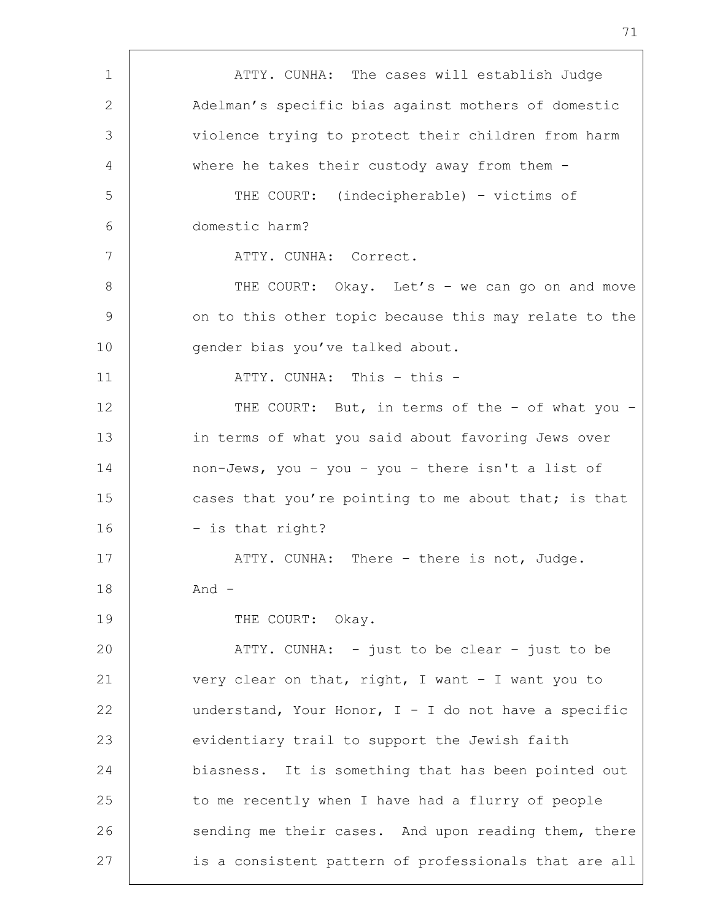ATTY. CUNHA: The cases will establish Judge Adelman's specific bias against mothers of domestic violence trying to protect their children from harm where he takes their custody away from them -

THE COURT: (indecipherable) – victims of domestic harm?

ATTY. CUNHA: Correct.

THE COURT: Okay. Let's – we can go on and move on to this other topic because this may relate to the gender bias you've talked about.

ATTY. CUNHA: This – this -

THE COURT: But, in terms of the – of what you – in terms of what you said about favoring Jews over non-Jews, you – you – you – there isn't a list of cases that you're pointing to me about that; is that – is that right?

ATTY. CUNHA: There – there is not, Judge. And -

THE COURT: Okay.

ATTY. CUNHA: - just to be clear – just to be very clear on that, right, I want – I want you to understand, Your Honor, I - I do not have a specific evidentiary trail to support the Jewish faith biasness. It is something that has been pointed out to me recently when I have had a flurry of people sending me their cases. And upon reading them, there is a consistent pattern of professionals that are all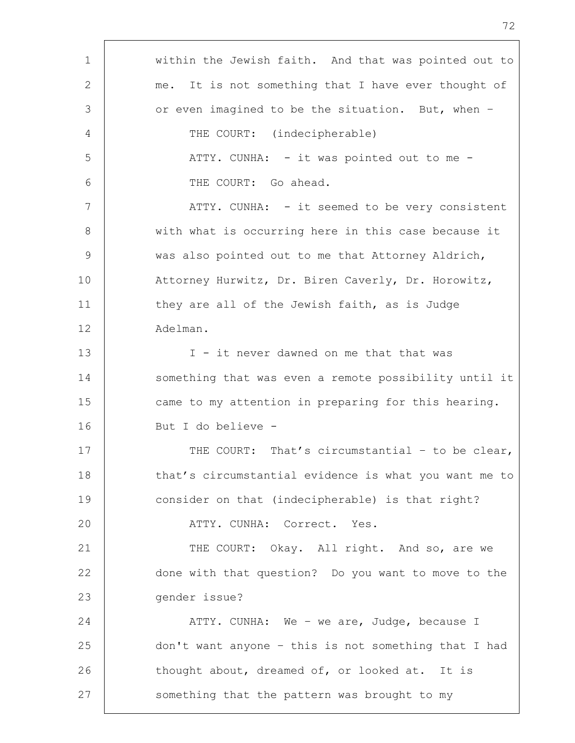within the Jewish faith. And that was pointed out to me. It is not something that I have ever thought of or even imagined to be the situation. But, when –

THE COURT: (indecipherable)

ATTY. CUNHA: - it was pointed out to me -

THE COURT: Go ahead.

ATTY. CUNHA: - it seemed to be very consistent with what is occurring here in this case because it was also pointed out to me that Attorney Aldrich, Attorney Hurwitz, Dr. Biren Caverly, Dr. Horowitz, they are all of the Jewish faith, as is Judge Adelman.

I - it never dawned on me that that was something that was even a remote possibility until it came to my attention in preparing for this hearing. But I do believe -

THE COURT: That's circumstantial – to be clear, that's circumstantial evidence is what you want me to consider on that (indecipherable) is that right?

ATTY. CUNHA: Correct. Yes.

THE COURT: Okay. All right. And so, are we done with that question? Do you want to move to the gender issue?

ATTY. CUNHA: We – we are, Judge, because I don't want anyone – this is not something that I had thought about, dreamed of, or looked at. It is something that the pattern was brought to my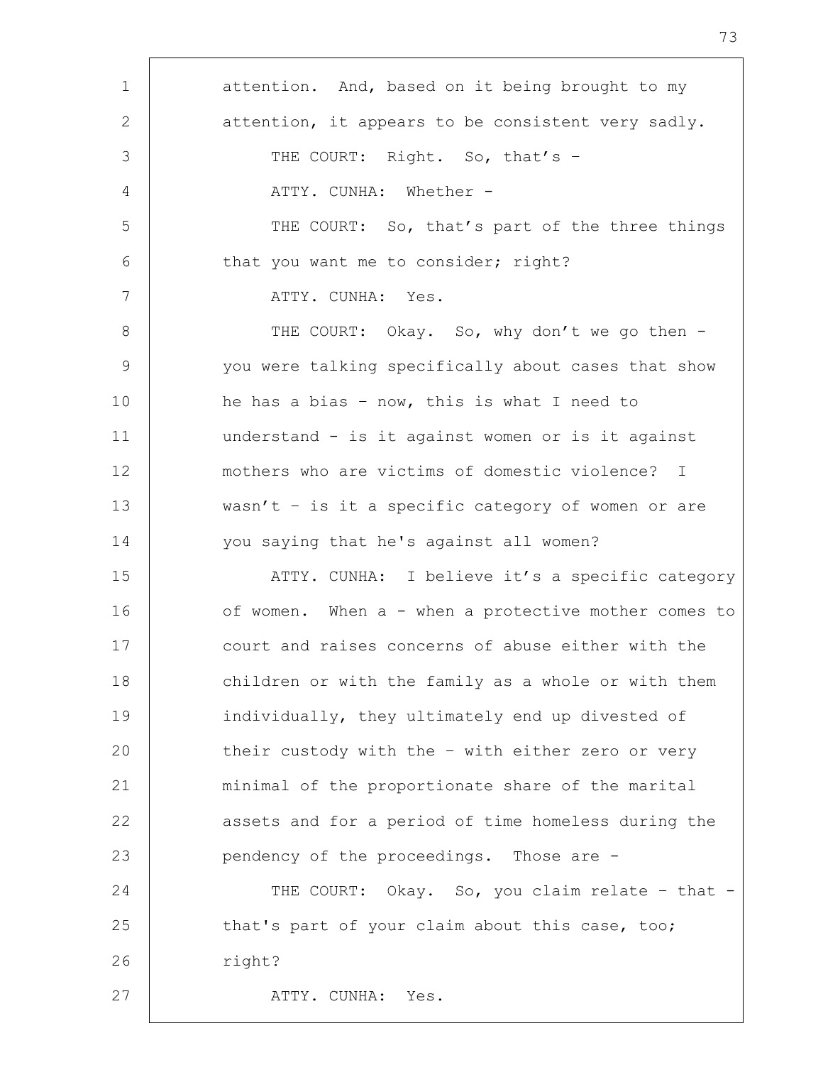attention. And, based on it being brought to my attention, it appears to be consistent very sadly.

THE COURT: Right. So, that's –

ATTY. CUNHA: Whether -

THE COURT: So, that's part of the three things that you want me to consider; right?

ATTY. CUNHA: Yes.

THE COURT: Okay. So, why don't we go then - you were talking specifically about cases that show he has a bias – now, this is what I need to understand - is it against women or is it against mothers who are victims of domestic violence? I wasn't – is it a specific category of women or are you saying that he's against all women?

ATTY. CUNHA: I believe it's a specific category of women. When a - when a protective mother comes to court and raises concerns of abuse either with the children or with the family as a whole or with them individually, they ultimately end up divested of their custody with the – with either zero or very minimal of the proportionate share of the marital assets and for a period of time homeless during the pendency of the proceedings. Those are -

THE COURT: Okay. So, you claim relate – that - that's part of your claim about this case, too; right?

ATTY. CUNHA: Yes.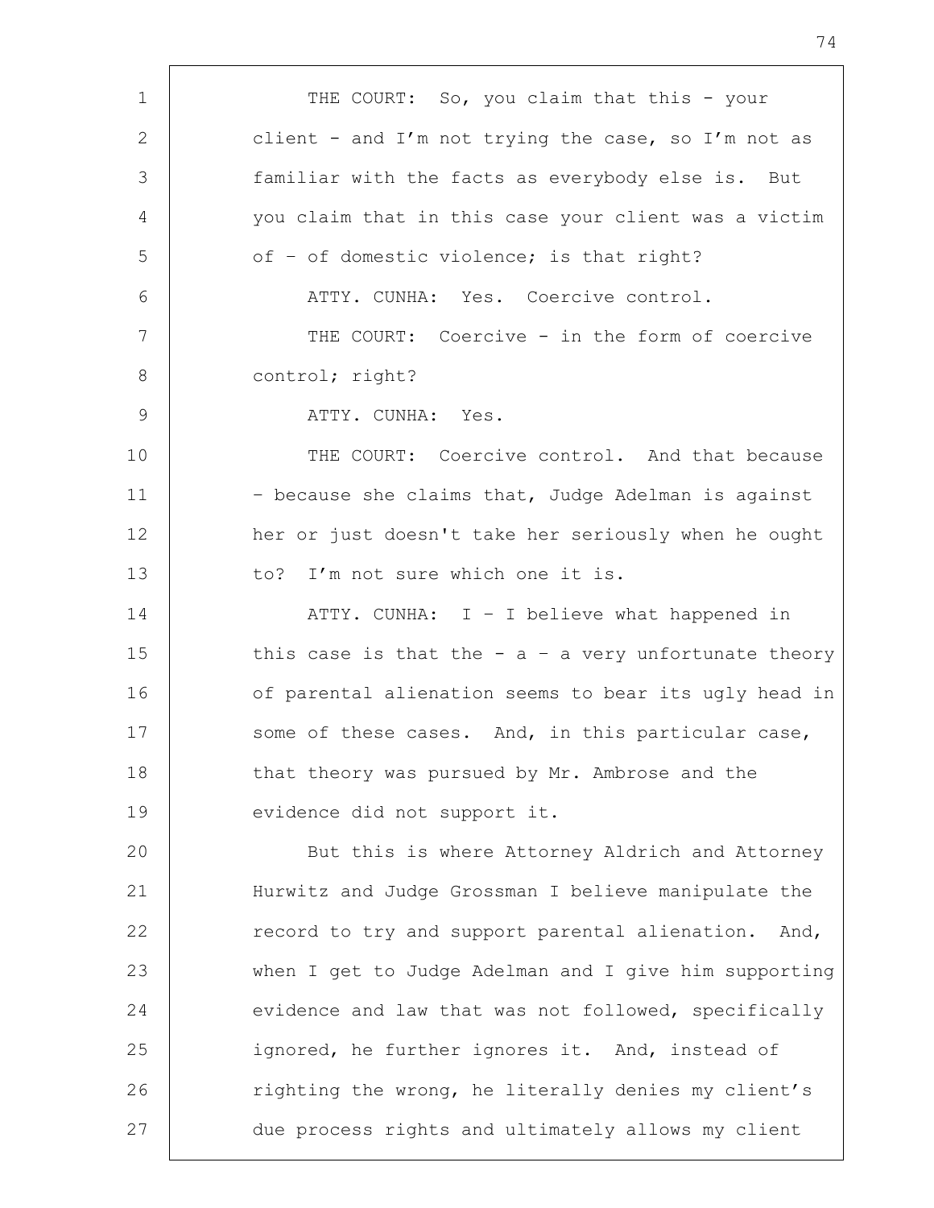THE COURT: So, you claim that this - your client - and I'm not trying the case, so I'm not as familiar with the facts as everybody else is. But you claim that in this case your client was a victim of – of domestic violence; is that right?

ATTY. CUNHA: Yes. Coercive control.

THE COURT: Coercive - in the form of coercive control; right?

ATTY. CUNHA: Yes.

THE COURT: Coercive control. And that because – because she claims that, Judge Adelman is against her or just doesn't take her seriously when he ought to? I'm not sure which one it is.

ATTY. CUNHA: I – I believe what happened in this case is that the - a – a very unfortunate theory of parental alienation seems to bear its ugly head in some of these cases. And, in this particular case, that theory was pursued by Mr. Ambrose and the evidence did not support it.

But this is where Attorney Aldrich and Attorney Hurwitz and Judge Grossman I believe manipulate the record to try and support parental alienation. And, when I get to Judge Adelman and I give him supporting evidence and law that was not followed, specifically ignored, he further ignores it. And, instead of righting the wrong, he literally denies my client's due process rights and ultimately allows my client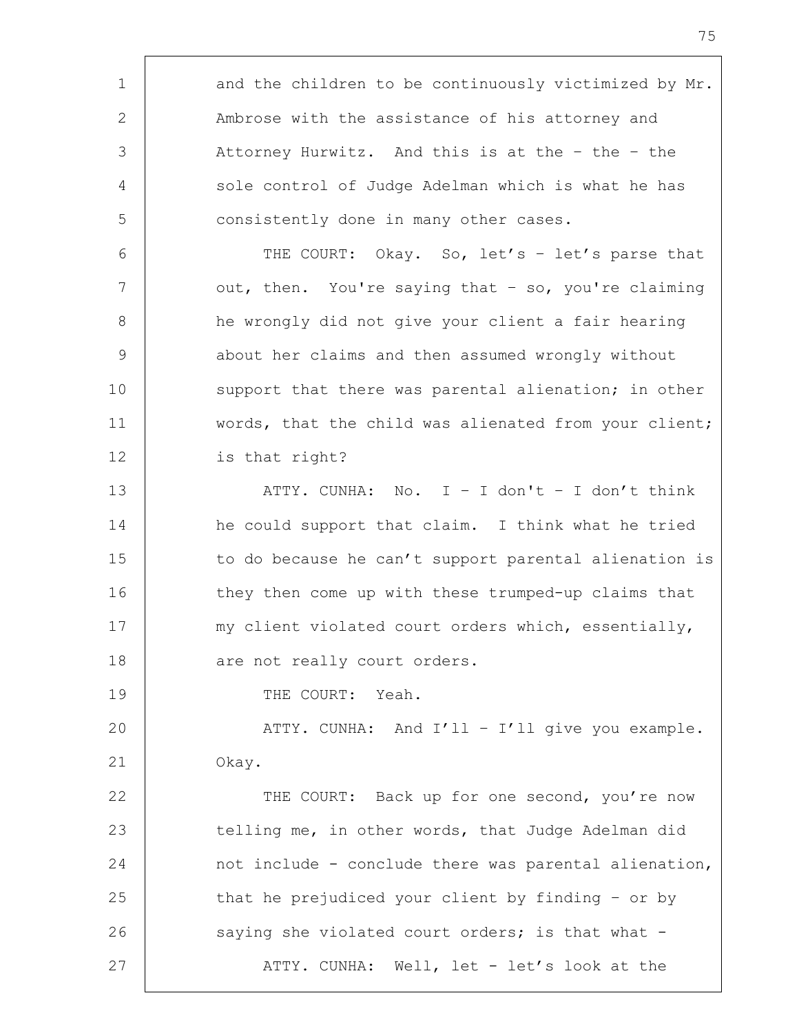and the children to be continuously victimized by Mr. Ambrose with the assistance of his attorney and Attorney Hurwitz. And this is at the – the – the sole control of Judge Adelman which is what he has consistently done in many other cases.

THE COURT: Okay. So, let's – let's parse that out, then. You're saying that – so, you're claiming he wrongly did not give your client a fair hearing about her claims and then assumed wrongly without support that there was parental alienation; in other words, that the child was alienated from your client; is that right?

ATTY. CUNHA: No. I – I don't – I don't think he could support that claim. I think what he tried to do because he can't support parental alienation is they then come up with these trumped-up claims that my client violated court orders which, essentially, are not really court orders.

THE COURT: Yeah.

ATTY. CUNHA: And I'll – I'll give you example. Okay.

THE COURT: Back up for one second, you're now telling me, in other words, that Judge Adelman did not include - conclude there was parental alienation, that he prejudiced your client by finding – or by saying she violated court orders; is that what -

ATTY. CUNHA: Well, let - let's look at the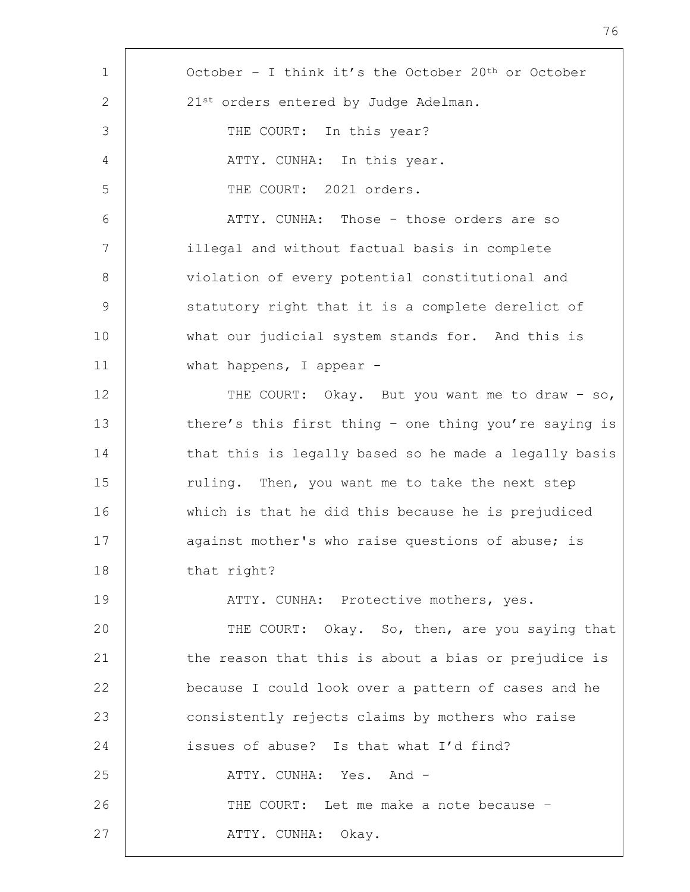October – I think it's the October 20th or October 21st orders entered by Judge Adelman.

THE COURT: In this year?

ATTY. CUNHA: In this year.

THE COURT: 2021 orders.

ATTY. CUNHA: Those - those orders are so illegal and without factual basis in complete violation of every potential constitutional and statutory right that it is a complete derelict of what our judicial system stands for. And this is what happens, I appear -

THE COURT: Okay. But you want me to draw – so, there's this first thing – one thing you're saying is that this is legally based so he made a legally basis ruling. Then, you want me to take the next step which is that he did this because he is prejudiced against mother's who raise questions of abuse; is that right?

ATTY. CUNHA: Protective mothers, yes.

THE COURT: Okay. So, then, are you saying that the reason that this is about a bias or prejudice is because I could look over a pattern of cases and he consistently rejects claims by mothers who raise issues of abuse? Is that what I'd find?

ATTY. CUNHA: Yes. And -

THE COURT: Let me make a note because –

ATTY. CUNHA: Okay.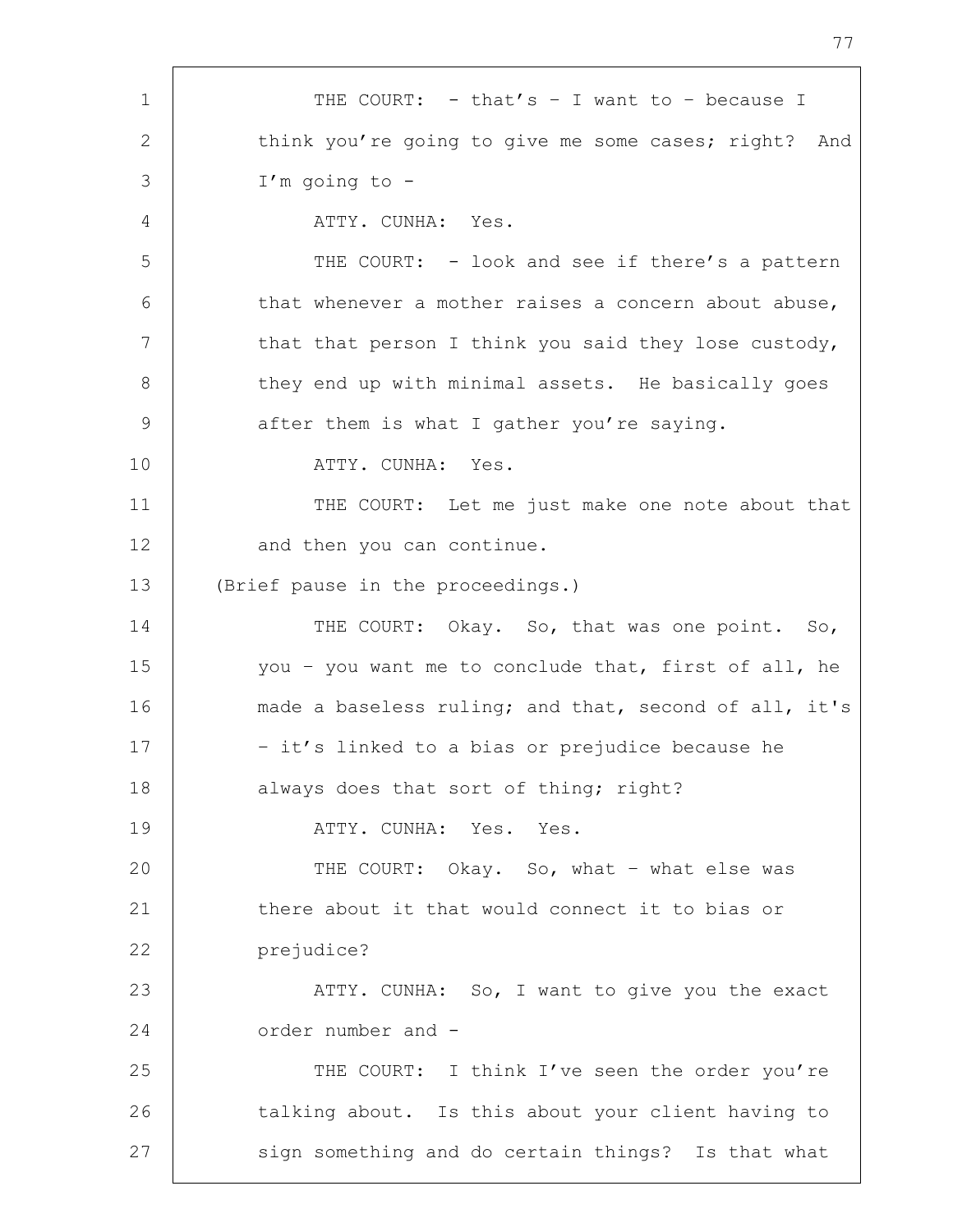THE COURT: - that's – I want to – because I think you're going to give me some cases; right? And I'm going to -

ATTY. CUNHA: Yes.

THE COURT: - look and see if there's a pattern that whenever a mother raises a concern about abuse, that that person I think you said they lose custody, they end up with minimal assets. He basically goes after them is what I gather you're saying.

ATTY. CUNHA: Yes.

THE COURT: Let me just make one note about that and then you can continue.

(Brief pause in the proceedings.)

THE COURT: Okay. So, that was one point. So, you – you want me to conclude that, first of all, he made a baseless ruling; and that, second of all, it's – it's linked to a bias or prejudice because he always does that sort of thing; right?

ATTY. CUNHA: Yes. Yes.

THE COURT: Okay. So, what – what else was there about it that would connect it to bias or prejudice?

ATTY. CUNHA: So, I want to give you the exact order number and -

THE COURT: I think I've seen the order you're talking about. Is this about your client having to sign something and do certain things? Is that what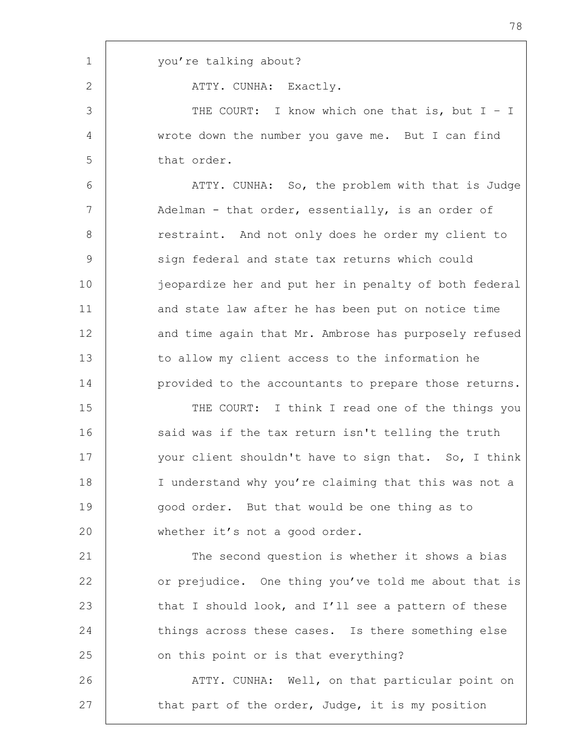you're talking about?

ATTY. CUNHA: Exactly.

THE COURT: I know which one that is, but I – I wrote down the number you gave me. But I can find that order.

ATTY. CUNHA: So, the problem with that is Judge Adelman - that order, essentially, is an order of restraint. And not only does he order my client to sign federal and state tax returns which could jeopardize her and put her in penalty of both federal and state law after he has been put on notice time and time again that Mr. Ambrose has purposely refused to allow my client access to the information he provided to the accountants to prepare those returns.

THE COURT: I think I read one of the things you said was if the tax return isn't telling the truth your client shouldn't have to sign that. So, I think I understand why you're claiming that this was not a good order. But that would be one thing as to whether it's not a good order.

The second question is whether it shows a bias or prejudice. One thing you've told me about that is that I should look, and I'll see a pattern of these things across these cases. Is there something else on this point or is that everything?

ATTY. CUNHA: Well, on that particular point on that part of the order, Judge, it is my position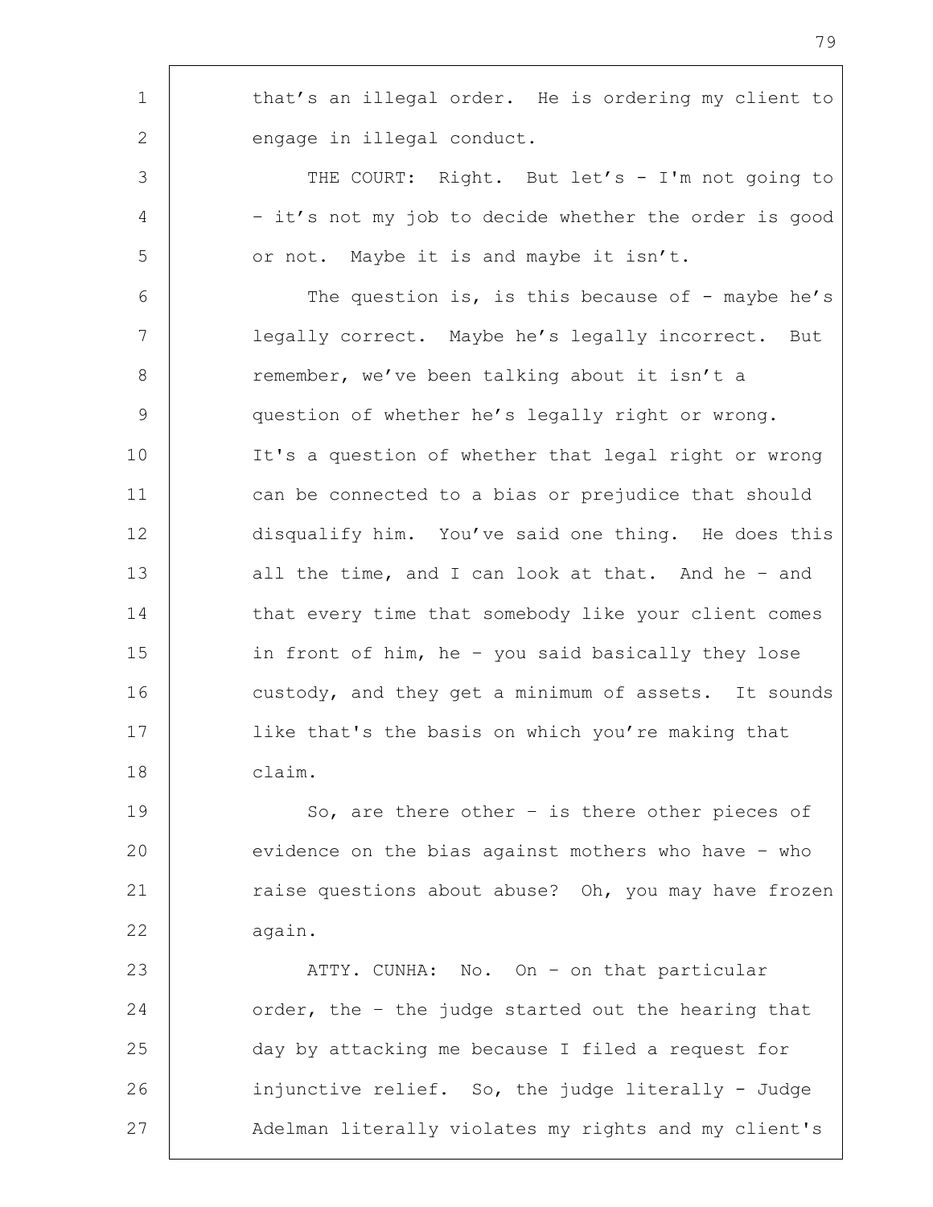that's an illegal order. He is ordering my client to engage in illegal conduct.

THE COURT: Right. But let's - I'm not going to - it's not my job to decide whether the order is good or not. Maybe it is and maybe it isn't.

The question is, is this because of - maybe he's legally correct. Maybe he's legally incorrect. But remember, we've been talking about it isn't a question of whether he's legally right or wrong. It's a question of whether that legal right or wrong can be connected to a bias or prejudice that should disqualify him. You've said one thing. He does this all the time, and I can look at that. And he - and that every time that somebody like your client comes in front of him, he - you said basically they lose custody, and they get a minimum of assets. It sounds like that's the basis on which you're making that claim.

So, are there other - is there other pieces of evidence on the bias against mothers who have - who raise questions about abuse? Oh, you may have frozen again.

ATTY. CUNHA: No. On - on that particular order, the - the judge started out the hearing that day by attacking me because I filed a request for injunctive relief. So, the judge literally - Judge Adelman literally violates my rights and my client's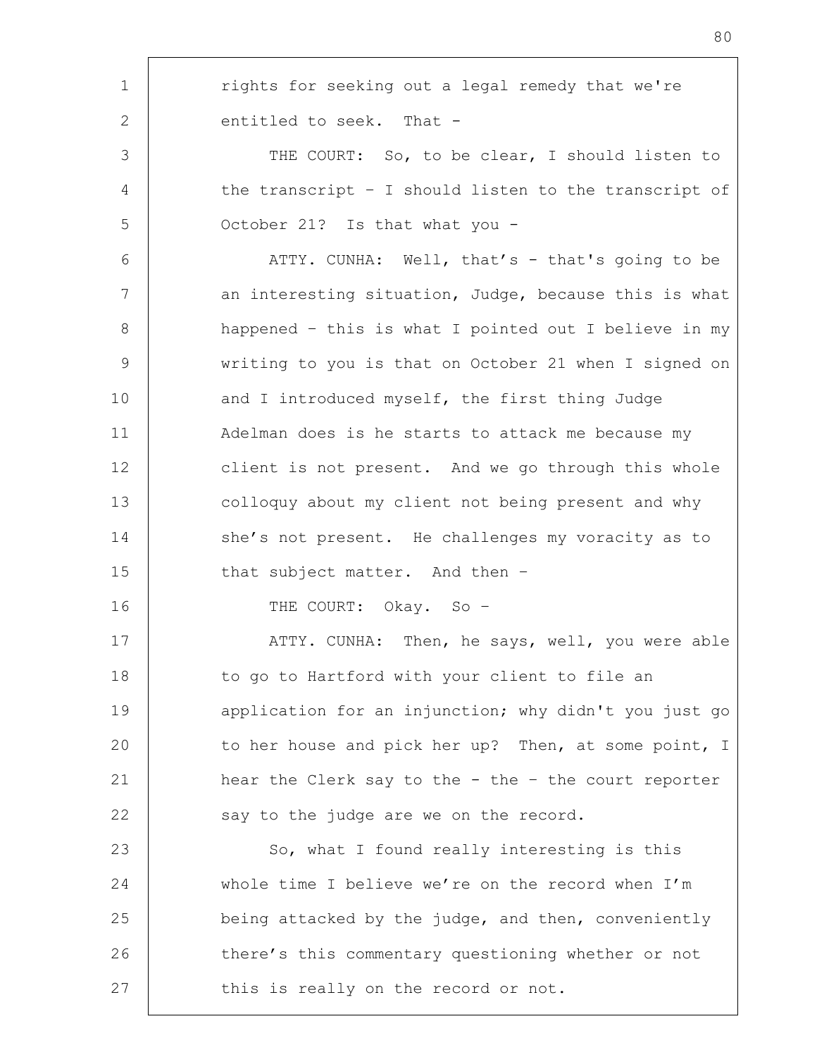rights for seeking out a legal remedy that we're entitled to seek. That -

THE COURT: So, to be clear, I should listen to the transcript – I should listen to the transcript of October 21? Is that what you -

ATTY. CUNHA: Well, that's - that's going to be an interesting situation, Judge, because this is what happened – this is what I pointed out I believe in my writing to you is that on October 21 when I signed on and I introduced myself, the first thing Judge Adelman does is he starts to attack me because my client is not present. And we go through this whole colloquy about my client not being present and why she's not present. He challenges my voracity as to that subject matter. And then –

THE COURT: Okay. So –

ATTY. CUNHA: Then, he says, well, you were able to go to Hartford with your client to file an application for an injunction; why didn't you just go to her house and pick her up? Then, at some point, I hear the Clerk say to the - the – the court reporter say to the judge are we on the record.

So, what I found really interesting is this whole time I believe we're on the record when I'm being attacked by the judge, and then, conveniently there's this commentary questioning whether or not this is really on the record or not.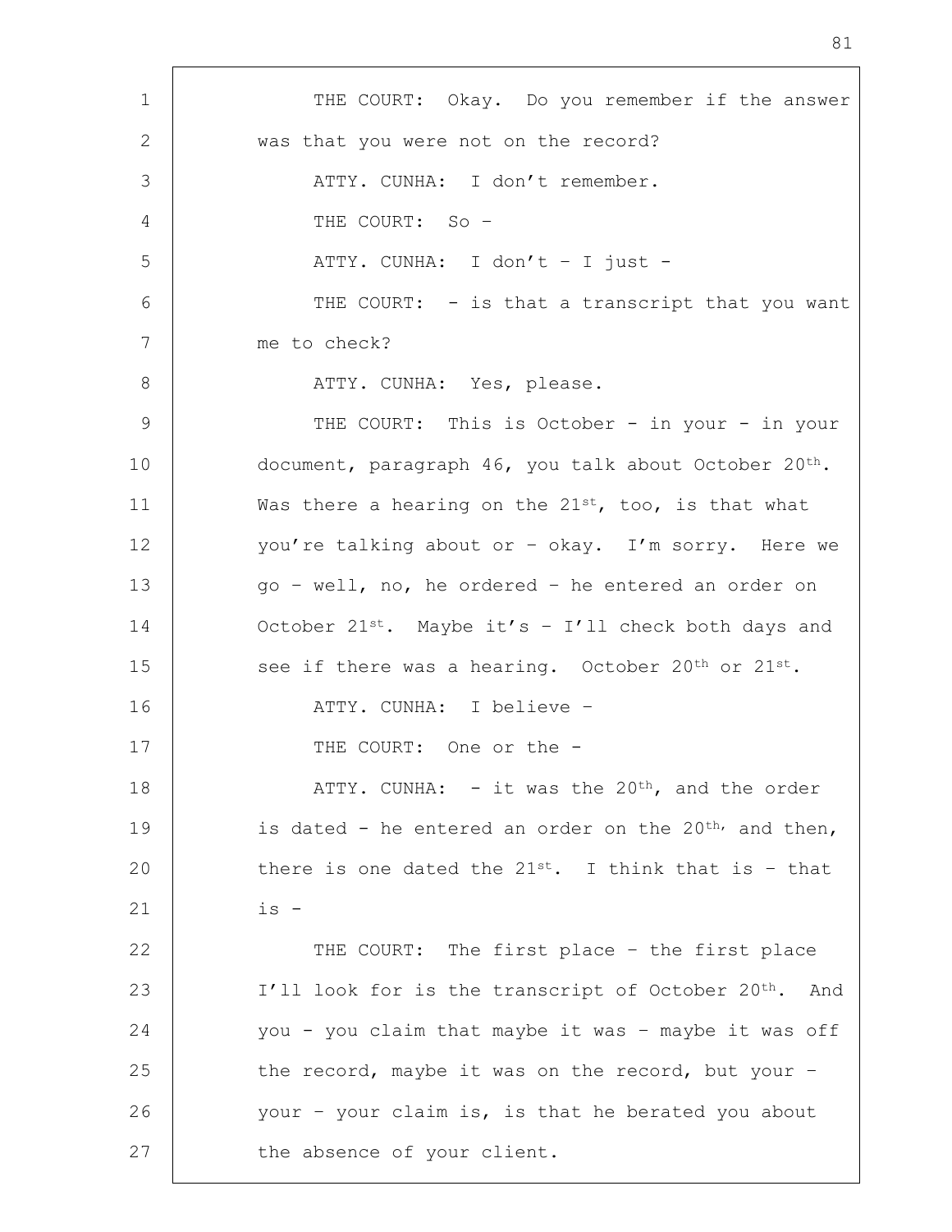THE COURT: Okay. Do you remember if the answer was that you were not on the record?

ATTY. CUNHA: I don't remember.

THE COURT: So –

ATTY. CUNHA: I don't – I just -

THE COURT: - is that a transcript that you want me to check?

ATTY. CUNHA: Yes, please.

THE COURT: This is October - in your - in your document, paragraph 46, you talk about October 20th. Was there a hearing on the 21st, too, is that what you're talking about or – okay. I'm sorry. Here we go – well, no, he ordered – he entered an order on October 21st. Maybe it's – I'll check both days and see if there was a hearing. October 20th or 21st.

ATTY. CUNHA: I believe –

THE COURT: One or the -

ATTY. CUNHA: - it was the 20th, and the order is dated - he entered an order on the 20th, and then, there is one dated the 21st. I think that is – that is -

THE COURT: The first place – the first place I'll look for is the transcript of October 20th. And you - you claim that maybe it was – maybe it was off the record, maybe it was on the record, but your – your – your claim is, is that he berated you about the absence of your client.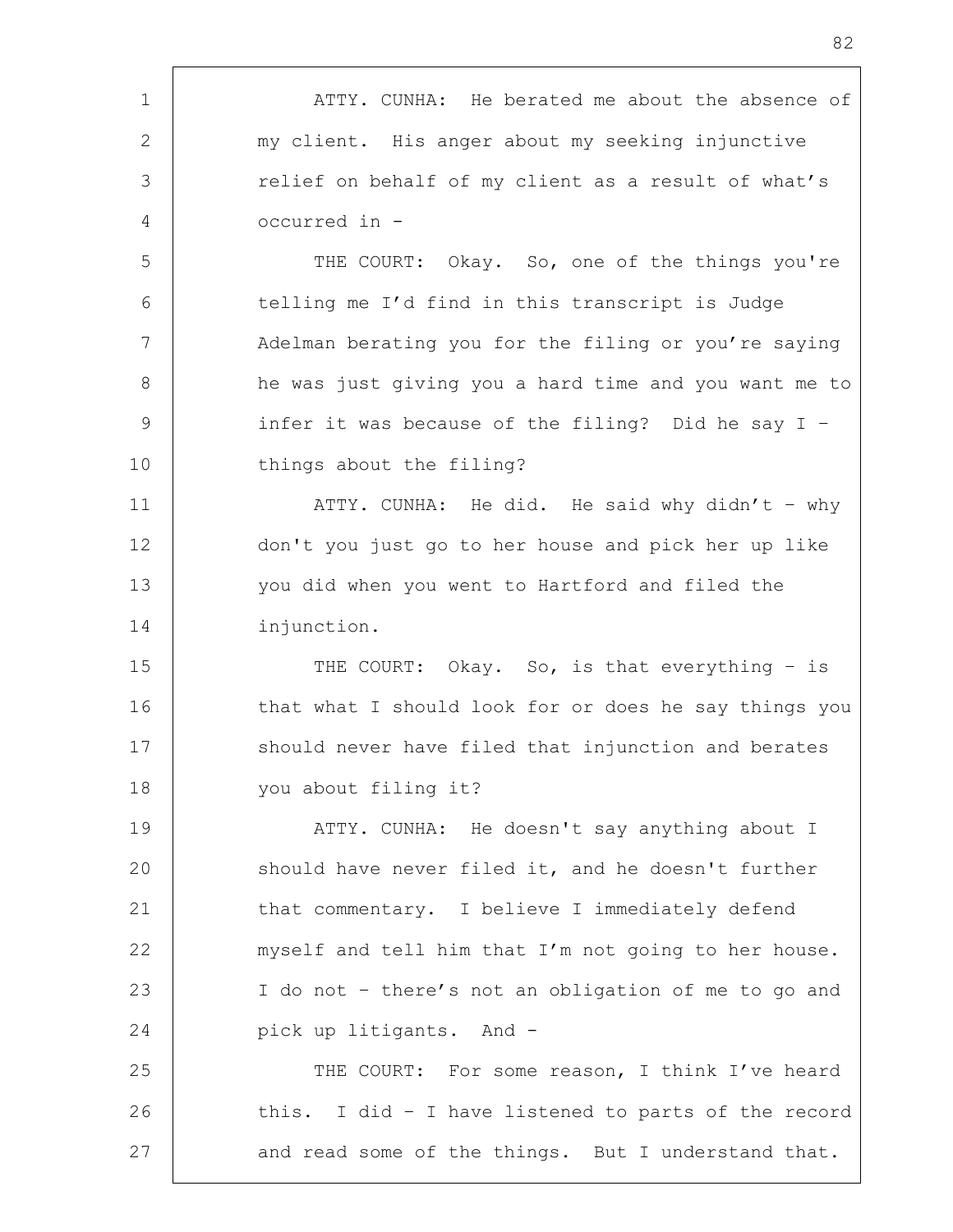ATTY. CUNHA: He berated me about the absence of my client. His anger about my seeking injunctive relief on behalf of my client as a result of what's occurred in -

THE COURT: Okay. So, one of the things you're telling me I'd find in this transcript is Judge Adelman berating you for the filing or you're saying he was just giving you a hard time and you want me to infer it was because of the filing? Did he say I – things about the filing?

ATTY. CUNHA: He did. He said why didn't – why don't you just go to her house and pick her up like you did when you went to Hartford and filed the injunction.

THE COURT: Okay. So, is that everything – is that what I should look for or does he say things you should never have filed that injunction and berates you about filing it?

ATTY. CUNHA: He doesn't say anything about I should have never filed it, and he doesn't further that commentary. I believe I immediately defend myself and tell him that I'm not going to her house. I do not – there's not an obligation of me to go and pick up litigants. And -

THE COURT: For some reason, I think I've heard this. I did – I have listened to parts of the record and read some of the things. But I understand that.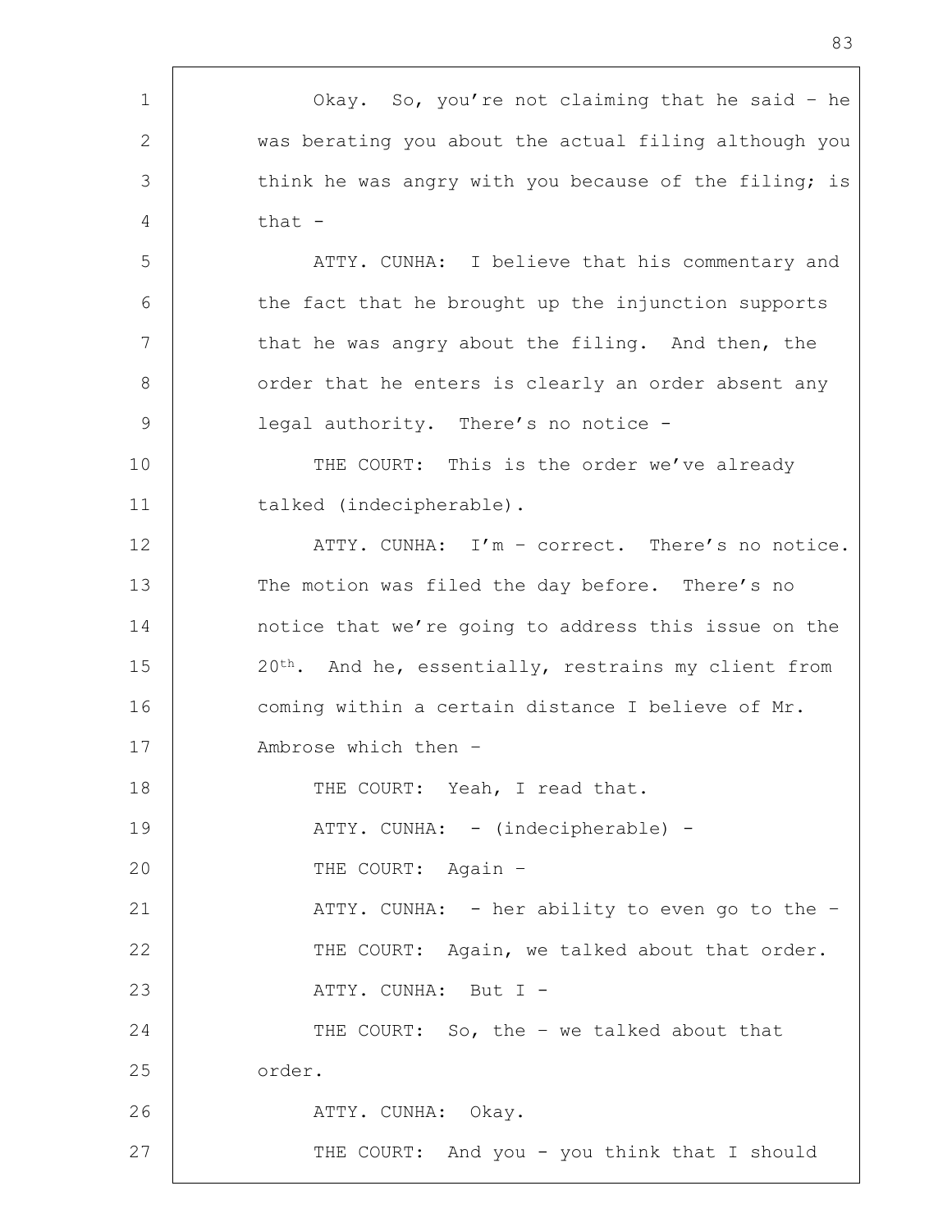Okay. So, you're not claiming that he said – he was berating you about the actual filing although you think he was angry with you because of the filing; is that -

ATTY. CUNHA: I believe that his commentary and the fact that he brought up the injunction supports that he was angry about the filing. And then, the order that he enters is clearly an order absent any legal authority. There's no notice -

THE COURT: This is the order we've already talked (indecipherable).

ATTY. CUNHA: I'm – correct. There's no notice. The motion was filed the day before. There's no notice that we're going to address this issue on the 20th. And he, essentially, restrains my client from coming within a certain distance I believe of Mr. Ambrose which then –

THE COURT: Yeah, I read that.

ATTY. CUNHA: - (indecipherable) -

THE COURT: Again –

ATTY. CUNHA: - her ability to even go to the –

THE COURT: Again, we talked about that order.

ATTY. CUNHA: But I -

THE COURT: So, the – we talked about that order.

ATTY. CUNHA: Okay.

THE COURT: And you - you think that I should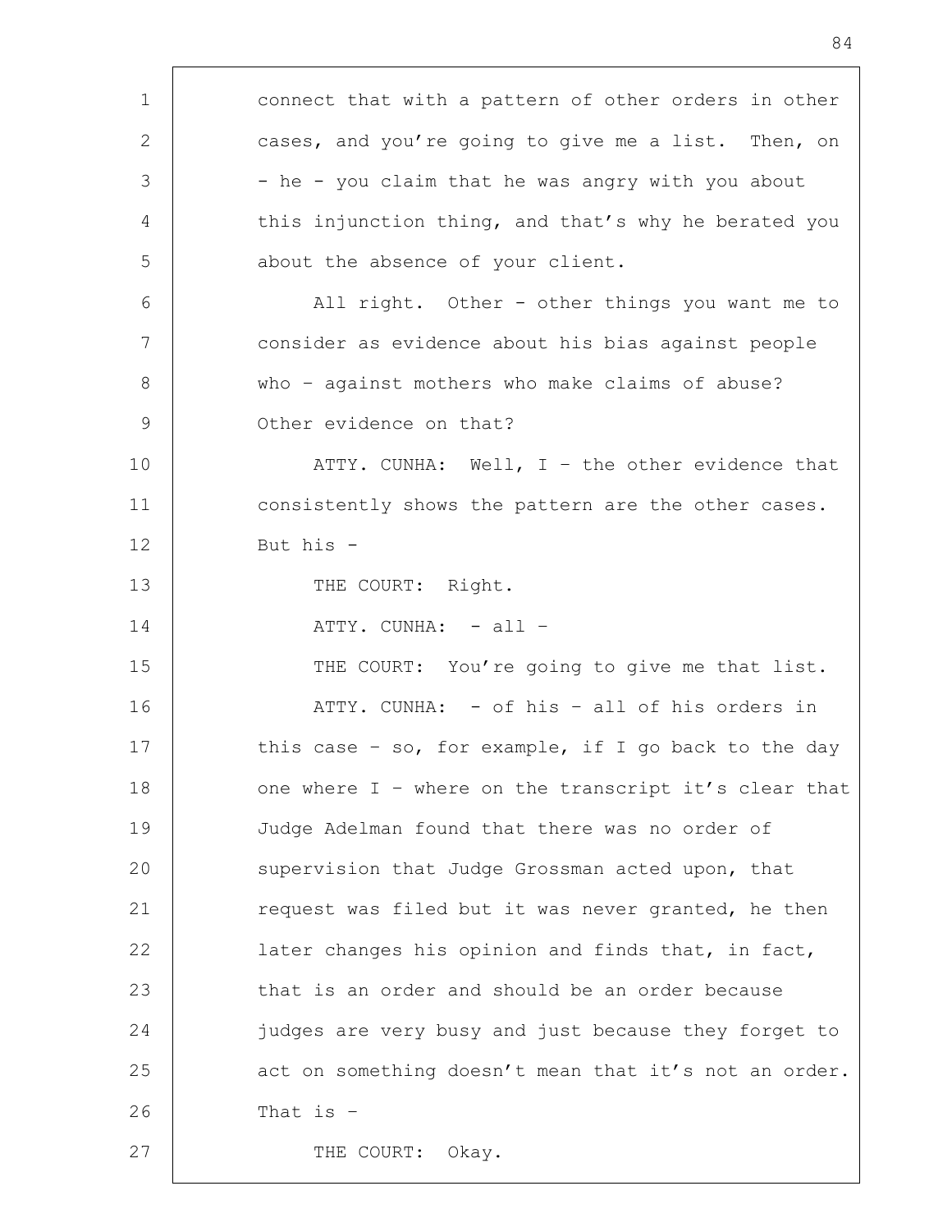connect that with a pattern of other orders in other cases, and you're going to give me a list. Then, on - he - you claim that he was angry with you about this injunction thing, and that's why he berated you about the absence of your client.

All right. Other - other things you want me to consider as evidence about his bias against people who – against mothers who make claims of abuse? Other evidence on that?

ATTY. CUNHA: Well, I – the other evidence that consistently shows the pattern are the other cases. But his -

THE COURT: Right.

ATTY. CUNHA: - all –

THE COURT: You're going to give me that list.

ATTY. CUNHA: - of his – all of his orders in this case – so, for example, if I go back to the day one where I – where on the transcript it's clear that Judge Adelman found that there was no order of supervision that Judge Grossman acted upon, that request was filed but it was never granted, he then later changes his opinion and finds that, in fact, that is an order and should be an order because judges are very busy and just because they forget to act on something doesn't mean that it's not an order. That is –

THE COURT: Okay.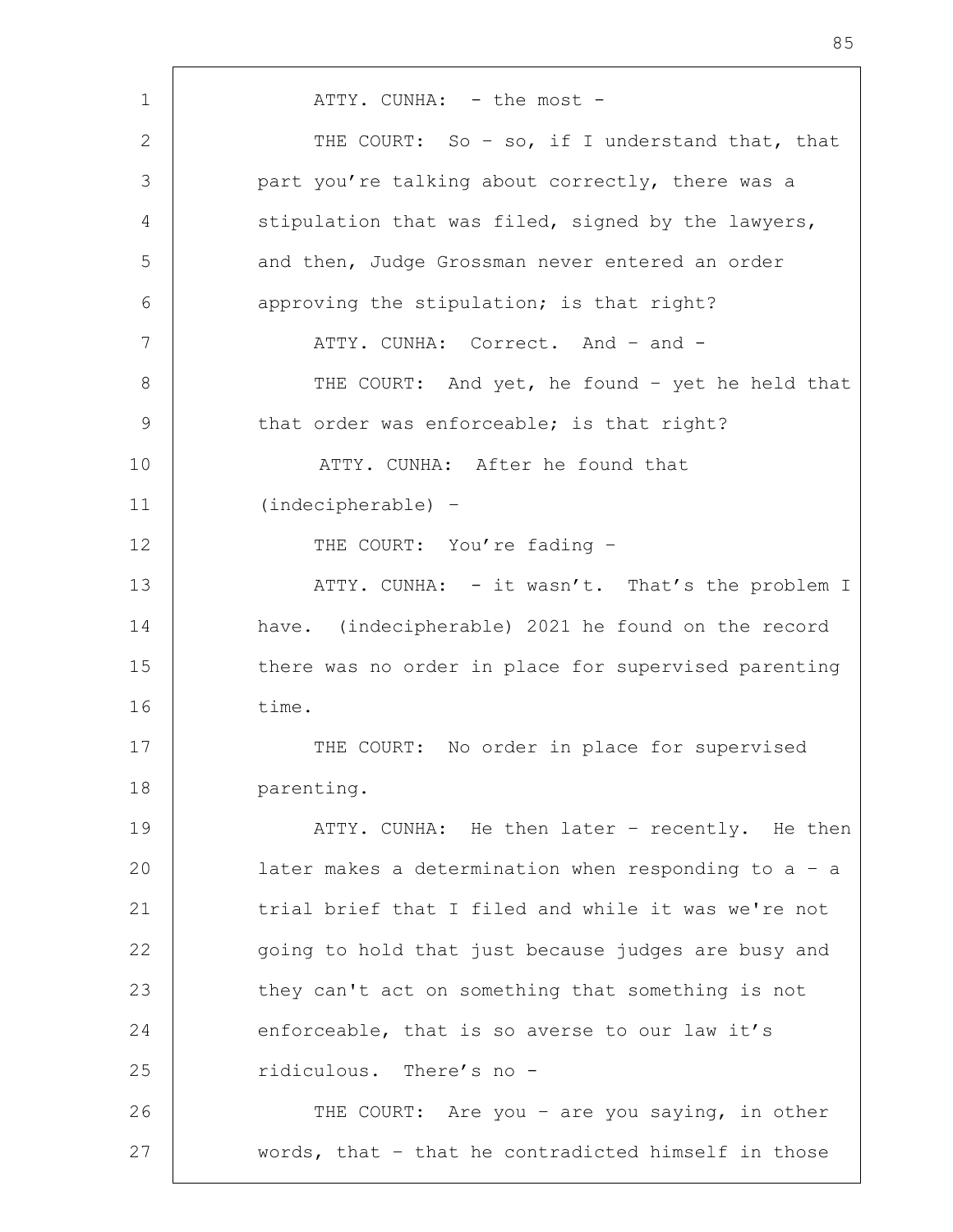ATTY. CUNHA: - the most -

THE COURT: So – so, if I understand that, that part you're talking about correctly, there was a stipulation that was filed, signed by the lawyers, and then, Judge Grossman never entered an order approving the stipulation; is that right?

ATTY. CUNHA: Correct. And – and -

THE COURT: And yet, he found – yet he held that that order was enforceable; is that right?

ATTY. CUNHA: After he found that (indecipherable) –

THE COURT: You're fading –

ATTY. CUNHA: - it wasn't. That's the problem I have. (indecipherable) 2021 he found on the record there was no order in place for supervised parenting time.

THE COURT: No order in place for supervised parenting.

ATTY. CUNHA: He then later – recently. He then later makes a determination when responding to a – a trial brief that I filed and while it was we're not going to hold that just because judges are busy and they can't act on something that something is not enforceable, that is so averse to our law it's ridiculous. There's no -

THE COURT: Are you – are you saying, in other words, that – that he contradicted himself in those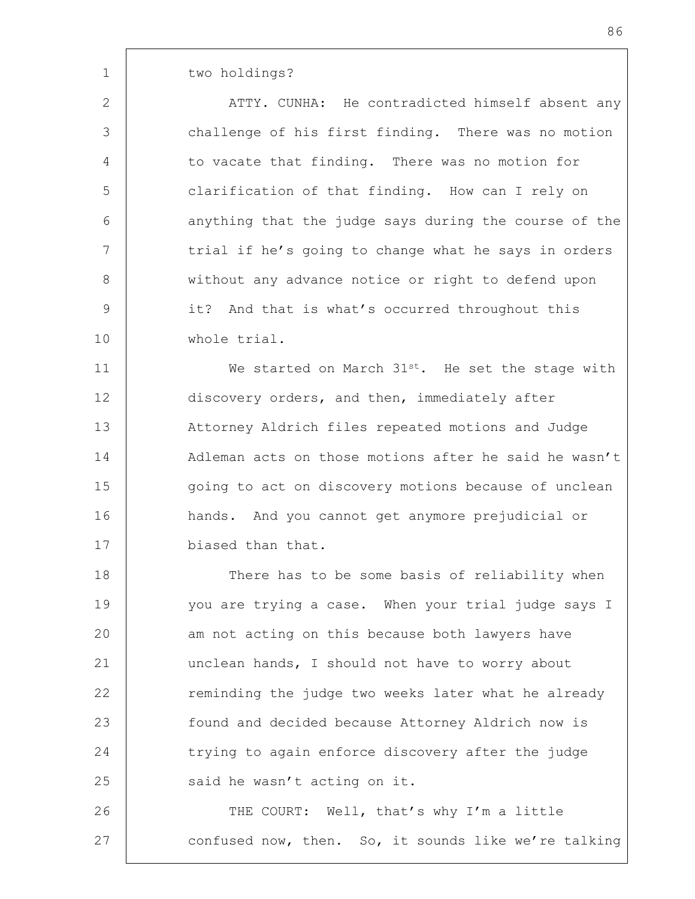two holdings?

ATTY. CUNHA: He contradicted himself absent any challenge of his first finding. There was no motion to vacate that finding. There was no motion for clarification of that finding. How can I rely on anything that the judge says during the course of the trial if he's going to change what he says in orders without any advance notice or right to defend upon it? And that is what's occurred throughout this whole trial.

We started on March 31st. He set the stage with discovery orders, and then, immediately after Attorney Aldrich files repeated motions and Judge Adleman acts on those motions after he said he wasn't going to act on discovery motions because of unclean hands. And you cannot get anymore prejudicial or biased than that.

There has to be some basis of reliability when you are trying a case. When your trial judge says I am not acting on this because both lawyers have unclean hands, I should not have to worry about reminding the judge two weeks later what he already found and decided because Attorney Aldrich now is trying to again enforce discovery after the judge said he wasn't acting on it.

THE COURT: Well, that's why I'm a little confused now, then. So, it sounds like we're talking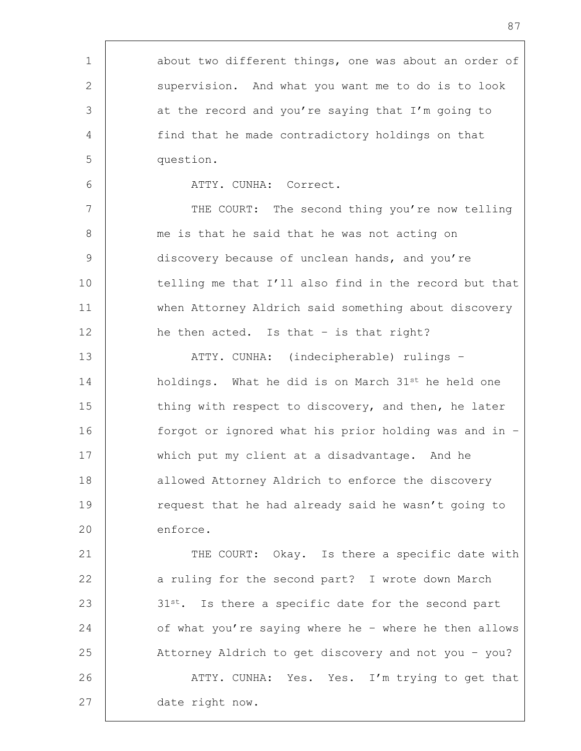about two different things, one was about an order of supervision. And what you want me to do is to look at the record and you're saying that I'm going to find that he made contradictory holdings on that question.

ATTY. CUNHA: Correct.

THE COURT: The second thing you're now telling me is that he said that he was not acting on discovery because of unclean hands, and you're telling me that I'll also find in the record but that when Attorney Aldrich said something about discovery he then acted. Is that – is that right?

ATTY. CUNHA: (indecipherable) rulings – holdings. What he did is on March 31st he held one thing with respect to discovery, and then, he later forgot or ignored what his prior holding was and in – which put my client at a disadvantage. And he allowed Attorney Aldrich to enforce the discovery request that he had already said he wasn't going to enforce.

THE COURT: Okay. Is there a specific date with a ruling for the second part? I wrote down March 31st. Is there a specific date for the second part of what you're saying where he – where he then allows Attorney Aldrich to get discovery and not you – you?

ATTY. CUNHA: Yes. Yes. I'm trying to get that date right now.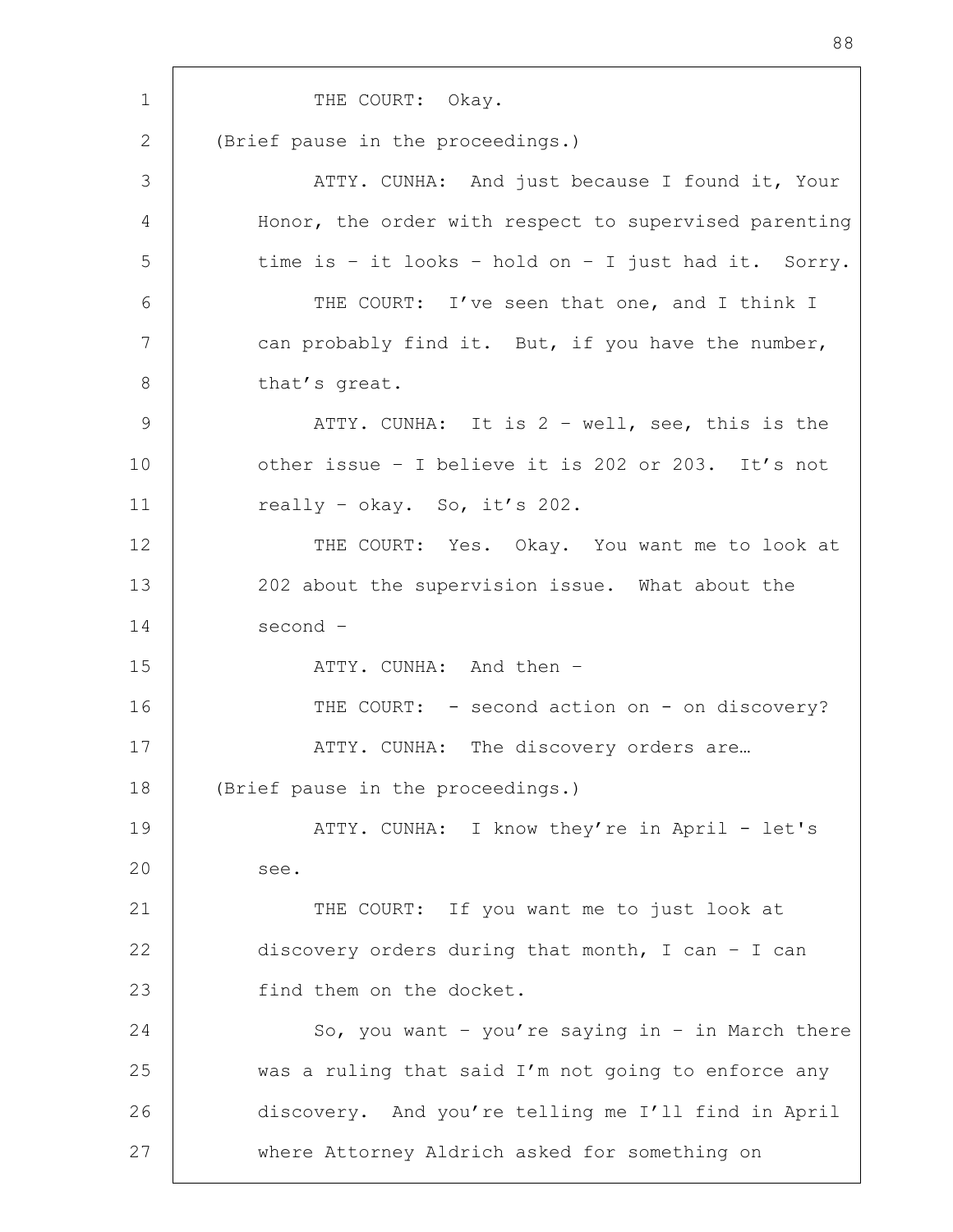THE COURT: Okay.

(Brief pause in the proceedings.)

ATTY. CUNHA: And just because I found it, Your Honor, the order with respect to supervised parenting time is – it looks – hold on – I just had it. Sorry.

THE COURT: I've seen that one, and I think I can probably find it. But, if you have the number, that's great.

ATTY. CUNHA: It is 2 – well, see, this is the other issue – I believe it is 202 or 203. It's not really – okay. So, it's 202.

THE COURT: Yes. Okay. You want me to look at 202 about the supervision issue. What about the second –

ATTY. CUNHA: And then –

THE COURT: - second action on - on discovery?

ATTY. CUNHA: The discovery orders are…

(Brief pause in the proceedings.)

ATTY. CUNHA: I know they're in April - let's see.

THE COURT: If you want me to just look at discovery orders during that month, I can – I can find them on the docket.

So, you want – you're saying in – in March there was a ruling that said I'm not going to enforce any discovery. And you're telling me I'll find in April where Attorney Aldrich asked for something on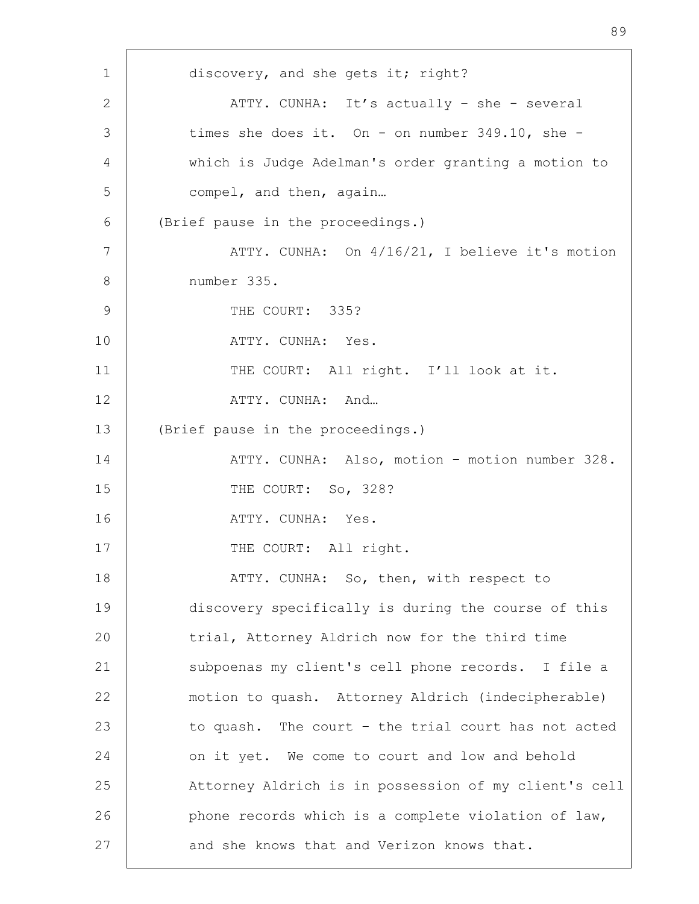discovery, and she gets it; right?

ATTY. CUNHA: It’s actually – she - several times she does it. On - on number 349.10, she - which is Judge Adelman's order granting a motion to compel, and then, again…

(Brief pause in the proceedings.)

ATTY. CUNHA: On 4/16/21, I believe it's motion number 335.

THE COURT: 335?

ATTY. CUNHA: Yes.

THE COURT: All right. I’ll look at it.

ATTY. CUNHA: And…

(Brief pause in the proceedings.)

ATTY. CUNHA: Also, motion – motion number 328.

THE COURT: So, 328?

ATTY. CUNHA: Yes.

THE COURT: All right.

ATTY. CUNHA: So, then, with respect to discovery specifically is during the course of this trial, Attorney Aldrich now for the third time subpoenas my client's cell phone records. I file a motion to quash. Attorney Aldrich (indecipherable) to quash. The court – the trial court has not acted on it yet. We come to court and low and behold Attorney Aldrich is in possession of my client's cell phone records which is a complete violation of law, and she knows that and Verizon knows that.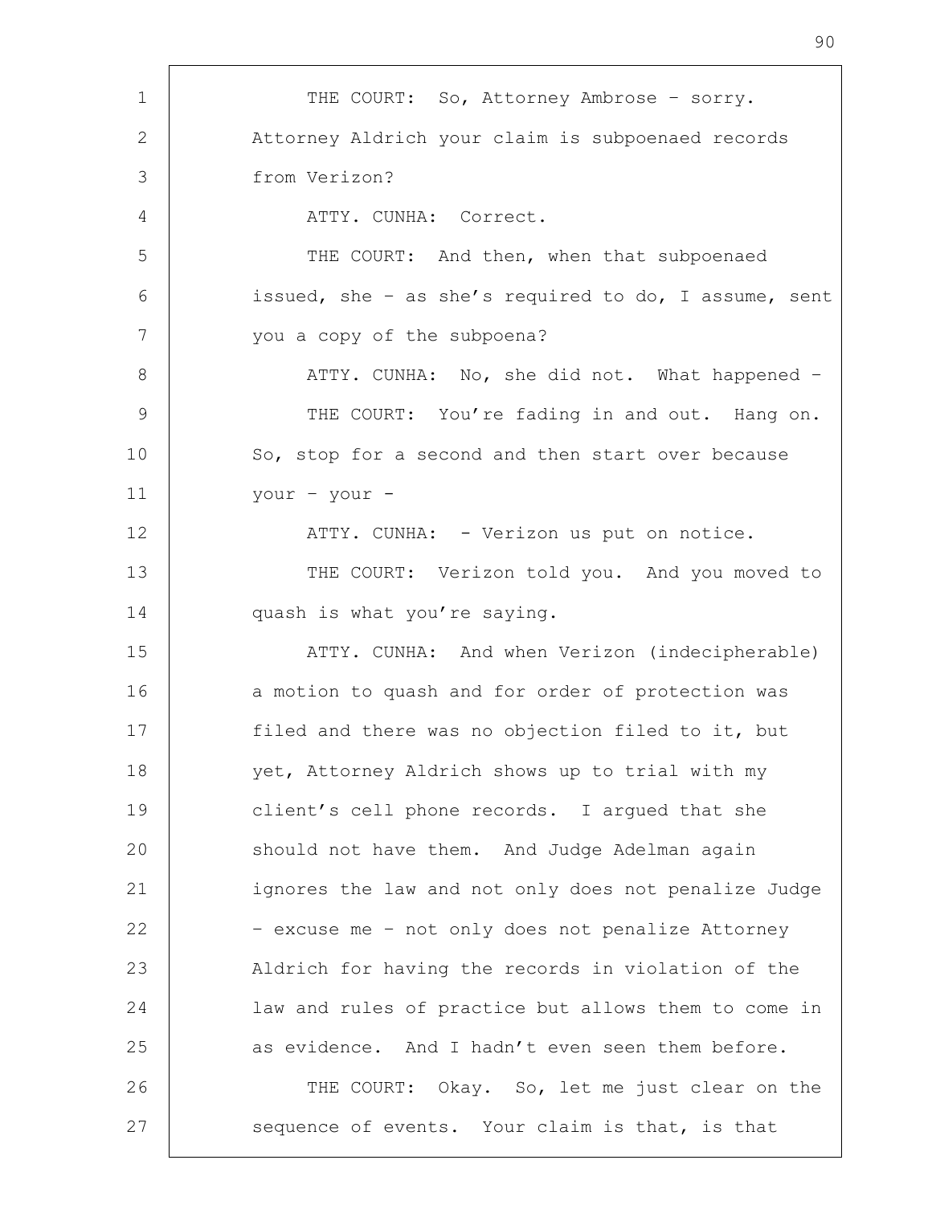THE COURT: So, Attorney Ambrose – sorry. Attorney Aldrich your claim is subpoenaed records from Verizon?

ATTY. CUNHA: Correct.

THE COURT: And then, when that subpoenaed issued, she – as she's required to do, I assume, sent you a copy of the subpoena?

ATTY. CUNHA: No, she did not. What happened –

THE COURT: You're fading in and out. Hang on. So, stop for a second and then start over because your – your -

ATTY. CUNHA: - Verizon us put on notice.

THE COURT: Verizon told you. And you moved to quash is what you're saying.

ATTY. CUNHA: And when Verizon (indecipherable) a motion to quash and for order of protection was filed and there was no objection filed to it, but yet, Attorney Aldrich shows up to trial with my client's cell phone records. I argued that she should not have them. And Judge Adelman again ignores the law and not only does not penalize Judge – excuse me – not only does not penalize Attorney Aldrich for having the records in violation of the law and rules of practice but allows them to come in as evidence. And I hadn't even seen them before.

THE COURT: Okay. So, let me just clear on the sequence of events. Your claim is that, is that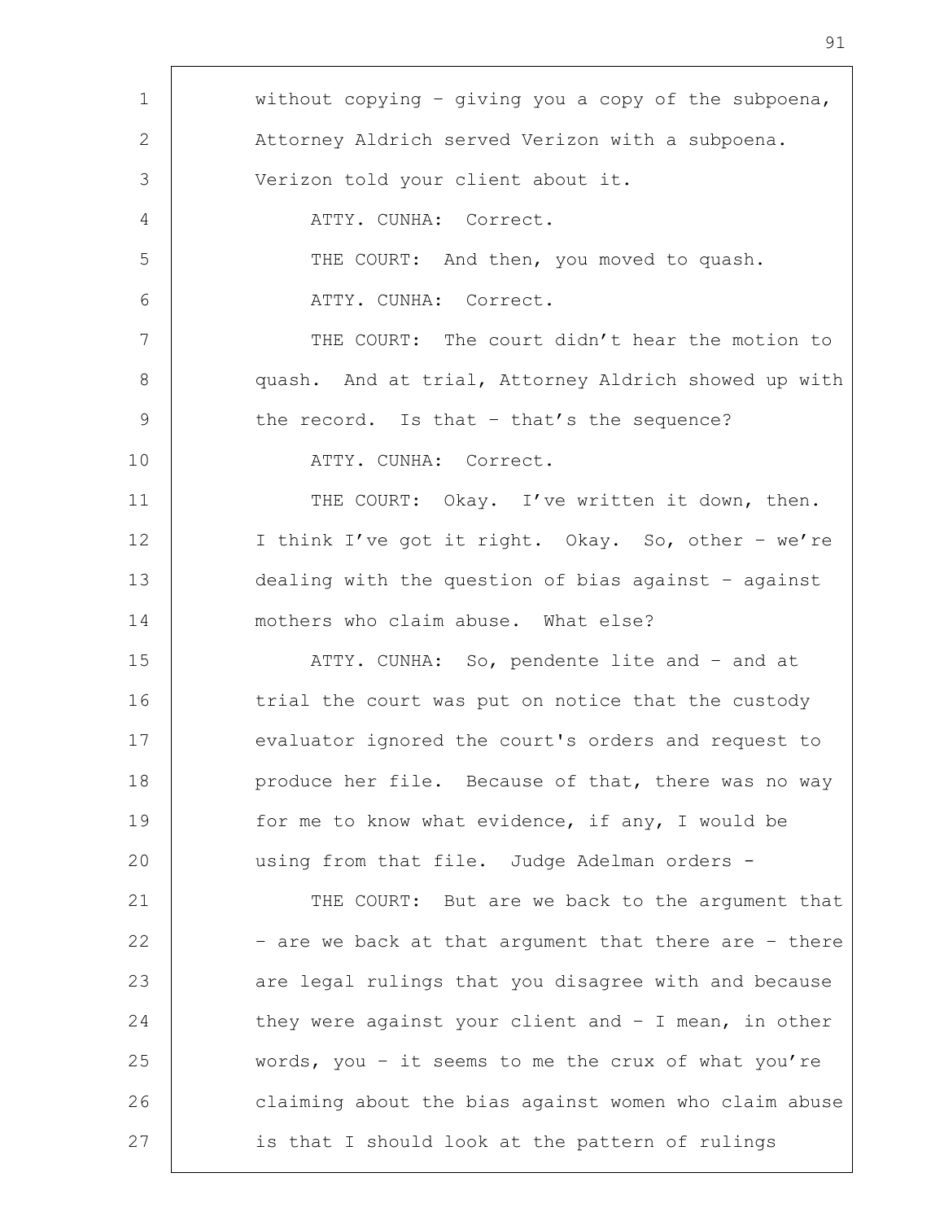without copying – giving you a copy of the subpoena, Attorney Aldrich served Verizon with a subpoena. Verizon told your client about it.

ATTY. CUNHA: Correct.

THE COURT: And then, you moved to quash.

ATTY. CUNHA: Correct.

THE COURT: The court didn't hear the motion to quash. And at trial, Attorney Aldrich showed up with the record. Is that – that's the sequence?

ATTY. CUNHA: Correct.

THE COURT: Okay. I've written it down, then. I think I've got it right. Okay. So, other – we're dealing with the question of bias against – against mothers who claim abuse. What else?

ATTY. CUNHA: So, pendente lite and – and at trial the court was put on notice that the custody evaluator ignored the court's orders and request to produce her file. Because of that, there was no way for me to know what evidence, if any, I would be using from that file. Judge Adelman orders -

THE COURT: But are we back to the argument that – are we back at that argument that there are – there are legal rulings that you disagree with and because they were against your client and – I mean, in other words, you – it seems to me the crux of what you're claiming about the bias against women who claim abuse is that I should look at the pattern of rulings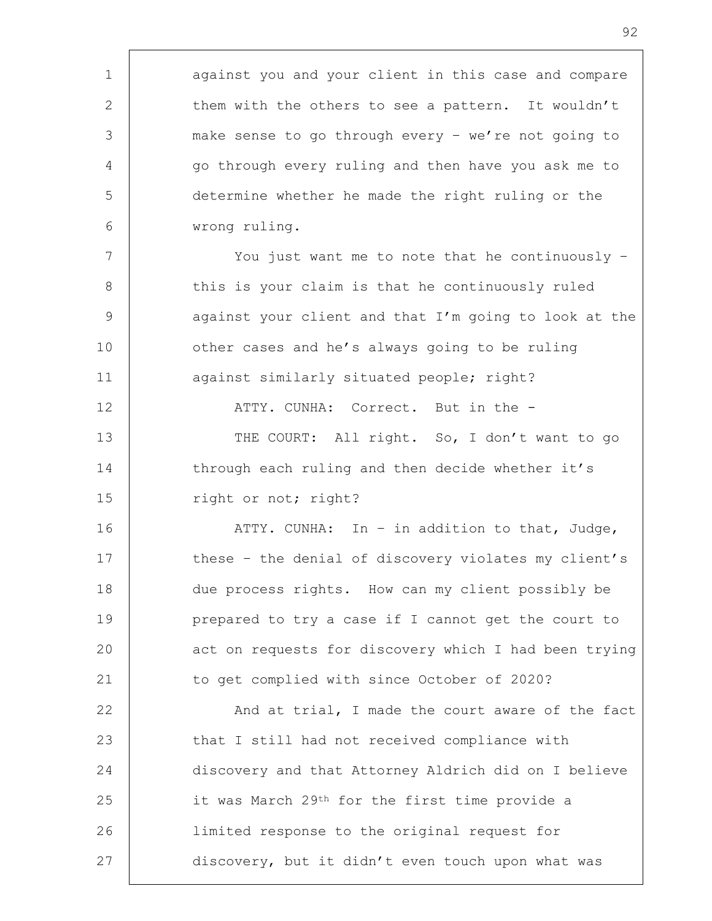against you and your client in this case and compare them with the others to see a pattern. It wouldn't make sense to go through every – we're not going to go through every ruling and then have you ask me to determine whether he made the right ruling or the wrong ruling.

You just want me to note that he continuously – this is your claim is that he continuously ruled against your client and that I'm going to look at the other cases and he's always going to be ruling against similarly situated people; right?

ATTY. CUNHA: Correct. But in the -

THE COURT: All right. So, I don't want to go through each ruling and then decide whether it's right or not; right?

ATTY. CUNHA: In – in addition to that, Judge, these – the denial of discovery violates my client's due process rights. How can my client possibly be prepared to try a case if I cannot get the court to act on requests for discovery which I had been trying to get complied with since October of 2020?

And at trial, I made the court aware of the fact that I still had not received compliance with discovery and that Attorney Aldrich did on I believe it was March 29th for the first time provide a limited response to the original request for discovery, but it didn't even touch upon what was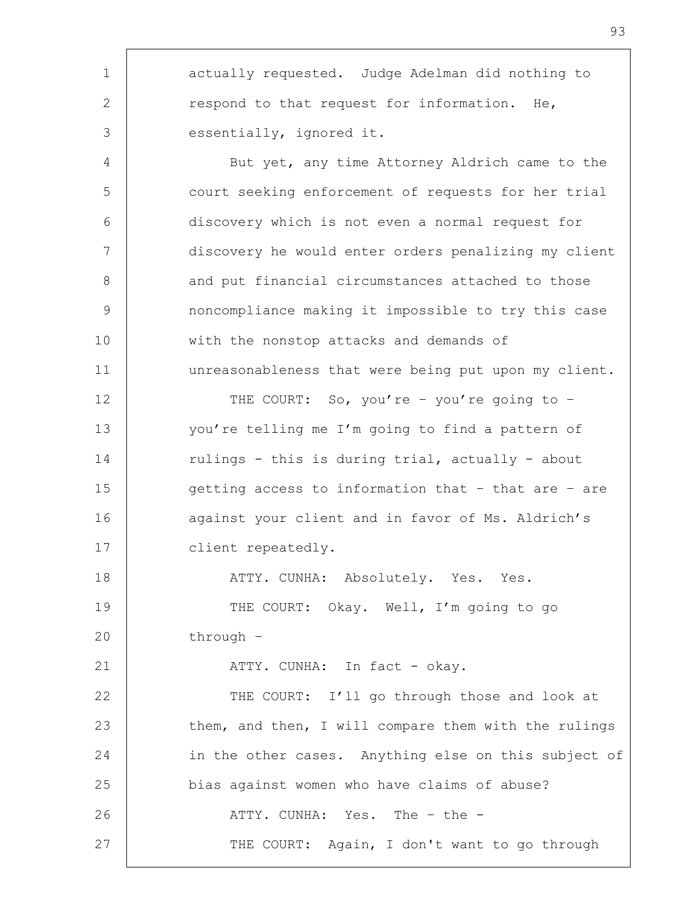actually requested. Judge Adelman did nothing to respond to that request for information. He, essentially, ignored it.

But yet, any time Attorney Aldrich came to the court seeking enforcement of requests for her trial discovery which is not even a normal request for discovery he would enter orders penalizing my client and put financial circumstances attached to those noncompliance making it impossible to try this case with the nonstop attacks and demands of unreasonableness that were being put upon my client.

THE COURT: So, you're – you're going to – you're telling me I'm going to find a pattern of rulings - this is during trial, actually - about getting access to information that – that are – are against your client and in favor of Ms. Aldrich's client repeatedly.

ATTY. CUNHA: Absolutely. Yes. Yes.

THE COURT: Okay. Well, I'm going to go through –

ATTY. CUNHA: In fact - okay.

THE COURT: I'll go through those and look at them, and then, I will compare them with the rulings in the other cases. Anything else on this subject of bias against women who have claims of abuse?

ATTY. CUNHA: Yes. The – the -

THE COURT: Again, I don't want to go through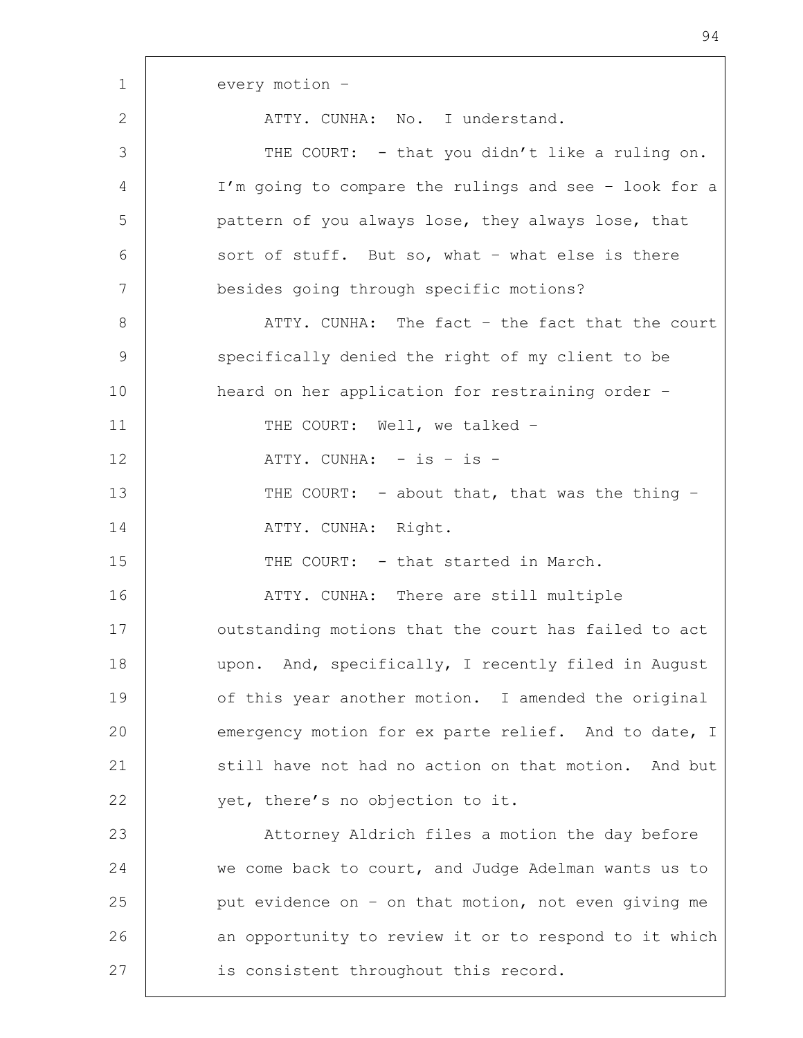every motion –

ATTY. CUNHA: No. I understand.

THE COURT: - that you didn't like a ruling on. I'm going to compare the rulings and see – look for a pattern of you always lose, they always lose, that sort of stuff. But so, what – what else is there besides going through specific motions?

ATTY. CUNHA: The fact – the fact that the court specifically denied the right of my client to be heard on her application for restraining order –

THE COURT: Well, we talked –

ATTY. CUNHA: - is – is -

THE COURT: - about that, that was the thing –

ATTY. CUNHA: Right.

THE COURT: - that started in March.

ATTY. CUNHA: There are still multiple outstanding motions that the court has failed to act upon. And, specifically, I recently filed in August of this year another motion. I amended the original emergency motion for ex parte relief. And to date, I still have not had no action on that motion. And but yet, there's no objection to it.

Attorney Aldrich files a motion the day before we come back to court, and Judge Adelman wants us to put evidence on – on that motion, not even giving me an opportunity to review it or to respond to it which is consistent throughout this record.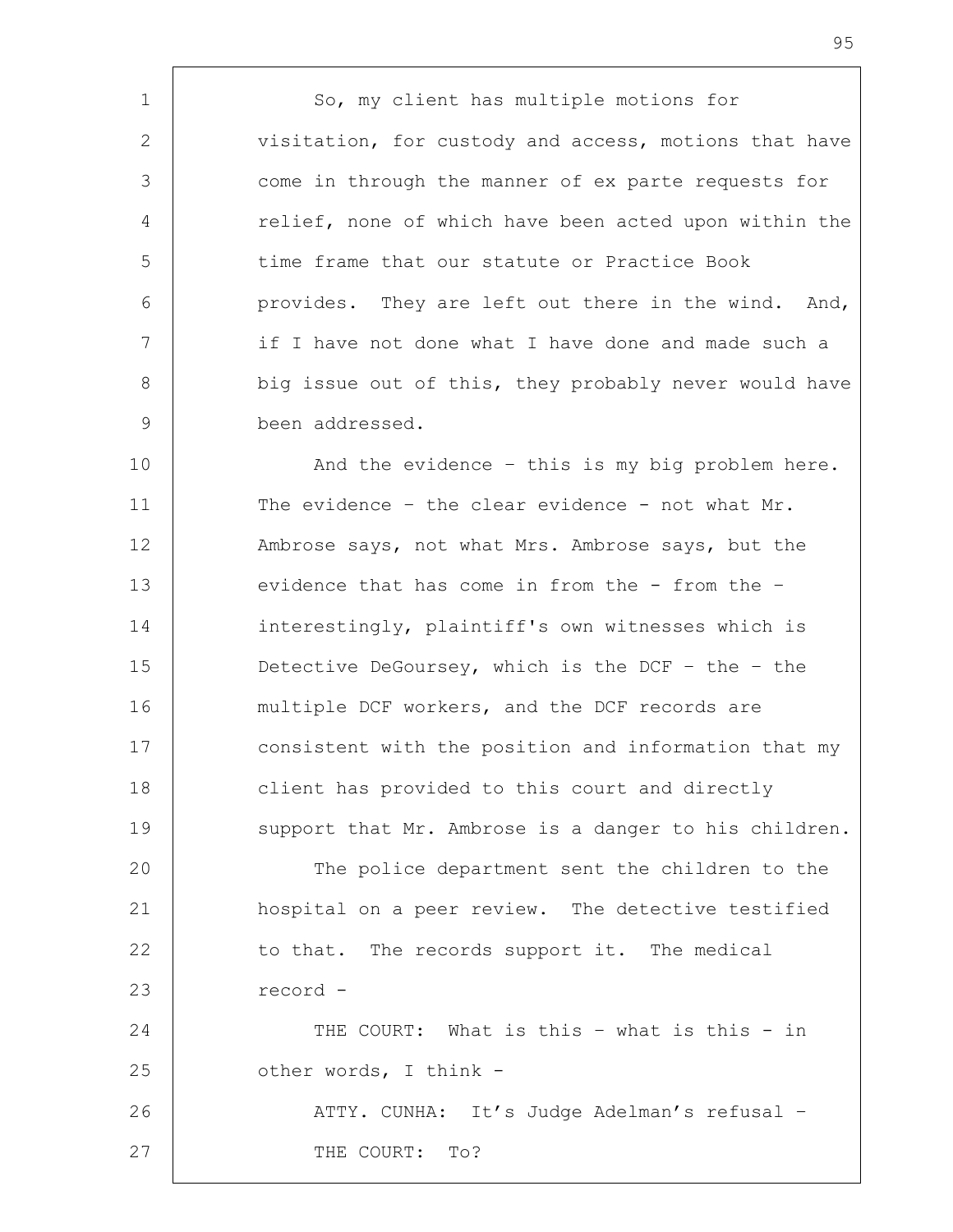So, my client has multiple motions for visitation, for custody and access, motions that have come in through the manner of ex parte requests for relief, none of which have been acted upon within the time frame that our statute or Practice Book provides. They are left out there in the wind. And, if I have not done what I have done and made such a big issue out of this, they probably never would have been addressed.

And the evidence – this is my big problem here. The evidence – the clear evidence - not what Mr. Ambrose says, not what Mrs. Ambrose says, but the evidence that has come in from the - from the – interestingly, plaintiff's own witnesses which is Detective DeGoursey, which is the DCF – the – the multiple DCF workers, and the DCF records are consistent with the position and information that my client has provided to this court and directly support that Mr. Ambrose is a danger to his children.

The police department sent the children to the hospital on a peer review. The detective testified to that. The records support it. The medical record -

THE COURT: What is this – what is this - in other words, I think -

ATTY. CUNHA: It's Judge Adelman's refusal –

THE COURT: To?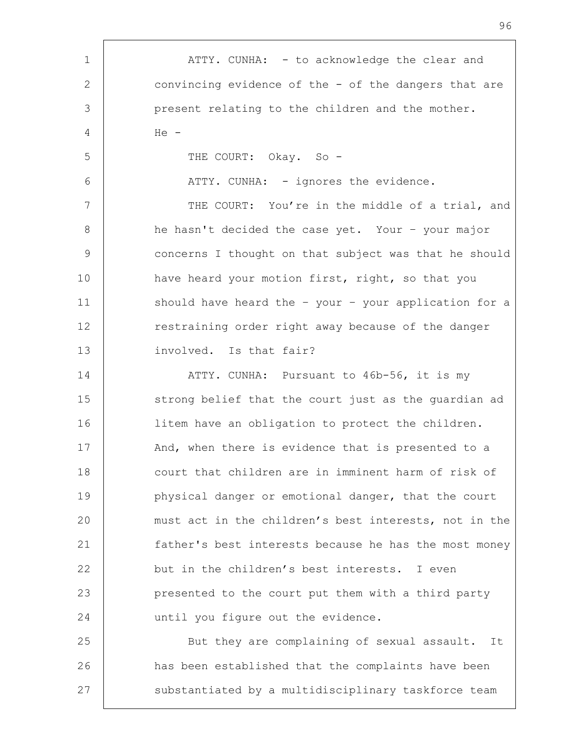ATTY. CUNHA: - to acknowledge the clear and convincing evidence of the - of the dangers that are present relating to the children and the mother. He -

THE COURT: Okay. So -

ATTY. CUNHA: - ignores the evidence.

THE COURT: You're in the middle of a trial, and he hasn't decided the case yet. Your – your major concerns I thought on that subject was that he should have heard your motion first, right, so that you should have heard the – your – your application for a restraining order right away because of the danger involved. Is that fair?

ATTY. CUNHA: Pursuant to 46b-56, it is my strong belief that the court just as the guardian ad litem have an obligation to protect the children. And, when there is evidence that is presented to a court that children are in imminent harm of risk of physical danger or emotional danger, that the court must act in the children's best interests, not in the father's best interests because he has the most money but in the children's best interests. I even presented to the court put them with a third party until you figure out the evidence.

But they are complaining of sexual assault. It has been established that the complaints have been substantiated by a multidisciplinary taskforce team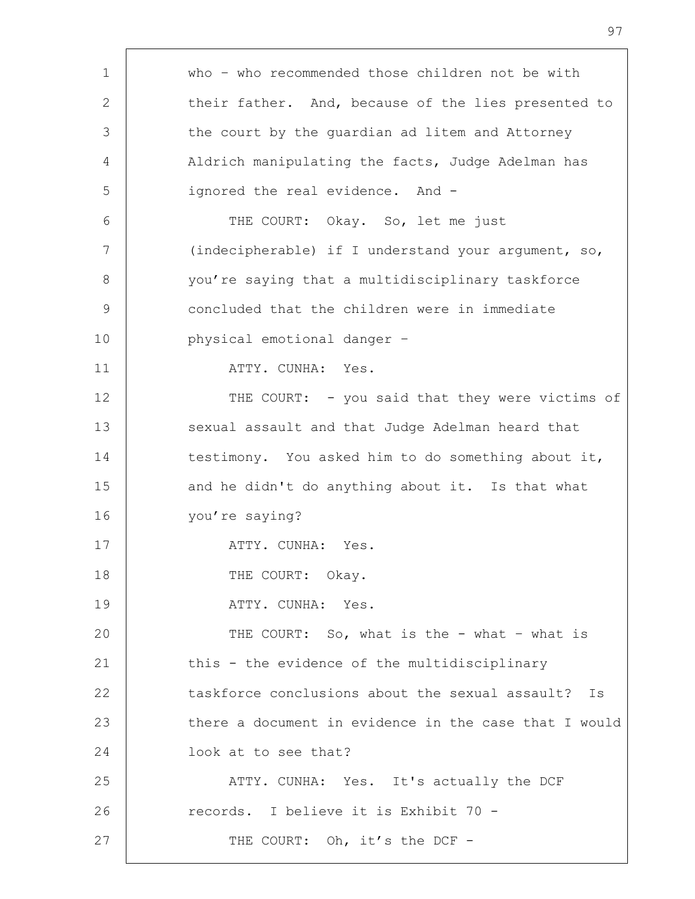who – who recommended those children not be with their father. And, because of the lies presented to the court by the guardian ad litem and Attorney Aldrich manipulating the facts, Judge Adelman has ignored the real evidence. And -

THE COURT: Okay. So, let me just (indecipherable) if I understand your argument, so, you're saying that a multidisciplinary taskforce concluded that the children were in immediate physical emotional danger –

ATTY. CUNHA: Yes.

THE COURT: - you said that they were victims of sexual assault and that Judge Adelman heard that testimony. You asked him to do something about it, and he didn't do anything about it. Is that what you're saying?

ATTY. CUNHA: Yes.

THE COURT: Okay.

ATTY. CUNHA: Yes.

THE COURT: So, what is the - what – what is this - the evidence of the multidisciplinary taskforce conclusions about the sexual assault? Is there a document in evidence in the case that I would look at to see that?

ATTY. CUNHA: Yes. It's actually the DCF records. I believe it is Exhibit 70 -

THE COURT: Oh, it's the DCF -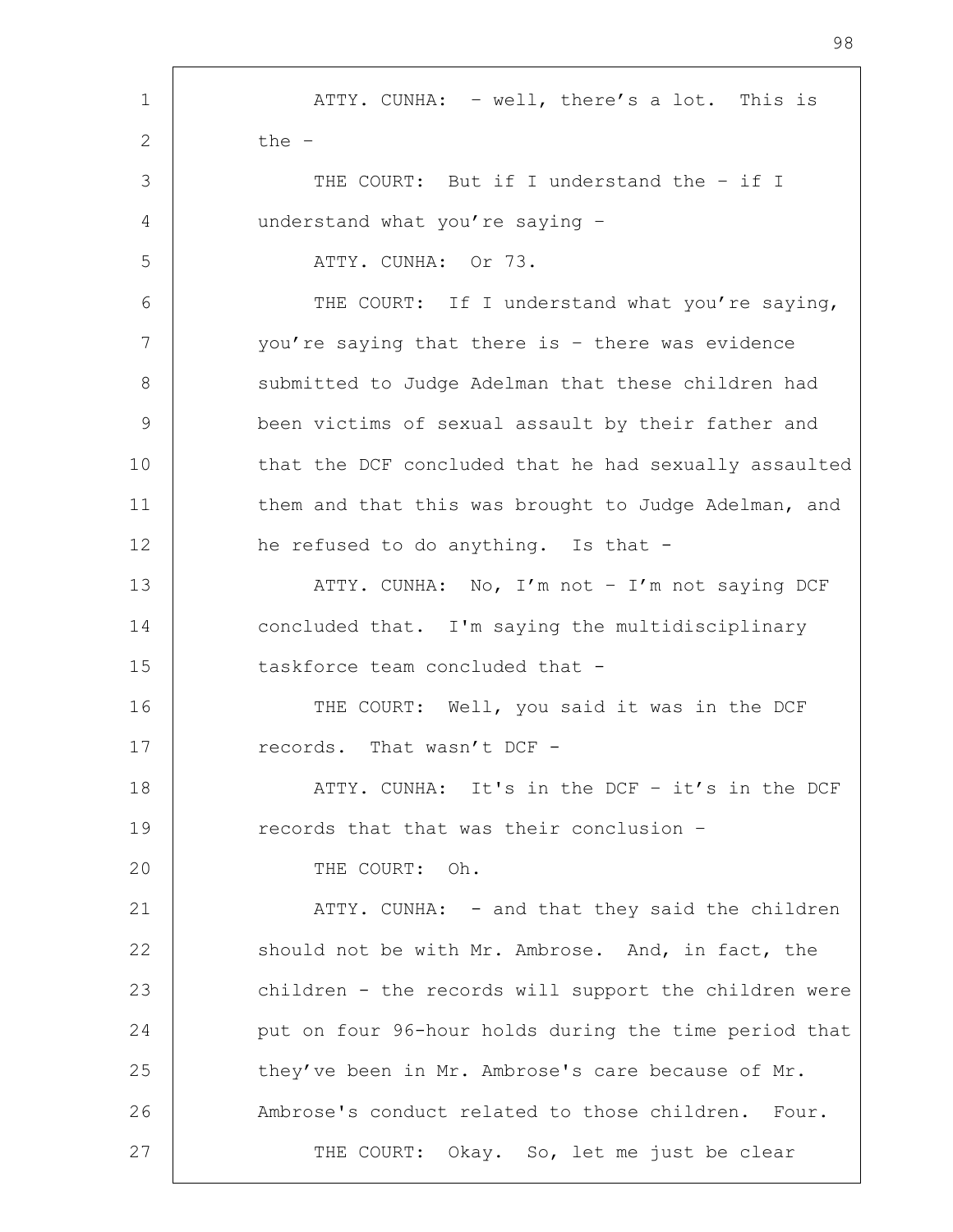ATTY. CUNHA: – well, there's a lot. This is the –

THE COURT: But if I understand the – if I understand what you're saying –

ATTY. CUNHA: Or 73.

THE COURT: If I understand what you're saying, you're saying that there is – there was evidence submitted to Judge Adelman that these children had been victims of sexual assault by their father and that the DCF concluded that he had sexually assaulted them and that this was brought to Judge Adelman, and he refused to do anything. Is that -

ATTY. CUNHA: No, I'm not – I'm not saying DCF concluded that. I'm saying the multidisciplinary taskforce team concluded that -

THE COURT: Well, you said it was in the DCF records. That wasn't DCF -

ATTY. CUNHA: It's in the DCF – it's in the DCF records that that was their conclusion –

THE COURT: Oh.

ATTY. CUNHA: - and that they said the children should not be with Mr. Ambrose. And, in fact, the children - the records will support the children were put on four 96-hour holds during the time period that they've been in Mr. Ambrose's care because of Mr. Ambrose's conduct related to those children. Four.

THE COURT: Okay. So, let me just be clear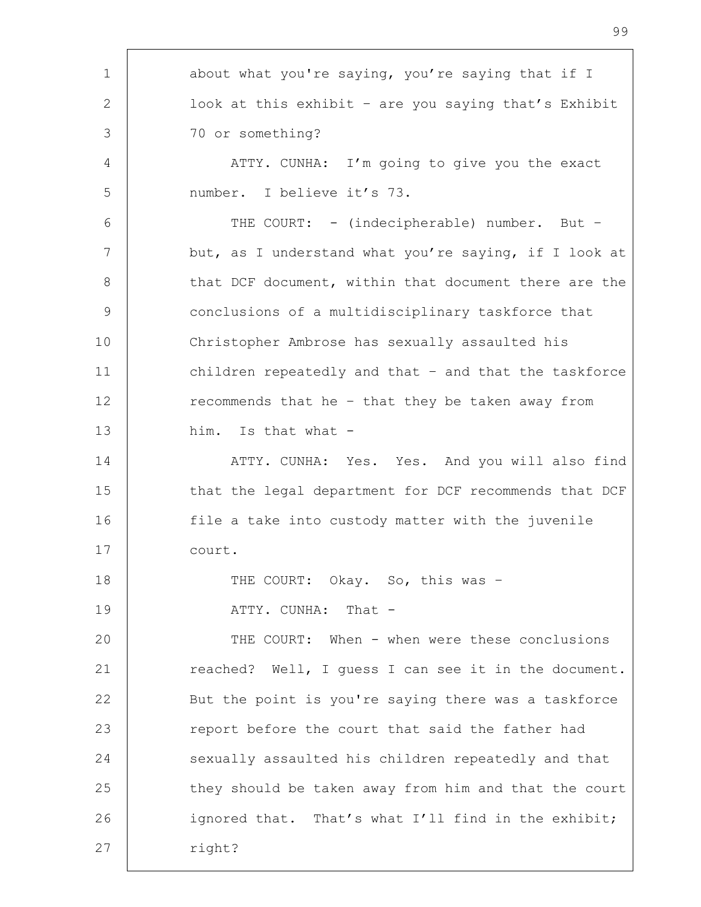about what you're saying, you're saying that if I look at this exhibit – are you saying that's Exhibit 70 or something?

ATTY. CUNHA: I'm going to give you the exact number. I believe it's 73.

THE COURT: - (indecipherable) number. But – but, as I understand what you're saying, if I look at that DCF document, within that document there are the conclusions of a multidisciplinary taskforce that Christopher Ambrose has sexually assaulted his children repeatedly and that – and that the taskforce recommends that he – that they be taken away from him. Is that what -

ATTY. CUNHA: Yes. Yes. And you will also find that the legal department for DCF recommends that DCF file a take into custody matter with the juvenile court.

THE COURT: Okay. So, this was –

ATTY. CUNHA: That -

THE COURT: When - when were these conclusions reached? Well, I guess I can see it in the document. But the point is you're saying there was a taskforce report before the court that said the father had sexually assaulted his children repeatedly and that they should be taken away from him and that the court ignored that. That's what I'll find in the exhibit; right?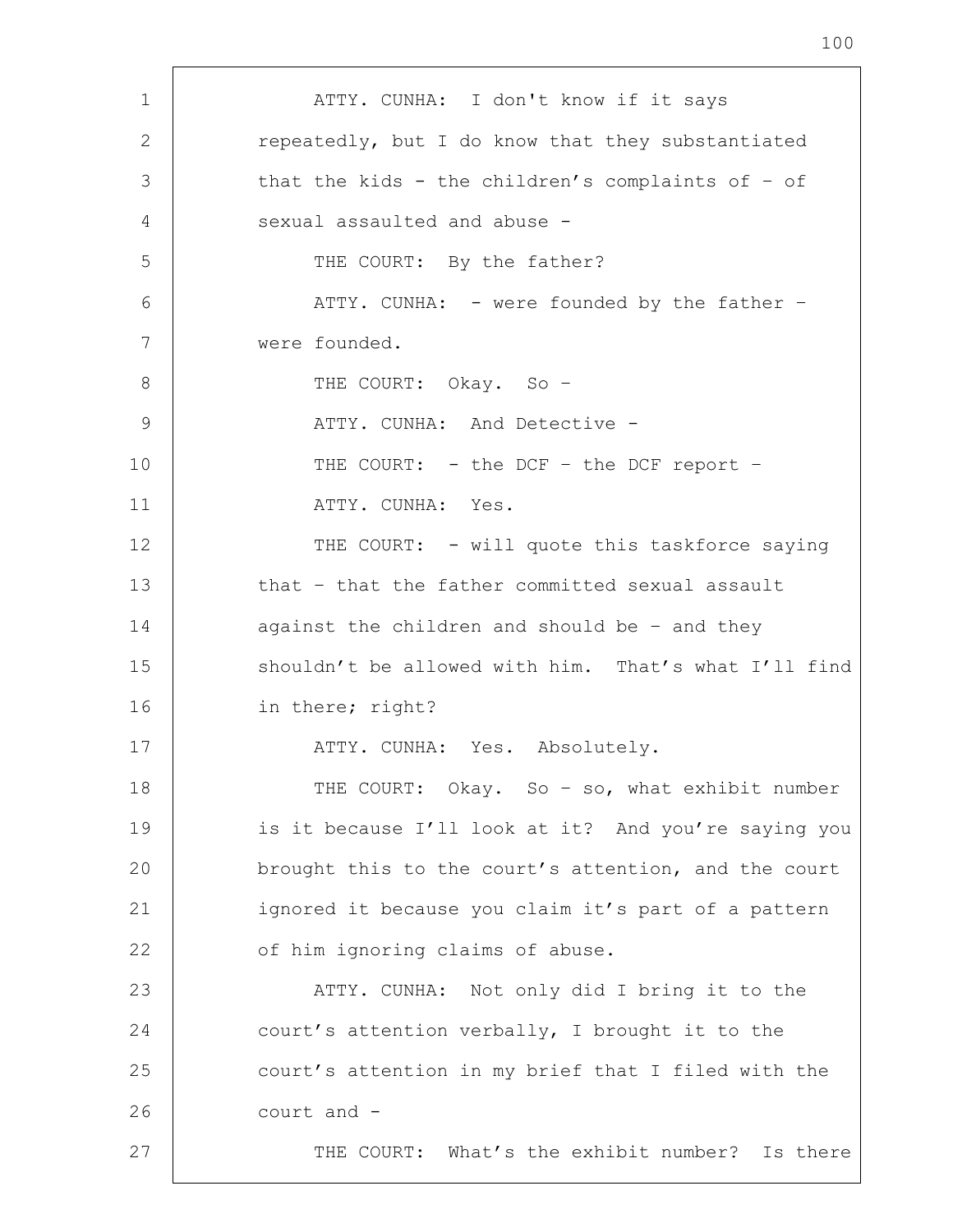ATTY. CUNHA: I don't know if it says repeatedly, but I do know that they substantiated that the kids - the children's complaints of – of sexual assaulted and abuse -

THE COURT: By the father?

ATTY. CUNHA: - were founded by the father – were founded.

THE COURT: Okay. So –

ATTY. CUNHA: And Detective -

THE COURT: - the DCF – the DCF report –

ATTY. CUNHA: Yes.

THE COURT: - will quote this taskforce saying that – that the father committed sexual assault against the children and should be – and they shouldn't be allowed with him. That's what I'll find in there; right?

ATTY. CUNHA: Yes. Absolutely.

THE COURT: Okay. So – so, what exhibit number is it because I'll look at it? And you're saying you brought this to the court's attention, and the court ignored it because you claim it's part of a pattern of him ignoring claims of abuse.

ATTY. CUNHA: Not only did I bring it to the court's attention verbally, I brought it to the court's attention in my brief that I filed with the court and -

THE COURT: What's the exhibit number? Is there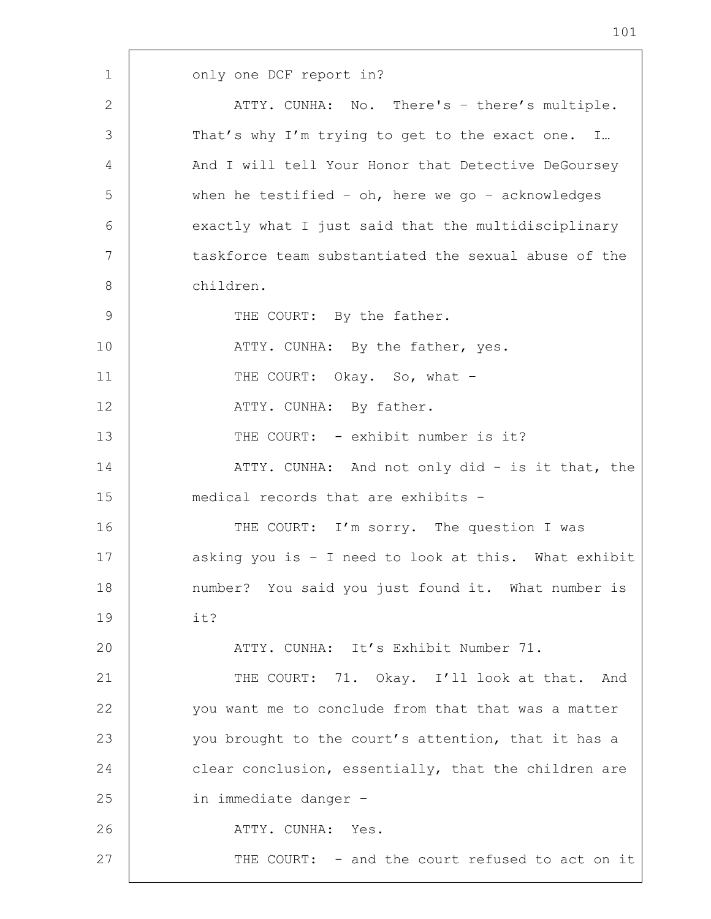only one DCF report in?

ATTY. CUNHA: No. There's – there's multiple. That's why I'm trying to get to the exact one. I… And I will tell Your Honor that Detective DeGoursey when he testified – oh, here we go – acknowledges exactly what I just said that the multidisciplinary taskforce team substantiated the sexual abuse of the children.

THE COURT: By the father.

ATTY. CUNHA: By the father, yes.

THE COURT: Okay. So, what –

ATTY. CUNHA: By father.

THE COURT: - exhibit number is it?

ATTY. CUNHA: And not only did - is it that, the medical records that are exhibits -

THE COURT: I'm sorry. The question I was asking you is – I need to look at this. What exhibit number? You said you just found it. What number is it?

ATTY. CUNHA: It's Exhibit Number 71.

THE COURT: 71. Okay. I'll look at that. And you want me to conclude from that that was a matter you brought to the court's attention, that it has a clear conclusion, essentially, that the children are in immediate danger –

ATTY. CUNHA: Yes.

THE COURT: - and the court refused to act on it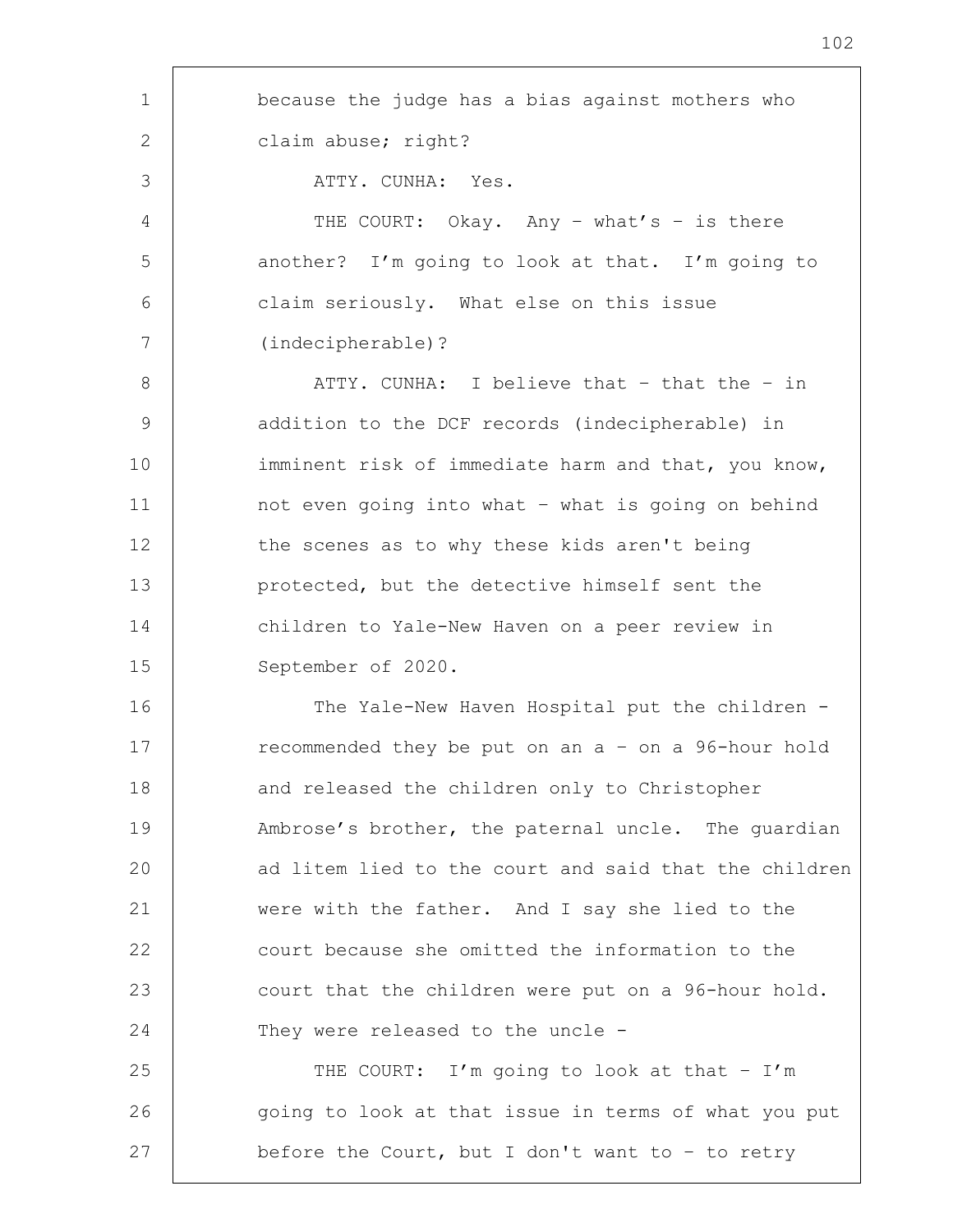because the judge has a bias against mothers who claim abuse; right?

ATTY. CUNHA: Yes.

THE COURT: Okay. Any – what's – is there another? I'm going to look at that. I'm going to claim seriously. What else on this issue (indecipherable)?

ATTY. CUNHA: I believe that – that the – in addition to the DCF records (indecipherable) in imminent risk of immediate harm and that, you know, not even going into what – what is going on behind the scenes as to why these kids aren't being protected, but the detective himself sent the children to Yale-New Haven on a peer review in September of 2020.

The Yale-New Haven Hospital put the children - recommended they be put on an a – on a 96-hour hold and released the children only to Christopher Ambrose's brother, the paternal uncle. The guardian ad litem lied to the court and said that the children were with the father. And I say she lied to the court because she omitted the information to the court that the children were put on a 96-hour hold. They were released to the uncle -

THE COURT: I'm going to look at that – I'm going to look at that issue in terms of what you put before the Court, but I don't want to – to retry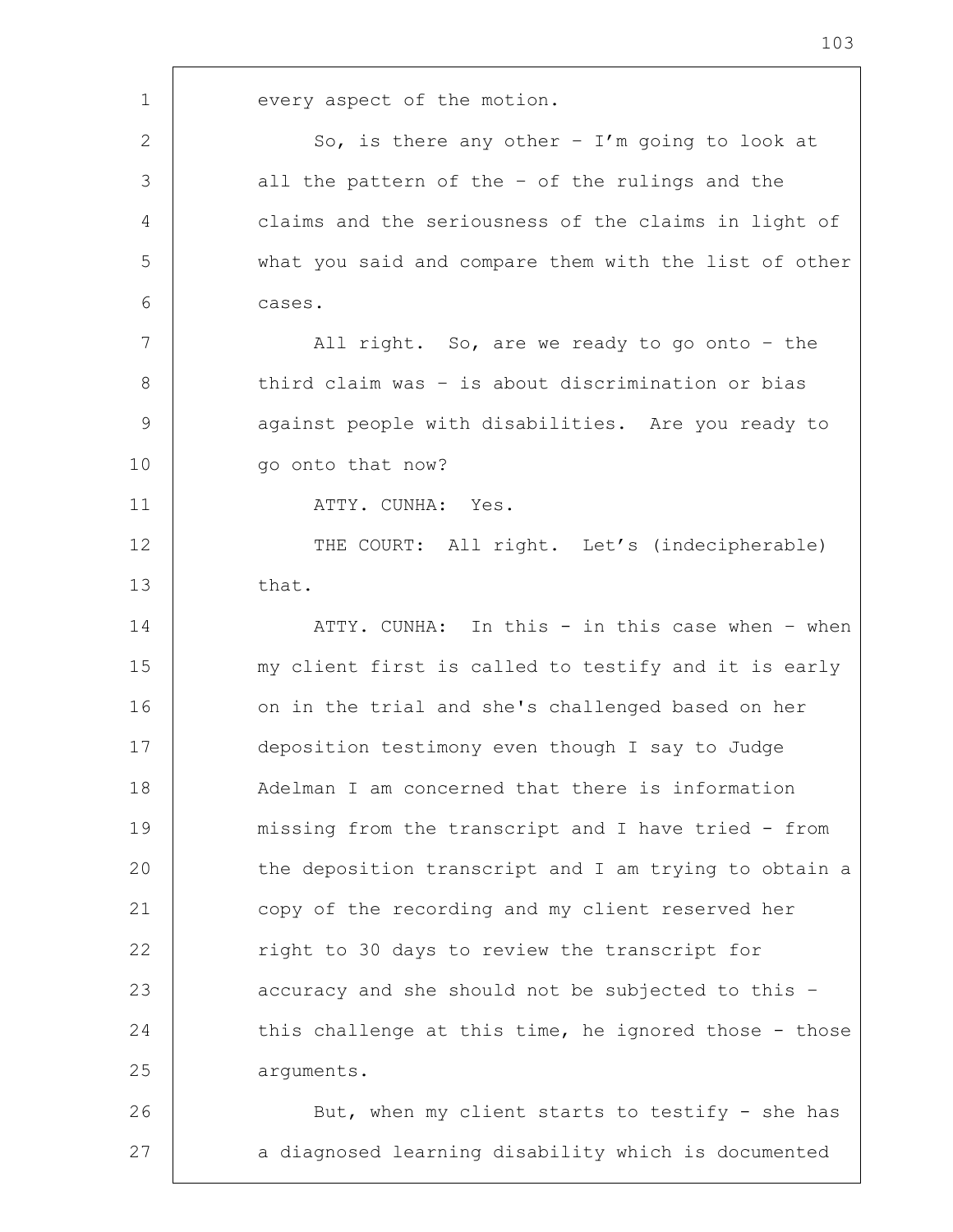every aspect of the motion.

So, is there any other – I'm going to look at all the pattern of the – of the rulings and the claims and the seriousness of the claims in light of what you said and compare them with the list of other cases.

All right. So, are we ready to go onto – the third claim was – is about discrimination or bias against people with disabilities. Are you ready to go onto that now?

ATTY. CUNHA: Yes.

THE COURT: All right. Let's (indecipherable) that.

ATTY. CUNHA: In this - in this case when – when my client first is called to testify and it is early on in the trial and she's challenged based on her deposition testimony even though I say to Judge Adelman I am concerned that there is information missing from the transcript and I have tried - from the deposition transcript and I am trying to obtain a copy of the recording and my client reserved her right to 30 days to review the transcript for accuracy and she should not be subjected to this – this challenge at this time, he ignored those - those arguments.

But, when my client starts to testify - she has a diagnosed learning disability which is documented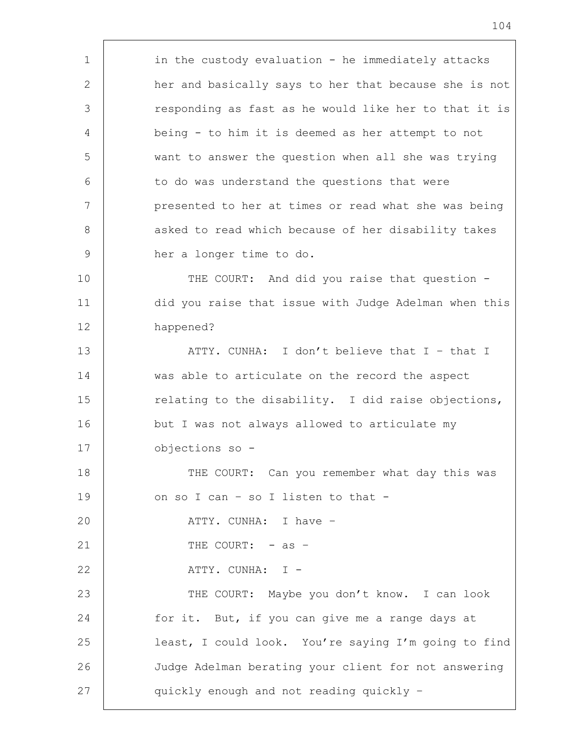in the custody evaluation - he immediately attacks her and basically says to her that because she is not responding as fast as he would like her to that it is being - to him it is deemed as her attempt to not want to answer the question when all she was trying to do was understand the questions that were presented to her at times or read what she was being asked to read which because of her disability takes her a longer time to do.

THE COURT: And did you raise that question - did you raise that issue with Judge Adelman when this happened?

ATTY. CUNHA: I don't believe that I – that I was able to articulate on the record the aspect relating to the disability. I did raise objections, but I was not always allowed to articulate my objections so -

THE COURT: Can you remember what day this was on so I can – so I listen to that -

ATTY. CUNHA: I have –

THE COURT: - as –

ATTY. CUNHA: I -

THE COURT: Maybe you don't know. I can look for it. But, if you can give me a range days at least, I could look. You're saying I'm going to find Judge Adelman berating your client for not answering quickly enough and not reading quickly –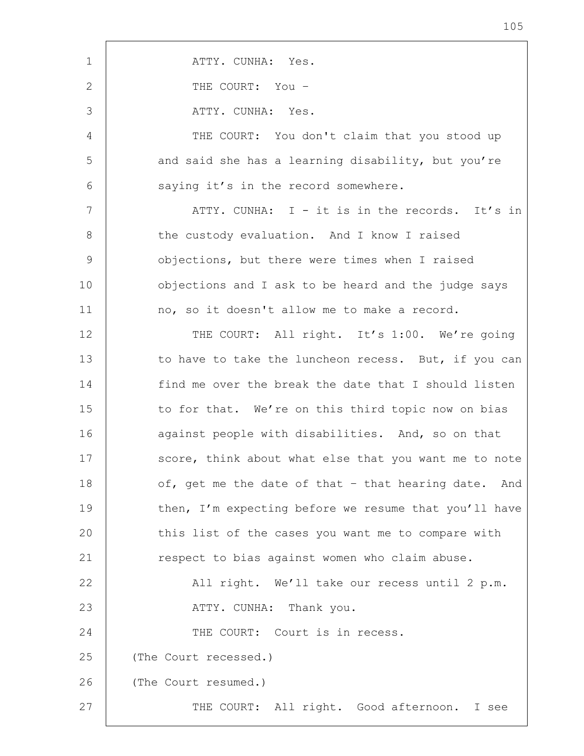ATTY. CUNHA: Yes.

THE COURT: You –

ATTY. CUNHA: Yes.

THE COURT: You don't claim that you stood up and said she has a learning disability, but you're saying it's in the record somewhere.

ATTY. CUNHA: I - it is in the records. It's in the custody evaluation. And I know I raised objections, but there were times when I raised objections and I ask to be heard and the judge says no, so it doesn't allow me to make a record.

THE COURT: All right. It's 1:00. We're going to have to take the luncheon recess. But, if you can find me over the break the date that I should listen to for that. We're on this third topic now on bias against people with disabilities. And, so on that score, think about what else that you want me to note of, get me the date of that – that hearing date. And then, I'm expecting before we resume that you'll have this list of the cases you want me to compare with respect to bias against women who claim abuse.

All right. We'll take our recess until 2 p.m.

ATTY. CUNHA: Thank you.

THE COURT: Court is in recess.

(The Court recessed.)

(The Court resumed.)

THE COURT: All right. Good afternoon. I see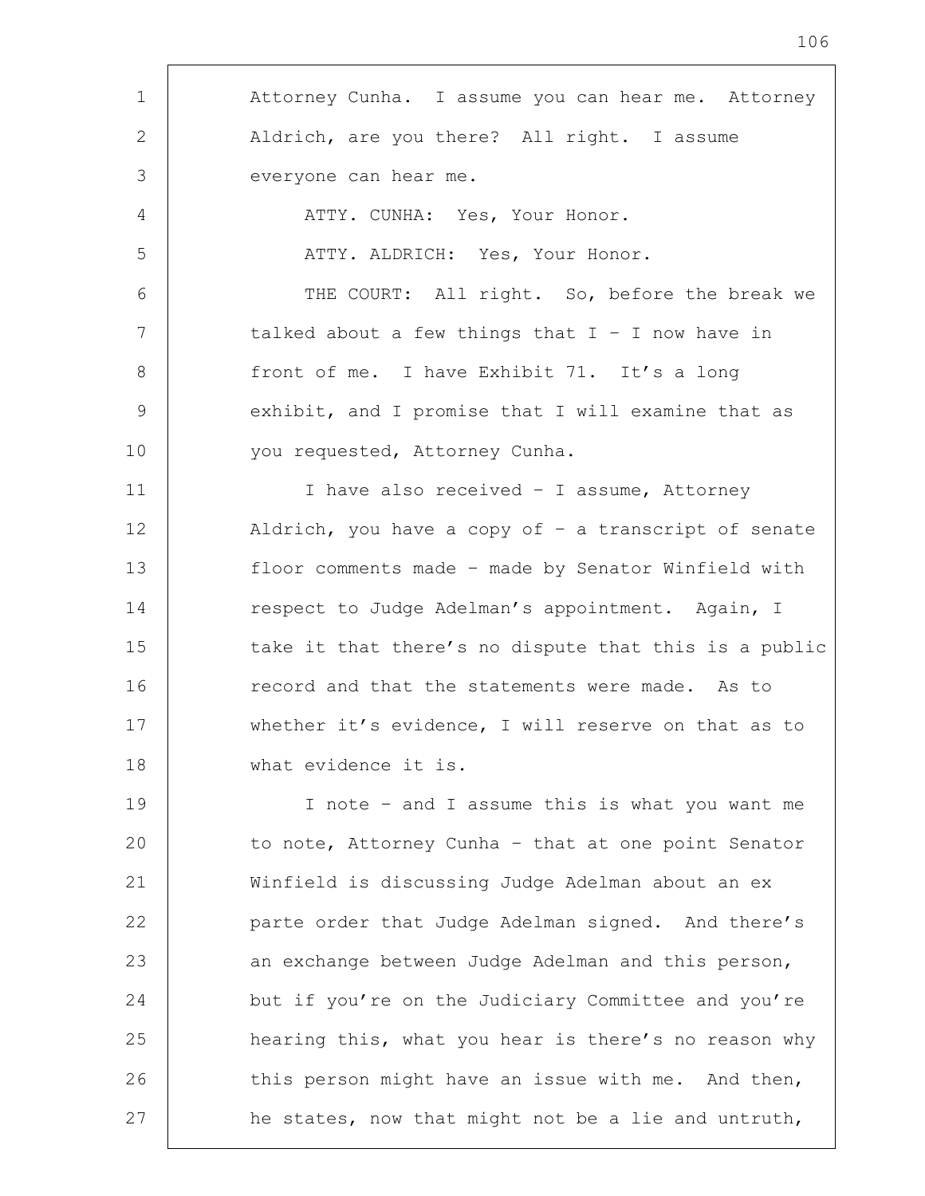Attorney Cunha. I assume you can hear me. Attorney Aldrich, are you there? All right. I assume everyone can hear me.

ATTY. CUNHA: Yes, Your Honor.

ATTY. ALDRICH: Yes, Your Honor.

THE COURT: All right. So, before the break we talked about a few things that I – I now have in front of me. I have Exhibit 71. It's a long exhibit, and I promise that I will examine that as you requested, Attorney Cunha.

I have also received – I assume, Attorney Aldrich, you have a copy of – a transcript of senate floor comments made – made by Senator Winfield with respect to Judge Adelman's appointment. Again, I take it that there's no dispute that this is a public record and that the statements were made. As to whether it's evidence, I will reserve on that as to what evidence it is.

I note – and I assume this is what you want me to note, Attorney Cunha – that at one point Senator Winfield is discussing Judge Adelman about an ex parte order that Judge Adelman signed. And there's an exchange between Judge Adelman and this person, but if you're on the Judiciary Committee and you're hearing this, what you hear is there's no reason why this person might have an issue with me. And then, he states, now that might not be a lie and untruth,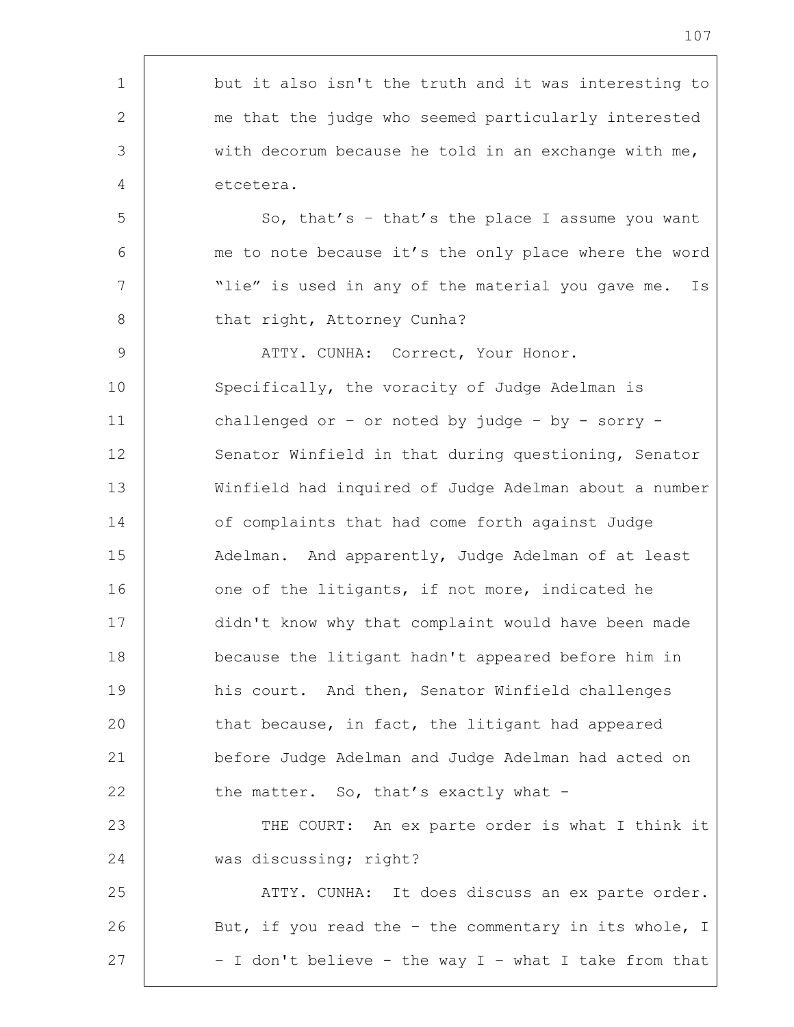but it also isn't the truth and it was interesting to me that the judge who seemed particularly interested with decorum because he told in an exchange with me, etcetera.

So, that's – that's the place I assume you want me to note because it's the only place where the word "lie" is used in any of the material you gave me. Is that right, Attorney Cunha?

ATTY. CUNHA: Correct, Your Honor. Specifically, the voracity of Judge Adelman is challenged or – or noted by judge – by - sorry - Senator Winfield in that during questioning, Senator Winfield had inquired of Judge Adelman about a number of complaints that had come forth against Judge Adelman. And apparently, Judge Adelman of at least one of the litigants, if not more, indicated he didn't know why that complaint would have been made because the litigant hadn't appeared before him in his court. And then, Senator Winfield challenges that because, in fact, the litigant had appeared before Judge Adelman and Judge Adelman had acted on the matter. So, that's exactly what -

THE COURT: An ex parte order is what I think it was discussing; right?

ATTY. CUNHA: It does discuss an ex parte order. But, if you read the – the commentary in its whole, I – I don't believe - the way I – what I take from that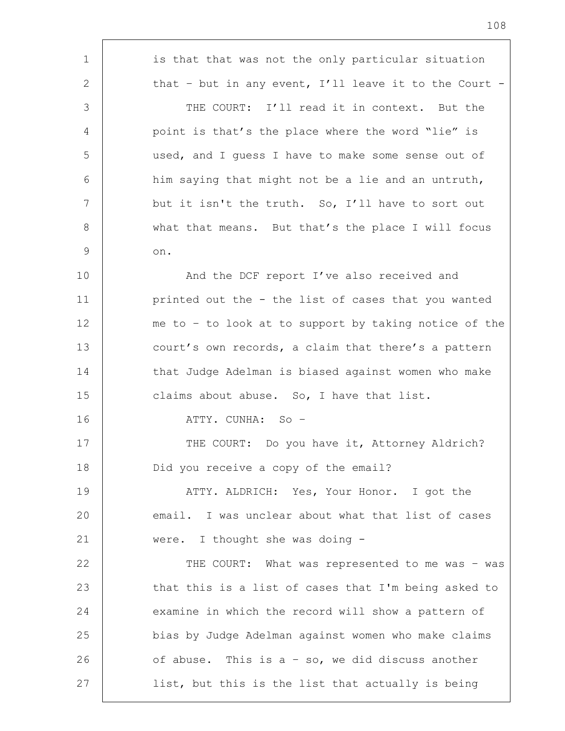is that that was not the only particular situation that – but in any event, I'll leave it to the Court -

THE COURT: I'll read it in context. But the point is that's the place where the word "lie" is used, and I guess I have to make some sense out of him saying that might not be a lie and an untruth, but it isn't the truth. So, I'll have to sort out what that means. But that's the place I will focus on.

And the DCF report I've also received and printed out the - the list of cases that you wanted me to – to look at to support by taking notice of the court's own records, a claim that there's a pattern that Judge Adelman is biased against women who make claims about abuse. So, I have that list.

ATTY. CUNHA: So –

THE COURT: Do you have it, Attorney Aldrich? Did you receive a copy of the email?

ATTY. ALDRICH: Yes, Your Honor. I got the email. I was unclear about what that list of cases were. I thought she was doing -

THE COURT: What was represented to me was – was that this is a list of cases that I'm being asked to examine in which the record will show a pattern of bias by Judge Adelman against women who make claims of abuse. This is a – so, we did discuss another list, but this is the list that actually is being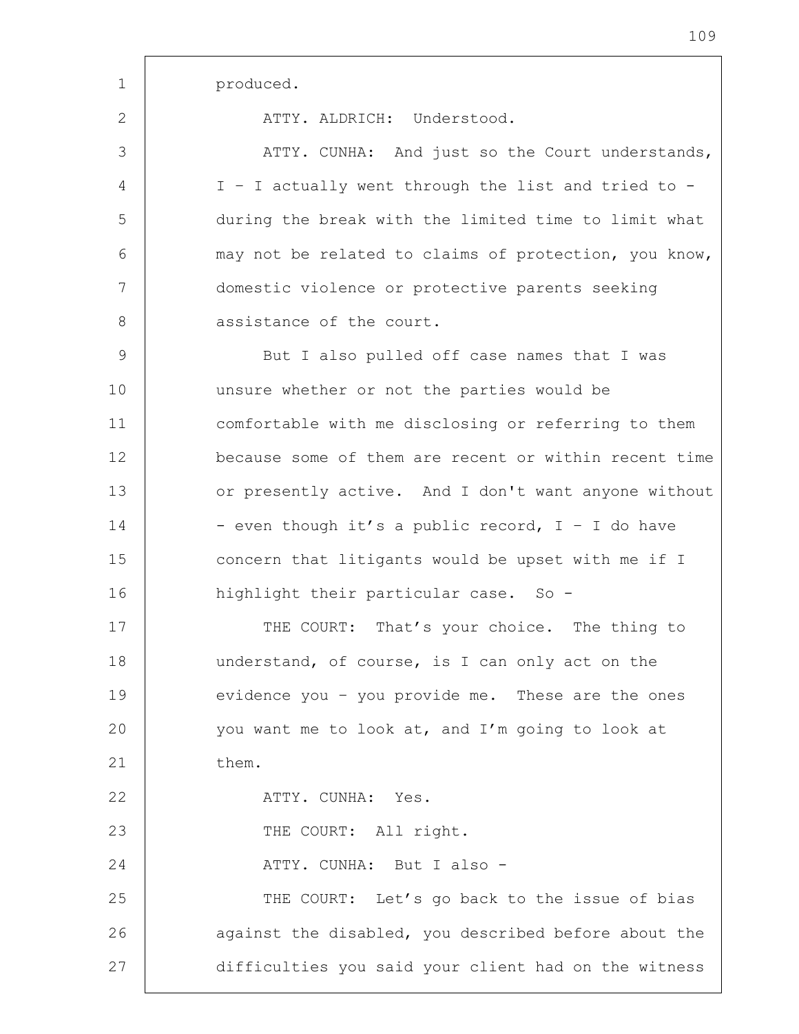produced.

ATTY. ALDRICH: Understood.

ATTY. CUNHA: And just so the Court understands, I – I actually went through the list and tried to - during the break with the limited time to limit what may not be related to claims of protection, you know, domestic violence or protective parents seeking assistance of the court.

But I also pulled off case names that I was unsure whether or not the parties would be comfortable with me disclosing or referring to them because some of them are recent or within recent time or presently active. And I don't want anyone without - even though it's a public record, I – I do have concern that litigants would be upset with me if I highlight their particular case. So -

THE COURT: That's your choice. The thing to understand, of course, is I can only act on the evidence you – you provide me. These are the ones you want me to look at, and I'm going to look at them.

ATTY. CUNHA: Yes.

THE COURT: All right.

ATTY. CUNHA: But I also -

THE COURT: Let's go back to the issue of bias against the disabled, you described before about the difficulties you said your client had on the witness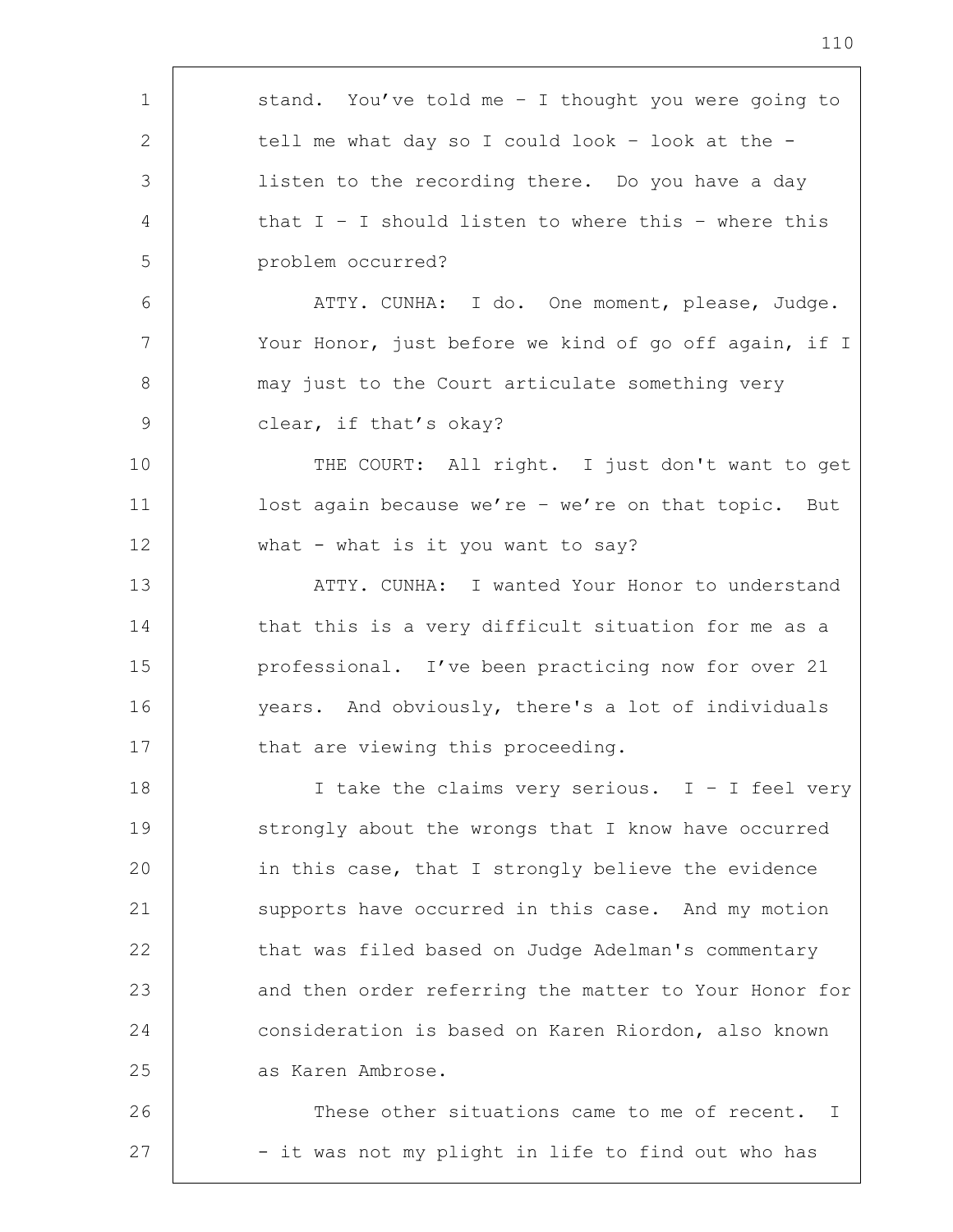stand. You've told me – I thought you were going to tell me what day so I could look – look at the – listen to the recording there. Do you have a day that I – I should listen to where this – where this problem occurred?

ATTY. CUNHA: I do. One moment, please, Judge. Your Honor, just before we kind of go off again, if I may just to the Court articulate something very clear, if that's okay?

THE COURT: All right. I just don't want to get lost again because we're – we're on that topic. But what - what is it you want to say?

ATTY. CUNHA: I wanted Your Honor to understand that this is a very difficult situation for me as a professional. I've been practicing now for over 21 years. And obviously, there's a lot of individuals that are viewing this proceeding.

I take the claims very serious. I – I feel very strongly about the wrongs that I know have occurred in this case, that I strongly believe the evidence supports have occurred in this case. And my motion that was filed based on Judge Adelman's commentary and then order referring the matter to Your Honor for consideration is based on Karen Riordon, also known as Karen Ambrose.

These other situations came to me of recent. I - it was not my plight in life to find out who has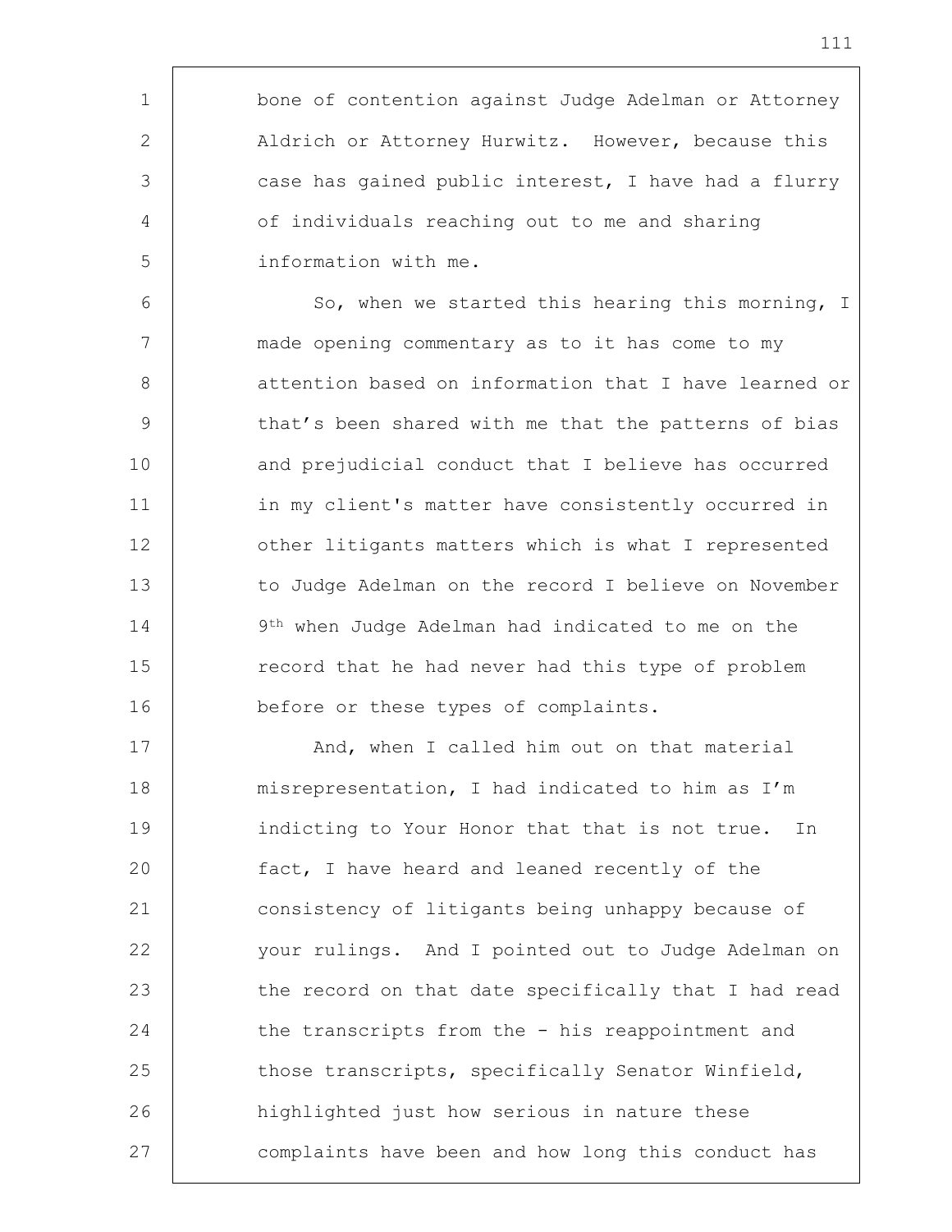bone of contention against Judge Adelman or Attorney Aldrich or Attorney Hurwitz. However, because this case has gained public interest, I have had a flurry of individuals reaching out to me and sharing information with me.

So, when we started this hearing this morning, I made opening commentary as to it has come to my attention based on information that I have learned or that's been shared with me that the patterns of bias and prejudicial conduct that I believe has occurred in my client's matter have consistently occurred in other litigants matters which is what I represented to Judge Adelman on the record I believe on November 9th when Judge Adelman had indicated to me on the record that he had never had this type of problem before or these types of complaints.

And, when I called him out on that material misrepresentation, I had indicated to him as I'm indicting to Your Honor that that is not true. In fact, I have heard and leaned recently of the consistency of litigants being unhappy because of your rulings. And I pointed out to Judge Adelman on the record on that date specifically that I had read the transcripts from the - his reappointment and those transcripts, specifically Senator Winfield, highlighted just how serious in nature these complaints have been and how long this conduct has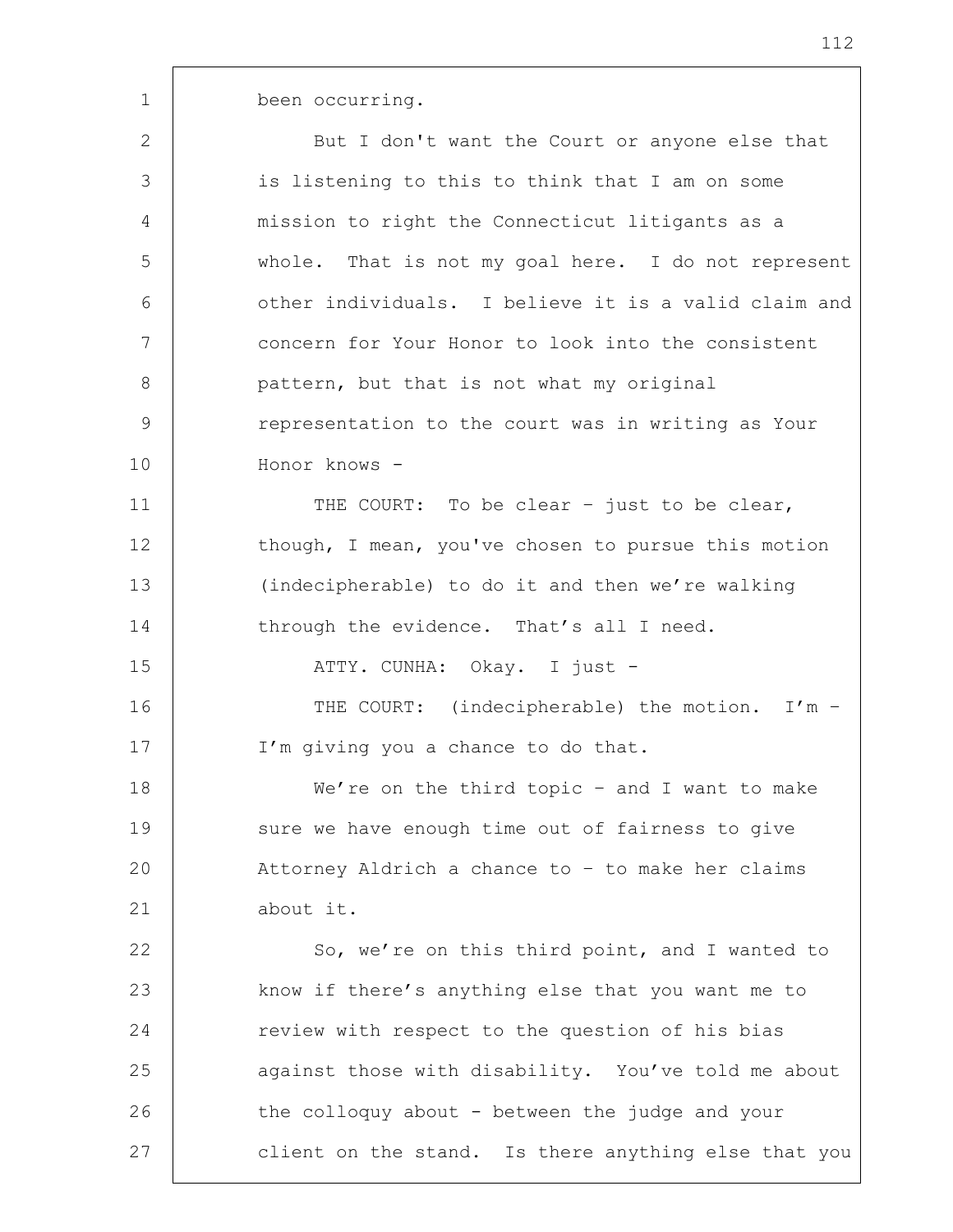been occurring.

But I don't want the Court or anyone else that is listening to this to think that I am on some mission to right the Connecticut litigants as a whole. That is not my goal here. I do not represent other individuals. I believe it is a valid claim and concern for Your Honor to look into the consistent pattern, but that is not what my original representation to the court was in writing as Your Honor knows -

THE COURT: To be clear – just to be clear, though, I mean, you've chosen to pursue this motion (indecipherable) to do it and then we're walking through the evidence. That's all I need.

ATTY. CUNHA: Okay. I just -

THE COURT: (indecipherable) the motion. I'm – I'm giving you a chance to do that.

We're on the third topic – and I want to make sure we have enough time out of fairness to give Attorney Aldrich a chance to – to make her claims about it.

So, we're on this third point, and I wanted to know if there's anything else that you want me to review with respect to the question of his bias against those with disability. You've told me about the colloquy about - between the judge and your client on the stand. Is there anything else that you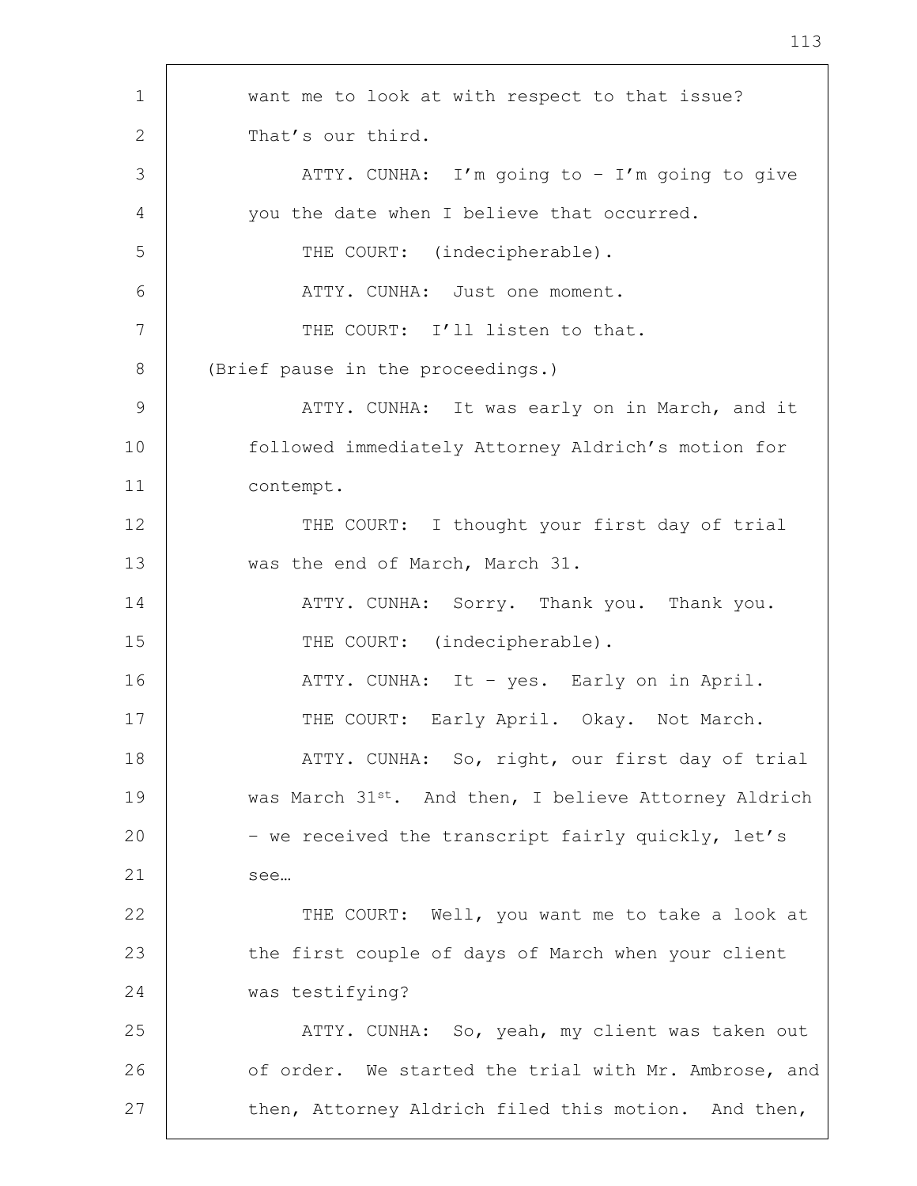want me to look at with respect to that issue? That's our third.

ATTY. CUNHA: I'm going to – I'm going to give you the date when I believe that occurred.

THE COURT: (indecipherable).

ATTY. CUNHA: Just one moment.

THE COURT: I'll listen to that.

(Brief pause in the proceedings.)

ATTY. CUNHA: It was early on in March, and it followed immediately Attorney Aldrich's motion for contempt.

THE COURT: I thought your first day of trial was the end of March, March 31.

ATTY. CUNHA: Sorry. Thank you. Thank you.

THE COURT: (indecipherable).

ATTY. CUNHA: It – yes. Early on in April.

THE COURT: Early April. Okay. Not March.

ATTY. CUNHA: So, right, our first day of trial was March 31st. And then, I believe Attorney Aldrich – we received the transcript fairly quickly, let's see…

THE COURT: Well, you want me to take a look at the first couple of days of March when your client was testifying?

ATTY. CUNHA: So, yeah, my client was taken out of order. We started the trial with Mr. Ambrose, and then, Attorney Aldrich filed this motion. And then,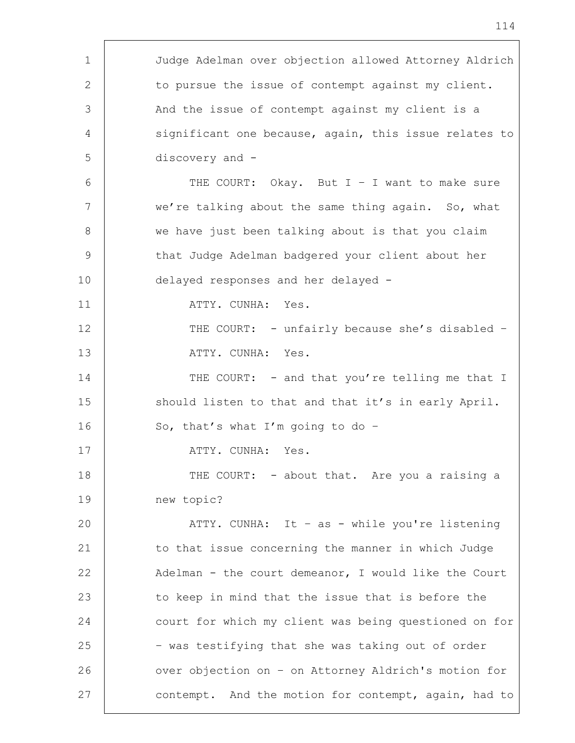Judge Adelman over objection allowed Attorney Aldrich to pursue the issue of contempt against my client. And the issue of contempt against my client is a significant one because, again, this issue relates to discovery and -

THE COURT: Okay. But I – I want to make sure we're talking about the same thing again. So, what we have just been talking about is that you claim that Judge Adelman badgered your client about her delayed responses and her delayed -

ATTY. CUNHA: Yes.

THE COURT: - unfairly because she's disabled –

ATTY. CUNHA: Yes.

THE COURT: - and that you're telling me that I should listen to that and that it's in early April. So, that's what I'm going to do –

ATTY. CUNHA: Yes.

THE COURT: - about that. Are you a raising a new topic?

ATTY. CUNHA: It – as - while you're listening to that issue concerning the manner in which Judge Adelman - the court demeanor, I would like the Court to keep in mind that the issue that is before the court for which my client was being questioned on for – was testifying that she was taking out of order over objection on – on Attorney Aldrich's motion for contempt. And the motion for contempt, again, had to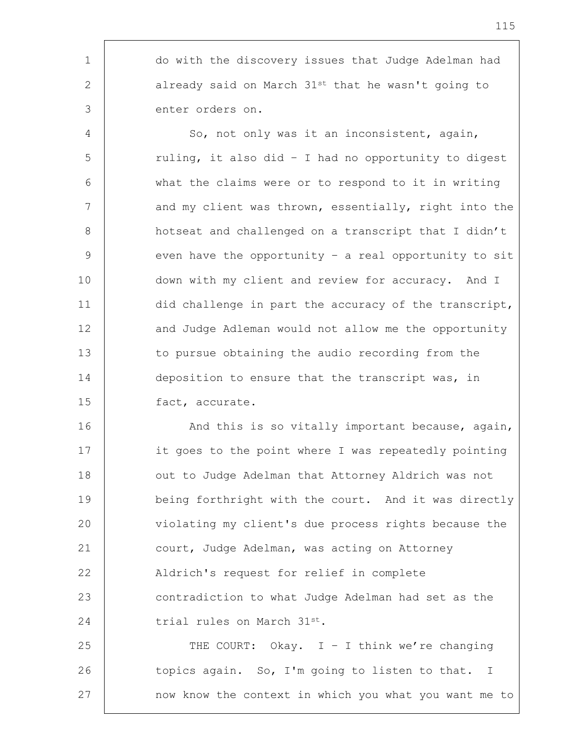do with the discovery issues that Judge Adelman had already said on March 31st that he wasn't going to enter orders on.

So, not only was it an inconsistent, again, ruling, it also did – I had no opportunity to digest what the claims were or to respond to it in writing and my client was thrown, essentially, right into the hotseat and challenged on a transcript that I didn't even have the opportunity – a real opportunity to sit down with my client and review for accuracy. And I did challenge in part the accuracy of the transcript, and Judge Adleman would not allow me the opportunity to pursue obtaining the audio recording from the deposition to ensure that the transcript was, in fact, accurate.

And this is so vitally important because, again, it goes to the point where I was repeatedly pointing out to Judge Adelman that Attorney Aldrich was not being forthright with the court. And it was directly violating my client's due process rights because the court, Judge Adelman, was acting on Attorney Aldrich's request for relief in complete contradiction to what Judge Adelman had set as the trial rules on March 31st.

THE COURT: Okay. I – I think we're changing topics again. So, I'm going to listen to that. I now know the context in which you what you want me to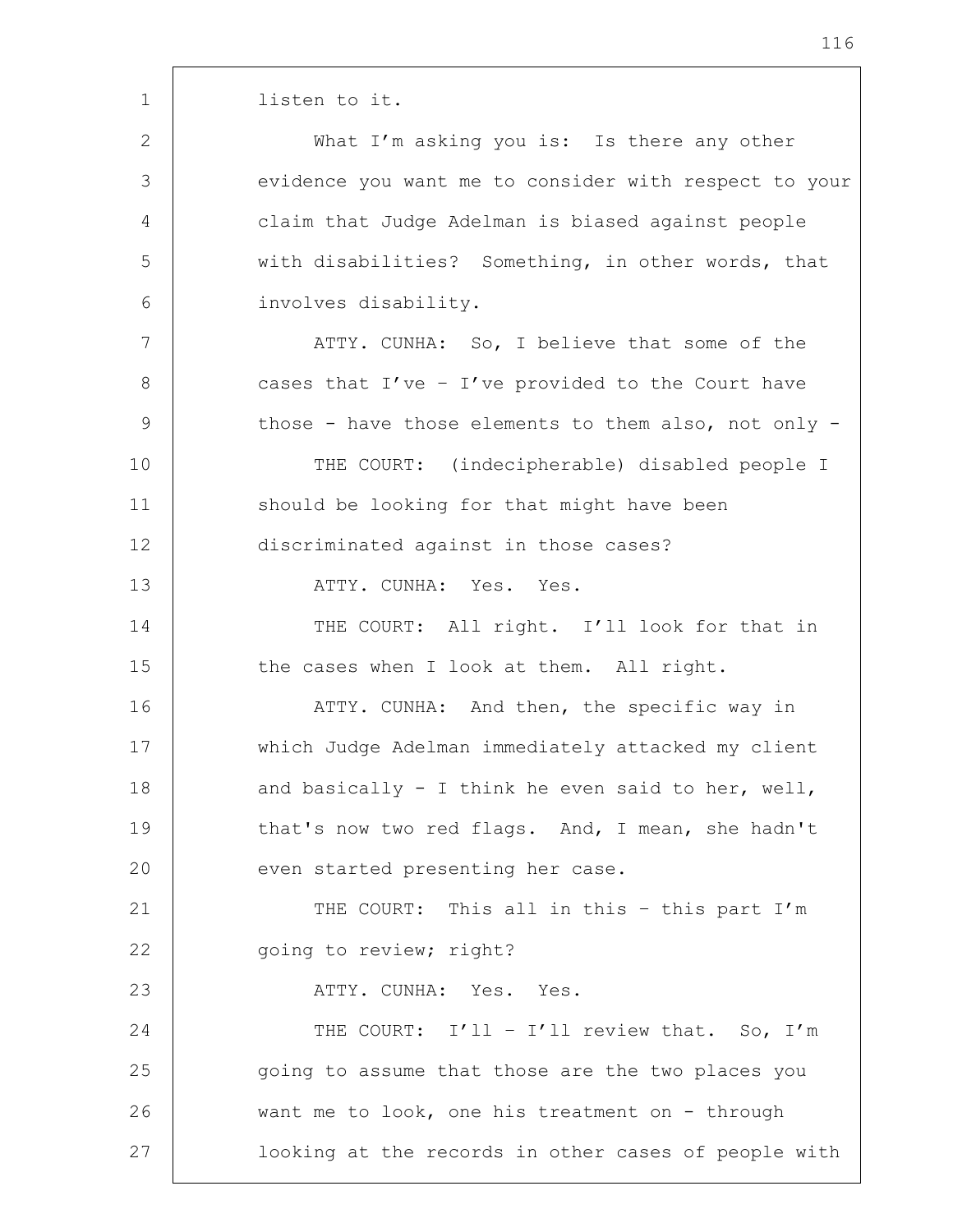listen to it.

What I'm asking you is: Is there any other evidence you want me to consider with respect to your claim that Judge Adelman is biased against people with disabilities? Something, in other words, that involves disability.

ATTY. CUNHA: So, I believe that some of the cases that I've – I've provided to the Court have those - have those elements to them also, not only -

THE COURT: (indecipherable) disabled people I should be looking for that might have been discriminated against in those cases?

ATTY. CUNHA: Yes. Yes.

THE COURT: All right. I'll look for that in the cases when I look at them. All right.

ATTY. CUNHA: And then, the specific way in which Judge Adelman immediately attacked my client and basically - I think he even said to her, well, that's now two red flags. And, I mean, she hadn't even started presenting her case.

THE COURT: This all in this – this part I'm going to review; right?

ATTY. CUNHA: Yes. Yes.

THE COURT: I'll – I'll review that. So, I'm going to assume that those are the two places you want me to look, one his treatment on - through looking at the records in other cases of people with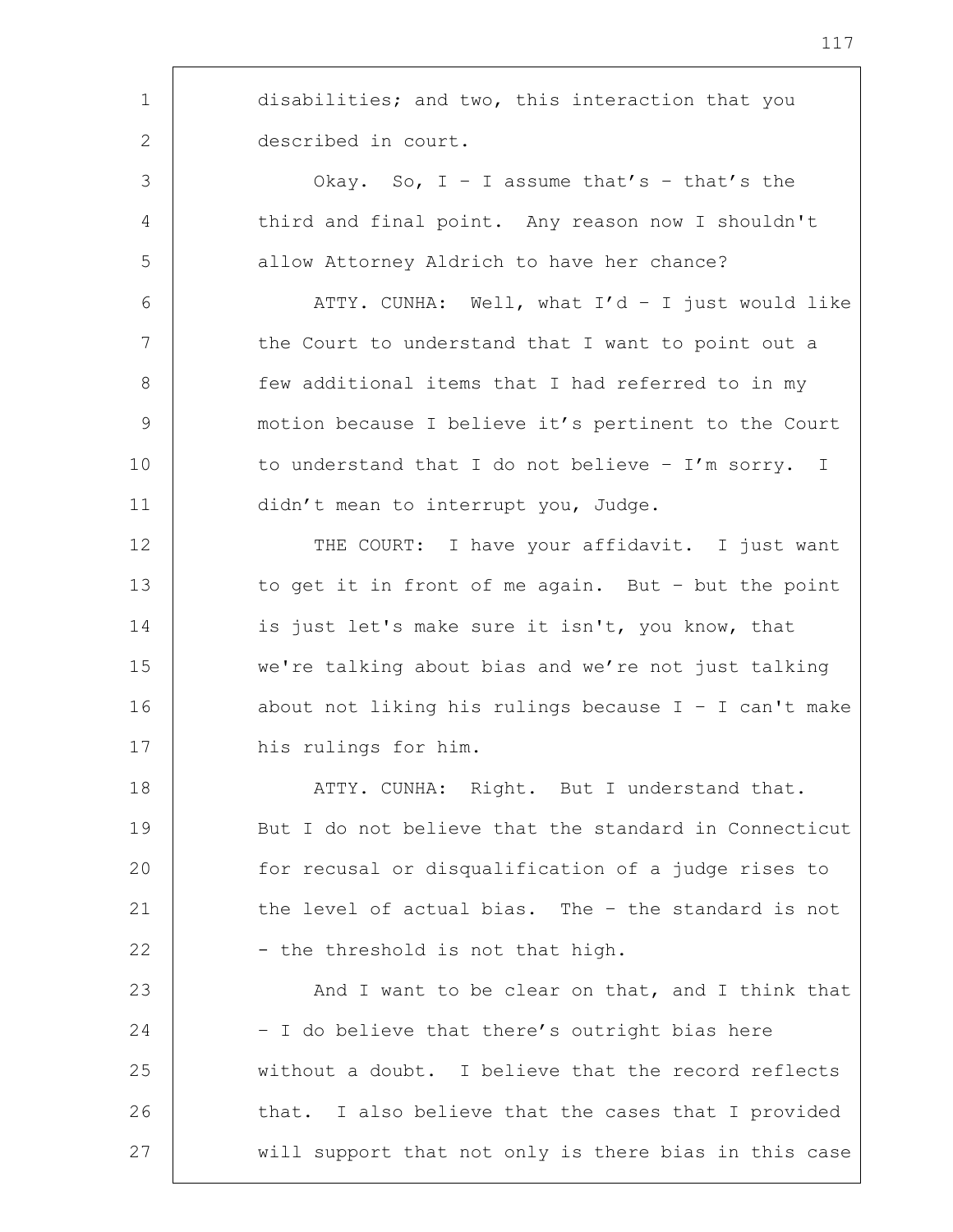disabilities; and two, this interaction that you described in court.

Okay. So, I – I assume that's – that's the third and final point. Any reason now I shouldn't allow Attorney Aldrich to have her chance?

ATTY. CUNHA: Well, what I'd – I just would like the Court to understand that I want to point out a few additional items that I had referred to in my motion because I believe it's pertinent to the Court to understand that I do not believe – I'm sorry. I didn't mean to interrupt you, Judge.

THE COURT: I have your affidavit. I just want to get it in front of me again. But – but the point is just let's make sure it isn't, you know, that we're talking about bias and we're not just talking about not liking his rulings because I – I can't make his rulings for him.

ATTY. CUNHA: Right. But I understand that. But I do not believe that the standard in Connecticut for recusal or disqualification of a judge rises to the level of actual bias. The – the standard is not – the threshold is not that high.

And I want to be clear on that, and I think that – I do believe that there's outright bias here without a doubt. I believe that the record reflects that. I also believe that the cases that I provided will support that not only is there bias in this case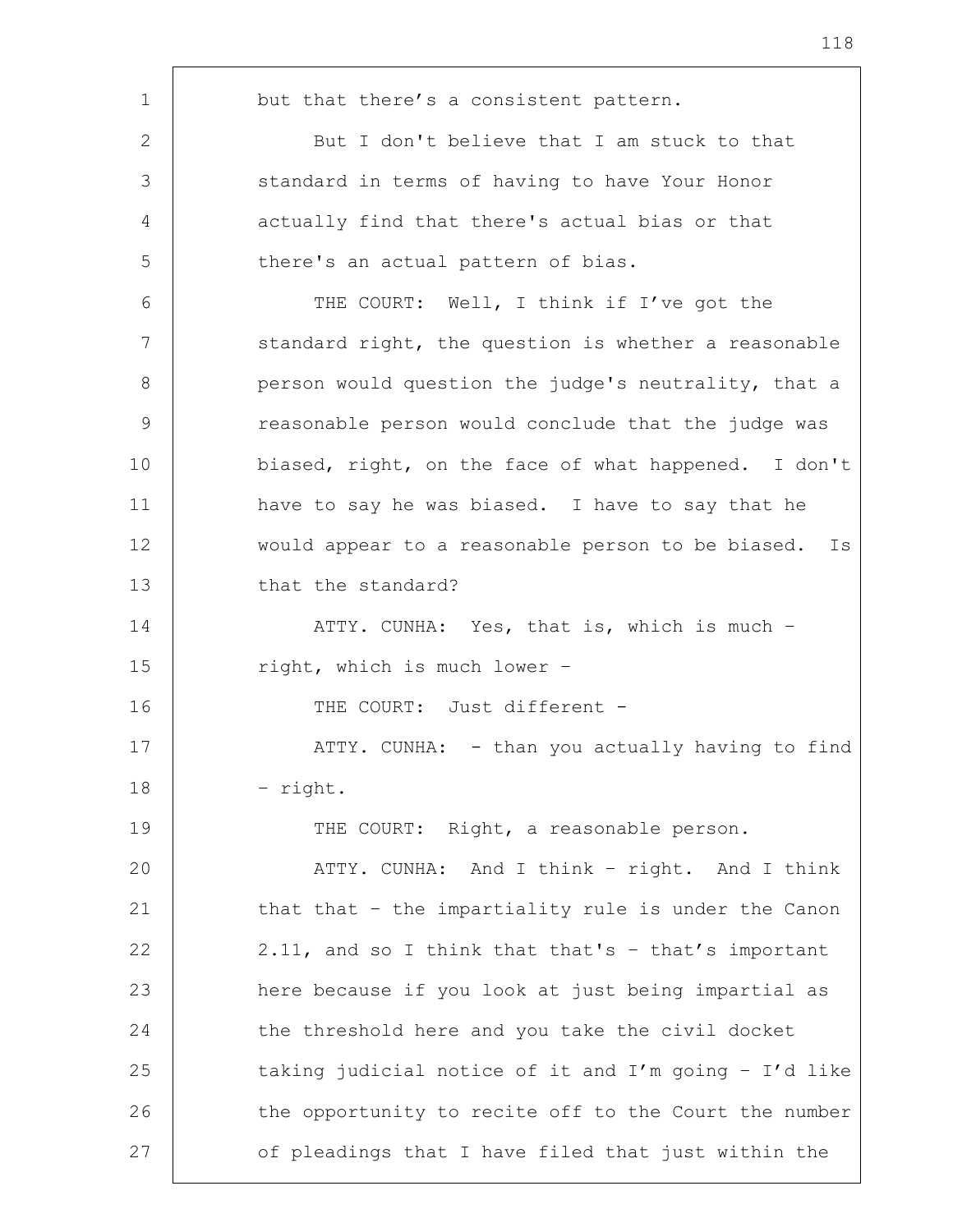but that there's a consistent pattern.

But I don't believe that I am stuck to that standard in terms of having to have Your Honor actually find that there's actual bias or that there's an actual pattern of bias.

THE COURT: Well, I think if I've got the standard right, the question is whether a reasonable person would question the judge's neutrality, that a reasonable person would conclude that the judge was biased, right, on the face of what happened. I don't have to say he was biased. I have to say that he would appear to a reasonable person to be biased. Is that the standard?

ATTY. CUNHA: Yes, that is, which is much – right, which is much lower –

THE COURT: Just different -

ATTY. CUNHA: - than you actually having to find – right.

THE COURT: Right, a reasonable person.

ATTY. CUNHA: And I think – right. And I think that that – the impartiality rule is under the Canon 2.11, and so I think that that's – that's important here because if you look at just being impartial as the threshold here and you take the civil docket taking judicial notice of it and I'm going – I'd like the opportunity to recite off to the Court the number of pleadings that I have filed that just within the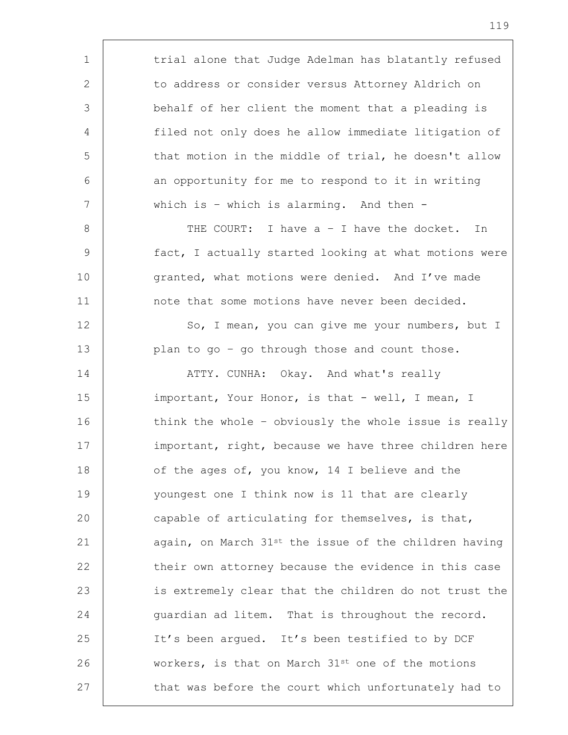trial alone that Judge Adelman has blatantly refused to address or consider versus Attorney Aldrich on behalf of her client the moment that a pleading is filed not only does he allow immediate litigation of that motion in the middle of trial, he doesn't allow an opportunity for me to respond to it in writing which is – which is alarming. And then -

THE COURT: I have a – I have the docket. In fact, I actually started looking at what motions were granted, what motions were denied. And I've made note that some motions have never been decided.

So, I mean, you can give me your numbers, but I plan to go – go through those and count those.

ATTY. CUNHA: Okay. And what's really important, Your Honor, is that - well, I mean, I think the whole – obviously the whole issue is really important, right, because we have three children here of the ages of, you know, 14 I believe and the youngest one I think now is 11 that are clearly capable of articulating for themselves, is that, again, on March 31st the issue of the children having their own attorney because the evidence in this case is extremely clear that the children do not trust the guardian ad litem. That is throughout the record. It's been argued. It's been testified to by DCF workers, is that on March 31st one of the motions that was before the court which unfortunately had to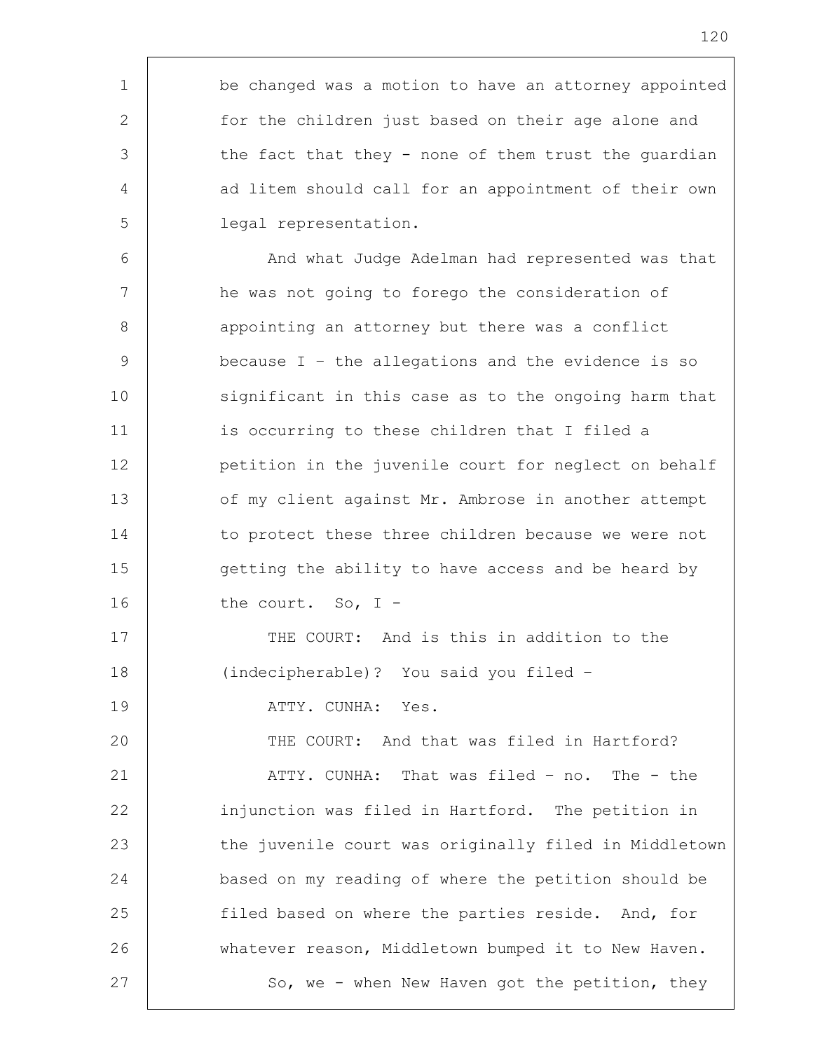be changed was a motion to have an attorney appointed for the children just based on their age alone and the fact that they - none of them trust the guardian ad litem should call for an appointment of their own legal representation.

And what Judge Adelman had represented was that he was not going to forego the consideration of appointing an attorney but there was a conflict because I – the allegations and the evidence is so significant in this case as to the ongoing harm that is occurring to these children that I filed a petition in the juvenile court for neglect on behalf of my client against Mr. Ambrose in another attempt to protect these three children because we were not getting the ability to have access and be heard by the court. So, I -

THE COURT: And is this in addition to the (indecipherable)? You said you filed –

ATTY. CUNHA: Yes.

THE COURT: And that was filed in Hartford?

ATTY. CUNHA: That was filed – no. The - the injunction was filed in Hartford. The petition in the juvenile court was originally filed in Middletown based on my reading of where the petition should be filed based on where the parties reside. And, for whatever reason, Middletown bumped it to New Haven.

So, we - when New Haven got the petition, they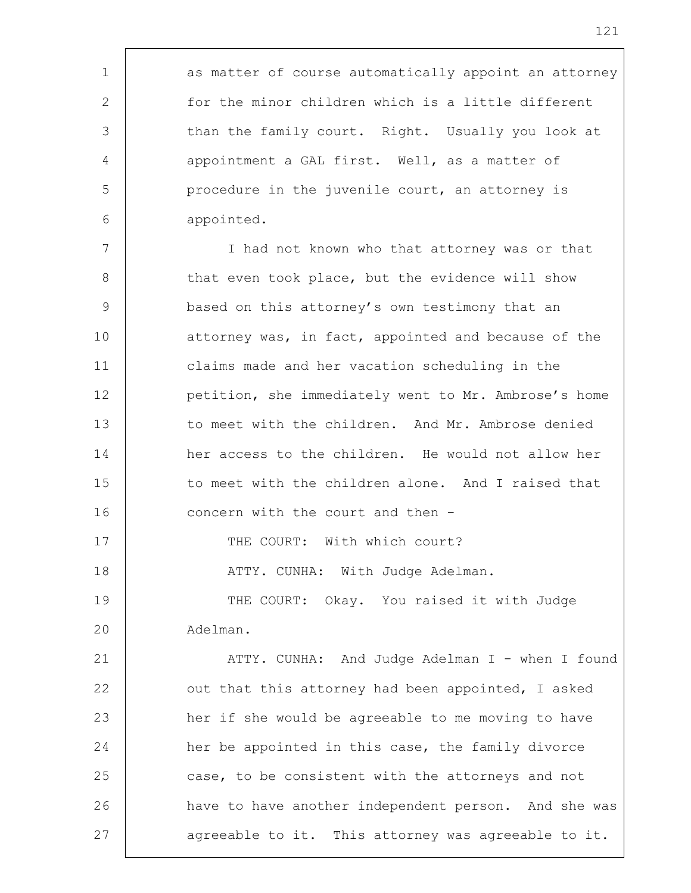as matter of course automatically appoint an attorney for the minor children which is a little different than the family court. Right. Usually you look at appointment a GAL first. Well, as a matter of procedure in the juvenile court, an attorney is appointed.

I had not known who that attorney was or that that even took place, but the evidence will show based on this attorney's own testimony that an attorney was, in fact, appointed and because of the claims made and her vacation scheduling in the petition, she immediately went to Mr. Ambrose's home to meet with the children. And Mr. Ambrose denied her access to the children. He would not allow her to meet with the children alone. And I raised that concern with the court and then -

THE COURT: With which court?

ATTY. CUNHA: With Judge Adelman.

THE COURT: Okay. You raised it with Judge Adelman.

ATTY. CUNHA: And Judge Adelman I - when I found out that this attorney had been appointed, I asked her if she would be agreeable to me moving to have her be appointed in this case, the family divorce case, to be consistent with the attorneys and not have to have another independent person. And she was agreeable to it. This attorney was agreeable to it.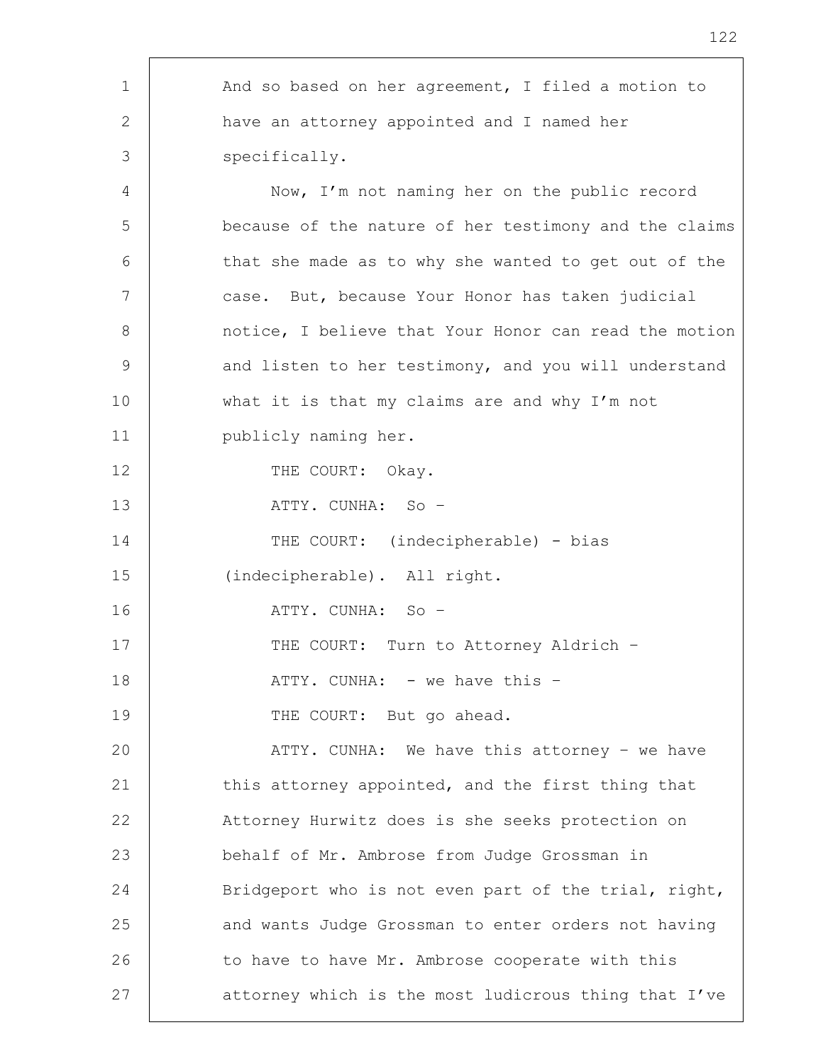And so based on her agreement, I filed a motion to have an attorney appointed and I named her specifically.

Now, I'm not naming her on the public record because of the nature of her testimony and the claims that she made as to why she wanted to get out of the case. But, because Your Honor has taken judicial notice, I believe that Your Honor can read the motion and listen to her testimony, and you will understand what it is that my claims are and why I'm not publicly naming her.

THE COURT: Okay.

ATTY. CUNHA: So –

THE COURT: (indecipherable) - bias (indecipherable). All right.

ATTY. CUNHA: So –

THE COURT: Turn to Attorney Aldrich –

ATTY. CUNHA: - we have this –

THE COURT: But go ahead.

ATTY. CUNHA: We have this attorney – we have this attorney appointed, and the first thing that Attorney Hurwitz does is she seeks protection on behalf of Mr. Ambrose from Judge Grossman in Bridgeport who is not even part of the trial, right, and wants Judge Grossman to enter orders not having to have to have Mr. Ambrose cooperate with this attorney which is the most ludicrous thing that I've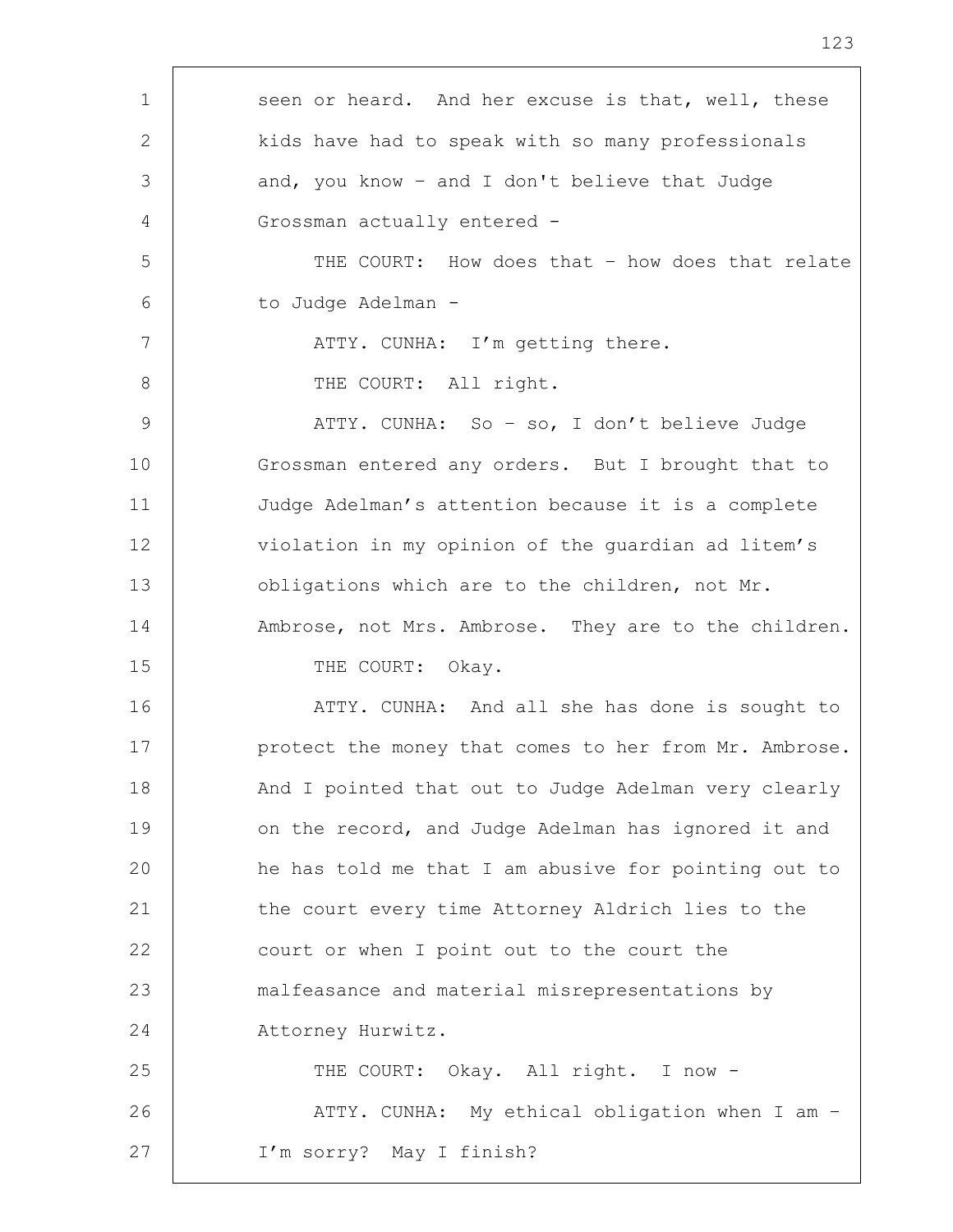seen or heard. And her excuse is that, well, these kids have had to speak with so many professionals and, you know – and I don't believe that Judge Grossman actually entered -

THE COURT: How does that – how does that relate to Judge Adelman -

ATTY. CUNHA: I'm getting there.

THE COURT: All right.

ATTY. CUNHA: So – so, I don't believe Judge Grossman entered any orders. But I brought that to Judge Adelman's attention because it is a complete violation in my opinion of the guardian ad litem's obligations which are to the children, not Mr. Ambrose, not Mrs. Ambrose. They are to the children.

THE COURT: Okay.

ATTY. CUNHA: And all she has done is sought to protect the money that comes to her from Mr. Ambrose. And I pointed that out to Judge Adelman very clearly on the record, and Judge Adelman has ignored it and he has told me that I am abusive for pointing out to the court every time Attorney Aldrich lies to the court or when I point out to the court the malfeasance and material misrepresentations by Attorney Hurwitz.

THE COURT: Okay. All right. I now -

ATTY. CUNHA: My ethical obligation when I am – I'm sorry? May I finish?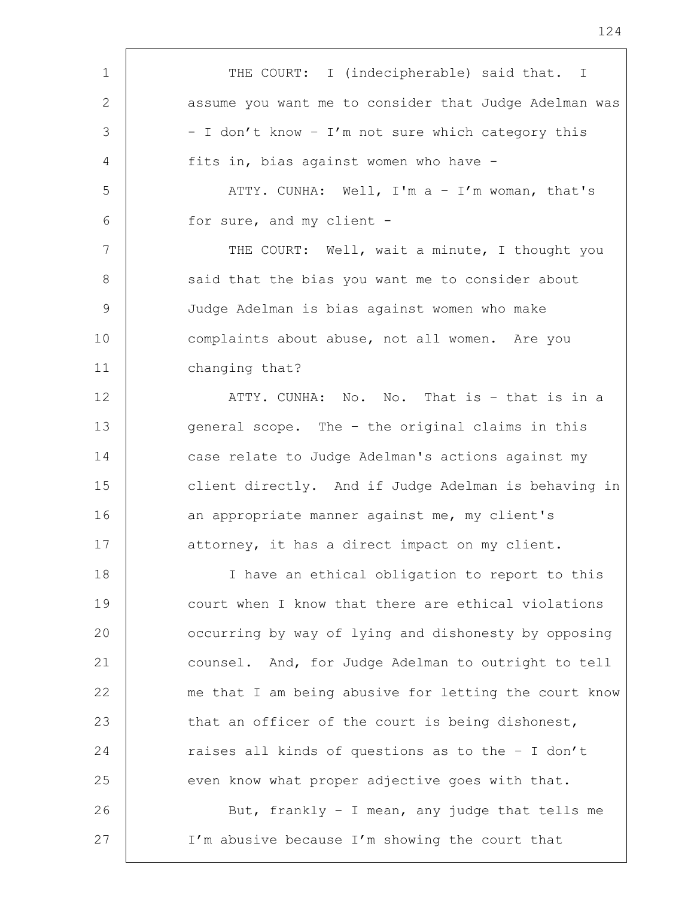THE COURT: I (indecipherable) said that. I assume you want me to consider that Judge Adelman was - I don't know - I'm not sure which category this fits in, bias against women who have -

ATTY. CUNHA: Well, I'm a - I'm woman, that's for sure, and my client -

THE COURT: Well, wait a minute, I thought you said that the bias you want me to consider about Judge Adelman is bias against women who make complaints about abuse, not all women. Are you changing that?

ATTY. CUNHA: No. No. That is - that is in a general scope. The - the original claims in this case relate to Judge Adelman's actions against my client directly. And if Judge Adelman is behaving in an appropriate manner against me, my client's attorney, it has a direct impact on my client.

I have an ethical obligation to report to this court when I know that there are ethical violations occurring by way of lying and dishonesty by opposing counsel. And, for Judge Adelman to outright to tell me that I am being abusive for letting the court know that an officer of the court is being dishonest, raises all kinds of questions as to the - I don't even know what proper adjective goes with that.

But, frankly - I mean, any judge that tells me I'm abusive because I'm showing the court that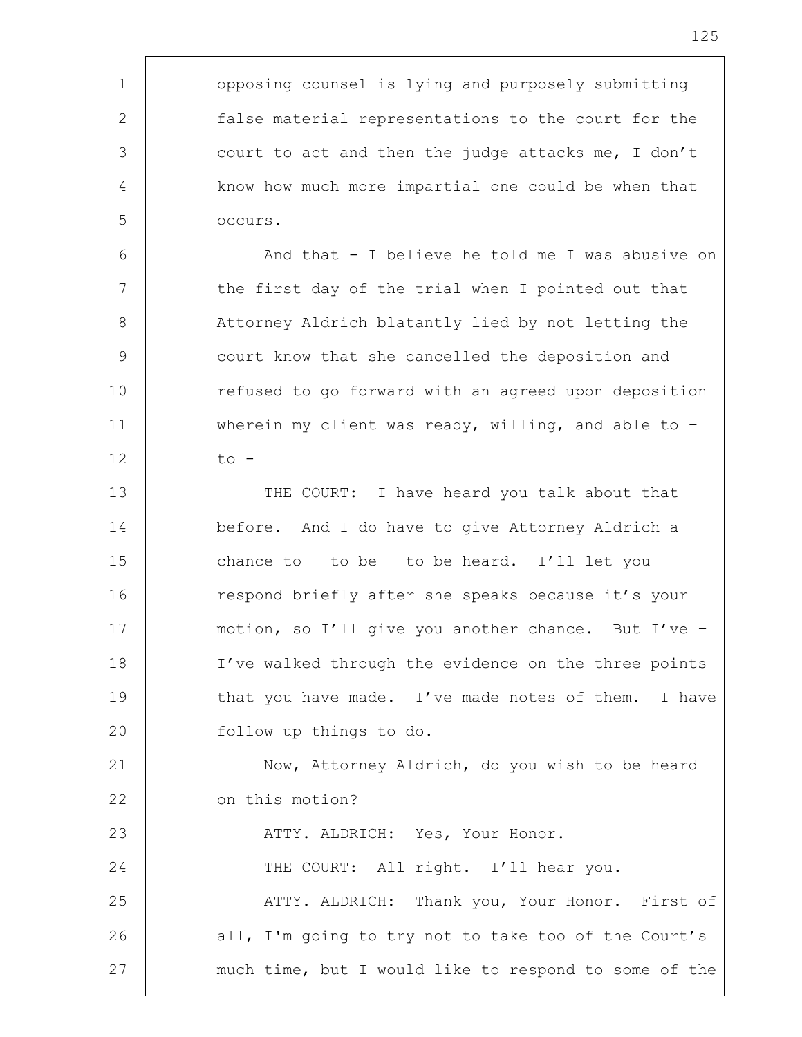opposing counsel is lying and purposely submitting false material representations to the court for the court to act and then the judge attacks me, I don't know how much more impartial one could be when that occurs.

And that - I believe he told me I was abusive on the first day of the trial when I pointed out that Attorney Aldrich blatantly lied by not letting the court know that she cancelled the deposition and refused to go forward with an agreed upon deposition wherein my client was ready, willing, and able to – to -

THE COURT: I have heard you talk about that before. And I do have to give Attorney Aldrich a chance to – to be – to be heard. I'll let you respond briefly after she speaks because it's your motion, so I'll give you another chance. But I've – I've walked through the evidence on the three points that you have made. I've made notes of them. I have follow up things to do.

Now, Attorney Aldrich, do you wish to be heard on this motion?

ATTY. ALDRICH: Yes, Your Honor.

THE COURT: All right. I'll hear you.

ATTY. ALDRICH: Thank you, Your Honor. First of all, I'm going to try not to take too of the Court's much time, but I would like to respond to some of the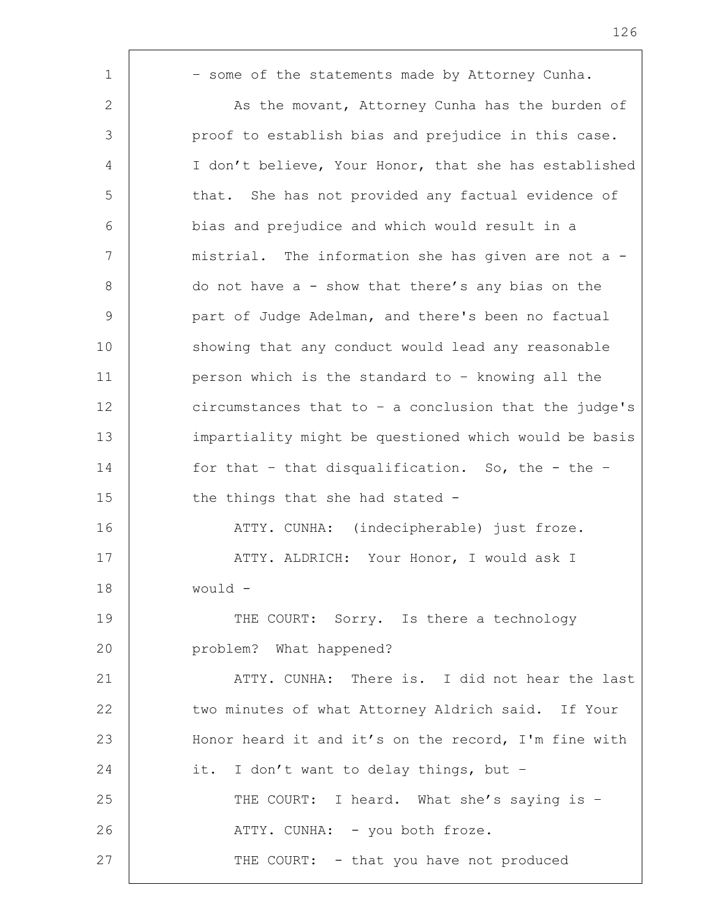– some of the statements made by Attorney Cunha.

As the movant, Attorney Cunha has the burden of proof to establish bias and prejudice in this case. I don't believe, Your Honor, that she has established that. She has not provided any factual evidence of bias and prejudice and which would result in a mistrial. The information she has given are not a - do not have a - show that there's any bias on the part of Judge Adelman, and there's been no factual showing that any conduct would lead any reasonable person which is the standard to – knowing all the circumstances that to – a conclusion that the judge's impartiality might be questioned which would be basis for that – that disqualification. So, the - the – the things that she had stated -

ATTY. CUNHA: (indecipherable) just froze.

ATTY. ALDRICH: Your Honor, I would ask I would -

THE COURT: Sorry. Is there a technology problem? What happened?

ATTY. CUNHA: There is. I did not hear the last two minutes of what Attorney Aldrich said. If Your Honor heard it and it's on the record, I'm fine with it. I don't want to delay things, but –

THE COURT: I heard. What she's saying is –

ATTY. CUNHA: - you both froze.

THE COURT: - that you have not produced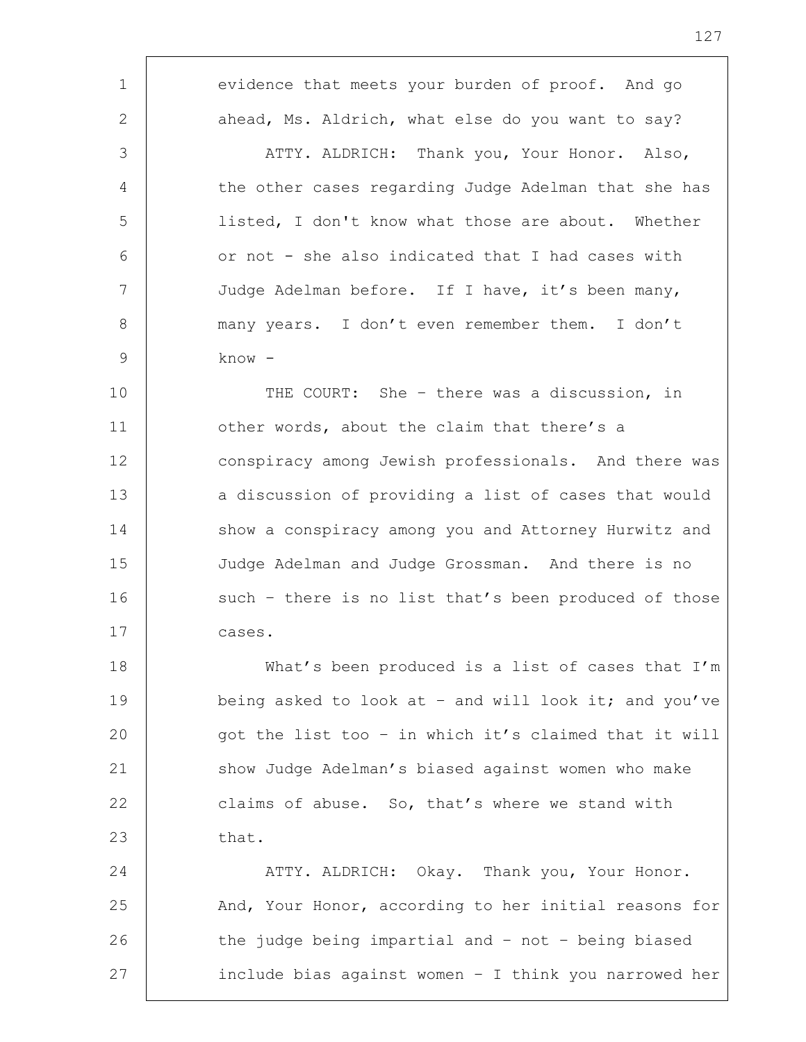evidence that meets your burden of proof. And go ahead, Ms. Aldrich, what else do you want to say?

ATTY. ALDRICH: Thank you, Your Honor. Also, the other cases regarding Judge Adelman that she has listed, I don't know what those are about. Whether or not - she also indicated that I had cases with Judge Adelman before. If I have, it's been many, many years. I don't even remember them. I don't know -

THE COURT: She – there was a discussion, in other words, about the claim that there's a conspiracy among Jewish professionals. And there was a discussion of providing a list of cases that would show a conspiracy among you and Attorney Hurwitz and Judge Adelman and Judge Grossman. And there is no such – there is no list that's been produced of those cases.

What's been produced is a list of cases that I'm being asked to look at – and will look it; and you've got the list too – in which it's claimed that it will show Judge Adelman's biased against women who make claims of abuse. So, that's where we stand with that.

ATTY. ALDRICH: Okay. Thank you, Your Honor. And, Your Honor, according to her initial reasons for the judge being impartial and – not – being biased include bias against women – I think you narrowed her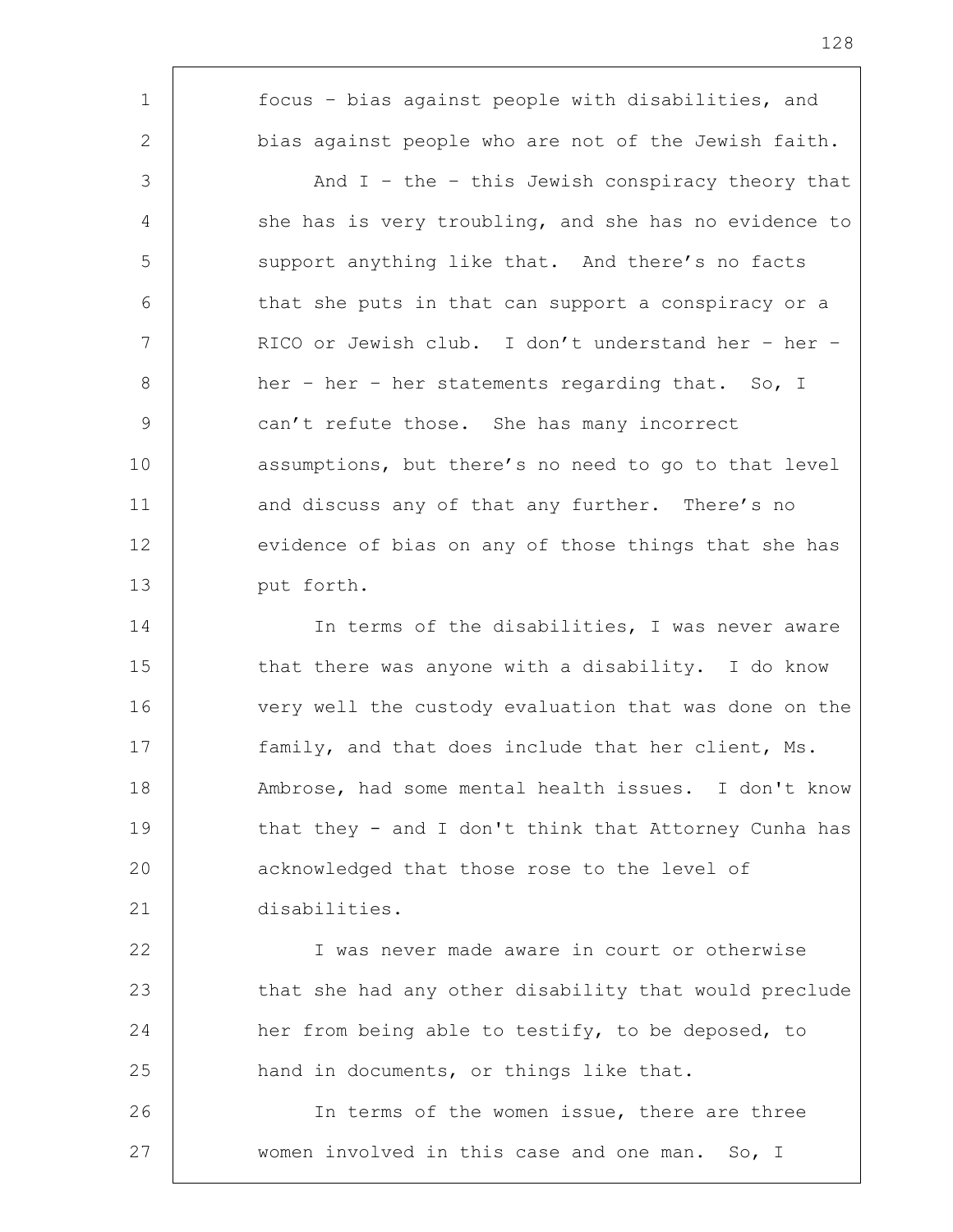focus – bias against people with disabilities, and bias against people who are not of the Jewish faith.

And I – the – this Jewish conspiracy theory that she has is very troubling, and she has no evidence to support anything like that. And there's no facts that she puts in that can support a conspiracy or a RICO or Jewish club. I don't understand her – her – her – her – her statements regarding that. So, I can't refute those. She has many incorrect assumptions, but there's no need to go to that level and discuss any of that any further. There's no evidence of bias on any of those things that she has put forth.

In terms of the disabilities, I was never aware that there was anyone with a disability. I do know very well the custody evaluation that was done on the family, and that does include that her client, Ms. Ambrose, had some mental health issues. I don't know that they - and I don't think that Attorney Cunha has acknowledged that those rose to the level of disabilities.

I was never made aware in court or otherwise that she had any other disability that would preclude her from being able to testify, to be deposed, to hand in documents, or things like that.

In terms of the women issue, there are three women involved in this case and one man. So, I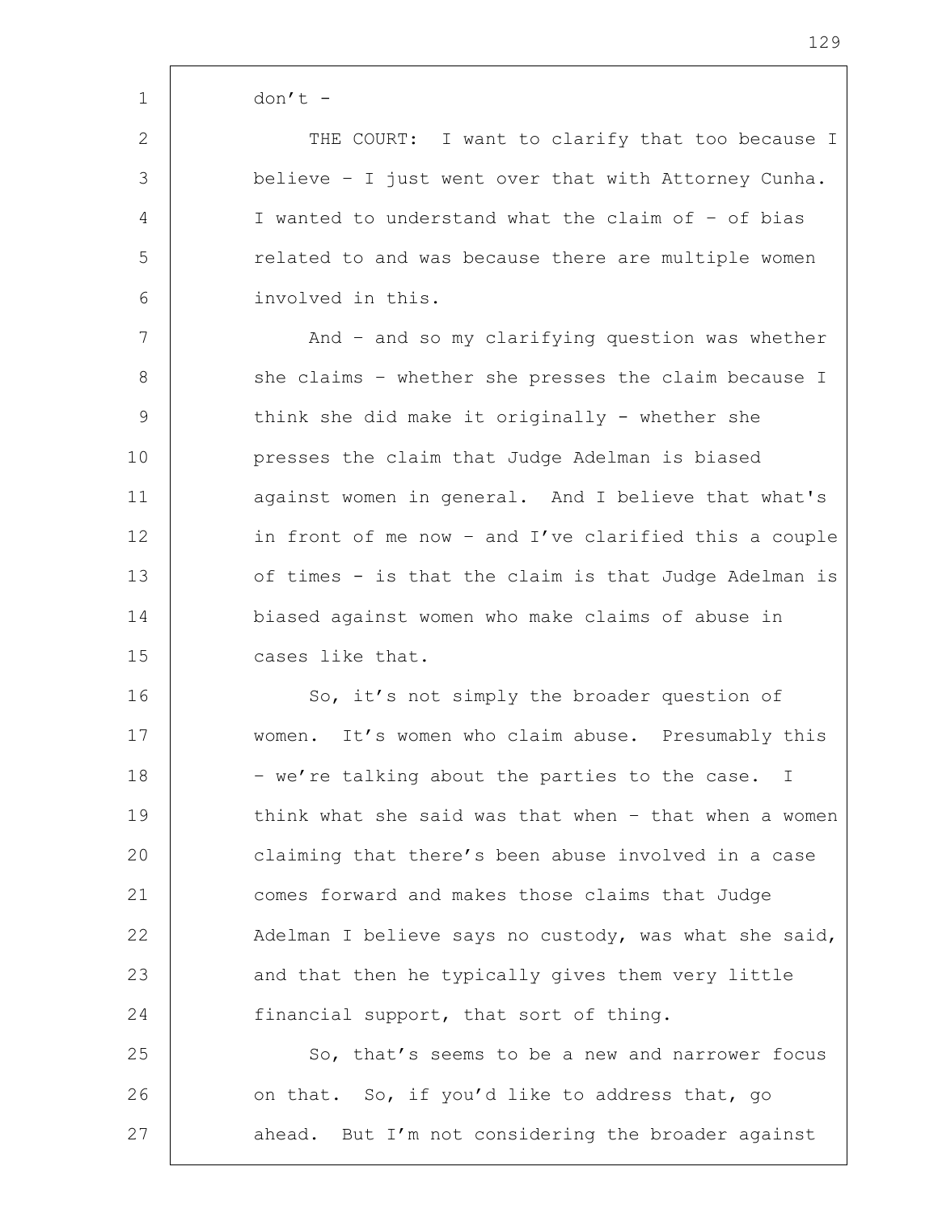don't -

THE COURT: I want to clarify that too because I believe – I just went over that with Attorney Cunha. I wanted to understand what the claim of – of bias related to and was because there are multiple women involved in this.

And – and so my clarifying question was whether she claims – whether she presses the claim because I think she did make it originally - whether she presses the claim that Judge Adelman is biased against women in general. And I believe that what's in front of me now – and I've clarified this a couple of times - is that the claim is that Judge Adelman is biased against women who make claims of abuse in cases like that.

So, it's not simply the broader question of women. It's women who claim abuse. Presumably this – we're talking about the parties to the case. I think what she said was that when – that when a women claiming that there's been abuse involved in a case comes forward and makes those claims that Judge Adelman I believe says no custody, was what she said, and that then he typically gives them very little financial support, that sort of thing.

So, that's seems to be a new and narrower focus on that. So, if you'd like to address that, go ahead. But I'm not considering the broader against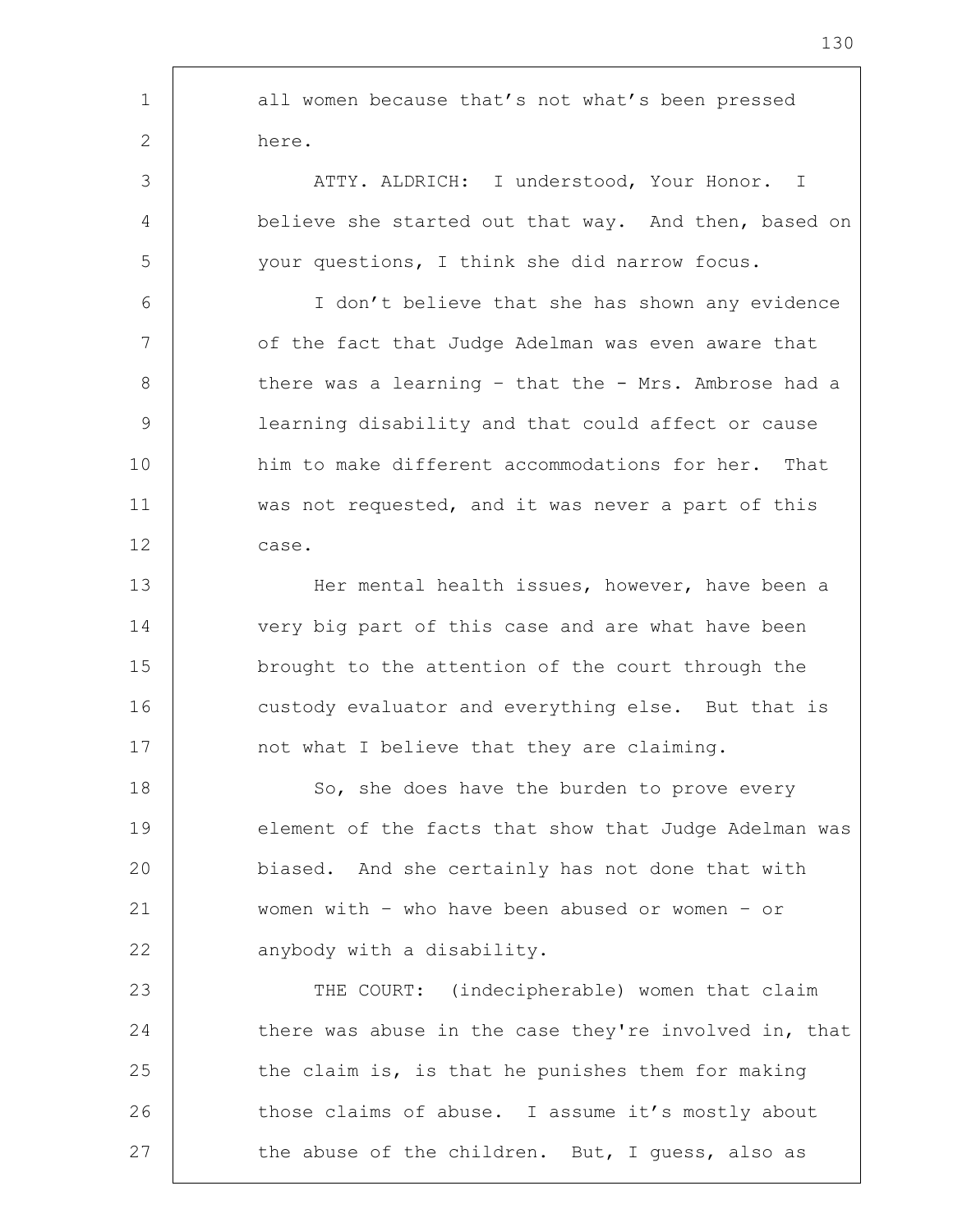all women because that's not what's been pressed here.

ATTY. ALDRICH: I understood, Your Honor. I believe she started out that way. And then, based on your questions, I think she did narrow focus.

I don't believe that she has shown any evidence of the fact that Judge Adelman was even aware that there was a learning - that the - Mrs. Ambrose had a learning disability and that could affect or cause him to make different accommodations for her. That was not requested, and it was never a part of this case.

Her mental health issues, however, have been a very big part of this case and are what have been brought to the attention of the court through the custody evaluator and everything else. But that is not what I believe that they are claiming.

So, she does have the burden to prove every element of the facts that show that Judge Adelman was biased. And she certainly has not done that with women with - who have been abused or women - or anybody with a disability.

THE COURT: (indecipherable) women that claim there was abuse in the case they're involved in, that the claim is, is that he punishes them for making those claims of abuse. I assume it's mostly about the abuse of the children. But, I guess, also as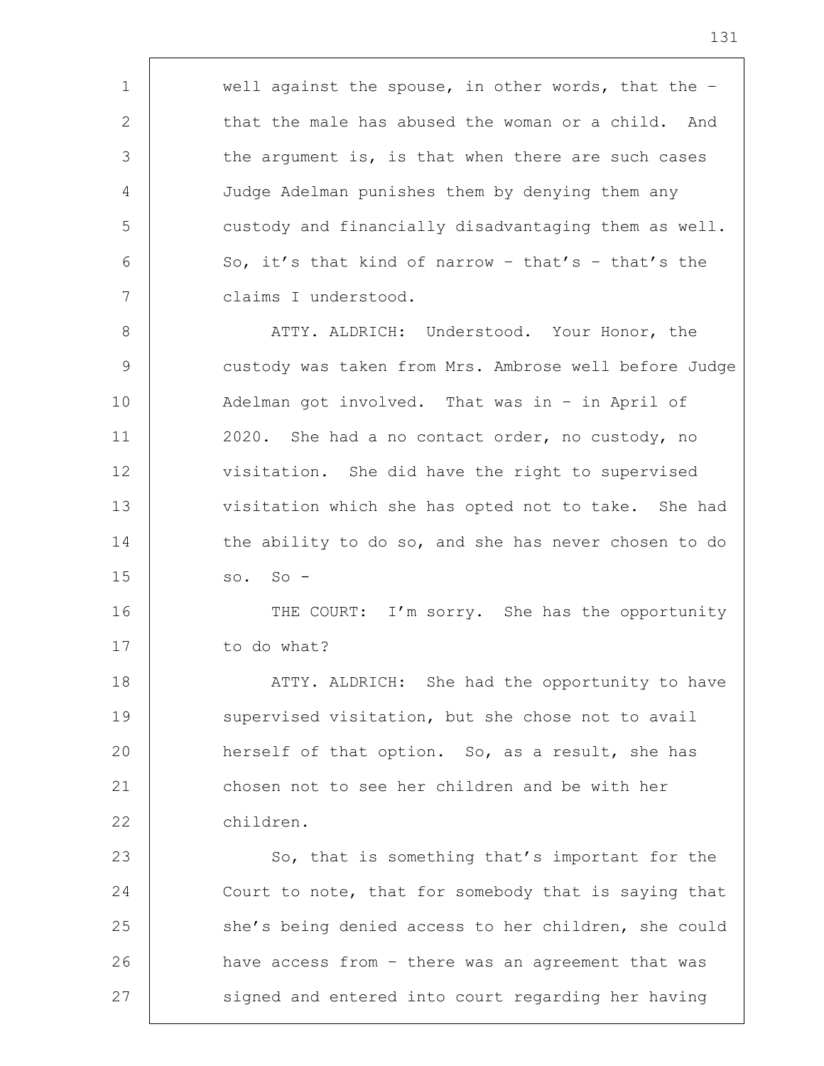well against the spouse, in other words, that the – that the male has abused the woman or a child. And the argument is, is that when there are such cases Judge Adelman punishes them by denying them any custody and financially disadvantaging them as well. So, it's that kind of narrow – that's – that's the claims I understood.

ATTY. ALDRICH: Understood. Your Honor, the custody was taken from Mrs. Ambrose well before Judge Adelman got involved. That was in – in April of 2020. She had a no contact order, no custody, no visitation. She did have the right to supervised visitation which she has opted not to take. She had the ability to do so, and she has never chosen to do so. So -

THE COURT: I'm sorry. She has the opportunity to do what?

ATTY. ALDRICH: She had the opportunity to have supervised visitation, but she chose not to avail herself of that option. So, as a result, she has chosen not to see her children and be with her children.

So, that is something that's important for the Court to note, that for somebody that is saying that she's being denied access to her children, she could have access from – there was an agreement that was signed and entered into court regarding her having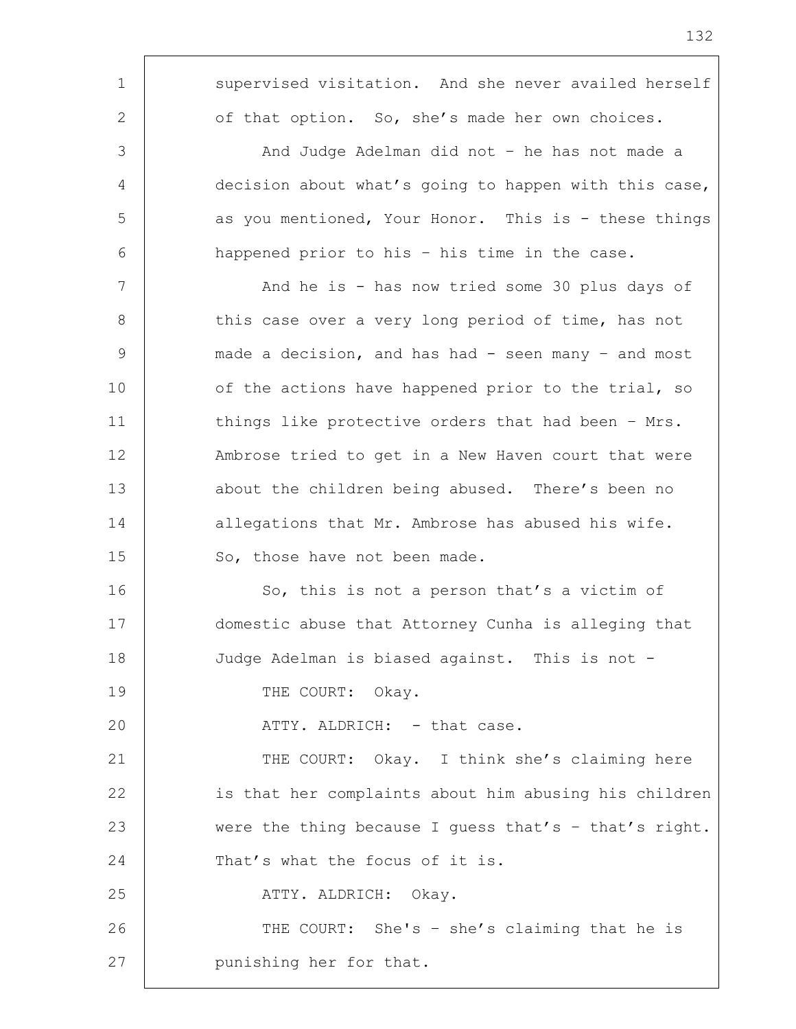supervised visitation. And she never availed herself of that option. So, she's made her own choices.

And Judge Adelman did not – he has not made a decision about what's going to happen with this case, as you mentioned, Your Honor. This is - these things happened prior to his – his time in the case.

And he is - has now tried some 30 plus days of this case over a very long period of time, has not made a decision, and has had - seen many – and most of the actions have happened prior to the trial, so things like protective orders that had been – Mrs. Ambrose tried to get in a New Haven court that were about the children being abused. There's been no allegations that Mr. Ambrose has abused his wife. So, those have not been made.

So, this is not a person that's a victim of domestic abuse that Attorney Cunha is alleging that Judge Adelman is biased against. This is not -

THE COURT: Okay.

ATTY. ALDRICH: - that case.

THE COURT: Okay. I think she's claiming here is that her complaints about him abusing his children were the thing because I guess that's – that's right. That's what the focus of it is.

ATTY. ALDRICH: Okay.

THE COURT: She's – she's claiming that he is punishing her for that.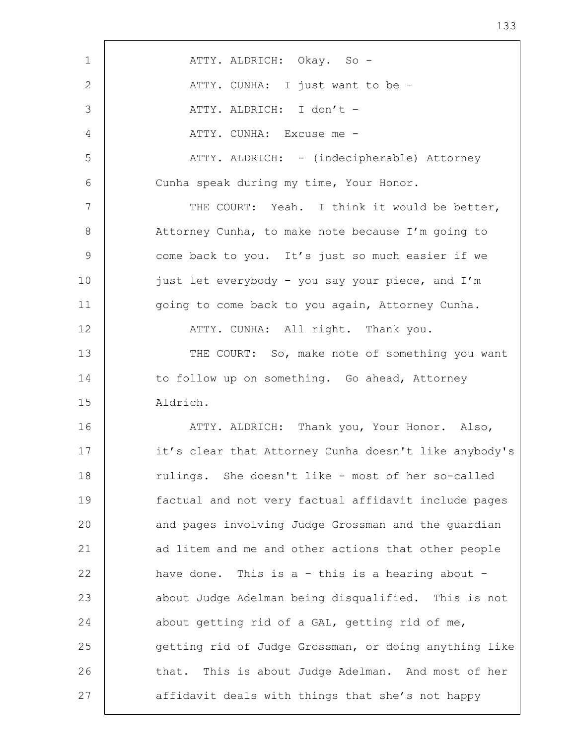ATTY. ALDRICH: Okay. So -

ATTY. CUNHA: I just want to be –

ATTY. ALDRICH: I don't –

ATTY. CUNHA: Excuse me -

ATTY. ALDRICH: - (indecipherable) Attorney Cunha speak during my time, Your Honor.

THE COURT: Yeah. I think it would be better, Attorney Cunha, to make note because I'm going to come back to you. It's just so much easier if we just let everybody – you say your piece, and I'm going to come back to you again, Attorney Cunha.

ATTY. CUNHA: All right. Thank you.

THE COURT: So, make note of something you want to follow up on something. Go ahead, Attorney Aldrich.

ATTY. ALDRICH: Thank you, Your Honor. Also, it's clear that Attorney Cunha doesn't like anybody's rulings. She doesn't like - most of her so-called factual and not very factual affidavit include pages and pages involving Judge Grossman and the guardian ad litem and me and other actions that other people have done. This is a – this is a hearing about – about Judge Adelman being disqualified. This is not about getting rid of a GAL, getting rid of me, getting rid of Judge Grossman, or doing anything like that. This is about Judge Adelman. And most of her affidavit deals with things that she's not happy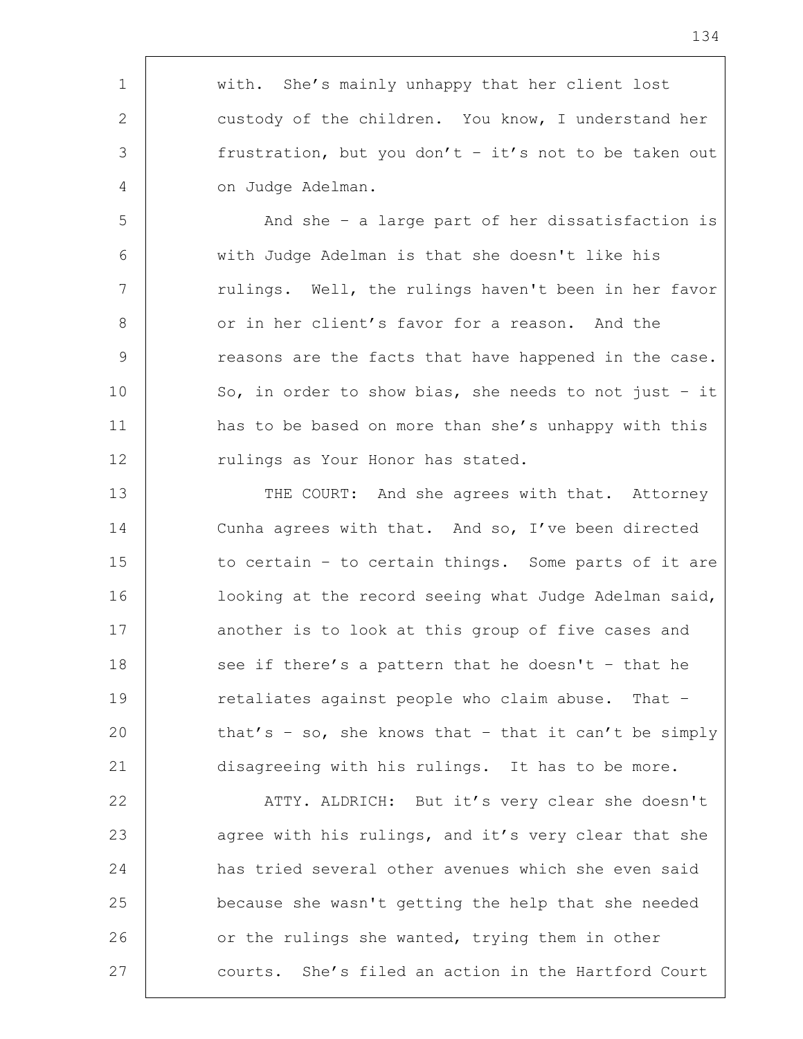with. She's mainly unhappy that her client lost custody of the children. You know, I understand her frustration, but you don't – it's not to be taken out on Judge Adelman.

And she – a large part of her dissatisfaction is with Judge Adelman is that she doesn't like his rulings. Well, the rulings haven't been in her favor or in her client's favor for a reason. And the reasons are the facts that have happened in the case. So, in order to show bias, she needs to not just – it has to be based on more than she's unhappy with this rulings as Your Honor has stated.

THE COURT: And she agrees with that. Attorney Cunha agrees with that. And so, I've been directed to certain – to certain things. Some parts of it are looking at the record seeing what Judge Adelman said, another is to look at this group of five cases and see if there's a pattern that he doesn't – that he retaliates against people who claim abuse. That – that's – so, she knows that – that it can't be simply disagreeing with his rulings. It has to be more.

ATTY. ALDRICH: But it's very clear she doesn't agree with his rulings, and it's very clear that she has tried several other avenues which she even said because she wasn't getting the help that she needed or the rulings she wanted, trying them in other courts. She's filed an action in the Hartford Court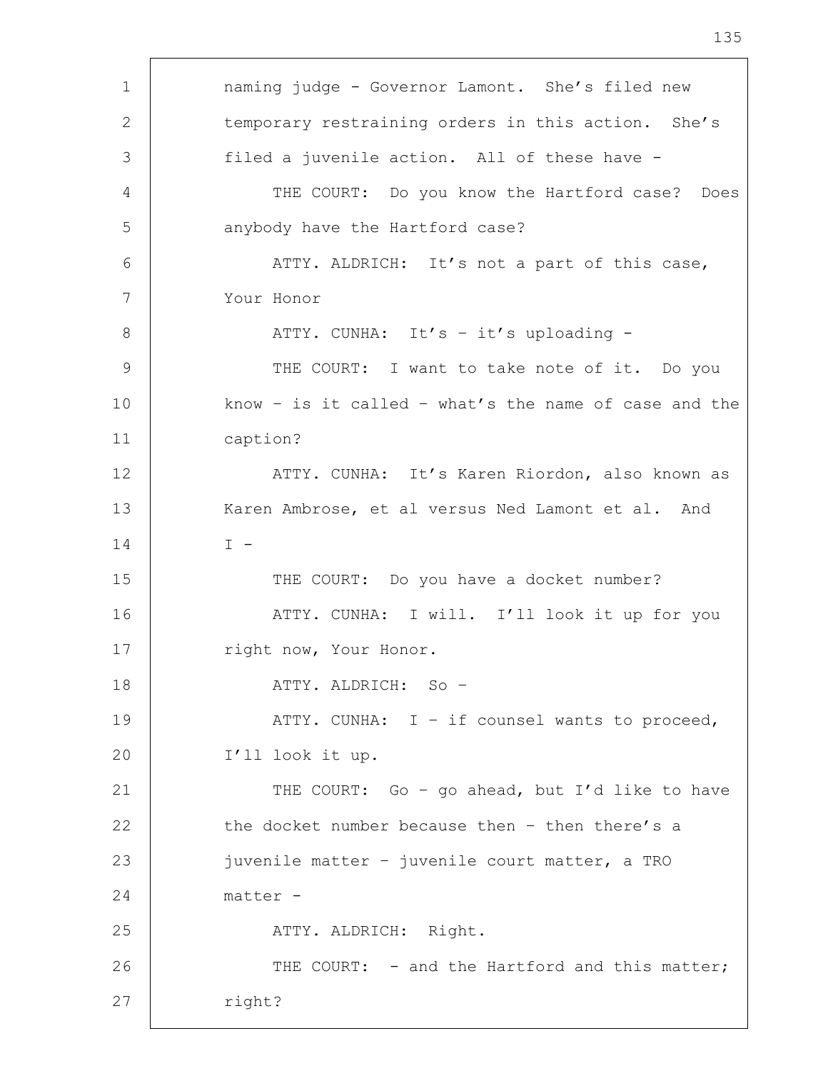naming judge - Governor Lamont. She's filed new temporary restraining orders in this action. She's filed a juvenile action. All of these have -

THE COURT: Do you know the Hartford case? Does anybody have the Hartford case?

ATTY. ALDRICH: It's not a part of this case, Your Honor

ATTY. CUNHA: It's – it's uploading -

THE COURT: I want to take note of it. Do you know – is it called – what's the name of case and the caption?

ATTY. CUNHA: It's Karen Riordon, also known as Karen Ambrose, et al versus Ned Lamont et al. And I -

THE COURT: Do you have a docket number?

ATTY. CUNHA: I will. I'll look it up for you right now, Your Honor.

ATTY. ALDRICH: So –

ATTY. CUNHA: I – if counsel wants to proceed, I'll look it up.

THE COURT: Go – go ahead, but I'd like to have the docket number because then – then there's a juvenile matter – juvenile court matter, a TRO matter -

ATTY. ALDRICH: Right.

THE COURT: - and the Hartford and this matter; right?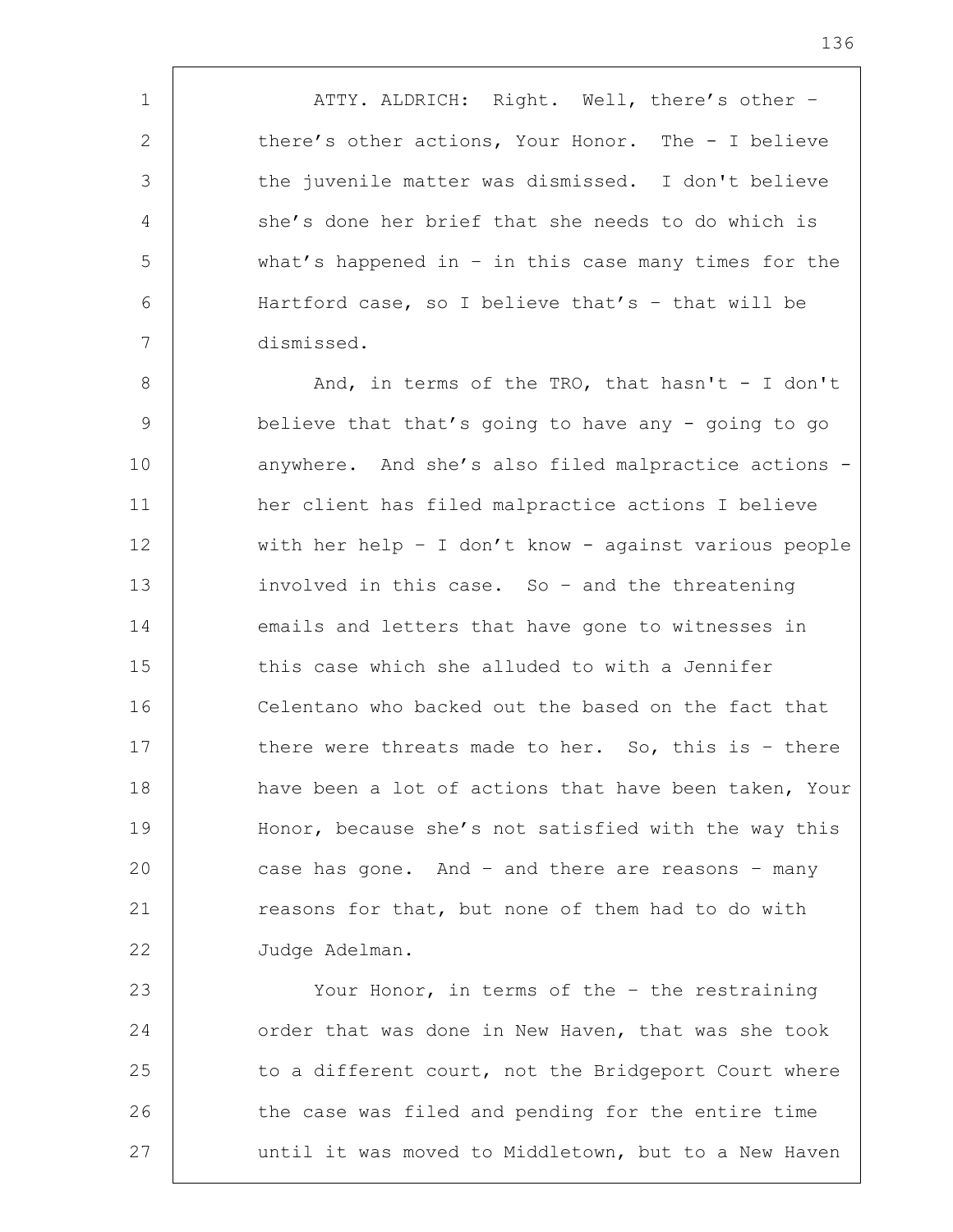ATTY. ALDRICH: Right. Well, there's other – there's other actions, Your Honor. The - I believe the juvenile matter was dismissed. I don't believe she's done her brief that she needs to do which is what's happened in – in this case many times for the Hartford case, so I believe that's – that will be dismissed.

And, in terms of the TRO, that hasn't - I don't believe that that's going to have any - going to go anywhere. And she's also filed malpractice actions - her client has filed malpractice actions I believe with her help – I don't know - against various people involved in this case. So – and the threatening emails and letters that have gone to witnesses in this case which she alluded to with a Jennifer Celentano who backed out the based on the fact that there were threats made to her. So, this is – there have been a lot of actions that have been taken, Your Honor, because she's not satisfied with the way this case has gone. And – and there are reasons – many reasons for that, but none of them had to do with Judge Adelman.

Your Honor, in terms of the – the restraining order that was done in New Haven, that was she took to a different court, not the Bridgeport Court where the case was filed and pending for the entire time until it was moved to Middletown, but to a New Haven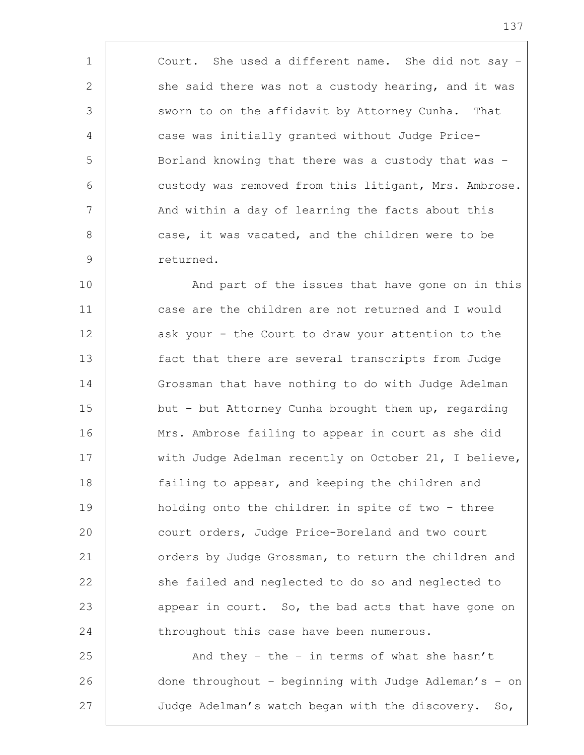Court. She used a different name. She did not say – she said there was not a custody hearing, and it was sworn to on the affidavit by Attorney Cunha. That case was initially granted without Judge Price-Borland knowing that there was a custody that was – custody was removed from this litigant, Mrs. Ambrose. And within a day of learning the facts about this case, it was vacated, and the children were to be returned.

And part of the issues that have gone on in this case are the children are not returned and I would ask your - the Court to draw your attention to the fact that there are several transcripts from Judge Grossman that have nothing to do with Judge Adelman but – but Attorney Cunha brought them up, regarding Mrs. Ambrose failing to appear in court as she did with Judge Adelman recently on October 21, I believe, failing to appear, and keeping the children and holding onto the children in spite of two – three court orders, Judge Price-Boreland and two court orders by Judge Grossman, to return the children and she failed and neglected to do so and neglected to appear in court. So, the bad acts that have gone on throughout this case have been numerous.

And they – the – in terms of what she hasn't done throughout – beginning with Judge Adleman's – on Judge Adelman's watch began with the discovery. So,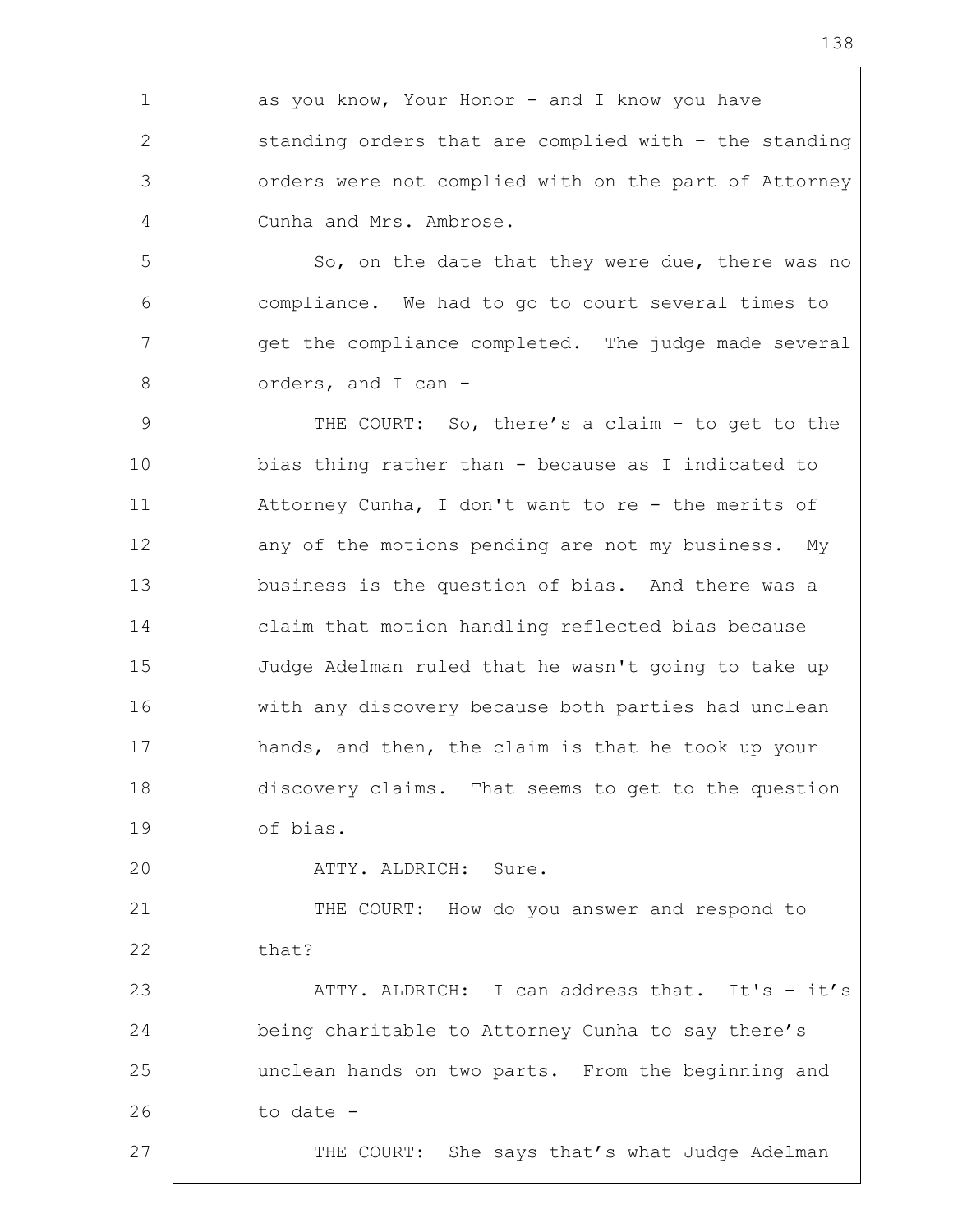as you know, Your Honor - and I know you have standing orders that are complied with – the standing orders were not complied with on the part of Attorney Cunha and Mrs. Ambrose.

So, on the date that they were due, there was no compliance. We had to go to court several times to get the compliance completed. The judge made several orders, and I can -

THE COURT: So, there's a claim – to get to the bias thing rather than - because as I indicated to Attorney Cunha, I don't want to re - the merits of any of the motions pending are not my business. My business is the question of bias. And there was a claim that motion handling reflected bias because Judge Adelman ruled that he wasn't going to take up with any discovery because both parties had unclean hands, and then, the claim is that he took up your discovery claims. That seems to get to the question of bias.

ATTY. ALDRICH: Sure.

THE COURT: How do you answer and respond to that?

ATTY. ALDRICH: I can address that. It's – it's being charitable to Attorney Cunha to say there's unclean hands on two parts. From the beginning and to date -

THE COURT: She says that's what Judge Adelman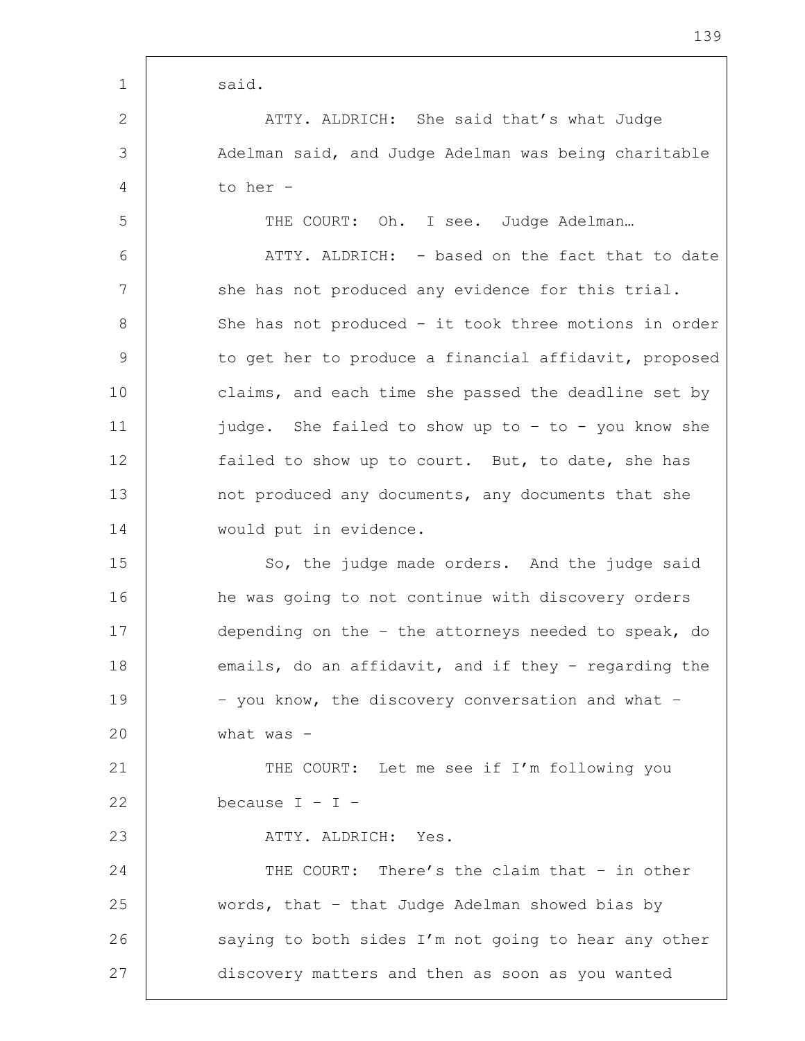said.

ATTY. ALDRICH: She said that's what Judge Adelman said, and Judge Adelman was being charitable to her -

THE COURT: Oh. I see. Judge Adelman…

ATTY. ALDRICH: - based on the fact that to date she has not produced any evidence for this trial. She has not produced - it took three motions in order to get her to produce a financial affidavit, proposed claims, and each time she passed the deadline set by judge. She failed to show up to – to - you know she failed to show up to court. But, to date, she has not produced any documents, any documents that she would put in evidence.

So, the judge made orders. And the judge said he was going to not continue with discovery orders depending on the – the attorneys needed to speak, do emails, do an affidavit, and if they - regarding the – you know, the discovery conversation and what – what was -

THE COURT: Let me see if I'm following you because I – I –

ATTY. ALDRICH: Yes.

THE COURT: There's the claim that – in other words, that – that Judge Adelman showed bias by saying to both sides I'm not going to hear any other discovery matters and then as soon as you wanted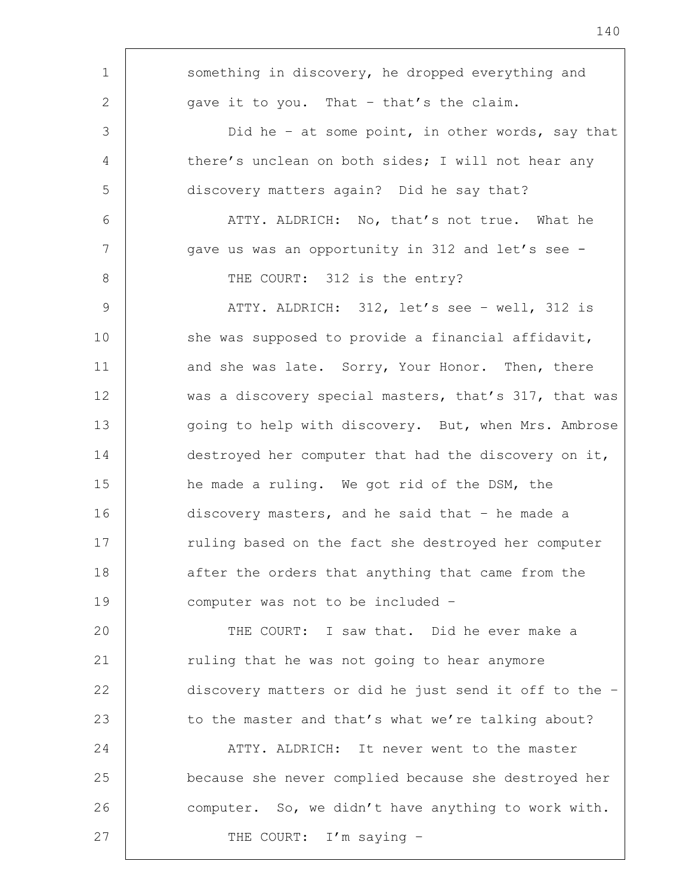something in discovery, he dropped everything and gave it to you. That – that's the claim.

Did he – at some point, in other words, say that there's unclean on both sides; I will not hear any discovery matters again? Did he say that?

ATTY. ALDRICH: No, that's not true. What he gave us was an opportunity in 312 and let's see -

THE COURT: 312 is the entry?

ATTY. ALDRICH: 312, let's see – well, 312 is she was supposed to provide a financial affidavit, and she was late. Sorry, Your Honor. Then, there was a discovery special masters, that's 317, that was going to help with discovery. But, when Mrs. Ambrose destroyed her computer that had the discovery on it, he made a ruling. We got rid of the DSM, the discovery masters, and he said that – he made a ruling based on the fact she destroyed her computer after the orders that anything that came from the computer was not to be included –

THE COURT: I saw that. Did he ever make a ruling that he was not going to hear anymore discovery matters or did he just send it off to the – to the master and that's what we're talking about?

ATTY. ALDRICH: It never went to the master because she never complied because she destroyed her computer. So, we didn't have anything to work with.

THE COURT: I'm saying –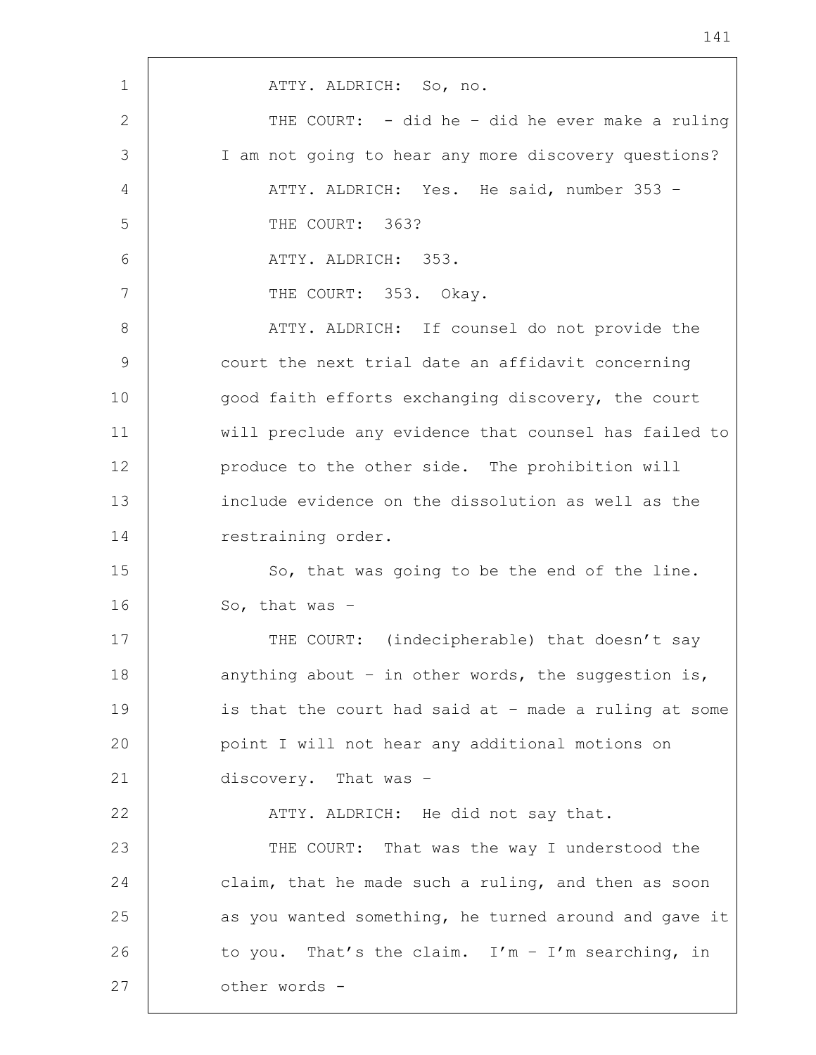ATTY. ALDRICH: So, no.

THE COURT: - did he - did he ever make a ruling I am not going to hear any more discovery questions?

ATTY. ALDRICH: Yes. He said, number 353 -

THE COURT: 363?

ATTY. ALDRICH: 353.

THE COURT: 353. Okay.

ATTY. ALDRICH: If counsel do not provide the court the next trial date an affidavit concerning good faith efforts exchanging discovery, the court will preclude any evidence that counsel has failed to produce to the other side. The prohibition will include evidence on the dissolution as well as the restraining order.

So, that was going to be the end of the line. So, that was -

THE COURT: (indecipherable) that doesn't say anything about - in other words, the suggestion is, is that the court had said at - made a ruling at some point I will not hear any additional motions on discovery. That was -

ATTY. ALDRICH: He did not say that.

THE COURT: That was the way I understood the claim, that he made such a ruling, and then as soon as you wanted something, he turned around and gave it to you. That's the claim. I'm - I'm searching, in other words -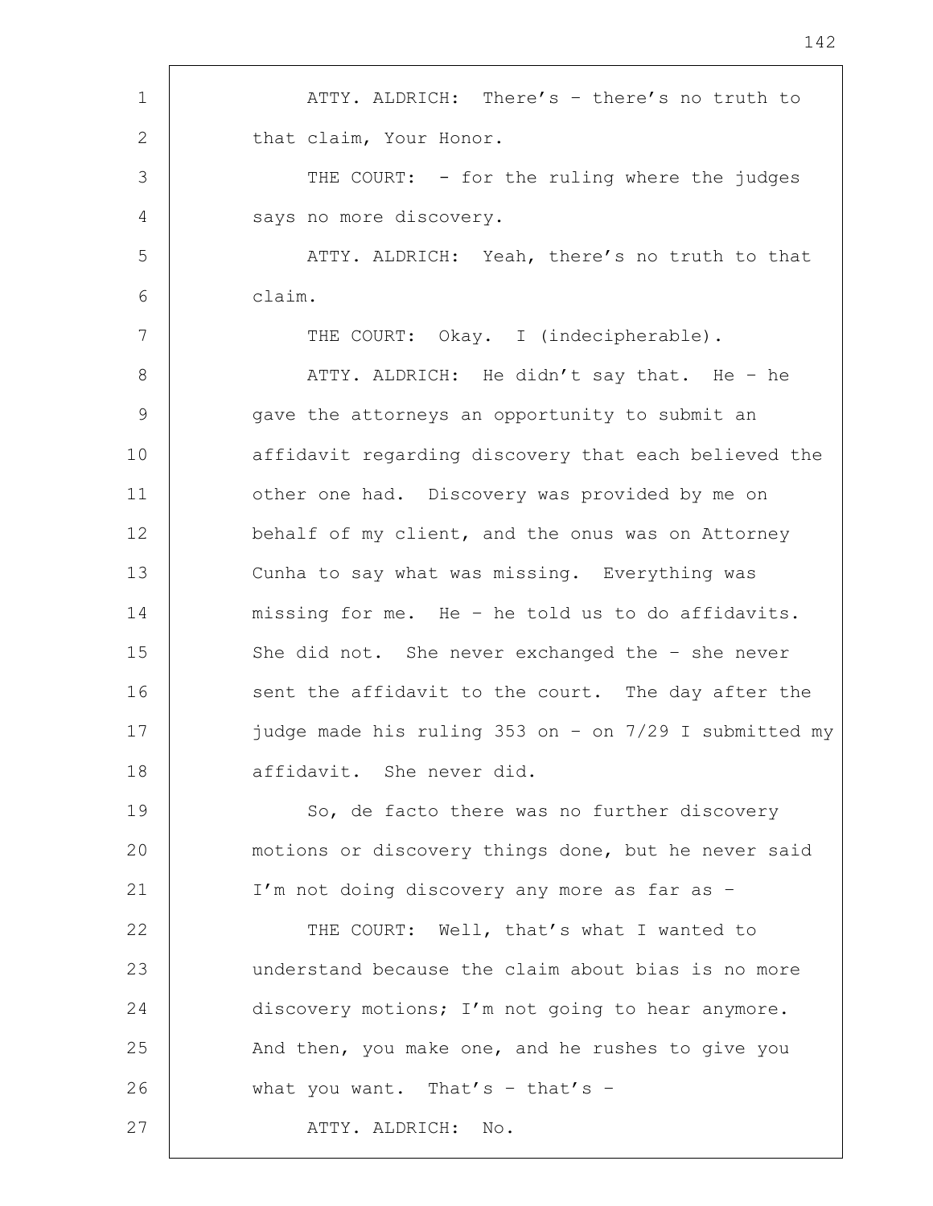ATTY. ALDRICH: There's – there's no truth to that claim, Your Honor.

THE COURT: - for the ruling where the judges says no more discovery.

ATTY. ALDRICH: Yeah, there's no truth to that claim.

THE COURT: Okay. I (indecipherable).

ATTY. ALDRICH: He didn't say that. He – he gave the attorneys an opportunity to submit an affidavit regarding discovery that each believed the other one had. Discovery was provided by me on behalf of my client, and the onus was on Attorney Cunha to say what was missing. Everything was missing for me. He – he told us to do affidavits. She did not. She never exchanged the – she never sent the affidavit to the court. The day after the judge made his ruling 353 on – on 7/29 I submitted my affidavit. She never did.

So, de facto there was no further discovery motions or discovery things done, but he never said I'm not doing discovery any more as far as –

THE COURT: Well, that's what I wanted to understand because the claim about bias is no more discovery motions; I'm not going to hear anymore. And then, you make one, and he rushes to give you what you want. That's – that's –

ATTY. ALDRICH: No.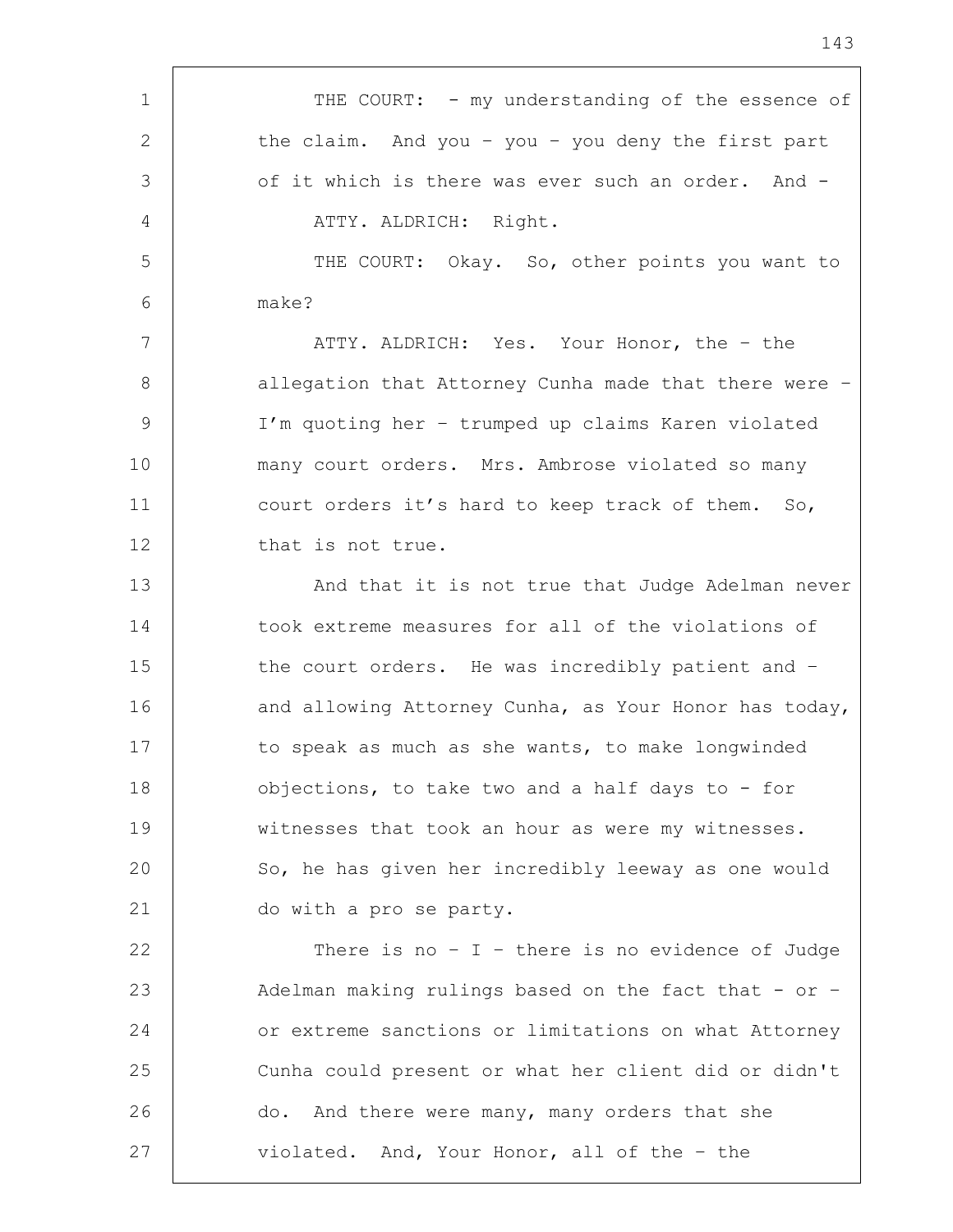THE COURT: - my understanding of the essence of the claim. And you – you – you deny the first part of it which is there was ever such an order. And -

ATTY. ALDRICH: Right.

THE COURT: Okay. So, other points you want to make?

ATTY. ALDRICH: Yes. Your Honor, the – the allegation that Attorney Cunha made that there were – I'm quoting her – trumped up claims Karen violated many court orders. Mrs. Ambrose violated so many court orders it's hard to keep track of them. So, that is not true.

And that it is not true that Judge Adelman never took extreme measures for all of the violations of the court orders. He was incredibly patient and – and allowing Attorney Cunha, as Your Honor has today, to speak as much as she wants, to make longwinded objections, to take two and a half days to - for witnesses that took an hour as were my witnesses. So, he has given her incredibly leeway as one would do with a pro se party.

There is no – I – there is no evidence of Judge Adelman making rulings based on the fact that - or – or extreme sanctions or limitations on what Attorney Cunha could present or what her client did or didn't do. And there were many, many orders that she violated. And, Your Honor, all of the – the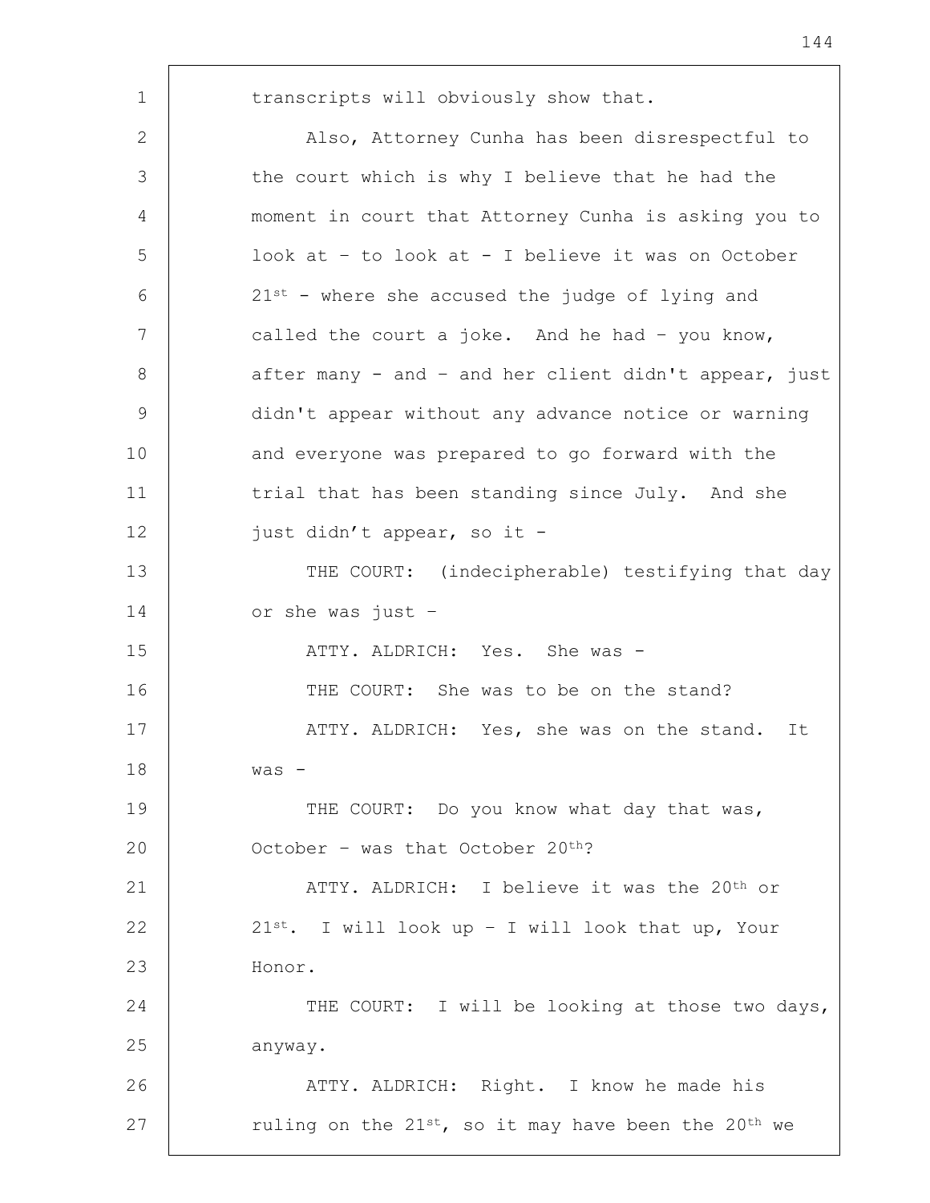transcripts will obviously show that.

Also, Attorney Cunha has been disrespectful to the court which is why I believe that he had the moment in court that Attorney Cunha is asking you to look at – to look at - I believe it was on October 21st - where she accused the judge of lying and called the court a joke. And he had – you know, after many - and – and her client didn't appear, just didn't appear without any advance notice or warning and everyone was prepared to go forward with the trial that has been standing since July. And she just didn't appear, so it -

THE COURT: (indecipherable) testifying that day or she was just –

ATTY. ALDRICH: Yes. She was -

THE COURT: She was to be on the stand?

ATTY. ALDRICH: Yes, she was on the stand. It was -

THE COURT: Do you know what day that was, October – was that October 20th?

ATTY. ALDRICH: I believe it was the 20th or 21st. I will look up – I will look that up, Your Honor.

THE COURT: I will be looking at those two days, anyway.

ATTY. ALDRICH: Right. I know he made his ruling on the 21st, so it may have been the 20th we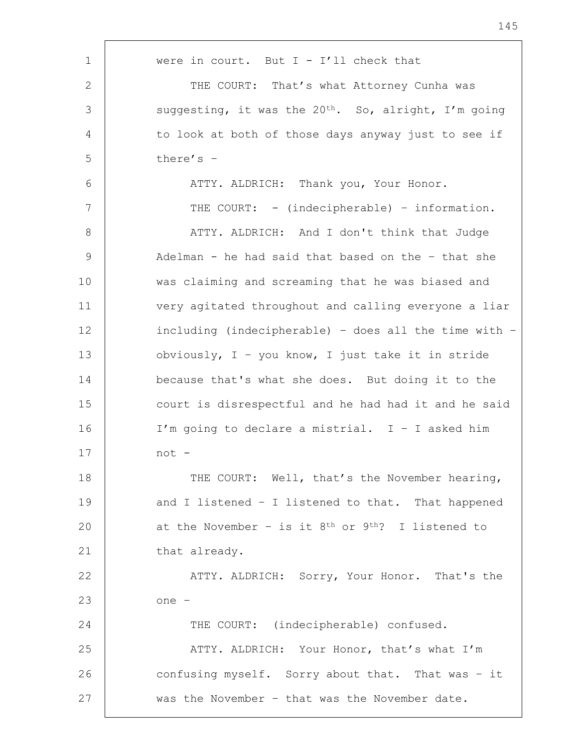were in court. But I - I'll check that

THE COURT: That's what Attorney Cunha was suggesting, it was the 20th. So, alright, I'm going to look at both of those days anyway just to see if there's –

ATTY. ALDRICH: Thank you, Your Honor.

THE COURT: - (indecipherable) – information.

ATTY. ALDRICH: And I don't think that Judge Adelman - he had said that based on the – that she was claiming and screaming that he was biased and very agitated throughout and calling everyone a liar including (indecipherable) – does all the time with – obviously, I – you know, I just take it in stride because that's what she does. But doing it to the court is disrespectful and he had had it and he said I'm going to declare a mistrial. I – I asked him not -

THE COURT: Well, that's the November hearing, and I listened – I listened to that. That happened at the November – is it 8th or 9th? I listened to that already.

ATTY. ALDRICH: Sorry, Your Honor. That's the one –

THE COURT: (indecipherable) confused.

ATTY. ALDRICH: Your Honor, that's what I'm confusing myself. Sorry about that. That was – it was the November – that was the November date.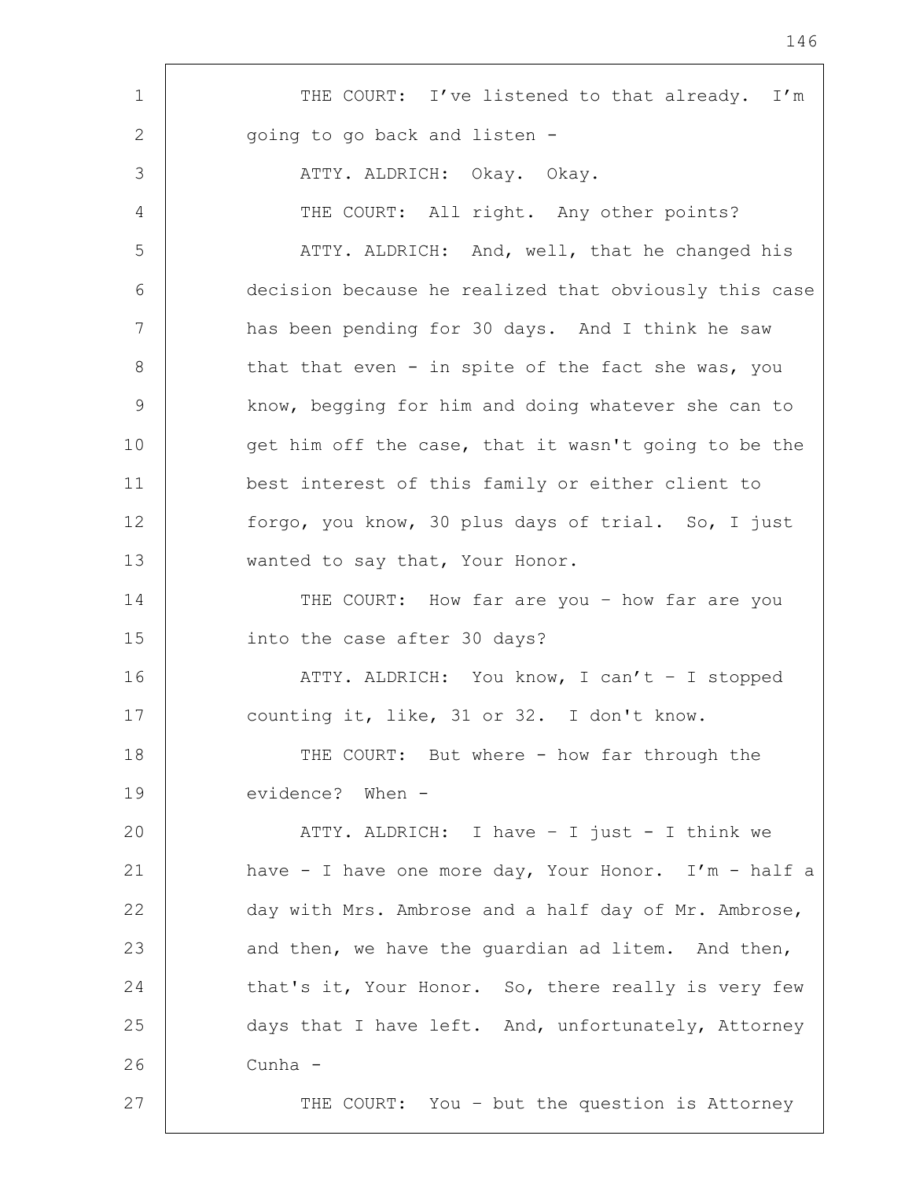THE COURT: I've listened to that already. I'm going to go back and listen -

ATTY. ALDRICH: Okay. Okay.

THE COURT: All right. Any other points?

ATTY. ALDRICH: And, well, that he changed his decision because he realized that obviously this case has been pending for 30 days. And I think he saw that that even - in spite of the fact she was, you know, begging for him and doing whatever she can to get him off the case, that it wasn't going to be the best interest of this family or either client to forgo, you know, 30 plus days of trial. So, I just wanted to say that, Your Honor.

THE COURT: How far are you – how far are you into the case after 30 days?

ATTY. ALDRICH: You know, I can't – I stopped counting it, like, 31 or 32. I don't know.

THE COURT: But where - how far through the evidence? When -

ATTY. ALDRICH: I have – I just - I think we have - I have one more day, Your Honor. I'm - half a day with Mrs. Ambrose and a half day of Mr. Ambrose, and then, we have the guardian ad litem. And then, that's it, Your Honor. So, there really is very few days that I have left. And, unfortunately, Attorney Cunha -

THE COURT: You – but the question is Attorney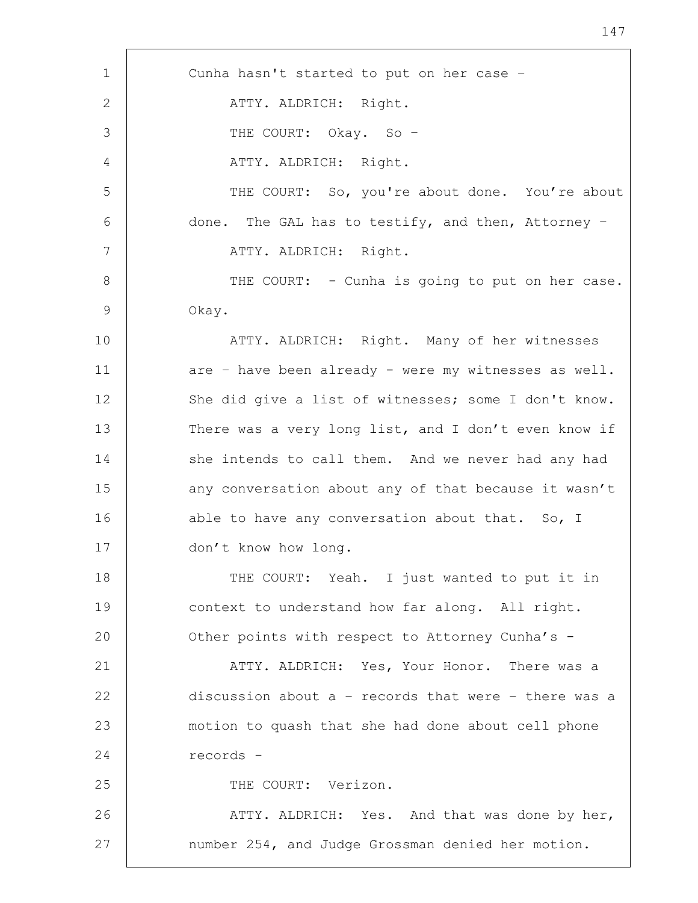Cunha hasn't started to put on her case –

ATTY. ALDRICH: Right.

THE COURT: Okay. So –

ATTY. ALDRICH: Right.

THE COURT: So, you're about done. You're about done. The GAL has to testify, and then, Attorney –

ATTY. ALDRICH: Right.

THE COURT: - Cunha is going to put on her case. Okay.

ATTY. ALDRICH: Right. Many of her witnesses are – have been already - were my witnesses as well. She did give a list of witnesses; some I don't know. There was a very long list, and I don't even know if she intends to call them. And we never had any had any conversation about any of that because it wasn't able to have any conversation about that. So, I don't know how long.

THE COURT: Yeah. I just wanted to put it in context to understand how far along. All right. Other points with respect to Attorney Cunha's -

ATTY. ALDRICH: Yes, Your Honor. There was a discussion about a – records that were – there was a motion to quash that she had done about cell phone records -

THE COURT: Verizon.

ATTY. ALDRICH: Yes. And that was done by her, number 254, and Judge Grossman denied her motion.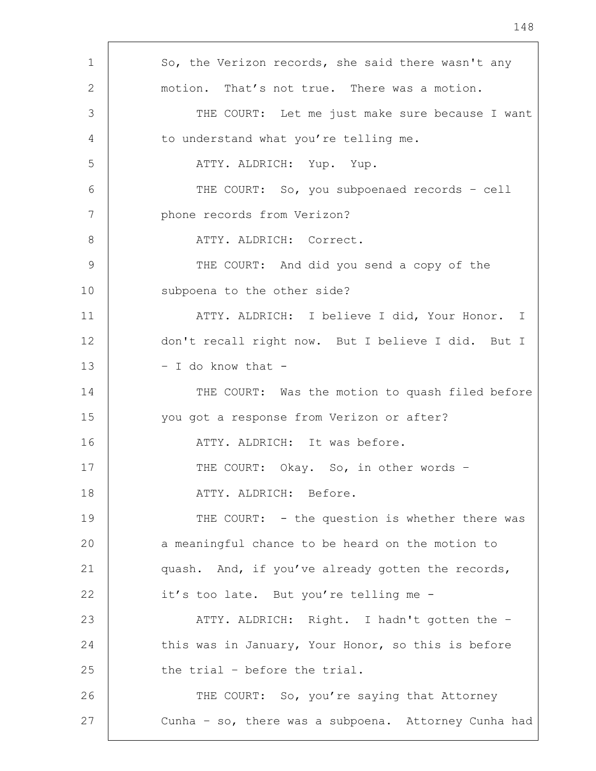So, the Verizon records, she said there wasn't any motion. That's not true. There was a motion.

THE COURT: Let me just make sure because I want to understand what you're telling me.

ATTY. ALDRICH: Yup. Yup.

THE COURT: So, you subpoenaed records – cell phone records from Verizon?

ATTY. ALDRICH: Correct.

THE COURT: And did you send a copy of the subpoena to the other side?

ATTY. ALDRICH: I believe I did, Your Honor. I don't recall right now. But I believe I did. But I – I do know that -

THE COURT: Was the motion to quash filed before you got a response from Verizon or after?

ATTY. ALDRICH: It was before.

THE COURT: Okay. So, in other words –

ATTY. ALDRICH: Before.

THE COURT: - the question is whether there was a meaningful chance to be heard on the motion to quash. And, if you've already gotten the records, it's too late. But you're telling me -

ATTY. ALDRICH: Right. I hadn't gotten the – this was in January, Your Honor, so this is before the trial – before the trial.

THE COURT: So, you're saying that Attorney Cunha – so, there was a subpoena. Attorney Cunha had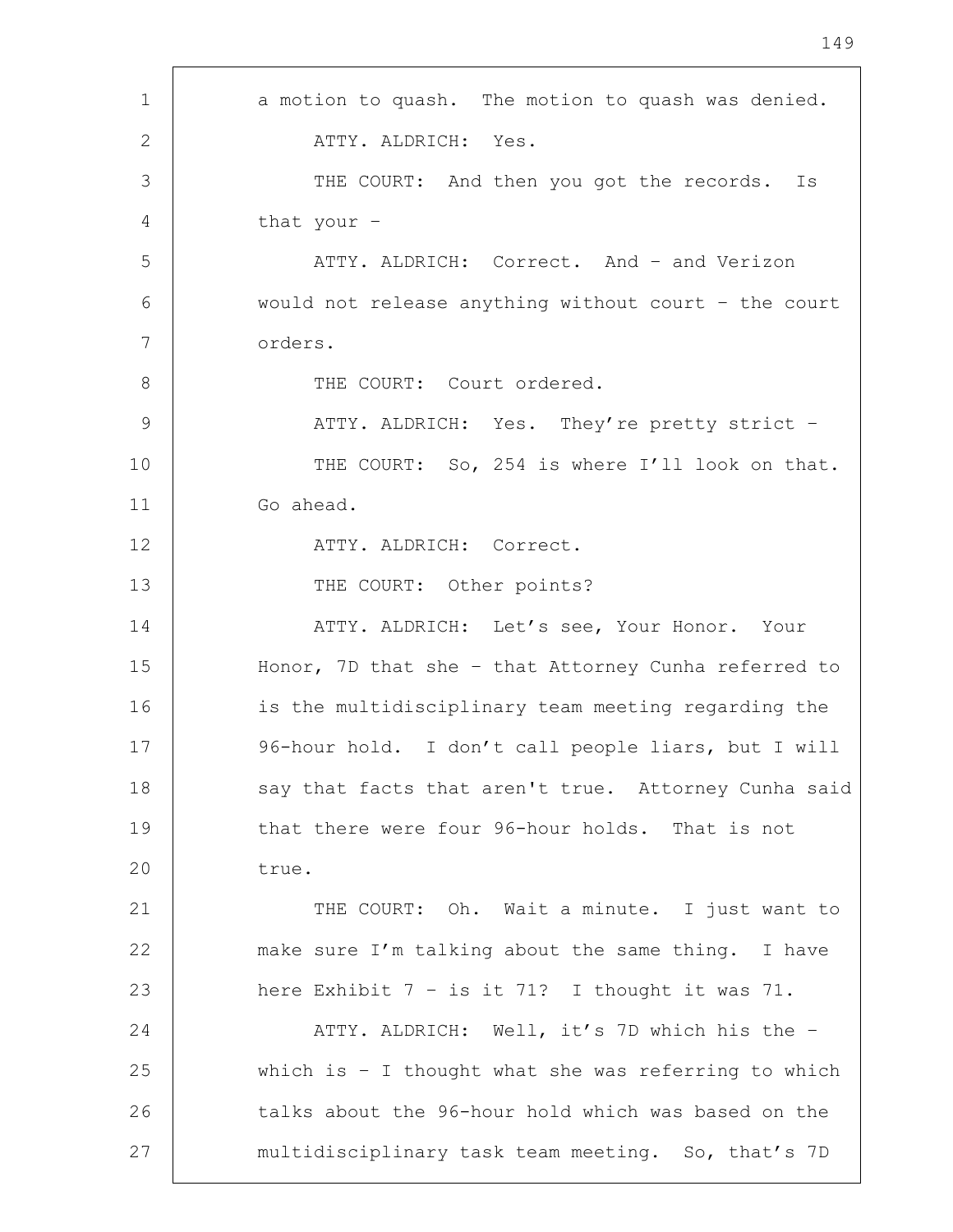a motion to quash. The motion to quash was denied.

ATTY. ALDRICH: Yes.

THE COURT: And then you got the records. Is that your –

ATTY. ALDRICH: Correct. And – and Verizon would not release anything without court – the court orders.

THE COURT: Court ordered.

ATTY. ALDRICH: Yes. They're pretty strict –

THE COURT: So, 254 is where I'll look on that. Go ahead.

ATTY. ALDRICH: Correct.

THE COURT: Other points?

ATTY. ALDRICH: Let's see, Your Honor. Your Honor, 7D that she – that Attorney Cunha referred to is the multidisciplinary team meeting regarding the 96-hour hold. I don't call people liars, but I will say that facts that aren't true. Attorney Cunha said that there were four 96-hour holds. That is not true.

THE COURT: Oh. Wait a minute. I just want to make sure I'm talking about the same thing. I have here Exhibit 7 – is it 71? I thought it was 71.

ATTY. ALDRICH: Well, it's 7D which his the – which is – I thought what she was referring to which talks about the 96-hour hold which was based on the multidisciplinary task team meeting. So, that's 7D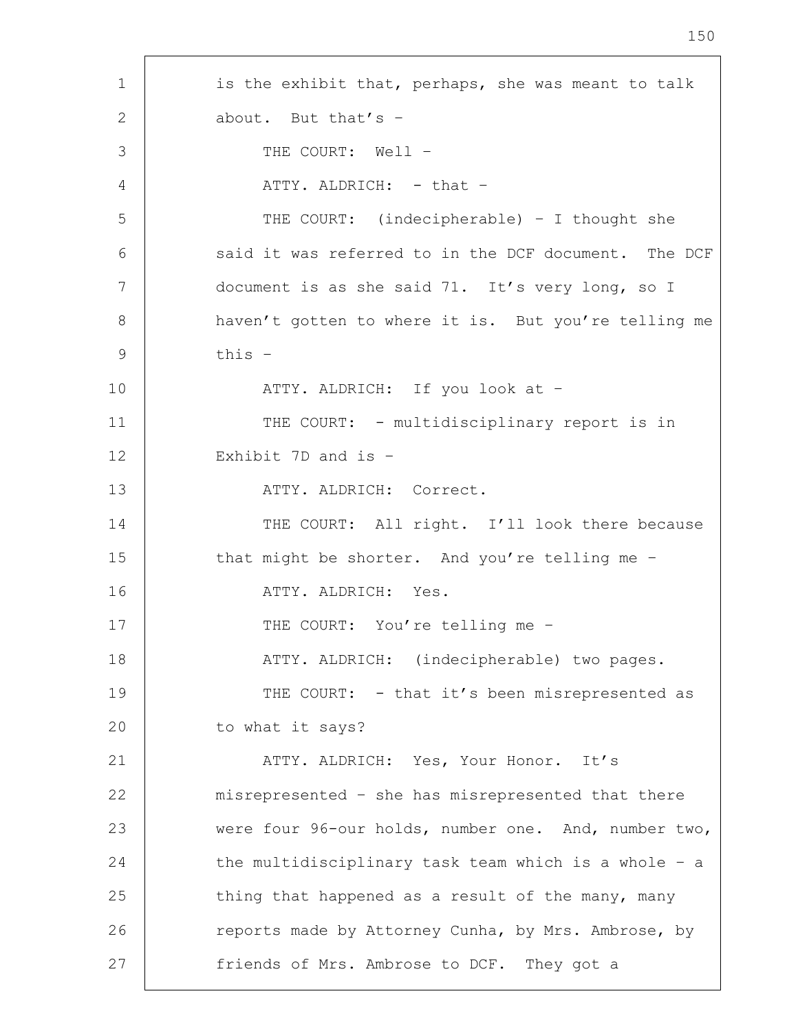is the exhibit that, perhaps, she was meant to talk about. But that's –

THE COURT: Well –

ATTY. ALDRICH: - that –

THE COURT: (indecipherable) – I thought she said it was referred to in the DCF document. The DCF document is as she said 71. It's very long, so I haven't gotten to where it is. But you're telling me this –

ATTY. ALDRICH: If you look at –

THE COURT: - multidisciplinary report is in Exhibit 7D and is –

ATTY. ALDRICH: Correct.

THE COURT: All right. I'll look there because that might be shorter. And you're telling me –

ATTY. ALDRICH: Yes.

THE COURT: You're telling me –

ATTY. ALDRICH: (indecipherable) two pages.

THE COURT: - that it's been misrepresented as to what it says?

ATTY. ALDRICH: Yes, Your Honor. It's misrepresented – she has misrepresented that there were four 96-our holds, number one. And, number two, the multidisciplinary task team which is a whole – a thing that happened as a result of the many, many reports made by Attorney Cunha, by Mrs. Ambrose, by friends of Mrs. Ambrose to DCF. They got a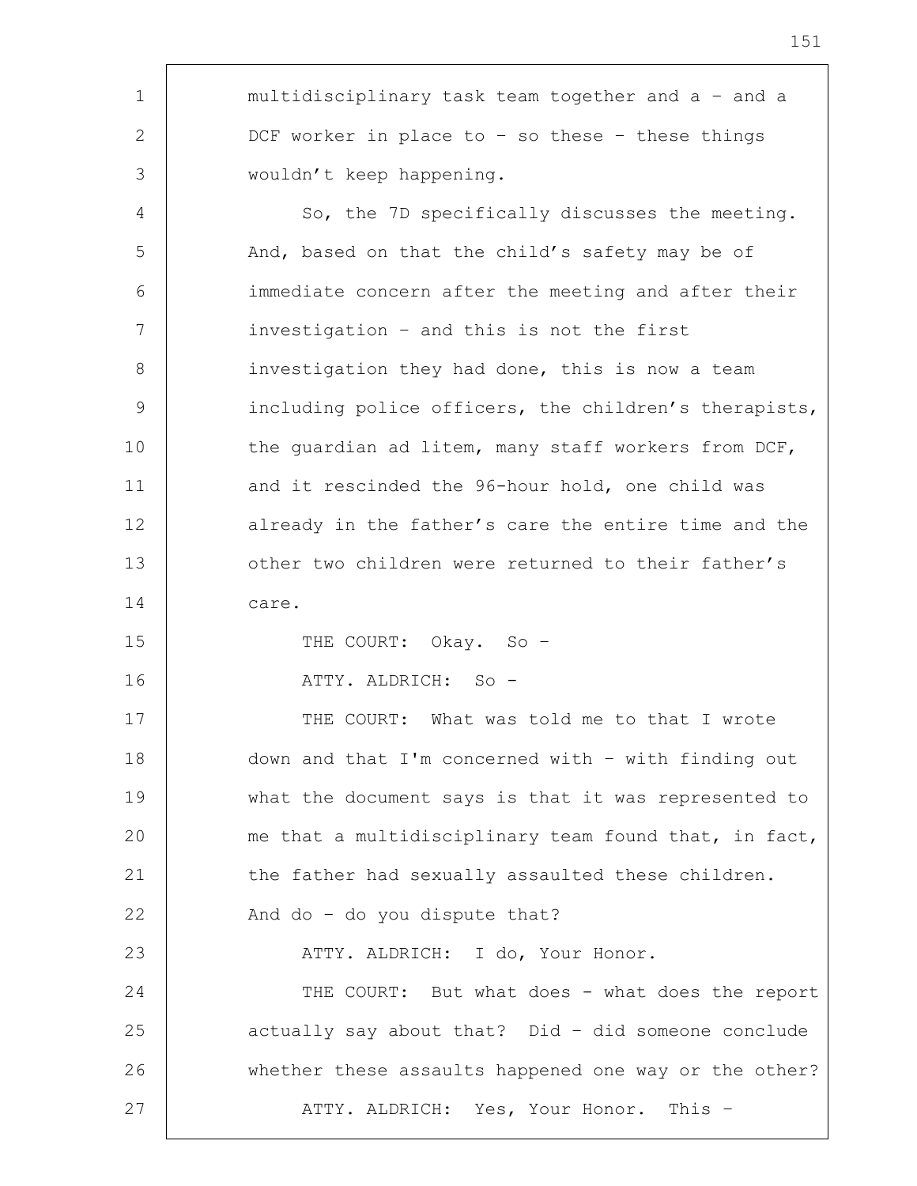multidisciplinary task team together and a – and a DCF worker in place to – so these – these things wouldn't keep happening.

So, the 7D specifically discusses the meeting. And, based on that the child's safety may be of immediate concern after the meeting and after their investigation – and this is not the first investigation they had done, this is now a team including police officers, the children's therapists, the guardian ad litem, many staff workers from DCF, and it rescinded the 96-hour hold, one child was already in the father's care the entire time and the other two children were returned to their father's care.

THE COURT: Okay. So –

ATTY. ALDRICH: So -

THE COURT: What was told me to that I wrote down and that I'm concerned with – with finding out what the document says is that it was represented to me that a multidisciplinary team found that, in fact, the father had sexually assaulted these children. And do – do you dispute that?

ATTY. ALDRICH: I do, Your Honor.

THE COURT: But what does - what does the report actually say about that? Did – did someone conclude whether these assaults happened one way or the other?

ATTY. ALDRICH: Yes, Your Honor. This –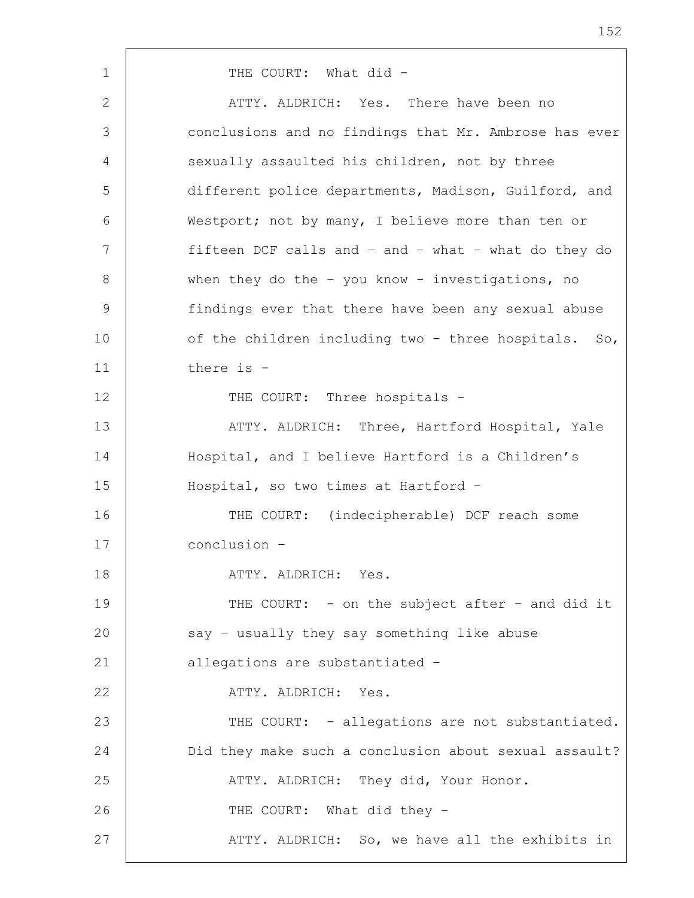THE COURT: What did -

ATTY. ALDRICH: Yes. There have been no conclusions and no findings that Mr. Ambrose has ever sexually assaulted his children, not by three different police departments, Madison, Guilford, and Westport; not by many, I believe more than ten or fifteen DCF calls and – and – what – what do they do when they do the – you know - investigations, no findings ever that there have been any sexual abuse of the children including two - three hospitals. So, there is -

THE COURT: Three hospitals -

ATTY. ALDRICH: Three, Hartford Hospital, Yale Hospital, and I believe Hartford is a Children's Hospital, so two times at Hartford –

THE COURT: (indecipherable) DCF reach some conclusion –

ATTY. ALDRICH: Yes.

THE COURT: - on the subject after – and did it say – usually they say something like abuse allegations are substantiated –

ATTY. ALDRICH: Yes.

THE COURT: - allegations are not substantiated. Did they make such a conclusion about sexual assault?

ATTY. ALDRICH: They did, Your Honor.

THE COURT: What did they –

ATTY. ALDRICH: So, we have all the exhibits in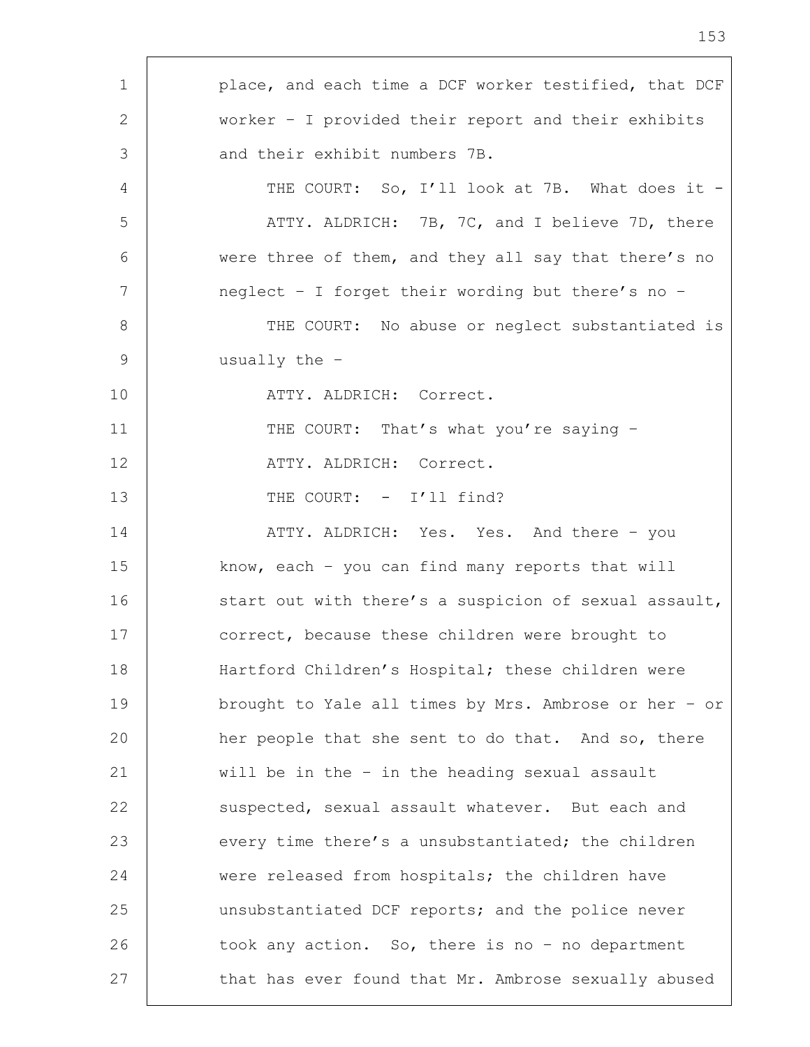place, and each time a DCF worker testified, that DCF worker – I provided their report and their exhibits and their exhibit numbers 7B.

THE COURT: So, I'll look at 7B. What does it -

ATTY. ALDRICH: 7B, 7C, and I believe 7D, there were three of them, and they all say that there's no neglect – I forget their wording but there's no –

THE COURT: No abuse or neglect substantiated is usually the –

ATTY. ALDRICH: Correct.

THE COURT: That's what you're saying –

ATTY. ALDRICH: Correct.

THE COURT: - I'll find?

ATTY. ALDRICH: Yes. Yes. And there – you know, each – you can find many reports that will start out with there's a suspicion of sexual assault, correct, because these children were brought to Hartford Children's Hospital; these children were brought to Yale all times by Mrs. Ambrose or her – or her people that she sent to do that. And so, there will be in the – in the heading sexual assault suspected, sexual assault whatever. But each and every time there's a unsubstantiated; the children were released from hospitals; the children have unsubstantiated DCF reports; and the police never took any action. So, there is no – no department that has ever found that Mr. Ambrose sexually abused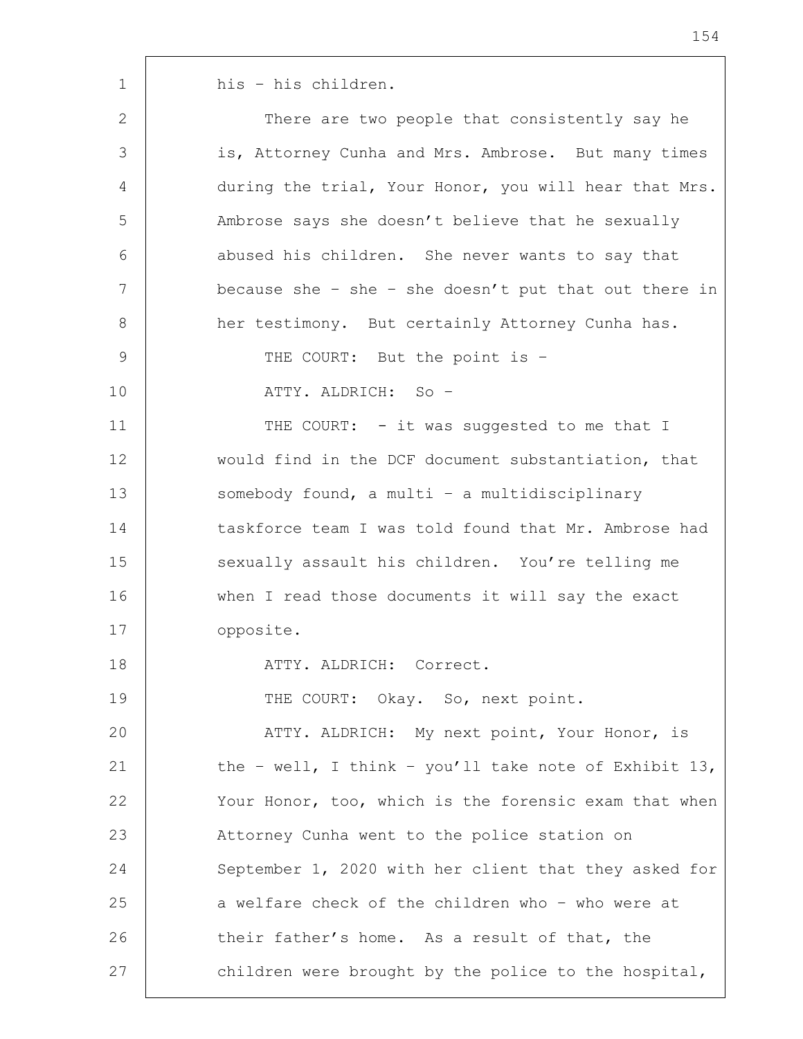his – his children.

There are two people that consistently say he is, Attorney Cunha and Mrs. Ambrose. But many times during the trial, Your Honor, you will hear that Mrs. Ambrose says she doesn't believe that he sexually abused his children. She never wants to say that because she – she – she doesn't put that out there in her testimony. But certainly Attorney Cunha has.

THE COURT: But the point is –

ATTY. ALDRICH: So –

THE COURT: – it was suggested to me that I would find in the DCF document substantiation, that somebody found, a multi – a multidisciplinary taskforce team I was told found that Mr. Ambrose had sexually assault his children. You're telling me when I read those documents it will say the exact opposite.

ATTY. ALDRICH: Correct.

THE COURT: Okay. So, next point.

ATTY. ALDRICH: My next point, Your Honor, is the – well, I think – you'll take note of Exhibit 13, Your Honor, too, which is the forensic exam that when Attorney Cunha went to the police station on September 1, 2020 with her client that they asked for a welfare check of the children who – who were at their father's home. As a result of that, the children were brought by the police to the hospital,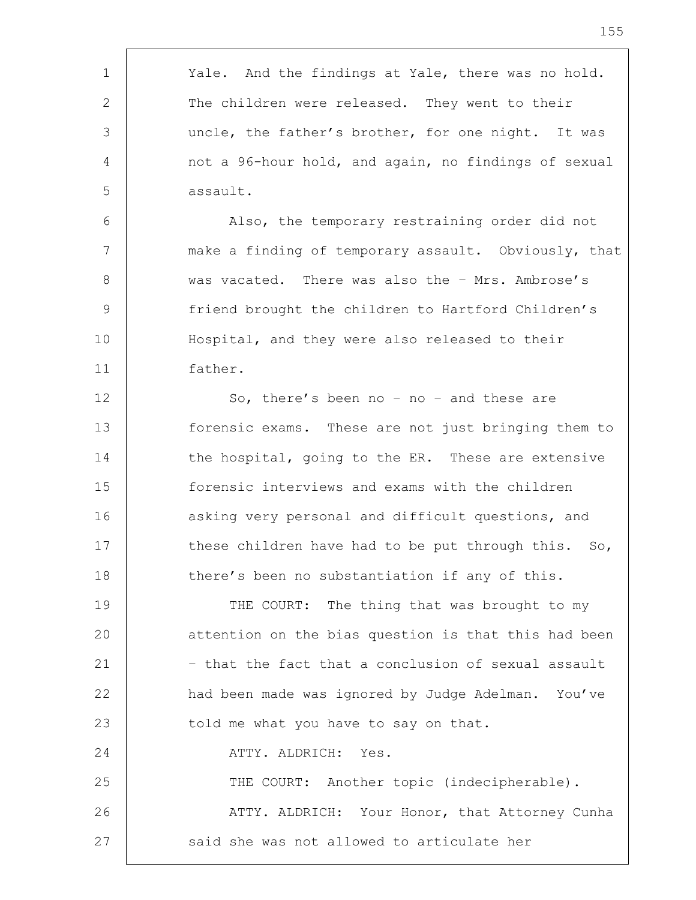Yale. And the findings at Yale, there was no hold. The children were released. They went to their uncle, the father's brother, for one night. It was not a 96-hour hold, and again, no findings of sexual assault.

Also, the temporary restraining order did not make a finding of temporary assault. Obviously, that was vacated. There was also the – Mrs. Ambrose's friend brought the children to Hartford Children's Hospital, and they were also released to their father.

So, there's been no – no – and these are forensic exams. These are not just bringing them to the hospital, going to the ER. These are extensive forensic interviews and exams with the children asking very personal and difficult questions, and these children have had to be put through this. So, there's been no substantiation if any of this.

THE COURT: The thing that was brought to my attention on the bias question is that this had been – that the fact that a conclusion of sexual assault had been made was ignored by Judge Adelman. You've told me what you have to say on that.

ATTY. ALDRICH: Yes.

THE COURT: Another topic (indecipherable).

ATTY. ALDRICH: Your Honor, that Attorney Cunha said she was not allowed to articulate her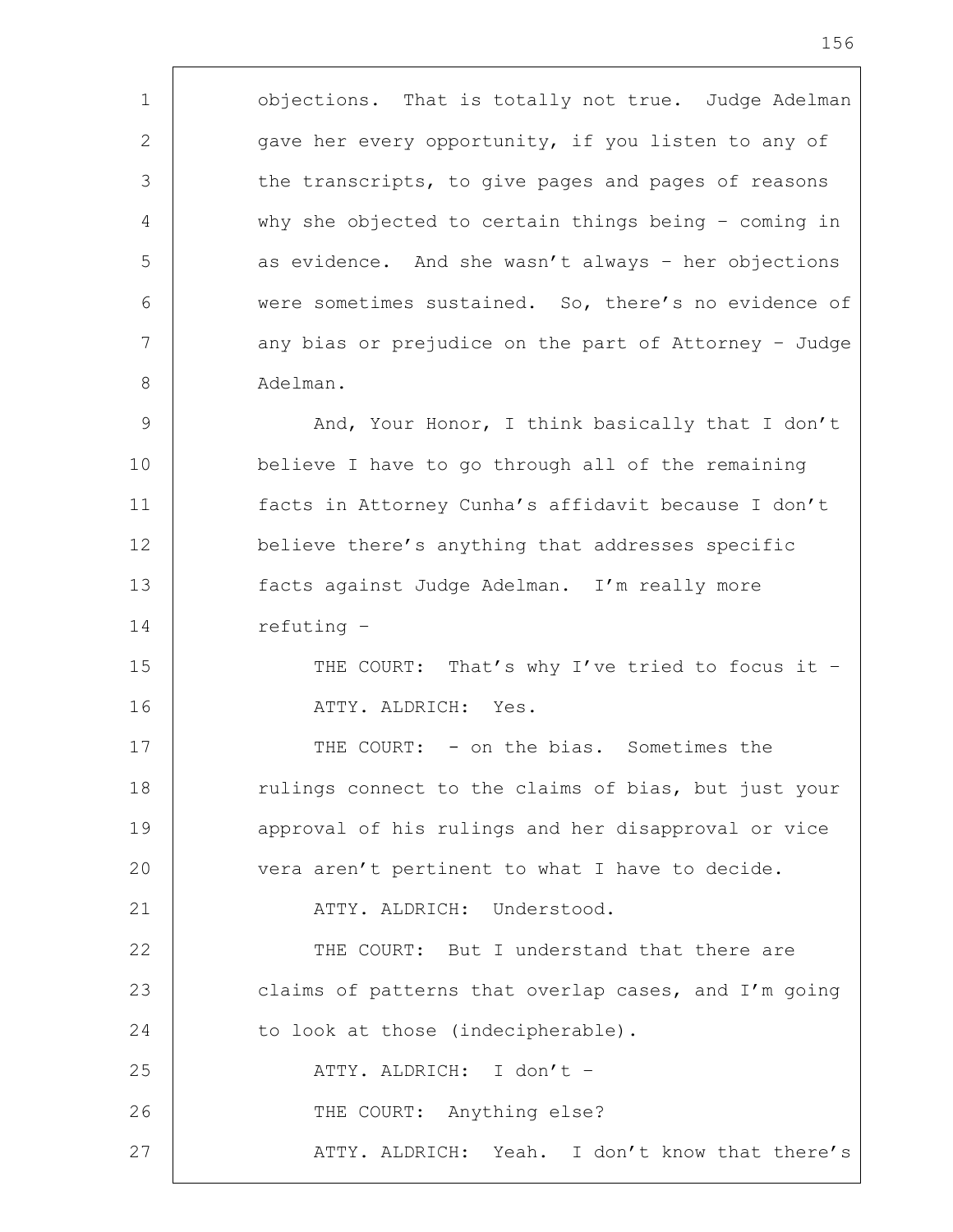objections. That is totally not true. Judge Adelman gave her every opportunity, if you listen to any of the transcripts, to give pages and pages of reasons why she objected to certain things being – coming in as evidence. And she wasn't always – her objections were sometimes sustained. So, there's no evidence of any bias or prejudice on the part of Attorney – Judge Adelman.

And, Your Honor, I think basically that I don't believe I have to go through all of the remaining facts in Attorney Cunha's affidavit because I don't believe there's anything that addresses specific facts against Judge Adelman. I'm really more refuting –

THE COURT: That's why I've tried to focus it –

ATTY. ALDRICH: Yes.

THE COURT: – on the bias. Sometimes the rulings connect to the claims of bias, but just your approval of his rulings and her disapproval or vice vera aren't pertinent to what I have to decide.

ATTY. ALDRICH: Understood.

THE COURT: But I understand that there are claims of patterns that overlap cases, and I'm going to look at those (indecipherable).

ATTY. ALDRICH: I don't –

THE COURT: Anything else?

ATTY. ALDRICH: Yeah. I don't know that there's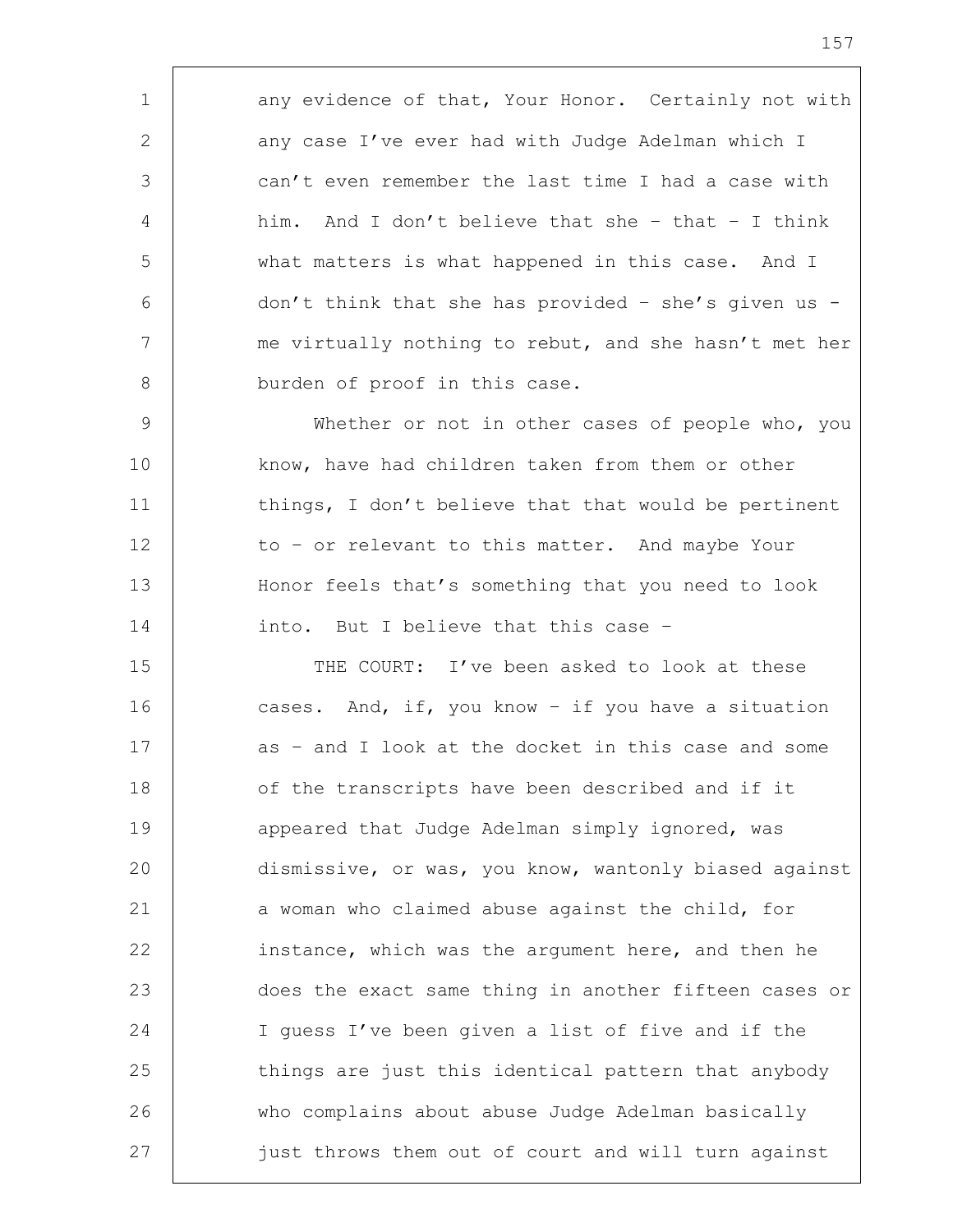any evidence of that, Your Honor. Certainly not with any case I've ever had with Judge Adelman which I can't even remember the last time I had a case with him. And I don't believe that she – that – I think what matters is what happened in this case. And I don't think that she has provided – she's given us - me virtually nothing to rebut, and she hasn't met her burden of proof in this case.

Whether or not in other cases of people who, you know, have had children taken from them or other things, I don't believe that that would be pertinent to – or relevant to this matter. And maybe Your Honor feels that's something that you need to look into. But I believe that this case –

THE COURT: I've been asked to look at these cases. And, if, you know – if you have a situation as – and I look at the docket in this case and some of the transcripts have been described and if it appeared that Judge Adelman simply ignored, was dismissive, or was, you know, wantonly biased against a woman who claimed abuse against the child, for instance, which was the argument here, and then he does the exact same thing in another fifteen cases or I guess I've been given a list of five and if the things are just this identical pattern that anybody who complains about abuse Judge Adelman basically just throws them out of court and will turn against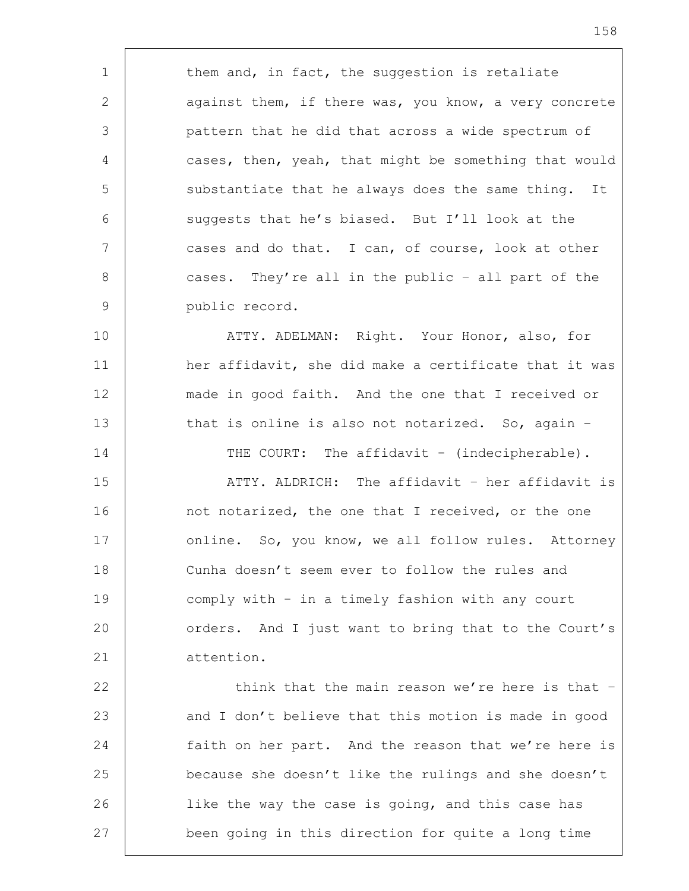them and, in fact, the suggestion is retaliate against them, if there was, you know, a very concrete pattern that he did that across a wide spectrum of cases, then, yeah, that might be something that would substantiate that he always does the same thing. It suggests that he's biased. But I'll look at the cases and do that. I can, of course, look at other cases. They're all in the public – all part of the public record.

ATTY. ADELMAN: Right. Your Honor, also, for her affidavit, she did make a certificate that it was made in good faith. And the one that I received or that is online is also not notarized. So, again –

THE COURT: The affidavit - (indecipherable).

ATTY. ALDRICH: The affidavit – her affidavit is not notarized, the one that I received, or the one online. So, you know, we all follow rules. Attorney Cunha doesn't seem ever to follow the rules and comply with - in a timely fashion with any court orders. And I just want to bring that to the Court's attention.

think that the main reason we're here is that – and I don't believe that this motion is made in good faith on her part. And the reason that we're here is because she doesn't like the rulings and she doesn't like the way the case is going, and this case has been going in this direction for quite a long time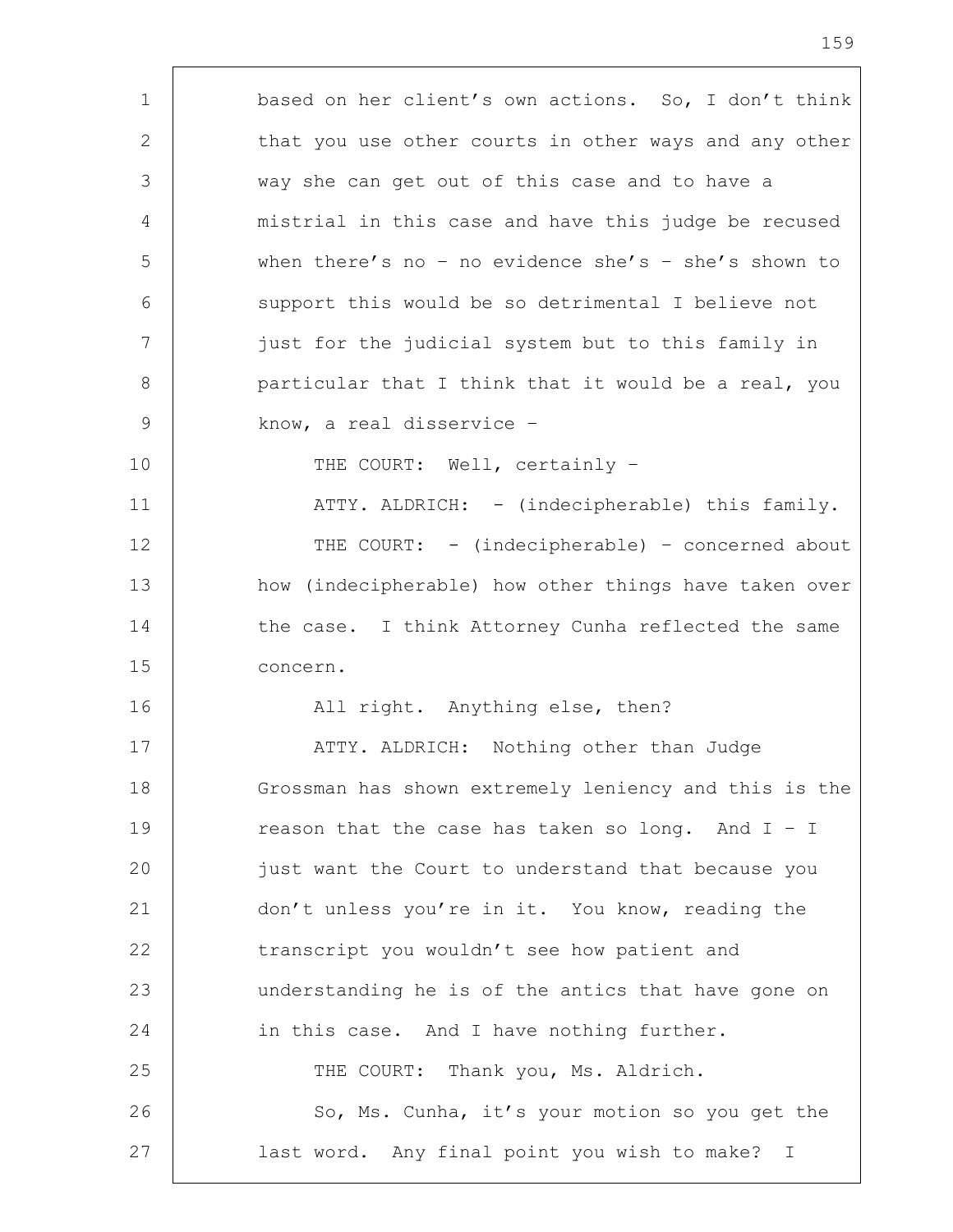based on her client's own actions. So, I don't think that you use other courts in other ways and any other way she can get out of this case and to have a mistrial in this case and have this judge be recused when there's no – no evidence she's – she's shown to support this would be so detrimental I believe not just for the judicial system but to this family in particular that I think that it would be a real, you know, a real disservice –

THE COURT: Well, certainly –

ATTY. ALDRICH: - (indecipherable) this family.

THE COURT: - (indecipherable) – concerned about how (indecipherable) how other things have taken over the case. I think Attorney Cunha reflected the same concern.

All right. Anything else, then?

ATTY. ALDRICH: Nothing other than Judge Grossman has shown extremely leniency and this is the reason that the case has taken so long. And I – I just want the Court to understand that because you don't unless you're in it. You know, reading the transcript you wouldn't see how patient and understanding he is of the antics that have gone on in this case. And I have nothing further.

THE COURT: Thank you, Ms. Aldrich.

So, Ms. Cunha, it's your motion so you get the last word. Any final point you wish to make? I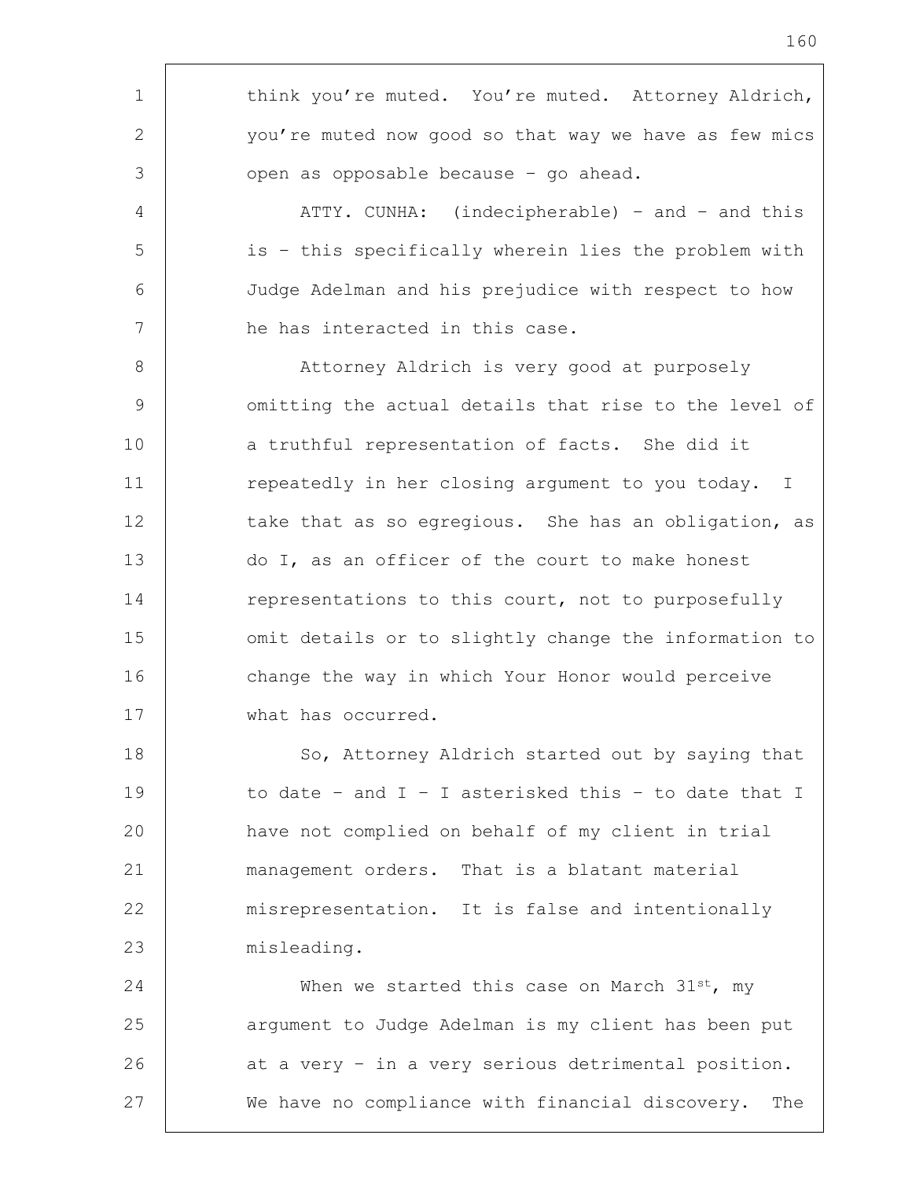think you're muted. You're muted. Attorney Aldrich, you're muted now good so that way we have as few mics open as opposable because – go ahead.

ATTY. CUNHA: (indecipherable) – and – and this is – this specifically wherein lies the problem with Judge Adelman and his prejudice with respect to how he has interacted in this case.

Attorney Aldrich is very good at purposely omitting the actual details that rise to the level of a truthful representation of facts. She did it repeatedly in her closing argument to you today. I take that as so egregious. She has an obligation, as do I, as an officer of the court to make honest representations to this court, not to purposefully omit details or to slightly change the information to change the way in which Your Honor would perceive what has occurred.

So, Attorney Aldrich started out by saying that to date – and I – I asterisked this – to date that I have not complied on behalf of my client in trial management orders. That is a blatant material misrepresentation. It is false and intentionally misleading.

When we started this case on March 31st, my argument to Judge Adelman is my client has been put at a very – in a very serious detrimental position. We have no compliance with financial discovery. The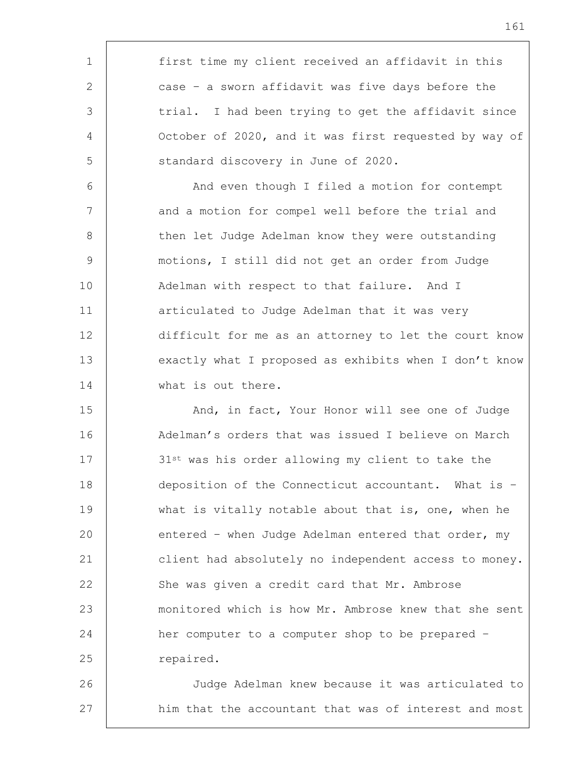first time my client received an affidavit in this case – a sworn affidavit was five days before the trial. I had been trying to get the affidavit since October of 2020, and it was first requested by way of standard discovery in June of 2020.

And even though I filed a motion for contempt and a motion for compel well before the trial and then let Judge Adelman know they were outstanding motions, I still did not get an order from Judge Adelman with respect to that failure. And I articulated to Judge Adelman that it was very difficult for me as an attorney to let the court know exactly what I proposed as exhibits when I don't know what is out there.

And, in fact, Your Honor will see one of Judge Adelman's orders that was issued I believe on March 31st was his order allowing my client to take the deposition of the Connecticut accountant. What is – what is vitally notable about that is, one, when he entered – when Judge Adelman entered that order, my client had absolutely no independent access to money. She was given a credit card that Mr. Ambrose monitored which is how Mr. Ambrose knew that she sent her computer to a computer shop to be prepared – repaired.

Judge Adelman knew because it was articulated to him that the accountant that was of interest and most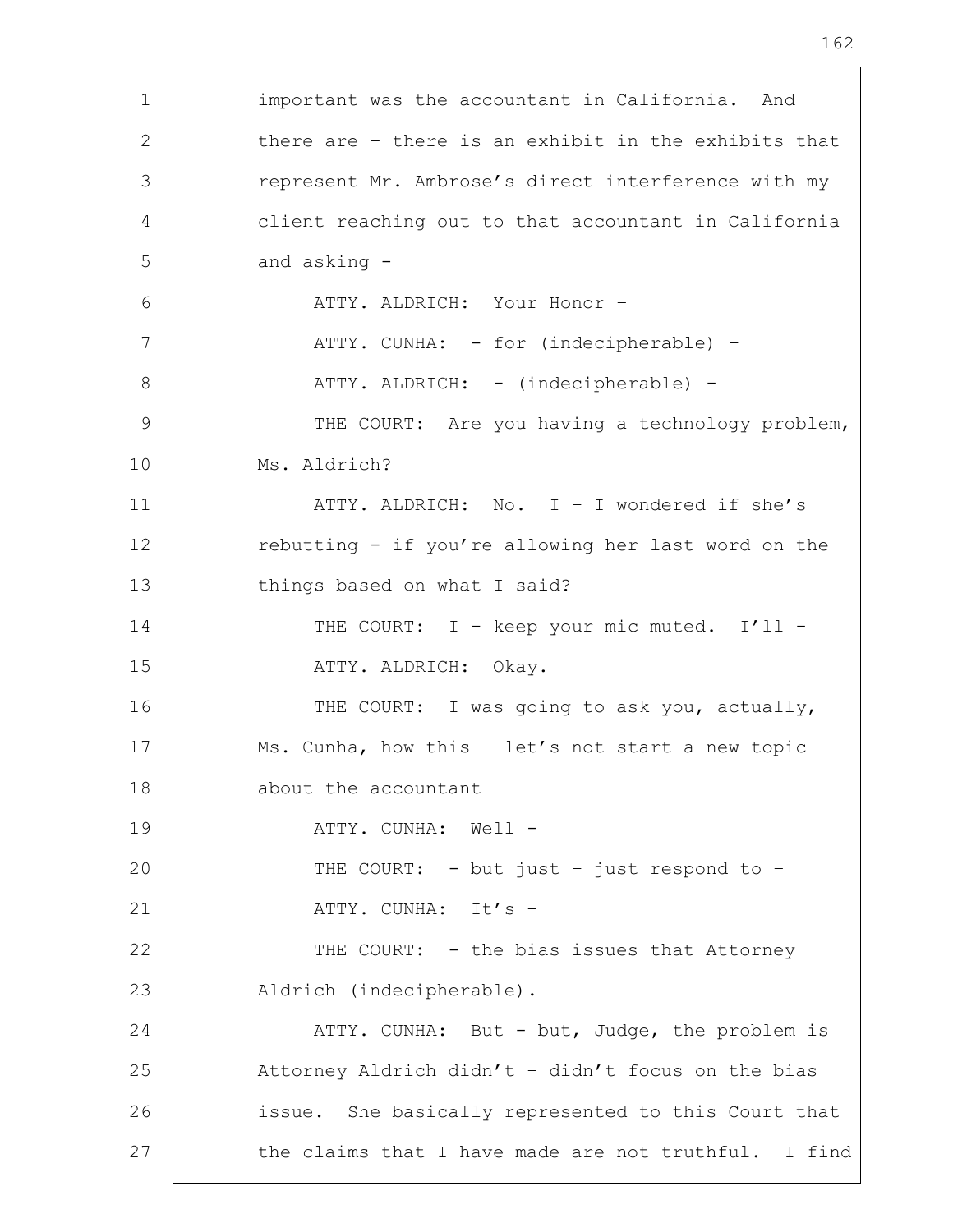important was the accountant in California. And there are – there is an exhibit in the exhibits that represent Mr. Ambrose's direct interference with my client reaching out to that accountant in California and asking -

ATTY. ALDRICH: Your Honor –

ATTY. CUNHA: - for (indecipherable) –

ATTY. ALDRICH: - (indecipherable) -

THE COURT: Are you having a technology problem, Ms. Aldrich?

ATTY. ALDRICH: No. I – I wondered if she's rebutting - if you're allowing her last word on the things based on what I said?

THE COURT: I - keep your mic muted. I'll -

ATTY. ALDRICH: Okay.

THE COURT: I was going to ask you, actually, Ms. Cunha, how this – let's not start a new topic about the accountant –

ATTY. CUNHA: Well -

THE COURT: - but just – just respond to –

ATTY. CUNHA: It's –

THE COURT: - the bias issues that Attorney Aldrich (indecipherable).

ATTY. CUNHA: But - but, Judge, the problem is Attorney Aldrich didn't – didn't focus on the bias issue. She basically represented to this Court that the claims that I have made are not truthful. I find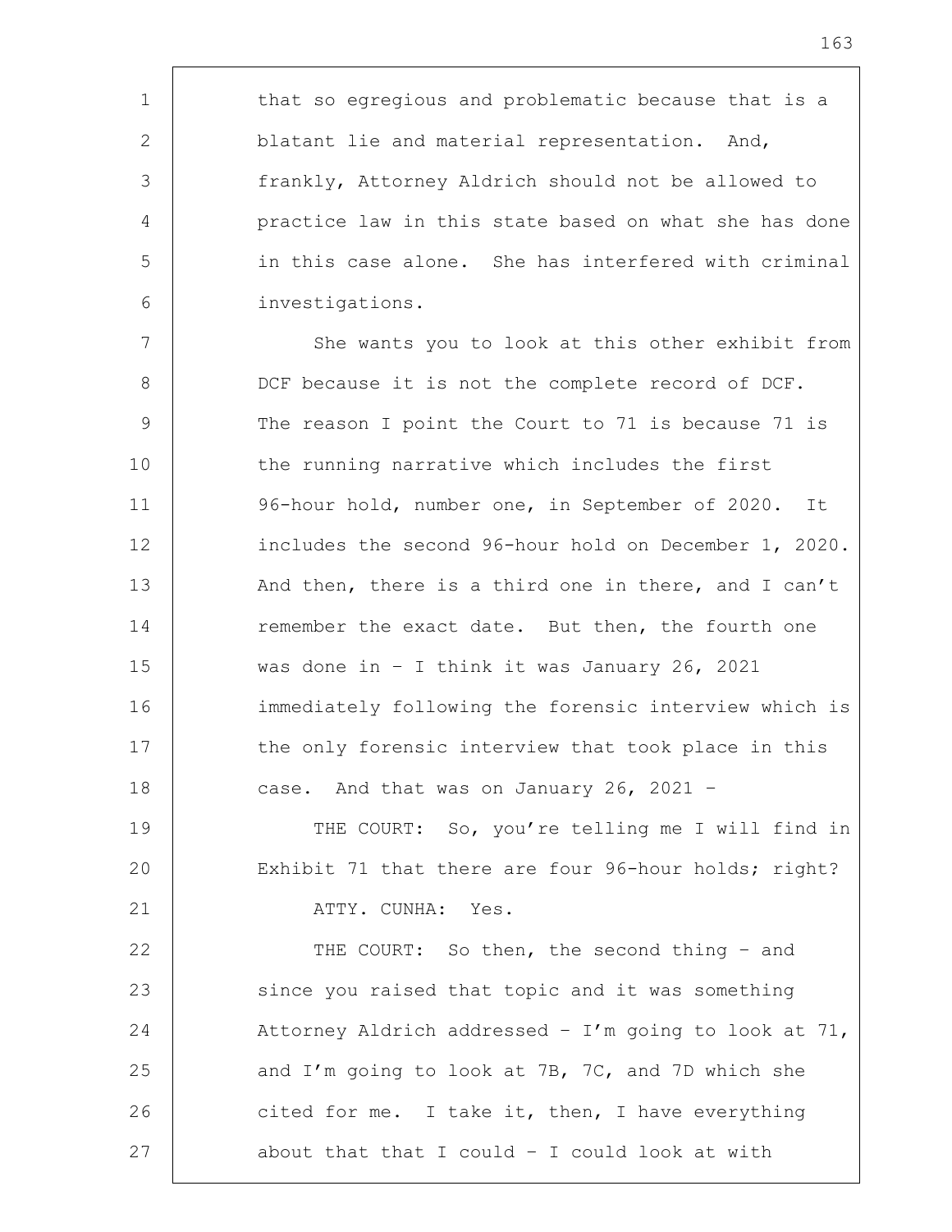that so egregious and problematic because that is a blatant lie and material representation. And, frankly, Attorney Aldrich should not be allowed to practice law in this state based on what she has done in this case alone. She has interfered with criminal investigations.

She wants you to look at this other exhibit from DCF because it is not the complete record of DCF. The reason I point the Court to 71 is because 71 is the running narrative which includes the first 96-hour hold, number one, in September of 2020. It includes the second 96-hour hold on December 1, 2020. And then, there is a third one in there, and I can't remember the exact date. But then, the fourth one was done in – I think it was January 26, 2021 immediately following the forensic interview which is the only forensic interview that took place in this case. And that was on January 26, 2021 –

THE COURT: So, you're telling me I will find in Exhibit 71 that there are four 96-hour holds; right?

ATTY. CUNHA: Yes.

THE COURT: So then, the second thing – and since you raised that topic and it was something Attorney Aldrich addressed – I'm going to look at 71, and I'm going to look at 7B, 7C, and 7D which she cited for me. I take it, then, I have everything about that that I could – I could look at with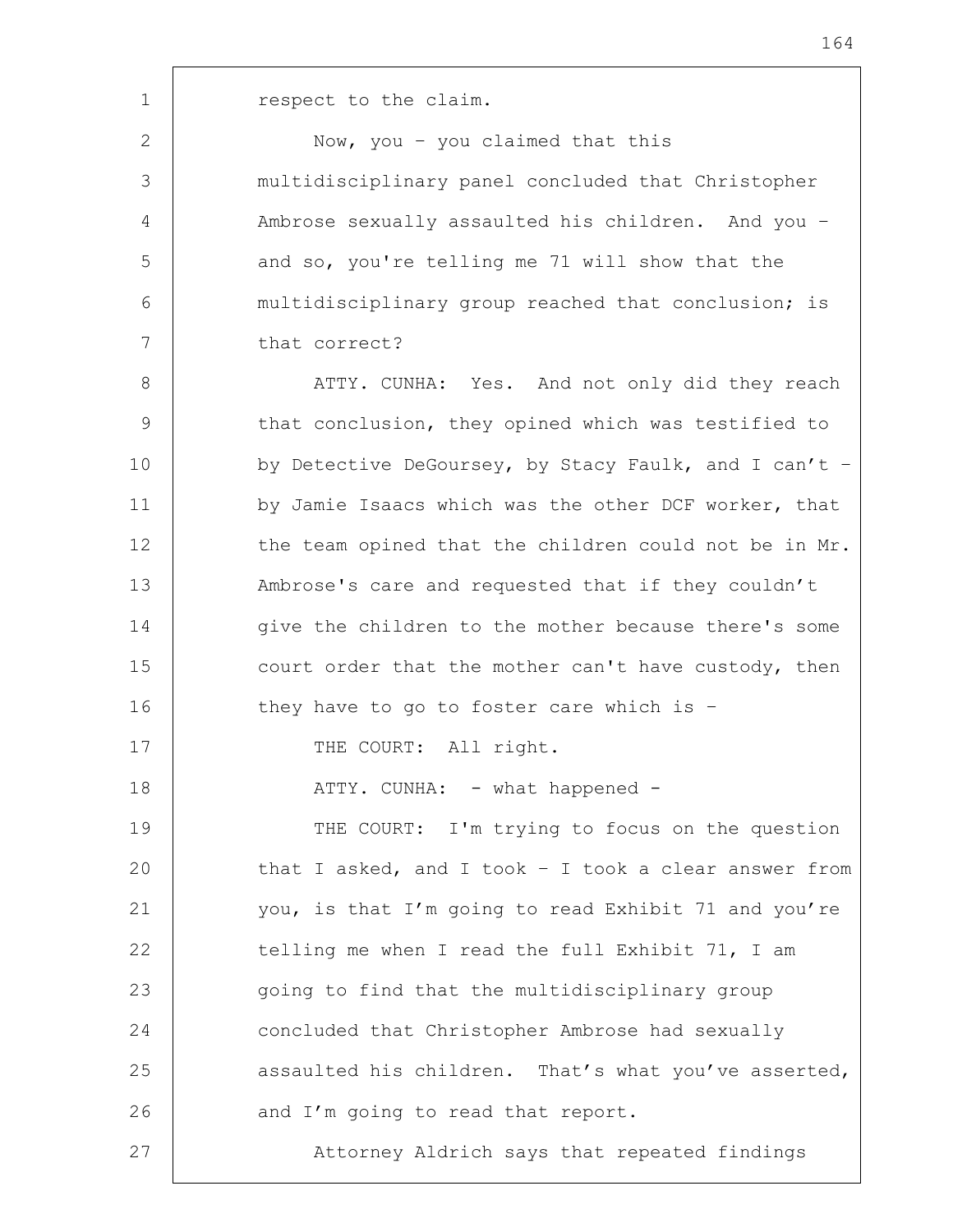respect to the claim.

Now, you – you claimed that this multidisciplinary panel concluded that Christopher Ambrose sexually assaulted his children. And you – and so, you're telling me 71 will show that the multidisciplinary group reached that conclusion; is that correct?

ATTY. CUNHA: Yes. And not only did they reach that conclusion, they opined which was testified to by Detective DeGoursey, by Stacy Faulk, and I can't – by Jamie Isaacs which was the other DCF worker, that the team opined that the children could not be in Mr. Ambrose's care and requested that if they couldn't give the children to the mother because there's some court order that the mother can't have custody, then they have to go to foster care which is –

THE COURT: All right.

ATTY. CUNHA: – what happened –

THE COURT: I'm trying to focus on the question that I asked, and I took – I took a clear answer from you, is that I'm going to read Exhibit 71 and you're telling me when I read the full Exhibit 71, I am going to find that the multidisciplinary group concluded that Christopher Ambrose had sexually assaulted his children. That's what you've asserted, and I'm going to read that report.

Attorney Aldrich says that repeated findings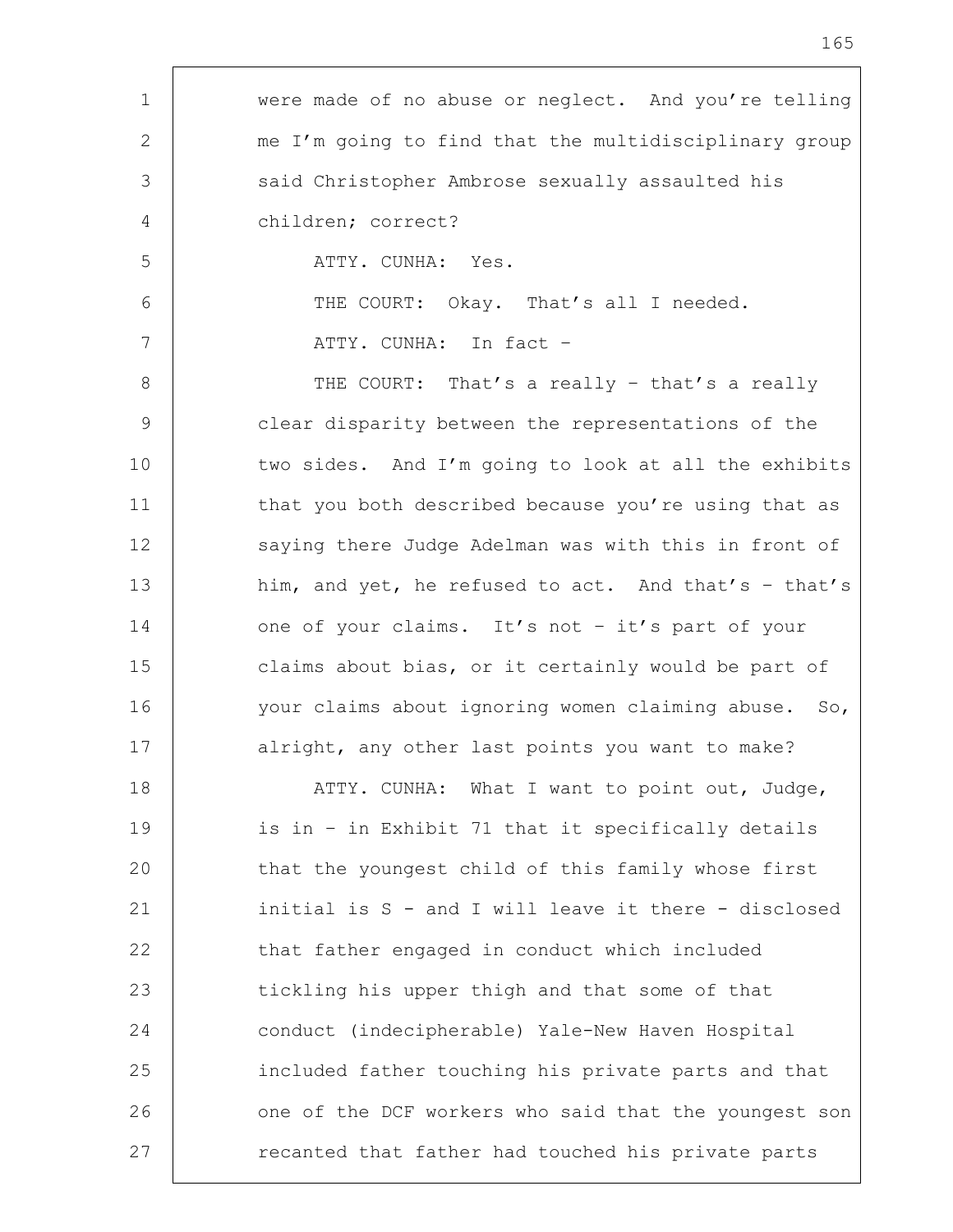were made of no abuse or neglect. And you're telling me I'm going to find that the multidisciplinary group said Christopher Ambrose sexually assaulted his children; correct?

ATTY. CUNHA: Yes.

THE COURT: Okay. That's all I needed.

ATTY. CUNHA: In fact –

THE COURT: That's a really – that's a really clear disparity between the representations of the two sides. And I'm going to look at all the exhibits that you both described because you're using that as saying there Judge Adelman was with this in front of him, and yet, he refused to act. And that's – that's one of your claims. It's not – it's part of your claims about bias, or it certainly would be part of your claims about ignoring women claiming abuse. So, alright, any other last points you want to make?

ATTY. CUNHA: What I want to point out, Judge, is in – in Exhibit 71 that it specifically details that the youngest child of this family whose first initial is S - and I will leave it there - disclosed that father engaged in conduct which included tickling his upper thigh and that some of that conduct (indecipherable) Yale-New Haven Hospital included father touching his private parts and that one of the DCF workers who said that the youngest son recanted that father had touched his private parts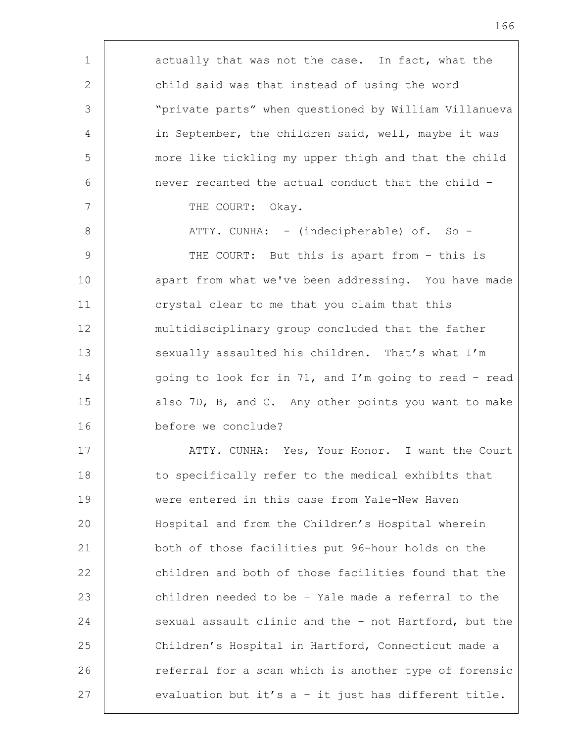actually that was not the case. In fact, what the child said was that instead of using the word "private parts" when questioned by William Villanueva in September, the children said, well, maybe it was more like tickling my upper thigh and that the child never recanted the actual conduct that the child –

THE COURT: Okay.

ATTY. CUNHA: - (indecipherable) of. So -

THE COURT: But this is apart from – this is apart from what we've been addressing. You have made crystal clear to me that you claim that this multidisciplinary group concluded that the father sexually assaulted his children. That's what I'm going to look for in 71, and I'm going to read – read also 7D, B, and C. Any other points you want to make before we conclude?

ATTY. CUNHA: Yes, Your Honor. I want the Court to specifically refer to the medical exhibits that were entered in this case from Yale-New Haven Hospital and from the Children's Hospital wherein both of those facilities put 96-hour holds on the children and both of those facilities found that the children needed to be – Yale made a referral to the sexual assault clinic and the – not Hartford, but the Children's Hospital in Hartford, Connecticut made a referral for a scan which is another type of forensic evaluation but it's a – it just has different title.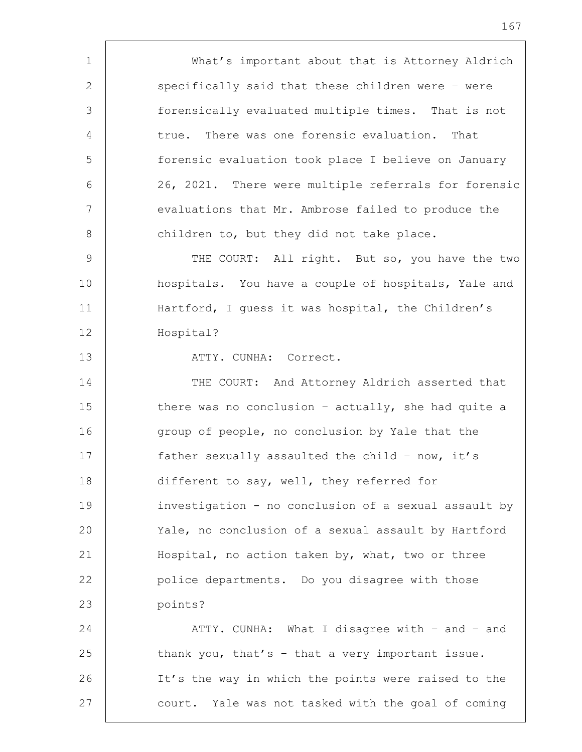What's important about that is Attorney Aldrich specifically said that these children were – were forensically evaluated multiple times. That is not true. There was one forensic evaluation. That forensic evaluation took place I believe on January 26, 2021. There were multiple referrals for forensic evaluations that Mr. Ambrose failed to produce the children to, but they did not take place.

THE COURT: All right. But so, you have the two hospitals. You have a couple of hospitals, Yale and Hartford, I guess it was hospital, the Children's Hospital?

ATTY. CUNHA: Correct.

THE COURT: And Attorney Aldrich asserted that there was no conclusion – actually, she had quite a group of people, no conclusion by Yale that the father sexually assaulted the child – now, it's different to say, well, they referred for investigation - no conclusion of a sexual assault by Yale, no conclusion of a sexual assault by Hartford Hospital, no action taken by, what, two or three police departments. Do you disagree with those points?

ATTY. CUNHA: What I disagree with – and – and thank you, that's – that a very important issue. It's the way in which the points were raised to the court. Yale was not tasked with the goal of coming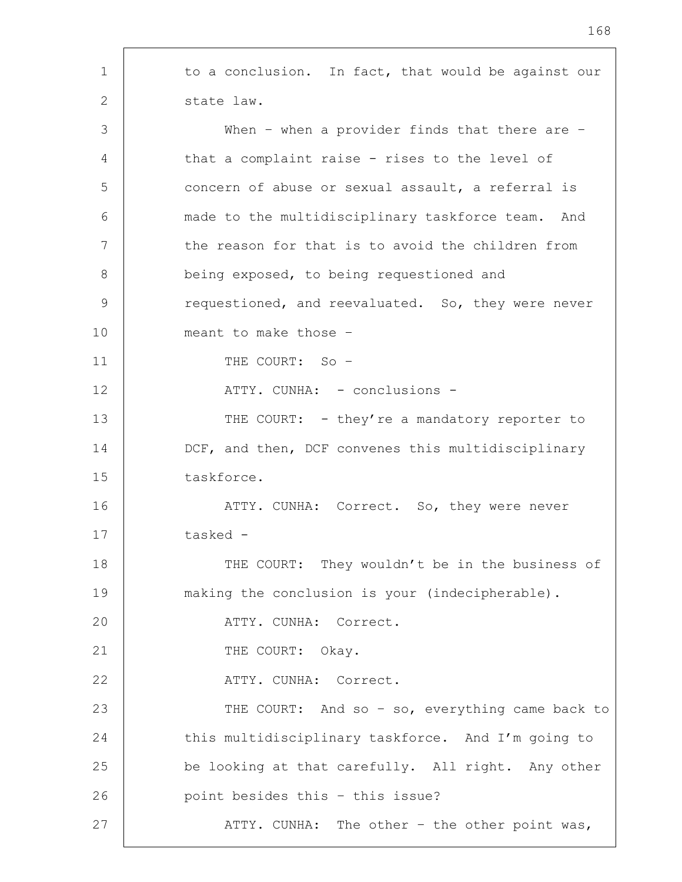to a conclusion. In fact, that would be against our state law.

When – when a provider finds that there are – that a complaint raise - rises to the level of concern of abuse or sexual assault, a referral is made to the multidisciplinary taskforce team. And the reason for that is to avoid the children from being exposed, to being requestioned and requestioned, and reevaluated. So, they were never meant to make those –

THE COURT: So –

ATTY. CUNHA: - conclusions -

THE COURT: - they're a mandatory reporter to DCF, and then, DCF convenes this multidisciplinary taskforce.

ATTY. CUNHA: Correct. So, they were never tasked -

THE COURT: They wouldn't be in the business of making the conclusion is your (indecipherable).

ATTY. CUNHA: Correct.

THE COURT: Okay.

ATTY. CUNHA: Correct.

THE COURT: And so – so, everything came back to this multidisciplinary taskforce. And I'm going to be looking at that carefully. All right. Any other point besides this – this issue?

ATTY. CUNHA: The other – the other point was,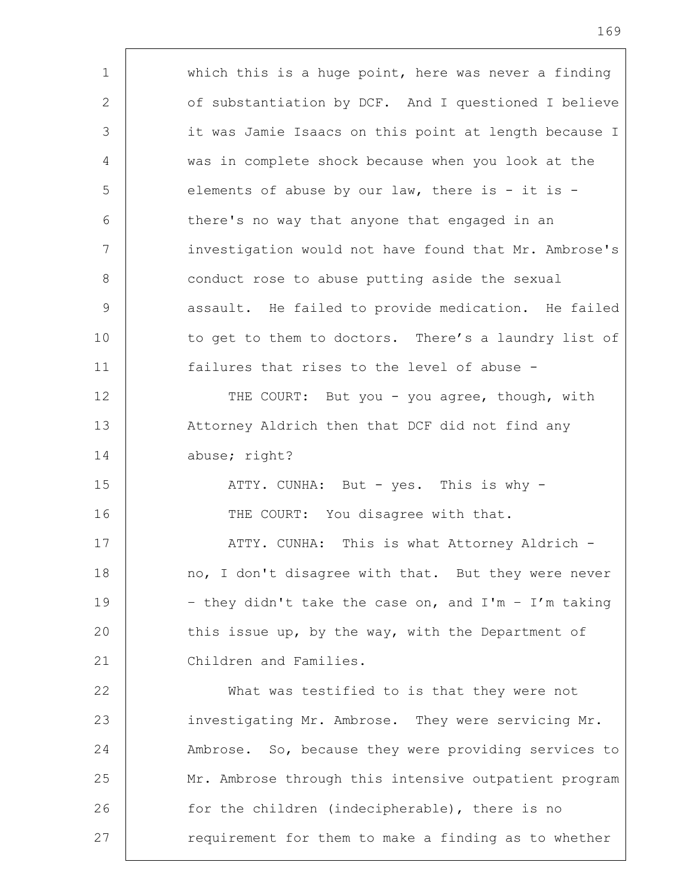which this is a huge point, here was never a finding of substantiation by DCF. And I questioned I believe it was Jamie Isaacs on this point at length because I was in complete shock because when you look at the elements of abuse by our law, there is - it is - there's no way that anyone that engaged in an investigation would not have found that Mr. Ambrose's conduct rose to abuse putting aside the sexual assault. He failed to provide medication. He failed to get to them to doctors. There's a laundry list of failures that rises to the level of abuse -

THE COURT: But you - you agree, though, with Attorney Aldrich then that DCF did not find any abuse; right?

ATTY. CUNHA: But - yes. This is why -

THE COURT: You disagree with that.

ATTY. CUNHA: This is what Attorney Aldrich - no, I don't disagree with that. But they were never - they didn't take the case on, and I'm - I'm taking this issue up, by the way, with the Department of Children and Families.

What was testified to is that they were not investigating Mr. Ambrose. They were servicing Mr. Ambrose. So, because they were providing services to Mr. Ambrose through this intensive outpatient program for the children (indecipherable), there is no requirement for them to make a finding as to whether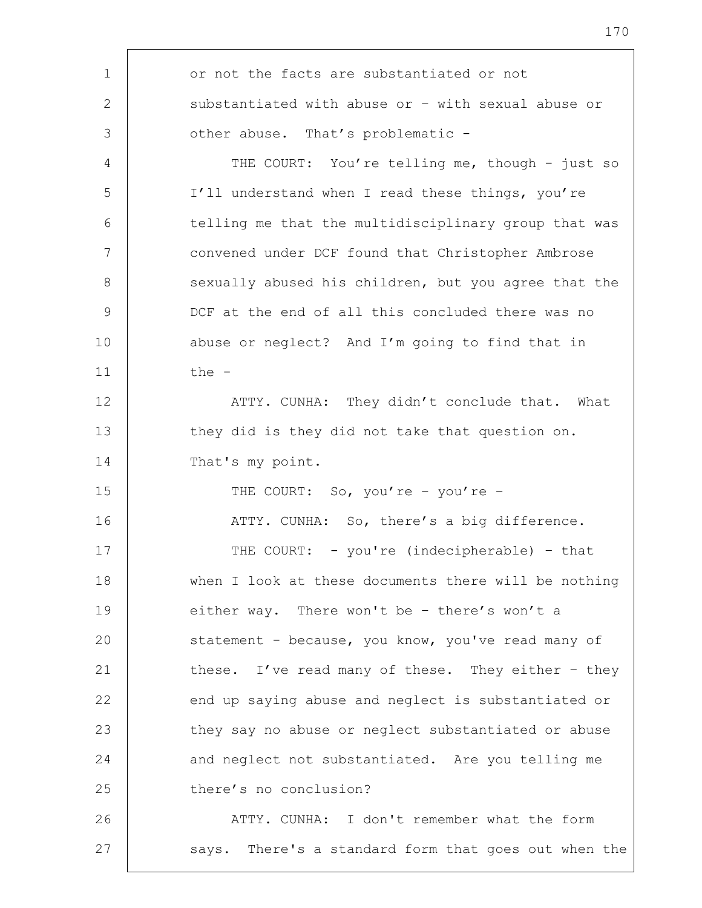1 or not the facts are substantiated or not
2 substantiated with abuse or – with sexual abuse or
3 other abuse. That's problematic -
4 THE COURT: You're telling me, though - just so
5 I'll understand when I read these things, you're
6 telling me that the multidisciplinary group that was
7 convened under DCF found that Christopher Ambrose
8 sexually abused his children, but you agree that the
9 DCF at the end of all this concluded there was no
10 abuse or neglect? And I'm going to find that in
11 the -
12 ATTY. CUNHA: They didn't conclude that. What
13 they did is they did not take that question on.
14 That's my point.
15 THE COURT: So, you're – you're –
16 ATTY. CUNHA: So, there's a big difference.
17 THE COURT: - you're (indecipherable) – that
18 when I look at these documents there will be nothing
19 either way. There won't be – there's won't a
20 statement - because, you know, you've read many of
21 these. I've read many of these. They either – they
22 end up saying abuse and neglect is substantiated or
23 they say no abuse or neglect substantiated or abuse
24 and neglect not substantiated. Are you telling me
25 there's no conclusion?
26 ATTY. CUNHA: I don't remember what the form
27 says. There's a standard form that goes out when the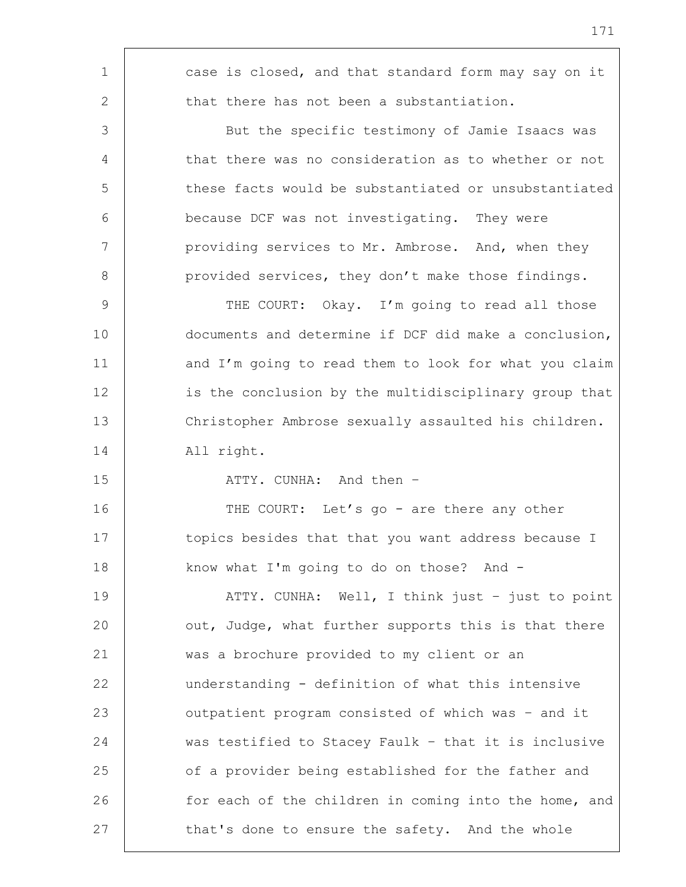case is closed, and that standard form may say on it that there has not been a substantiation.

But the specific testimony of Jamie Isaacs was that there was no consideration as to whether or not these facts would be substantiated or unsubstantiated because DCF was not investigating. They were providing services to Mr. Ambrose. And, when they provided services, they don't make those findings.

THE COURT: Okay. I'm going to read all those documents and determine if DCF did make a conclusion, and I'm going to read them to look for what you claim is the conclusion by the multidisciplinary group that Christopher Ambrose sexually assaulted his children. All right.

ATTY. CUNHA: And then –

THE COURT: Let's go - are there any other topics besides that that you want address because I know what I'm going to do on those? And -

ATTY. CUNHA: Well, I think just – just to point out, Judge, what further supports this is that there was a brochure provided to my client or an understanding - definition of what this intensive outpatient program consisted of which was – and it was testified to Stacey Faulk – that it is inclusive of a provider being established for the father and for each of the children in coming into the home, and that's done to ensure the safety. And the whole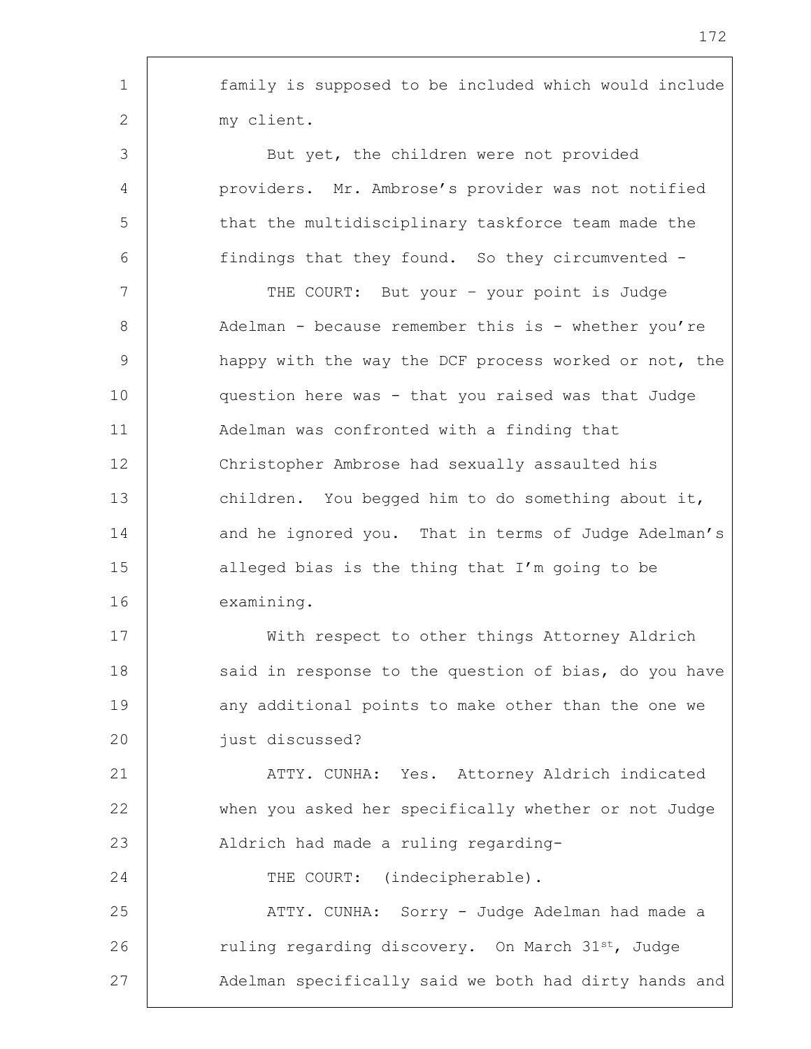family is supposed to be included which would include my client.

But yet, the children were not provided providers. Mr. Ambrose's provider was not notified that the multidisciplinary taskforce team made the findings that they found. So they circumvented -

THE COURT: But your – your point is Judge Adelman - because remember this is - whether you're happy with the way the DCF process worked or not, the question here was - that you raised was that Judge Adelman was confronted with a finding that Christopher Ambrose had sexually assaulted his children. You begged him to do something about it, and he ignored you. That in terms of Judge Adelman's alleged bias is the thing that I'm going to be examining.

With respect to other things Attorney Aldrich said in response to the question of bias, do you have any additional points to make other than the one we just discussed?

ATTY. CUNHA: Yes. Attorney Aldrich indicated when you asked her specifically whether or not Judge Aldrich had made a ruling regarding-

THE COURT: (indecipherable).

ATTY. CUNHA: Sorry - Judge Adelman had made a ruling regarding discovery. On March 31st, Judge Adelman specifically said we both had dirty hands and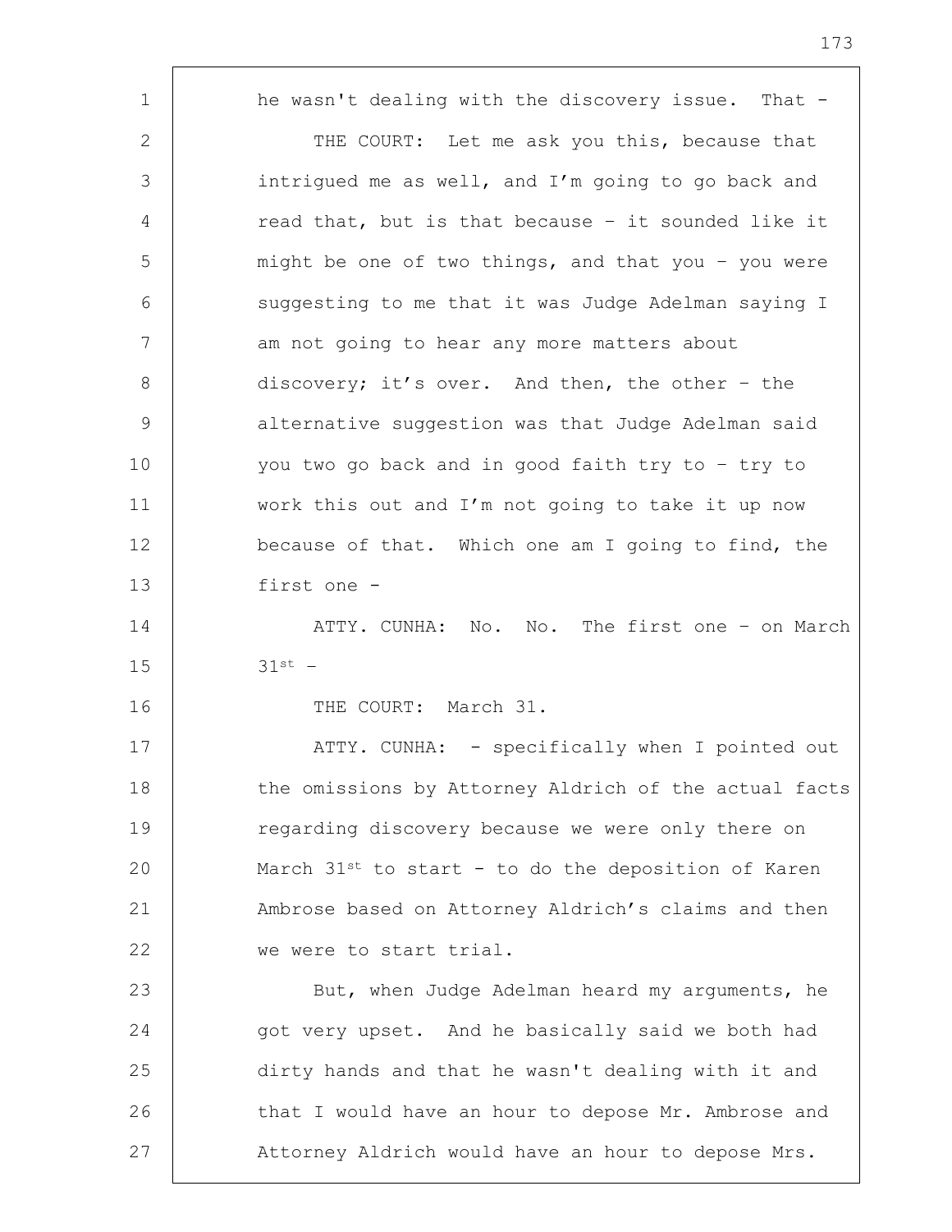he wasn't dealing with the discovery issue. That -

THE COURT: Let me ask you this, because that intrigued me as well, and I'm going to go back and read that, but is that because – it sounded like it might be one of two things, and that you – you were suggesting to me that it was Judge Adelman saying I am not going to hear any more matters about discovery; it's over. And then, the other – the alternative suggestion was that Judge Adelman said you two go back and in good faith try to – try to work this out and I'm not going to take it up now because of that. Which one am I going to find, the first one -

ATTY. CUNHA: No. No. The first one – on March 31st –

THE COURT: March 31.

ATTY. CUNHA: - specifically when I pointed out the omissions by Attorney Aldrich of the actual facts regarding discovery because we were only there on March 31st to start - to do the deposition of Karen Ambrose based on Attorney Aldrich's claims and then we were to start trial.

But, when Judge Adelman heard my arguments, he got very upset. And he basically said we both had dirty hands and that he wasn't dealing with it and that I would have an hour to depose Mr. Ambrose and Attorney Aldrich would have an hour to depose Mrs.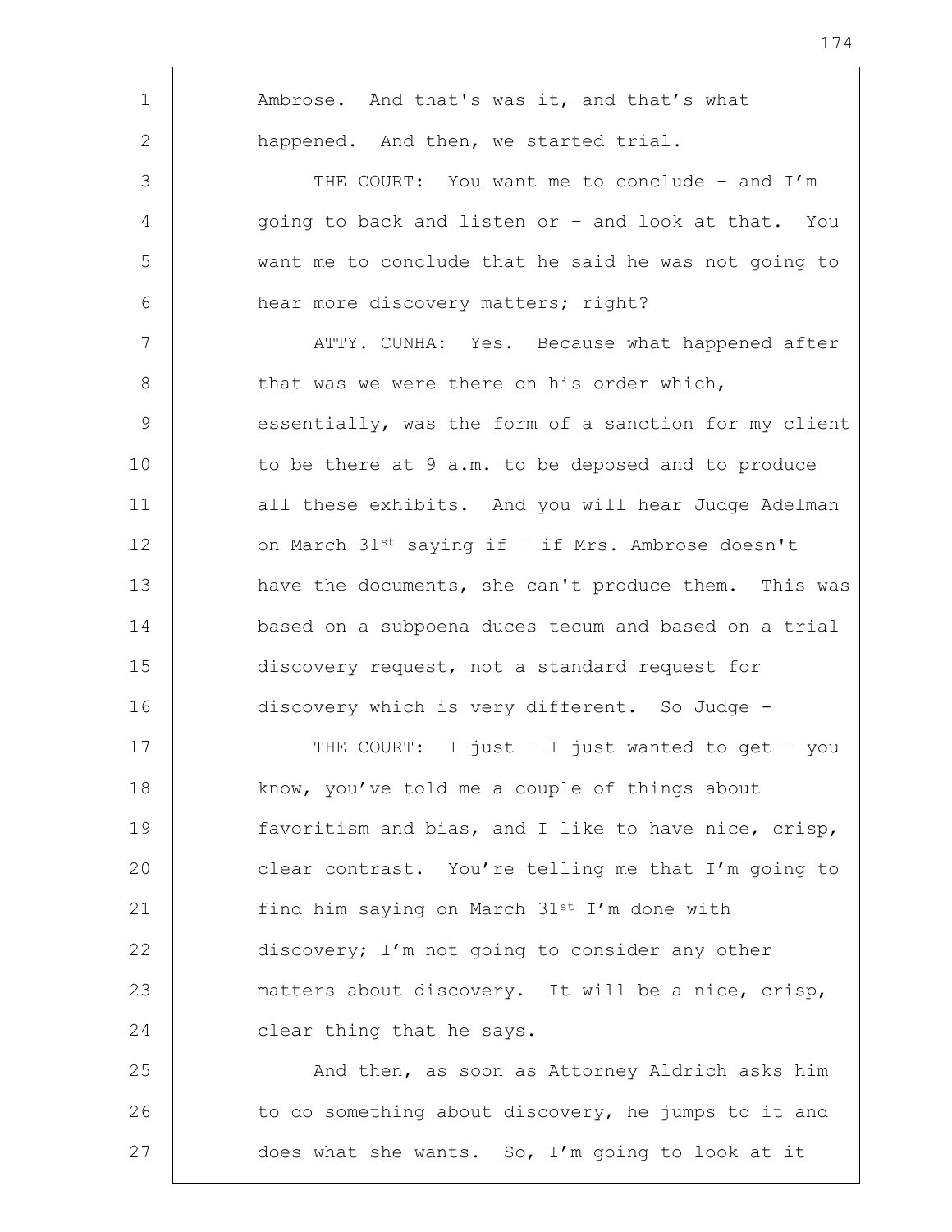Ambrose. And that's was it, and that's what happened. And then, we started trial.

THE COURT: You want me to conclude – and I'm going to back and listen or – and look at that. You want me to conclude that he said he was not going to hear more discovery matters; right?

ATTY. CUNHA: Yes. Because what happened after that was we were there on his order which, essentially, was the form of a sanction for my client to be there at 9 a.m. to be deposed and to produce all these exhibits. And you will hear Judge Adelman on March 31st saying if – if Mrs. Ambrose doesn't have the documents, she can't produce them. This was based on a subpoena duces tecum and based on a trial discovery request, not a standard request for discovery which is very different. So Judge -

THE COURT: I just – I just wanted to get – you know, you've told me a couple of things about favoritism and bias, and I like to have nice, crisp, clear contrast. You're telling me that I'm going to find him saying on March 31st I'm done with discovery; I'm not going to consider any other matters about discovery. It will be a nice, crisp, clear thing that he says.

And then, as soon as Attorney Aldrich asks him to do something about discovery, he jumps to it and does what she wants. So, I'm going to look at it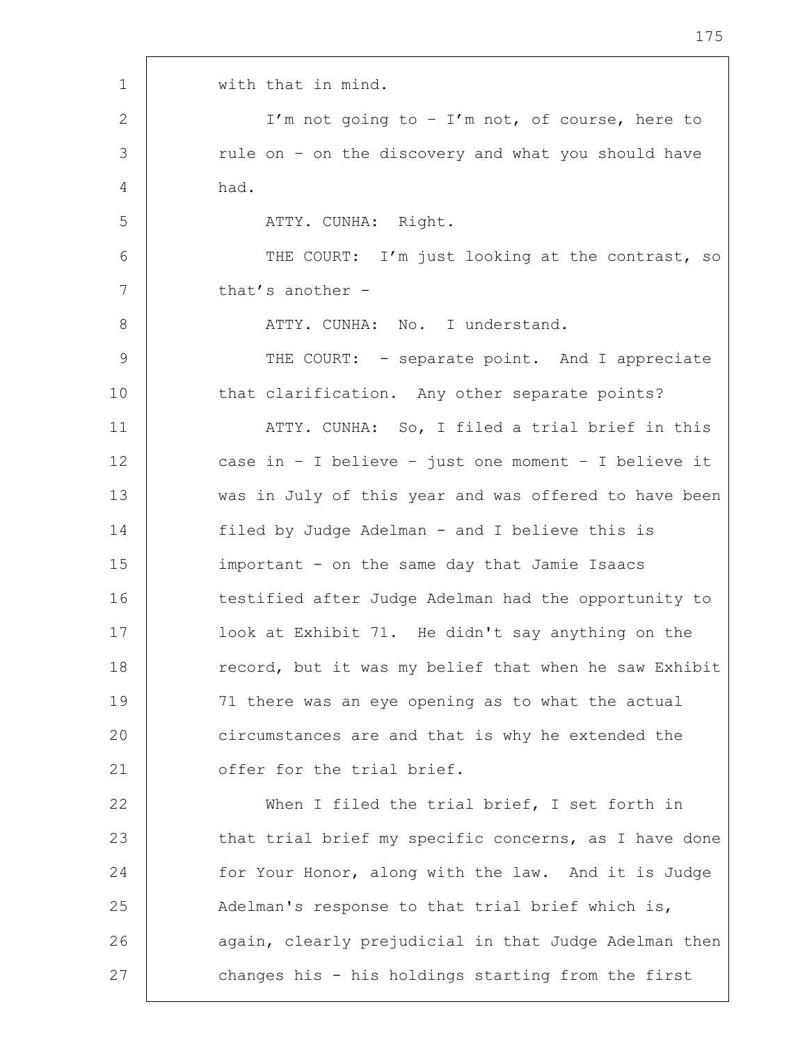with that in mind.

I'm not going to – I'm not, of course, here to rule on – on the discovery and what you should have had.

ATTY. CUNHA: Right.

THE COURT: I'm just looking at the contrast, so that's another -

ATTY. CUNHA: No. I understand.

THE COURT: - separate point. And I appreciate that clarification. Any other separate points?

ATTY. CUNHA: So, I filed a trial brief in this case in – I believe – just one moment – I believe it was in July of this year and was offered to have been filed by Judge Adelman - and I believe this is important - on the same day that Jamie Isaacs testified after Judge Adelman had the opportunity to look at Exhibit 71. He didn't say anything on the record, but it was my belief that when he saw Exhibit 71 there was an eye opening as to what the actual circumstances are and that is why he extended the offer for the trial brief.

When I filed the trial brief, I set forth in that trial brief my specific concerns, as I have done for Your Honor, along with the law. And it is Judge Adelman's response to that trial brief which is, again, clearly prejudicial in that Judge Adelman then changes his - his holdings starting from the first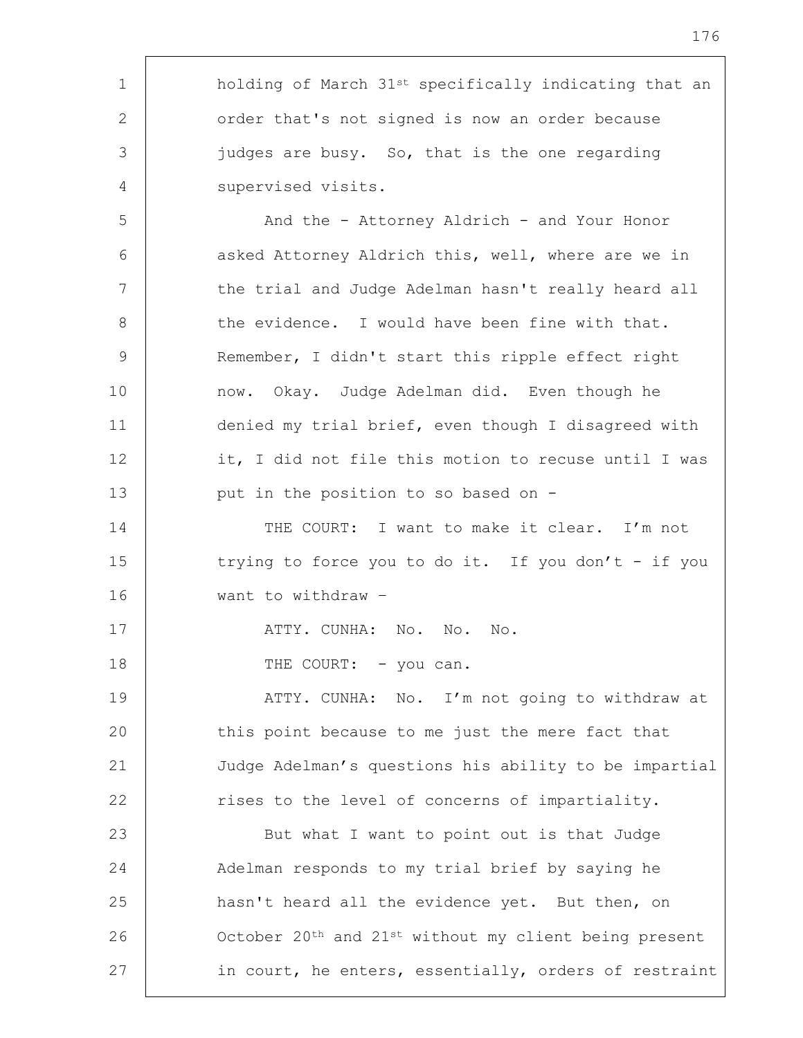holding of March 31st specifically indicating that an order that's not signed is now an order because judges are busy. So, that is the one regarding supervised visits.

And the - Attorney Aldrich - and Your Honor asked Attorney Aldrich this, well, where are we in the trial and Judge Adelman hasn't really heard all the evidence. I would have been fine with that. Remember, I didn't start this ripple effect right now. Okay. Judge Adelman did. Even though he denied my trial brief, even though I disagreed with it, I did not file this motion to recuse until I was put in the position to so based on -

THE COURT: I want to make it clear. I'm not trying to force you to do it. If you don't - if you want to withdraw –

ATTY. CUNHA: No. No. No.

THE COURT: - you can.

ATTY. CUNHA: No. I'm not going to withdraw at this point because to me just the mere fact that Judge Adelman's questions his ability to be impartial rises to the level of concerns of impartiality.

But what I want to point out is that Judge Adelman responds to my trial brief by saying he hasn't heard all the evidence yet. But then, on October 20th and 21st without my client being present in court, he enters, essentially, orders of restraint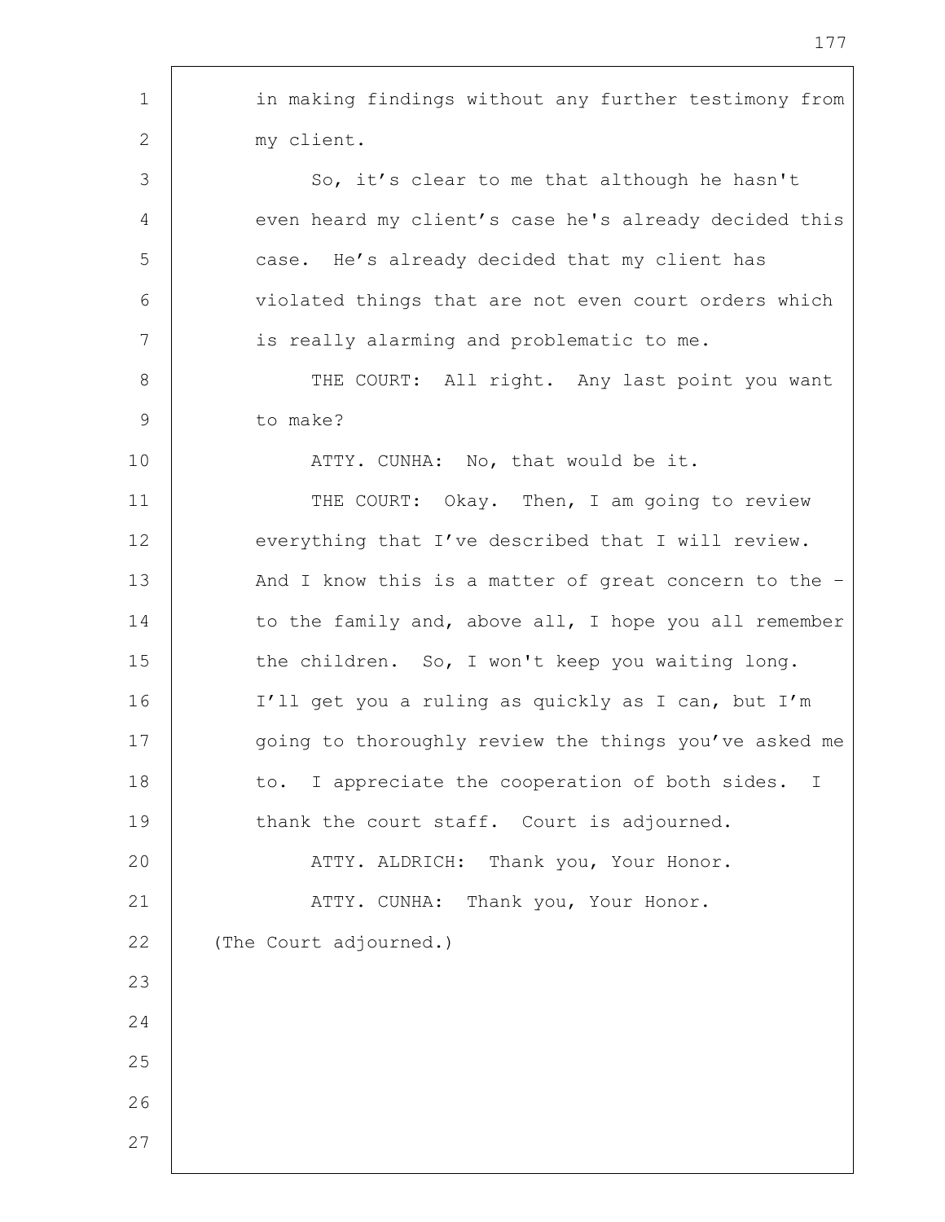in making findings without any further testimony from my client.

So, it's clear to me that although he hasn't even heard my client's case he's already decided this case. He's already decided that my client has violated things that are not even court orders which is really alarming and problematic to me.

THE COURT: All right. Any last point you want to make?

ATTY. CUNHA: No, that would be it.

THE COURT: Okay. Then, I am going to review everything that I've described that I will review. And I know this is a matter of great concern to the – to the family and, above all, I hope you all remember the children. So, I won't keep you waiting long. I'll get you a ruling as quickly as I can, but I'm going to thoroughly review the things you've asked me to. I appreciate the cooperation of both sides. I thank the court staff. Court is adjourned.

ATTY. ALDRICH: Thank you, Your Honor.

ATTY. CUNHA: Thank you, Your Honor.

(The Court adjourned.)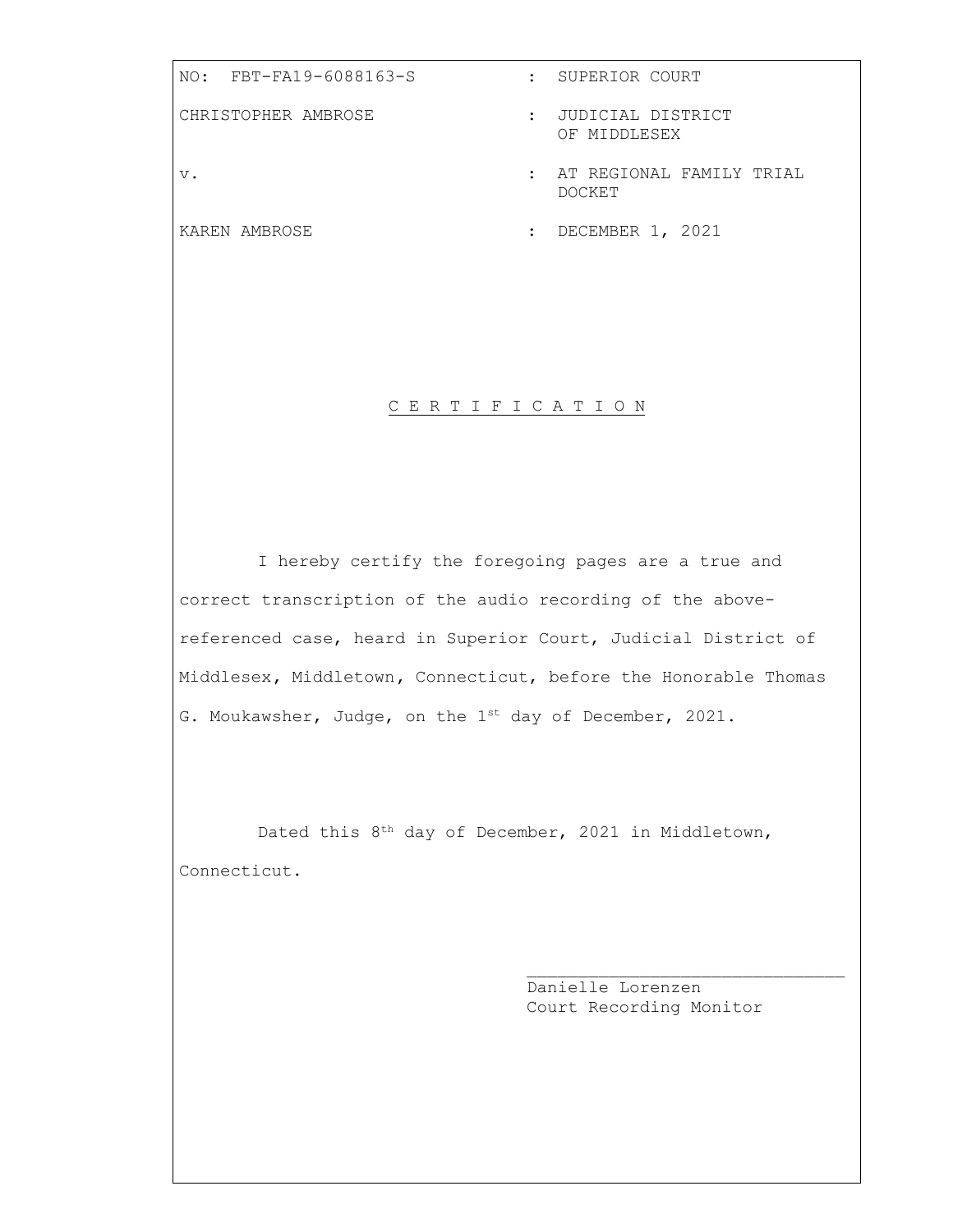| | | |
|---|---|---|
| NO: FBT-FA19-6088163-S | : | SUPERIOR COURT |
| CHRISTOPHER AMBROSE | : | JUDICIAL DISTRICT OF MIDDLESEX |
| v. | : | AT REGIONAL FAMILY TRIAL DOCKET |
| KAREN AMBROSE | : | DECEMBER 1, 2021 |

# C E R T I F I C A T I O N

I hereby certify the foregoing pages are a true and correct transcription of the audio recording of the above-referenced case, heard in Superior Court, Judicial District of Middlesex, Middletown, Connecticut, before the Honorable Thomas G. Moukawsher, Judge, on the 1st day of December, 2021.

Dated this 8th day of December, 2021 in Middletown, Connecticut.

\_\_\_\_\_\_\_\_\_\_\_\_\_\_\_\_\_\_\_\_\_\_\_\_\_\_\_\_\_\_\_\_

Danielle Lorenzen
Court Recording Monitor